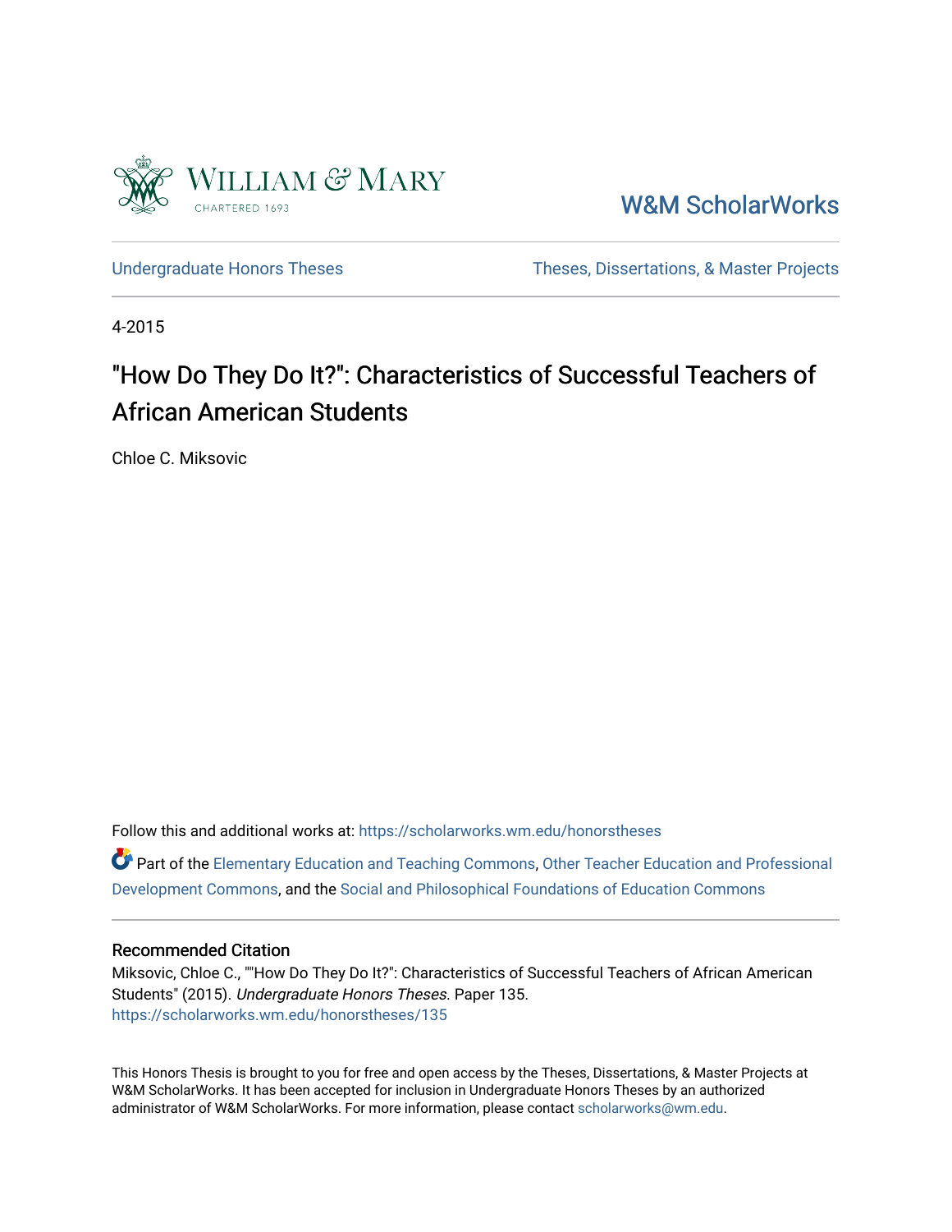William & Mary

CHARTERED 1693

W&M ScholarWorks

Undergraduate Honors Theses

Theses, Dissertations, & Master Projects

4-2015

# "How Do They Do It?": Characteristics of Successful Teachers of African American Students

Chloe C. Miksovic

Follow this and additional works at: https://scholarworks.wm.edu/honorstheses

Part of the Elementary Education and Teaching Commons, Other Teacher Education and Professional Development Commons, and the Social and Philosophical Foundations of Education Commons

## Recommended Citation

Miksovic, Chloe C., ""How Do They Do It?": Characteristics of Successful Teachers of African American Students" (2015). *Undergraduate Honors Theses.* Paper 135.
https://scholarworks.wm.edu/honorstheses/135

This Honors Thesis is brought to you for free and open access by the Theses, Dissertations, & Master Projects at W&M ScholarWorks. It has been accepted for inclusion in Undergraduate Honors Theses by an authorized administrator of W&M ScholarWorks. For more information, please contact scholarworks@wm.edu.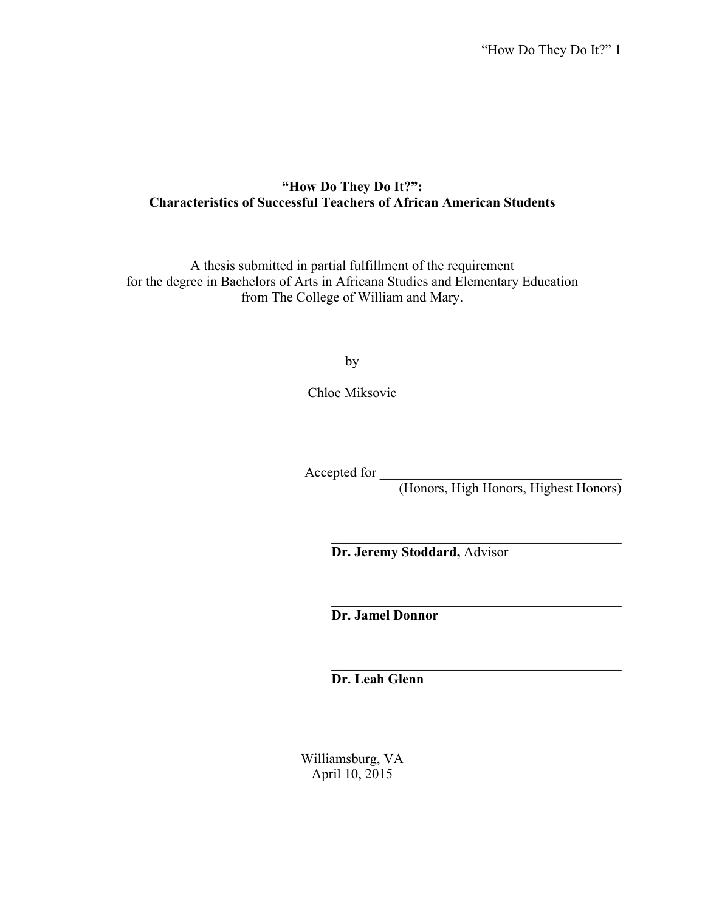# "How Do They Do It?": Characteristics of Successful Teachers of African American Students

A thesis submitted in partial fulfillment of the requirement
for the degree in Bachelors of Arts in Africana Studies and Elementary Education
from The College of William and Mary.

by

Chloe Miksovic

Accepted for ___________________________________
(Honors, High Honors, Highest Honors)

___________________________________________
**Dr. Jeremy Stoddard,** Advisor

___________________________________________
**Dr. Jamel Donnor**

___________________________________________
**Dr. Leah Glenn**

Williamsburg, VA
April 10, 2015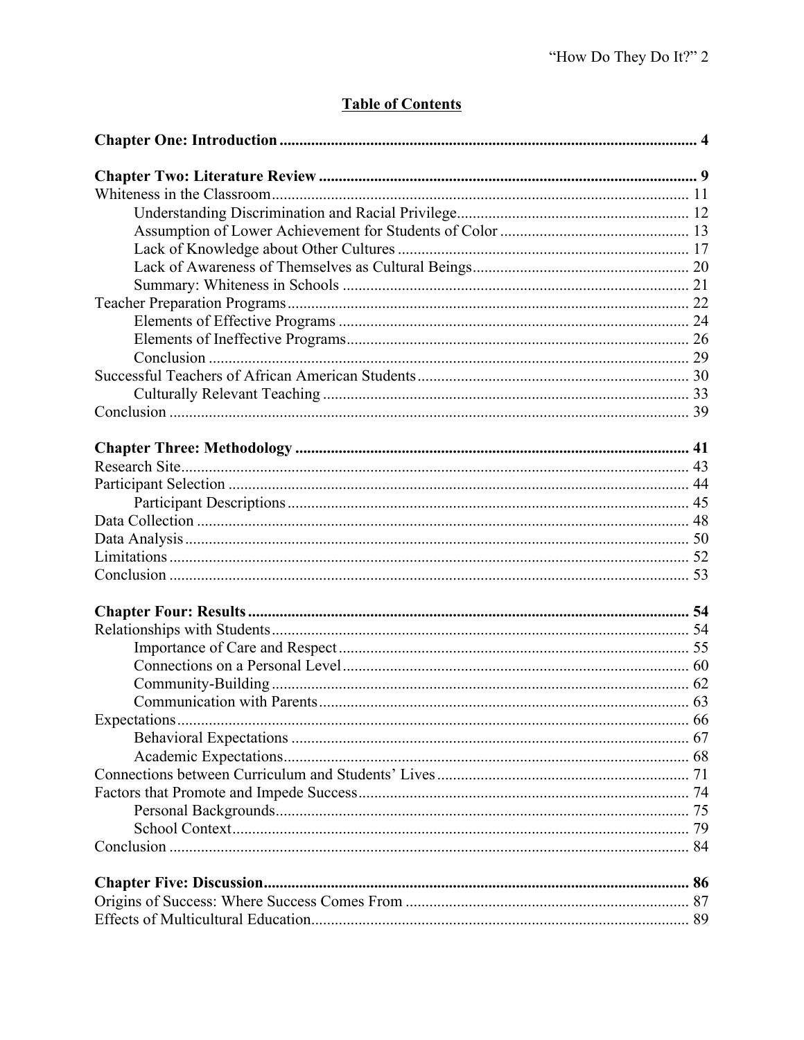## Table of Contents

**Chapter One: Introduction** ........ **4**

**Chapter Two: Literature Review** ........ **9**

Whiteness in the Classroom ........ 11

- Understanding Discrimination and Racial Privilege ........ 12
- Assumption of Lower Achievement for Students of Color ........ 13
- Lack of Knowledge about Other Cultures ........ 17
- Lack of Awareness of Themselves as Cultural Beings ........ 20
- Summary: Whiteness in Schools ........ 21

Teacher Preparation Programs ........ 22

- Elements of Effective Programs ........ 24
- Elements of Ineffective Programs ........ 26
- Conclusion ........ 29

Successful Teachers of African American Students ........ 30

- Culturally Relevant Teaching ........ 33

Conclusion ........ 39

**Chapter Three: Methodology** ........ **41**

Research Site ........ 43

Participant Selection ........ 44

- Participant Descriptions ........ 45

Data Collection ........ 48

Data Analysis ........ 50

Limitations ........ 52

Conclusion ........ 53

**Chapter Four: Results** ........ **54**

Relationships with Students ........ 54

- Importance of Care and Respect ........ 55
- Connections on a Personal Level ........ 60
- Community-Building ........ 62
- Communication with Parents ........ 63

Expectations ........ 66

- Behavioral Expectations ........ 67
- Academic Expectations ........ 68

Connections between Curriculum and Students' Lives ........ 71

Factors that Promote and Impede Success ........ 74

- Personal Backgrounds ........ 75
- School Context ........ 79

Conclusion ........ 84

**Chapter Five: Discussion** ........ **86**

Origins of Success: Where Success Comes From ........ 87

Effects of Multicultural Education ........ 89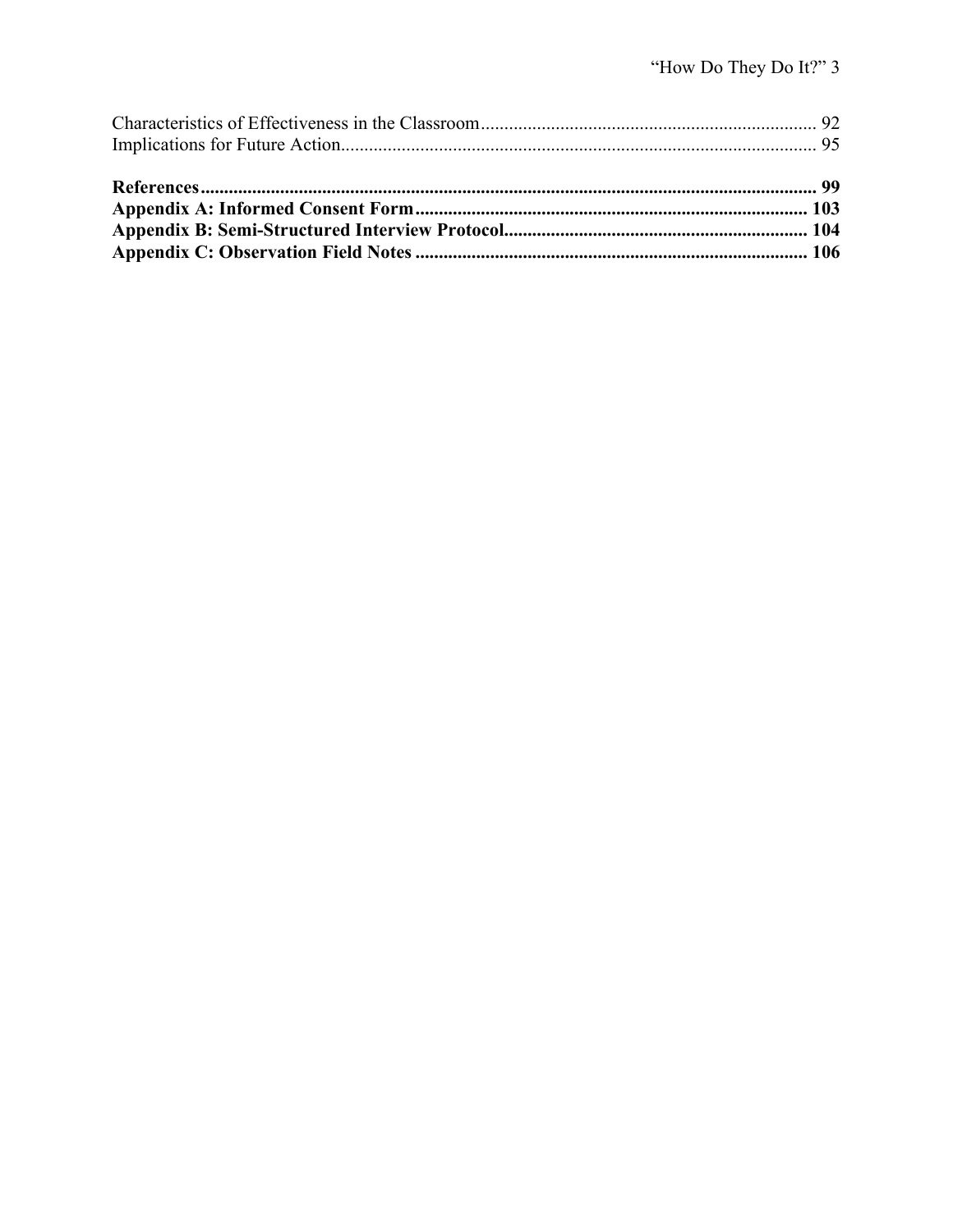Characteristics of Effectiveness in the Classroom ........................................................................ 92
Implications for Future Action...................................................................................................... 95

**References ..................................................................................................................................... 99**
**Appendix A: Informed Consent Form ...................................................................................... 103**
**Appendix B: Semi-Structured Interview Protocol ................................................................... 104**
**Appendix C: Observation Field Notes ...................................................................................... 106**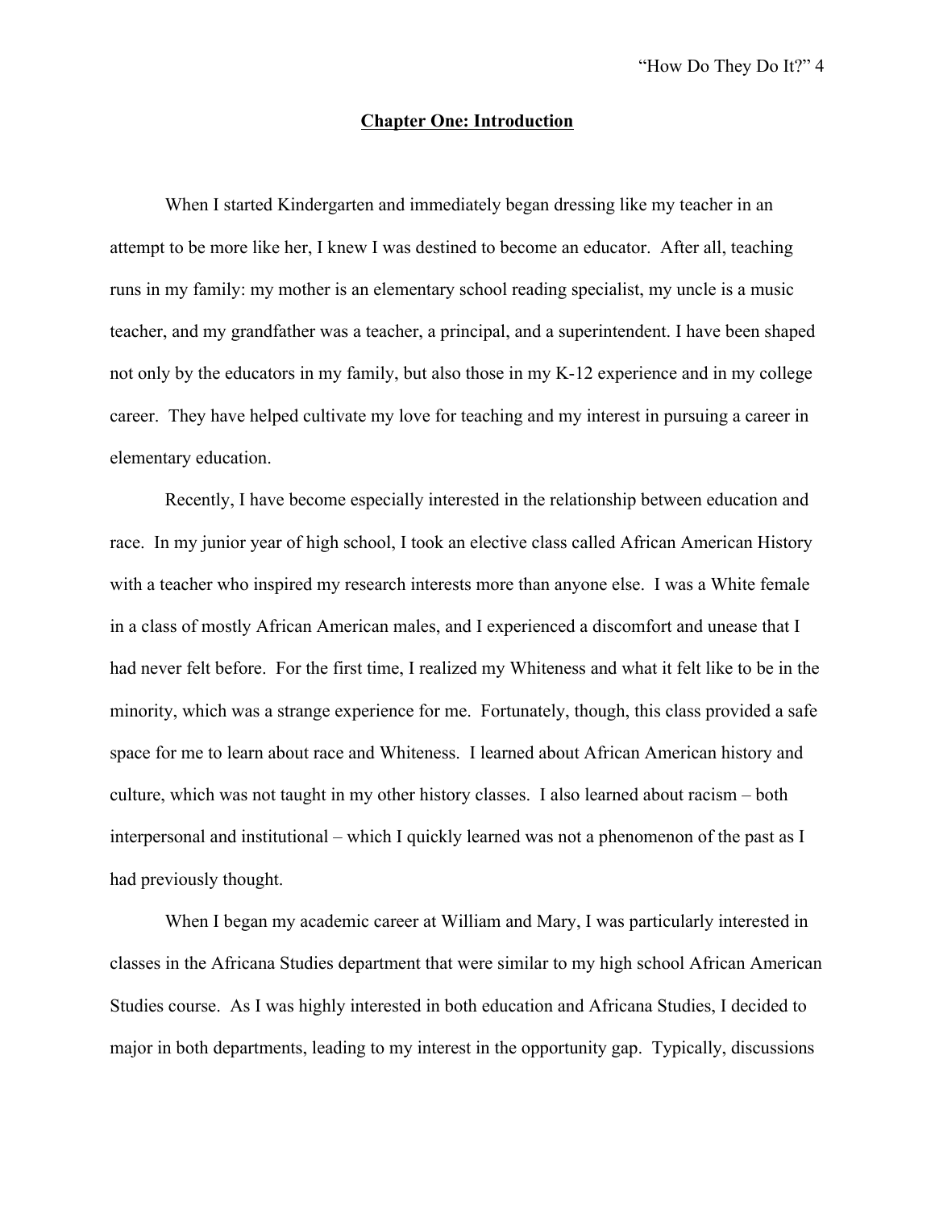# Chapter One: Introduction

When I started Kindergarten and immediately began dressing like my teacher in an attempt to be more like her, I knew I was destined to become an educator. After all, teaching runs in my family: my mother is an elementary school reading specialist, my uncle is a music teacher, and my grandfather was a teacher, a principal, and a superintendent. I have been shaped not only by the educators in my family, but also those in my K-12 experience and in my college career. They have helped cultivate my love for teaching and my interest in pursuing a career in elementary education.

Recently, I have become especially interested in the relationship between education and race. In my junior year of high school, I took an elective class called African American History with a teacher who inspired my research interests more than anyone else. I was a White female in a class of mostly African American males, and I experienced a discomfort and unease that I had never felt before. For the first time, I realized my Whiteness and what it felt like to be in the minority, which was a strange experience for me. Fortunately, though, this class provided a safe space for me to learn about race and Whiteness. I learned about African American history and culture, which was not taught in my other history classes. I also learned about racism – both interpersonal and institutional – which I quickly learned was not a phenomenon of the past as I had previously thought.

When I began my academic career at William and Mary, I was particularly interested in classes in the Africana Studies department that were similar to my high school African American Studies course. As I was highly interested in both education and Africana Studies, I decided to major in both departments, leading to my interest in the opportunity gap. Typically, discussions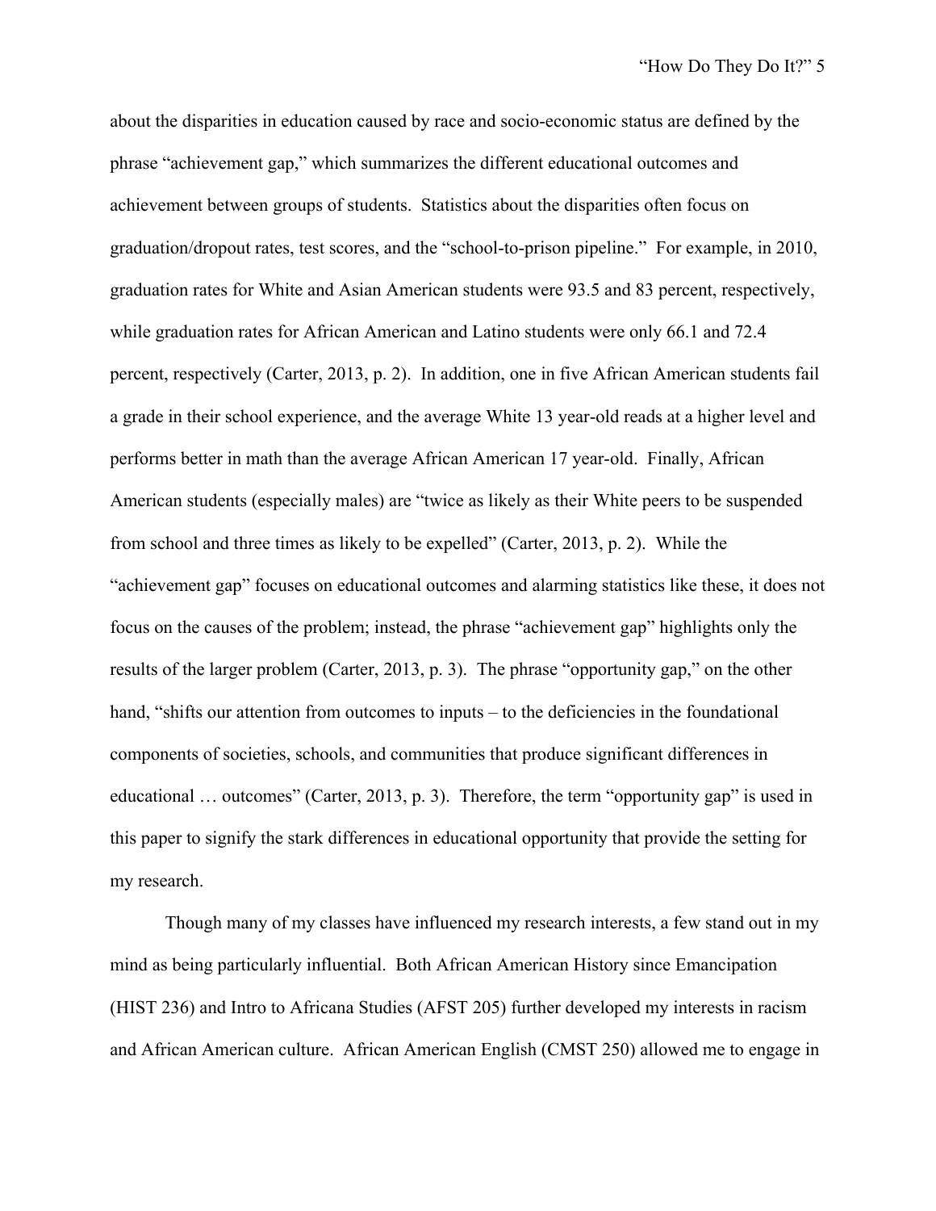about the disparities in education caused by race and socio-economic status are defined by the phrase "achievement gap," which summarizes the different educational outcomes and achievement between groups of students. Statistics about the disparities often focus on graduation/dropout rates, test scores, and the "school-to-prison pipeline." For example, in 2010, graduation rates for White and Asian American students were 93.5 and 83 percent, respectively, while graduation rates for African American and Latino students were only 66.1 and 72.4 percent, respectively (Carter, 2013, p. 2). In addition, one in five African American students fail a grade in their school experience, and the average White 13 year-old reads at a higher level and performs better in math than the average African American 17 year-old. Finally, African American students (especially males) are "twice as likely as their White peers to be suspended from school and three times as likely to be expelled" (Carter, 2013, p. 2). While the "achievement gap" focuses on educational outcomes and alarming statistics like these, it does not focus on the causes of the problem; instead, the phrase "achievement gap" highlights only the results of the larger problem (Carter, 2013, p. 3). The phrase "opportunity gap," on the other hand, "shifts our attention from outcomes to inputs – to the deficiencies in the foundational components of societies, schools, and communities that produce significant differences in educational … outcomes" (Carter, 2013, p. 3). Therefore, the term "opportunity gap" is used in this paper to signify the stark differences in educational opportunity that provide the setting for my research.

Though many of my classes have influenced my research interests, a few stand out in my mind as being particularly influential. Both African American History since Emancipation (HIST 236) and Intro to Africana Studies (AFST 205) further developed my interests in racism and African American culture. African American English (CMST 250) allowed me to engage in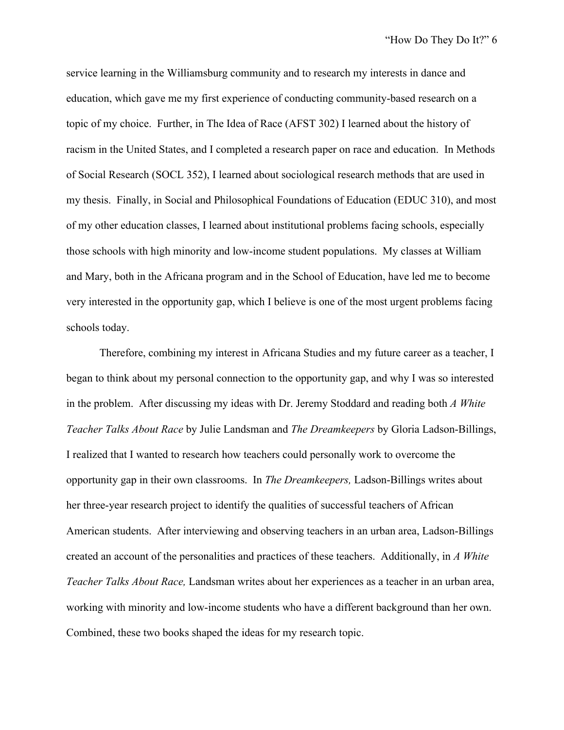service learning in the Williamsburg community and to research my interests in dance and education, which gave me my first experience of conducting community-based research on a topic of my choice. Further, in The Idea of Race (AFST 302) I learned about the history of racism in the United States, and I completed a research paper on race and education. In Methods of Social Research (SOCL 352), I learned about sociological research methods that are used in my thesis. Finally, in Social and Philosophical Foundations of Education (EDUC 310), and most of my other education classes, I learned about institutional problems facing schools, especially those schools with high minority and low-income student populations. My classes at William and Mary, both in the Africana program and in the School of Education, have led me to become very interested in the opportunity gap, which I believe is one of the most urgent problems facing schools today.

Therefore, combining my interest in Africana Studies and my future career as a teacher, I began to think about my personal connection to the opportunity gap, and why I was so interested in the problem. After discussing my ideas with Dr. Jeremy Stoddard and reading both *A White Teacher Talks About Race* by Julie Landsman and *The Dreamkeepers* by Gloria Ladson-Billings, I realized that I wanted to research how teachers could personally work to overcome the opportunity gap in their own classrooms. In *The Dreamkeepers,* Ladson-Billings writes about her three-year research project to identify the qualities of successful teachers of African American students. After interviewing and observing teachers in an urban area, Ladson-Billings created an account of the personalities and practices of these teachers. Additionally, in *A White Teacher Talks About Race,* Landsman writes about her experiences as a teacher in an urban area, working with minority and low-income students who have a different background than her own. Combined, these two books shaped the ideas for my research topic.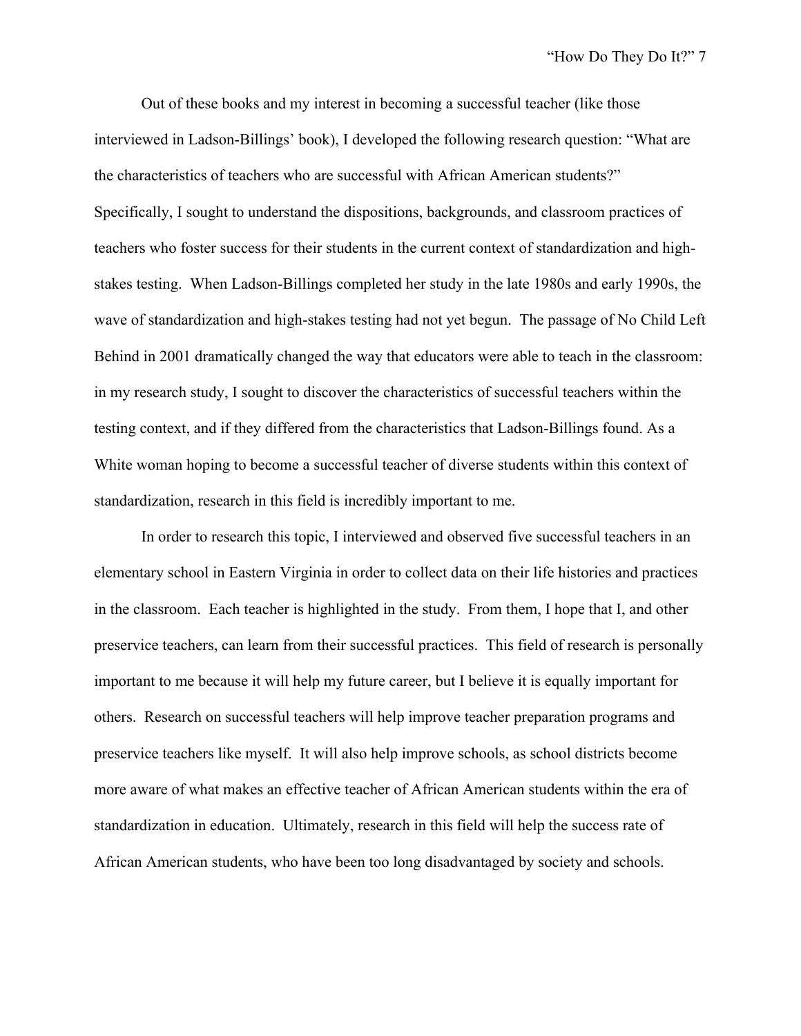Out of these books and my interest in becoming a successful teacher (like those interviewed in Ladson-Billings' book), I developed the following research question: "What are the characteristics of teachers who are successful with African American students?" Specifically, I sought to understand the dispositions, backgrounds, and classroom practices of teachers who foster success for their students in the current context of standardization and high-stakes testing. When Ladson-Billings completed her study in the late 1980s and early 1990s, the wave of standardization and high-stakes testing had not yet begun. The passage of No Child Left Behind in 2001 dramatically changed the way that educators were able to teach in the classroom: in my research study, I sought to discover the characteristics of successful teachers within the testing context, and if they differed from the characteristics that Ladson-Billings found. As a White woman hoping to become a successful teacher of diverse students within this context of standardization, research in this field is incredibly important to me.

In order to research this topic, I interviewed and observed five successful teachers in an elementary school in Eastern Virginia in order to collect data on their life histories and practices in the classroom. Each teacher is highlighted in the study. From them, I hope that I, and other preservice teachers, can learn from their successful practices. This field of research is personally important to me because it will help my future career, but I believe it is equally important for others. Research on successful teachers will help improve teacher preparation programs and preservice teachers like myself. It will also help improve schools, as school districts become more aware of what makes an effective teacher of African American students within the era of standardization in education. Ultimately, research in this field will help the success rate of African American students, who have been too long disadvantaged by society and schools.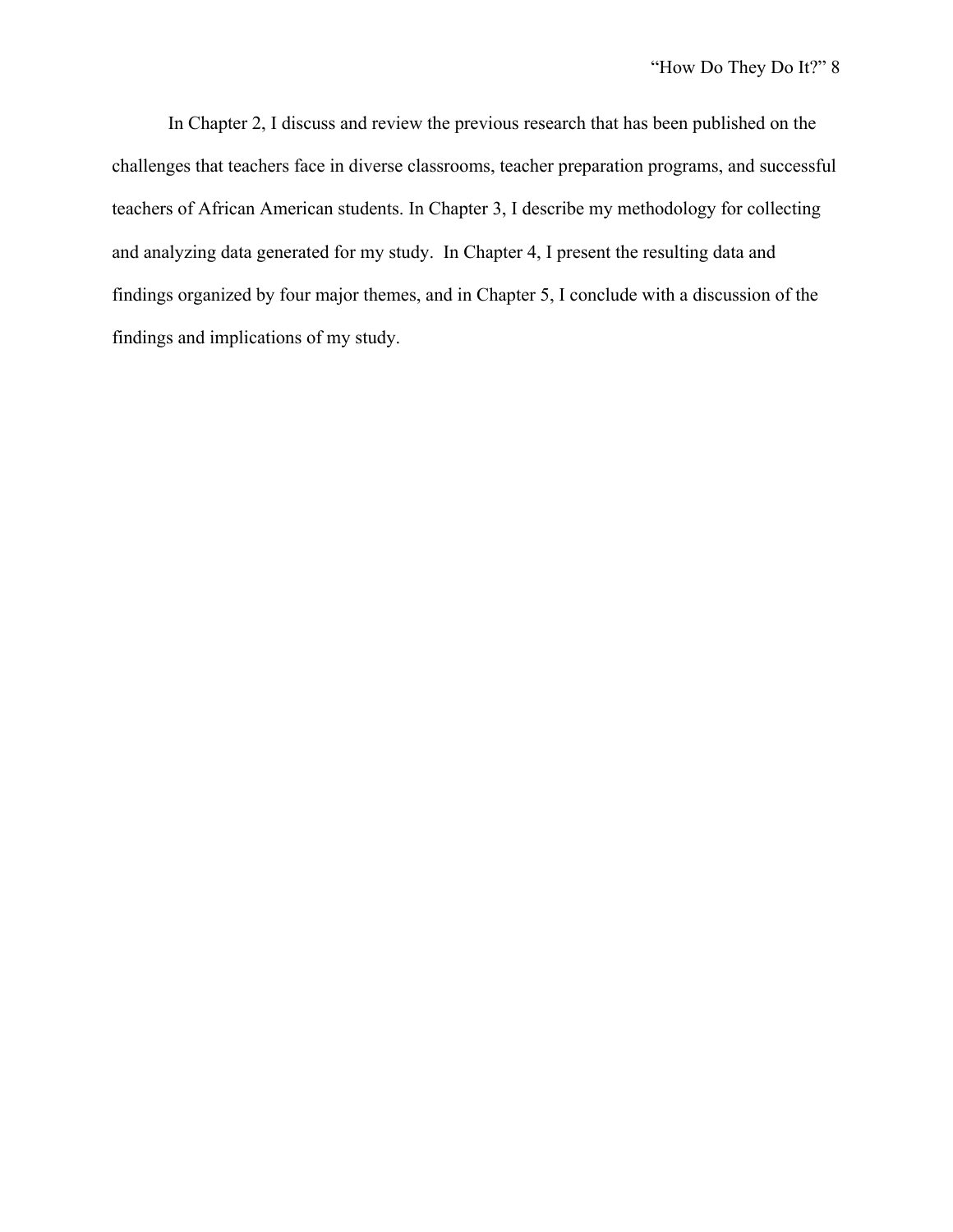In Chapter 2, I discuss and review the previous research that has been published on the challenges that teachers face in diverse classrooms, teacher preparation programs, and successful teachers of African American students. In Chapter 3, I describe my methodology for collecting and analyzing data generated for my study. In Chapter 4, I present the resulting data and findings organized by four major themes, and in Chapter 5, I conclude with a discussion of the findings and implications of my study.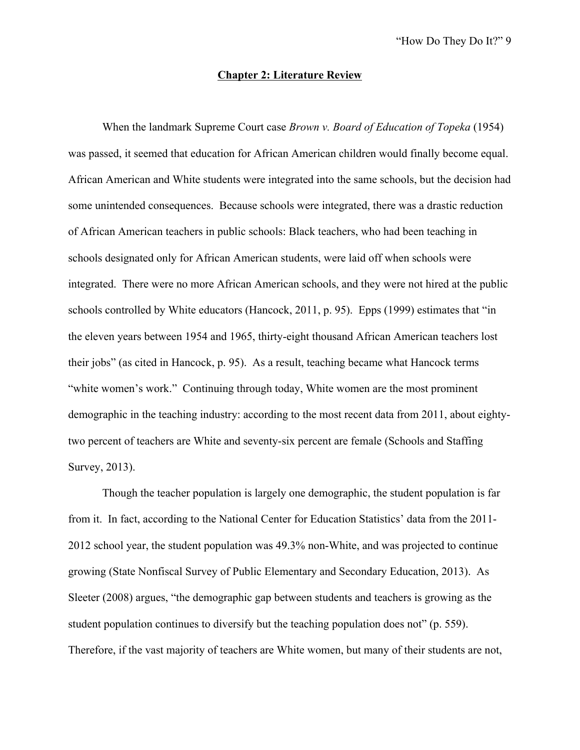## Chapter 2: Literature Review

When the landmark Supreme Court case *Brown v. Board of Education of Topeka* (1954) was passed, it seemed that education for African American children would finally become equal. African American and White students were integrated into the same schools, but the decision had some unintended consequences. Because schools were integrated, there was a drastic reduction of African American teachers in public schools: Black teachers, who had been teaching in schools designated only for African American students, were laid off when schools were integrated. There were no more African American schools, and they were not hired at the public schools controlled by White educators (Hancock, 2011, p. 95). Epps (1999) estimates that "in the eleven years between 1954 and 1965, thirty-eight thousand African American teachers lost their jobs" (as cited in Hancock, p. 95). As a result, teaching became what Hancock terms "white women's work." Continuing through today, White women are the most prominent demographic in the teaching industry: according to the most recent data from 2011, about eighty-two percent of teachers are White and seventy-six percent are female (Schools and Staffing Survey, 2013).

Though the teacher population is largely one demographic, the student population is far from it. In fact, according to the National Center for Education Statistics' data from the 2011-2012 school year, the student population was 49.3% non-White, and was projected to continue growing (State Nonfiscal Survey of Public Elementary and Secondary Education, 2013). As Sleeter (2008) argues, "the demographic gap between students and teachers is growing as the student population continues to diversify but the teaching population does not" (p. 559). Therefore, if the vast majority of teachers are White women, but many of their students are not,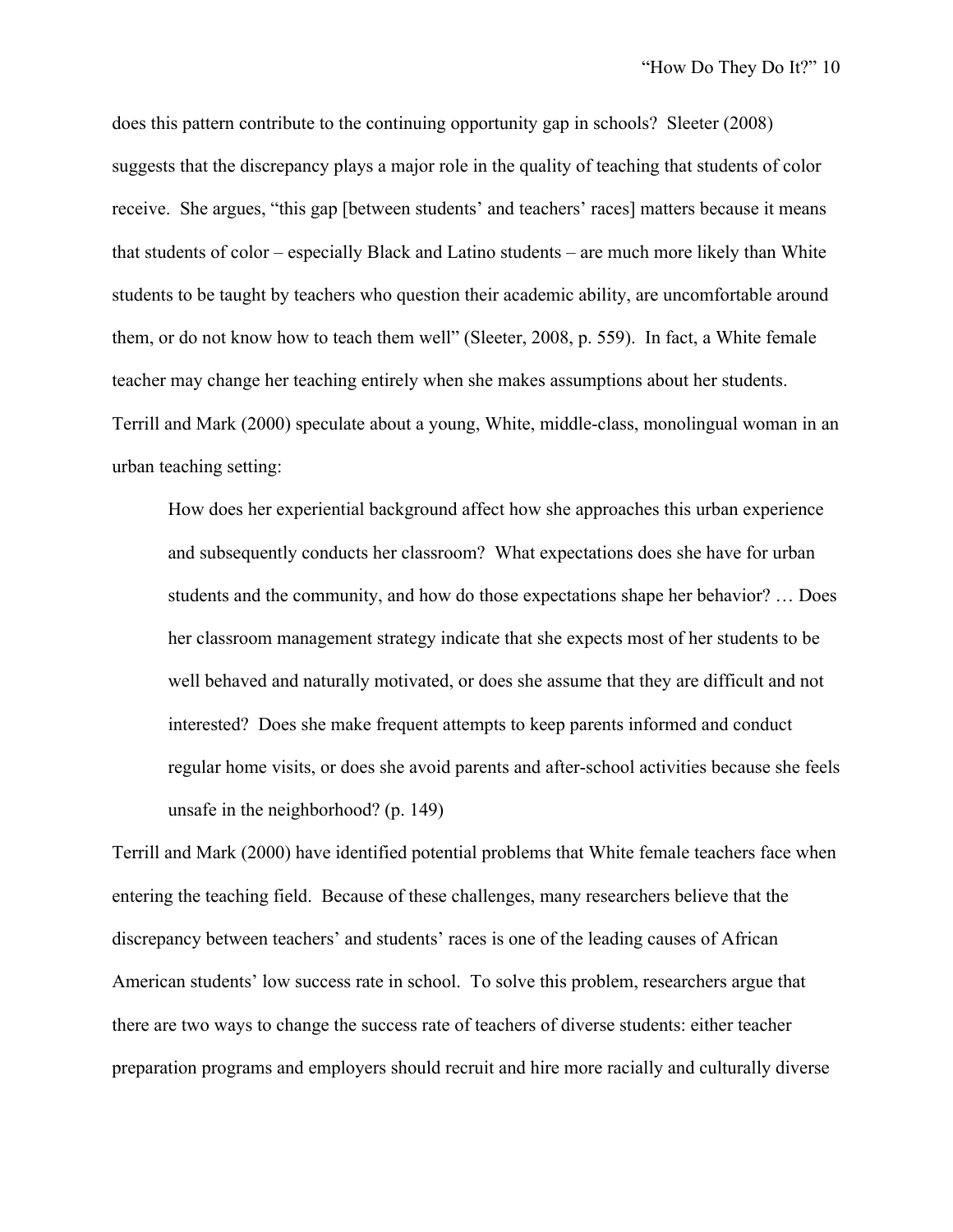does this pattern contribute to the continuing opportunity gap in schools? Sleeter (2008) suggests that the discrepancy plays a major role in the quality of teaching that students of color receive. She argues, "this gap [between students' and teachers' races] matters because it means that students of color – especially Black and Latino students – are much more likely than White students to be taught by teachers who question their academic ability, are uncomfortable around them, or do not know how to teach them well" (Sleeter, 2008, p. 559). In fact, a White female teacher may change her teaching entirely when she makes assumptions about her students. Terrill and Mark (2000) speculate about a young, White, middle-class, monolingual woman in an urban teaching setting:

> How does her experiential background affect how she approaches this urban experience and subsequently conducts her classroom? What expectations does she have for urban students and the community, and how do those expectations shape her behavior? … Does her classroom management strategy indicate that she expects most of her students to be well behaved and naturally motivated, or does she assume that they are difficult and not interested? Does she make frequent attempts to keep parents informed and conduct regular home visits, or does she avoid parents and after-school activities because she feels unsafe in the neighborhood? (p. 149)

Terrill and Mark (2000) have identified potential problems that White female teachers face when entering the teaching field. Because of these challenges, many researchers believe that the discrepancy between teachers' and students' races is one of the leading causes of African American students' low success rate in school. To solve this problem, researchers argue that there are two ways to change the success rate of teachers of diverse students: either teacher preparation programs and employers should recruit and hire more racially and culturally diverse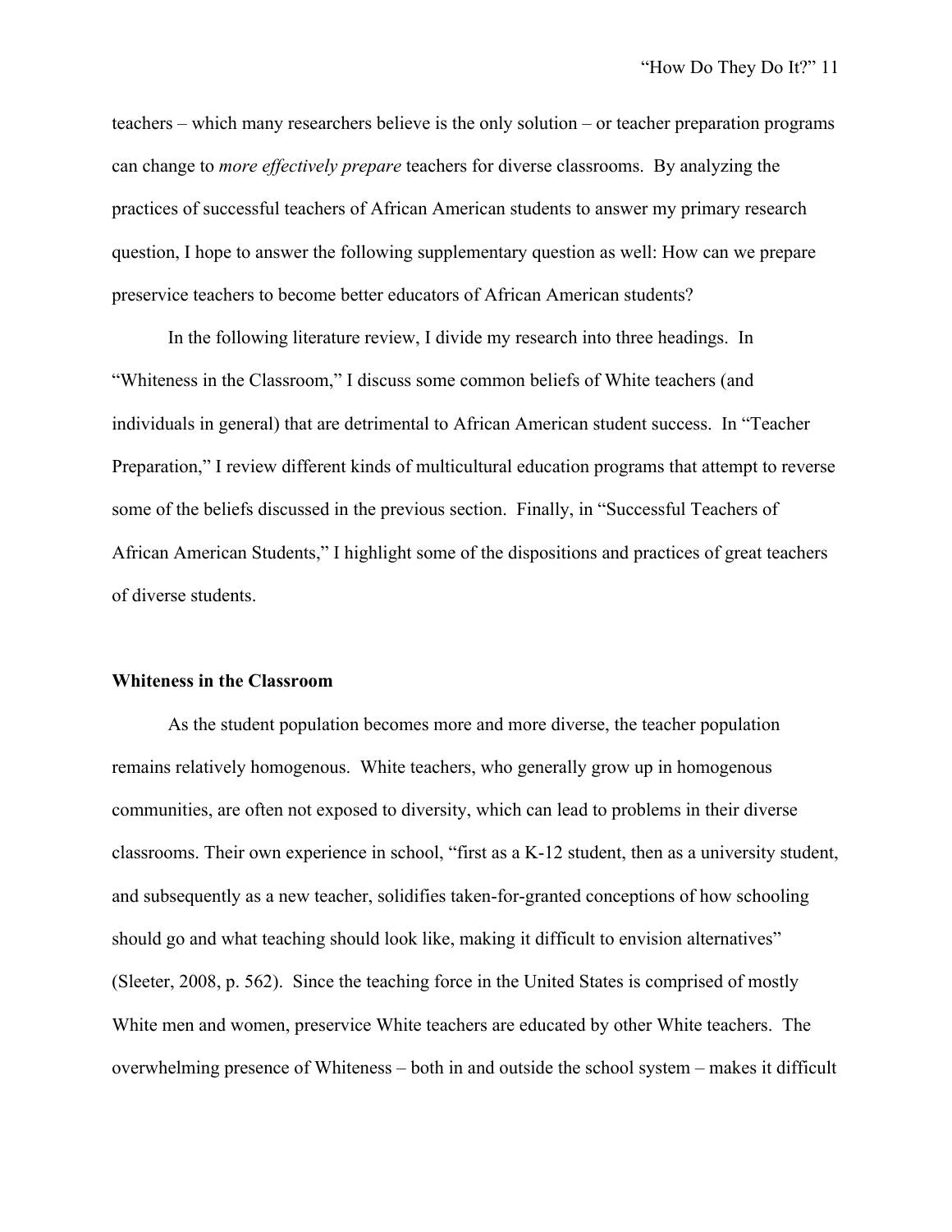teachers – which many researchers believe is the only solution – or teacher preparation programs can change to *more effectively prepare* teachers for diverse classrooms.  By analyzing the practices of successful teachers of African American students to answer my primary research question, I hope to answer the following supplementary question as well: How can we prepare preservice teachers to become better educators of African American students?

In the following literature review, I divide my research into three headings.  In "Whiteness in the Classroom," I discuss some common beliefs of White teachers (and individuals in general) that are detrimental to African American student success.  In "Teacher Preparation," I review different kinds of multicultural education programs that attempt to reverse some of the beliefs discussed in the previous section.  Finally, in "Successful Teachers of African American Students," I highlight some of the dispositions and practices of great teachers of diverse students.

**Whiteness in the Classroom**

As the student population becomes more and more diverse, the teacher population remains relatively homogenous.  White teachers, who generally grow up in homogenous communities, are often not exposed to diversity, which can lead to problems in their diverse classrooms. Their own experience in school, "first as a K-12 student, then as a university student, and subsequently as a new teacher, solidifies taken-for-granted conceptions of how schooling should go and what teaching should look like, making it difficult to envision alternatives" (Sleeter, 2008, p. 562).  Since the teaching force in the United States is comprised of mostly White men and women, preservice White teachers are educated by other White teachers.  The overwhelming presence of Whiteness – both in and outside the school system – makes it difficult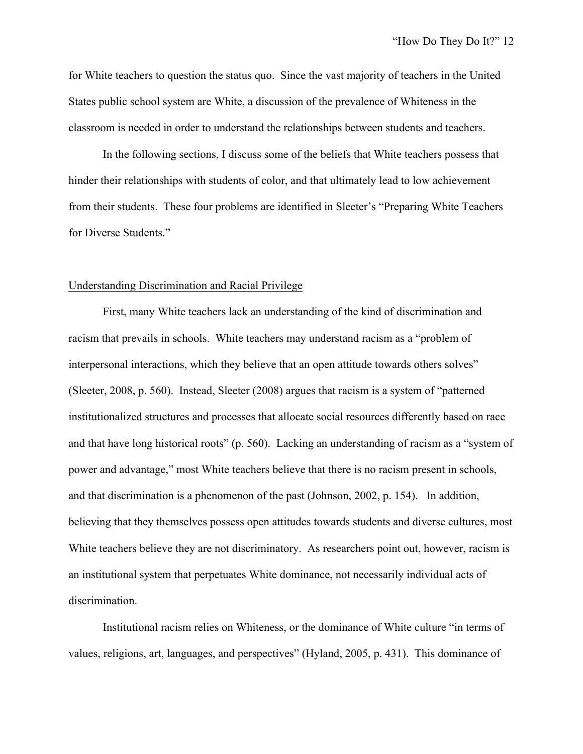for White teachers to question the status quo. Since the vast majority of teachers in the United States public school system are White, a discussion of the prevalence of Whiteness in the classroom is needed in order to understand the relationships between students and teachers.

In the following sections, I discuss some of the beliefs that White teachers possess that hinder their relationships with students of color, and that ultimately lead to low achievement from their students. These four problems are identified in Sleeter's "Preparing White Teachers for Diverse Students."

<u>Understanding Discrimination and Racial Privilege</u>

First, many White teachers lack an understanding of the kind of discrimination and racism that prevails in schools. White teachers may understand racism as a "problem of interpersonal interactions, which they believe that an open attitude towards others solves" (Sleeter, 2008, p. 560). Instead, Sleeter (2008) argues that racism is a system of "patterned institutionalized structures and processes that allocate social resources differently based on race and that have long historical roots" (p. 560). Lacking an understanding of racism as a "system of power and advantage," most White teachers believe that there is no racism present in schools, and that discrimination is a phenomenon of the past (Johnson, 2002, p. 154). In addition, believing that they themselves possess open attitudes towards students and diverse cultures, most White teachers believe they are not discriminatory. As researchers point out, however, racism is an institutional system that perpetuates White dominance, not necessarily individual acts of discrimination.

Institutional racism relies on Whiteness, or the dominance of White culture "in terms of values, religions, art, languages, and perspectives" (Hyland, 2005, p. 431). This dominance of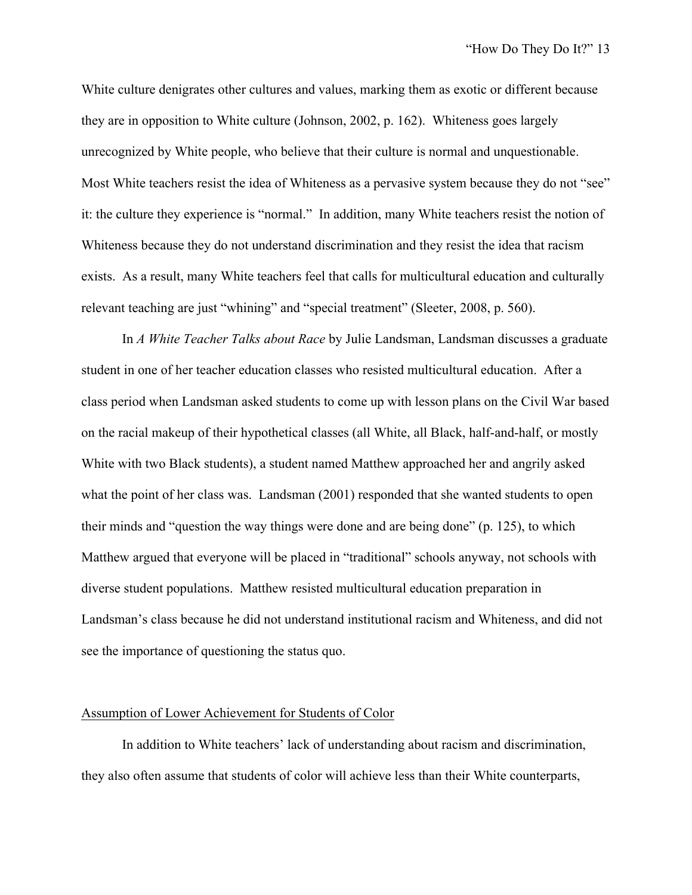White culture denigrates other cultures and values, marking them as exotic or different because they are in opposition to White culture (Johnson, 2002, p. 162). Whiteness goes largely unrecognized by White people, who believe that their culture is normal and unquestionable. Most White teachers resist the idea of Whiteness as a pervasive system because they do not "see" it: the culture they experience is "normal." In addition, many White teachers resist the notion of Whiteness because they do not understand discrimination and they resist the idea that racism exists. As a result, many White teachers feel that calls for multicultural education and culturally relevant teaching are just "whining" and "special treatment" (Sleeter, 2008, p. 560).

In *A White Teacher Talks about Race* by Julie Landsman, Landsman discusses a graduate student in one of her teacher education classes who resisted multicultural education. After a class period when Landsman asked students to come up with lesson plans on the Civil War based on the racial makeup of their hypothetical classes (all White, all Black, half-and-half, or mostly White with two Black students), a student named Matthew approached her and angrily asked what the point of her class was. Landsman (2001) responded that she wanted students to open their minds and "question the way things were done and are being done" (p. 125), to which Matthew argued that everyone will be placed in "traditional" schools anyway, not schools with diverse student populations. Matthew resisted multicultural education preparation in Landsman's class because he did not understand institutional racism and Whiteness, and did not see the importance of questioning the status quo.

<u>Assumption of Lower Achievement for Students of Color</u>

In addition to White teachers' lack of understanding about racism and discrimination, they also often assume that students of color will achieve less than their White counterparts,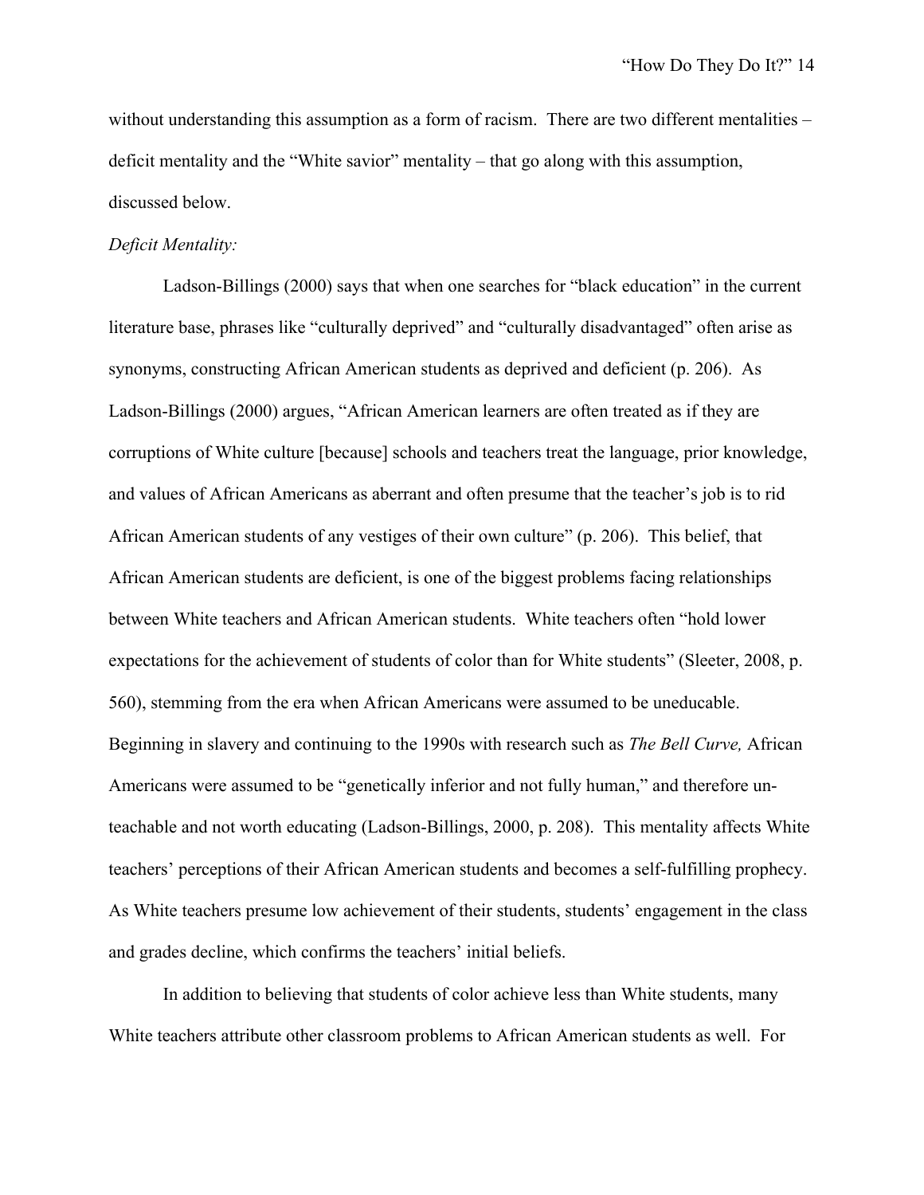without understanding this assumption as a form of racism. There are two different mentalities – deficit mentality and the "White savior" mentality – that go along with this assumption, discussed below.

*Deficit Mentality:*

Ladson-Billings (2000) says that when one searches for "black education" in the current literature base, phrases like "culturally deprived" and "culturally disadvantaged" often arise as synonyms, constructing African American students as deprived and deficient (p. 206). As Ladson-Billings (2000) argues, "African American learners are often treated as if they are corruptions of White culture [because] schools and teachers treat the language, prior knowledge, and values of African Americans as aberrant and often presume that the teacher's job is to rid African American students of any vestiges of their own culture" (p. 206). This belief, that African American students are deficient, is one of the biggest problems facing relationships between White teachers and African American students. White teachers often "hold lower expectations for the achievement of students of color than for White students" (Sleeter, 2008, p. 560), stemming from the era when African Americans were assumed to be uneducable. Beginning in slavery and continuing to the 1990s with research such as *The Bell Curve,* African Americans were assumed to be "genetically inferior and not fully human," and therefore un-teachable and not worth educating (Ladson-Billings, 2000, p. 208). This mentality affects White teachers' perceptions of their African American students and becomes a self-fulfilling prophecy. As White teachers presume low achievement of their students, students' engagement in the class and grades decline, which confirms the teachers' initial beliefs.

In addition to believing that students of color achieve less than White students, many White teachers attribute other classroom problems to African American students as well. For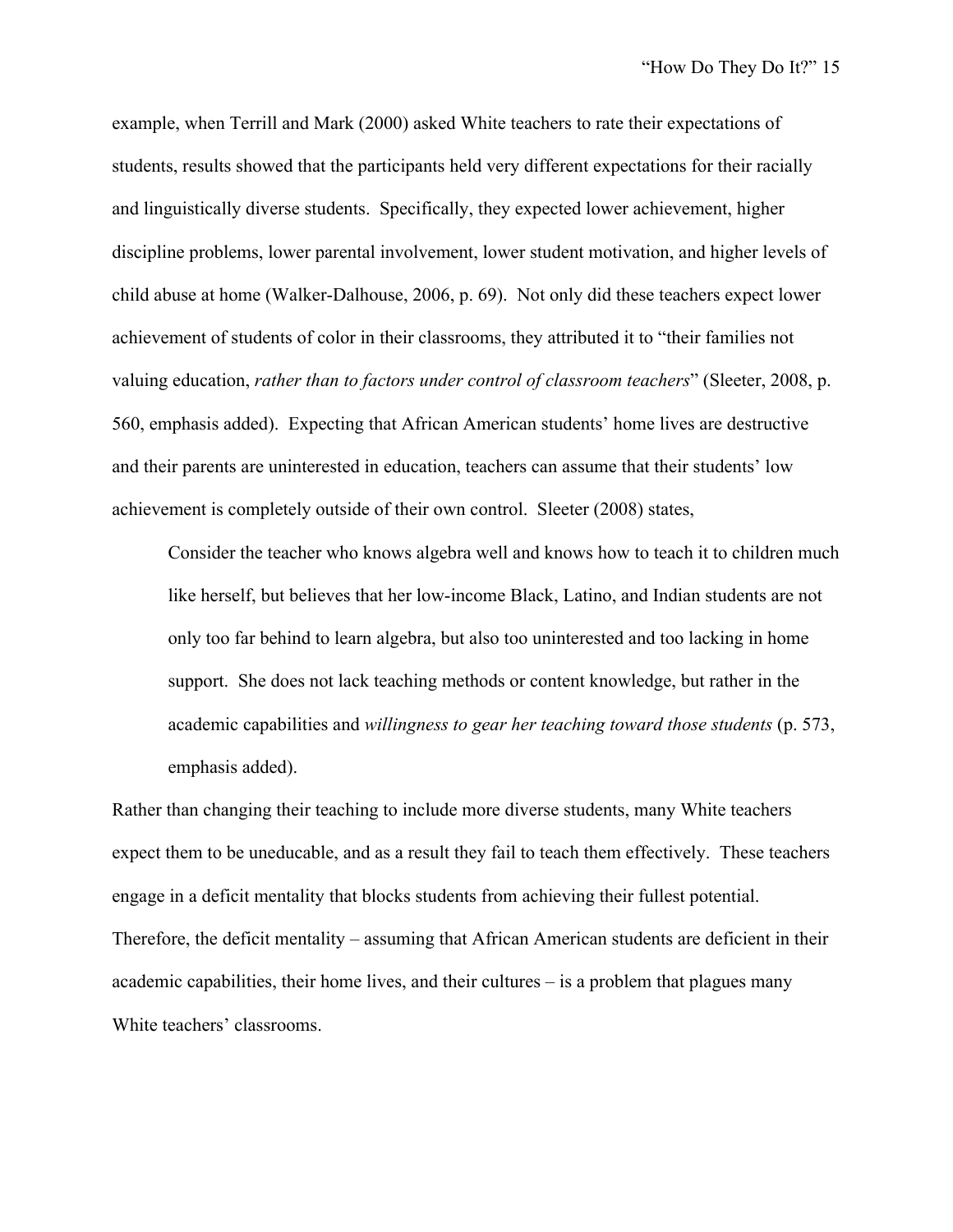example, when Terrill and Mark (2000) asked White teachers to rate their expectations of students, results showed that the participants held very different expectations for their racially and linguistically diverse students. Specifically, they expected lower achievement, higher discipline problems, lower parental involvement, lower student motivation, and higher levels of child abuse at home (Walker-Dalhouse, 2006, p. 69). Not only did these teachers expect lower achievement of students of color in their classrooms, they attributed it to "their families not valuing education, *rather than to factors under control of classroom teachers*" (Sleeter, 2008, p. 560, emphasis added). Expecting that African American students' home lives are destructive and their parents are uninterested in education, teachers can assume that their students' low achievement is completely outside of their own control. Sleeter (2008) states,

> Consider the teacher who knows algebra well and knows how to teach it to children much like herself, but believes that her low-income Black, Latino, and Indian students are not only too far behind to learn algebra, but also too uninterested and too lacking in home support. She does not lack teaching methods or content knowledge, but rather in the academic capabilities and *willingness to gear her teaching toward those students* (p. 573, emphasis added).

Rather than changing their teaching to include more diverse students, many White teachers expect them to be uneducable, and as a result they fail to teach them effectively. These teachers engage in a deficit mentality that blocks students from achieving their fullest potential. Therefore, the deficit mentality – assuming that African American students are deficient in their academic capabilities, their home lives, and their cultures – is a problem that plagues many White teachers' classrooms.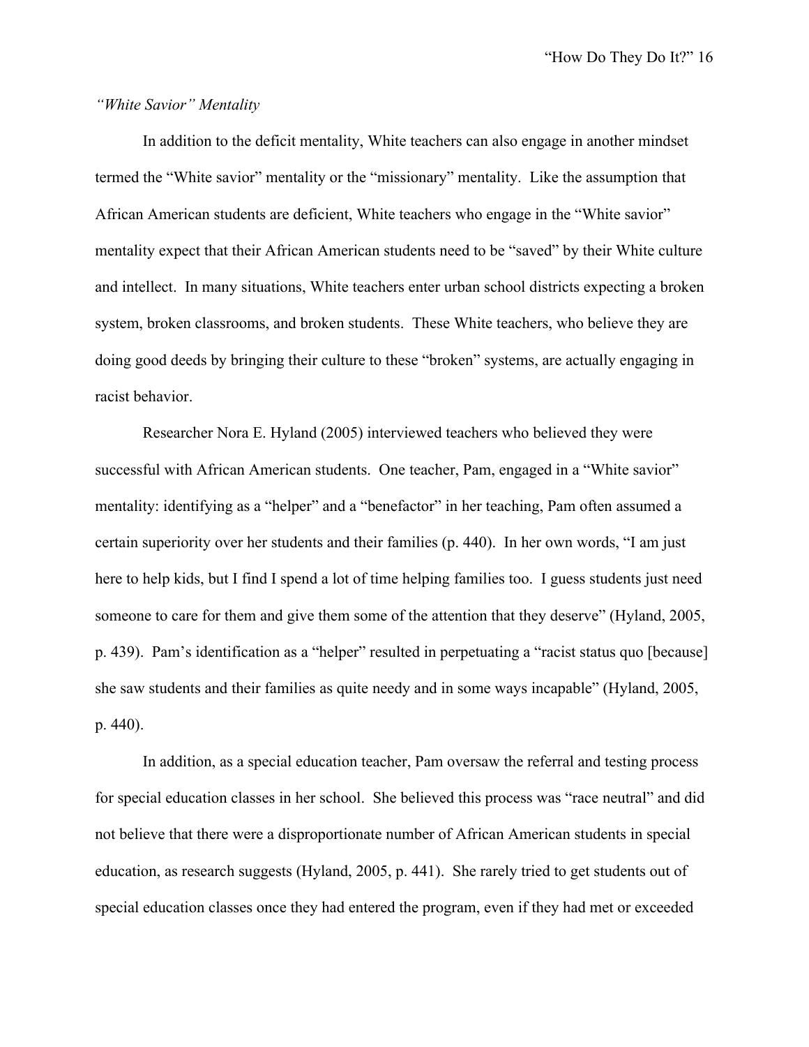*"White Savior" Mentality*

In addition to the deficit mentality, White teachers can also engage in another mindset termed the "White savior" mentality or the "missionary" mentality. Like the assumption that African American students are deficient, White teachers who engage in the "White savior" mentality expect that their African American students need to be "saved" by their White culture and intellect. In many situations, White teachers enter urban school districts expecting a broken system, broken classrooms, and broken students. These White teachers, who believe they are doing good deeds by bringing their culture to these "broken" systems, are actually engaging in racist behavior.

Researcher Nora E. Hyland (2005) interviewed teachers who believed they were successful with African American students. One teacher, Pam, engaged in a "White savior" mentality: identifying as a "helper" and a "benefactor" in her teaching, Pam often assumed a certain superiority over her students and their families (p. 440). In her own words, "I am just here to help kids, but I find I spend a lot of time helping families too. I guess students just need someone to care for them and give them some of the attention that they deserve" (Hyland, 2005, p. 439). Pam's identification as a "helper" resulted in perpetuating a "racist status quo [because] she saw students and their families as quite needy and in some ways incapable" (Hyland, 2005, p. 440).

In addition, as a special education teacher, Pam oversaw the referral and testing process for special education classes in her school. She believed this process was "race neutral" and did not believe that there were a disproportionate number of African American students in special education, as research suggests (Hyland, 2005, p. 441). She rarely tried to get students out of special education classes once they had entered the program, even if they had met or exceeded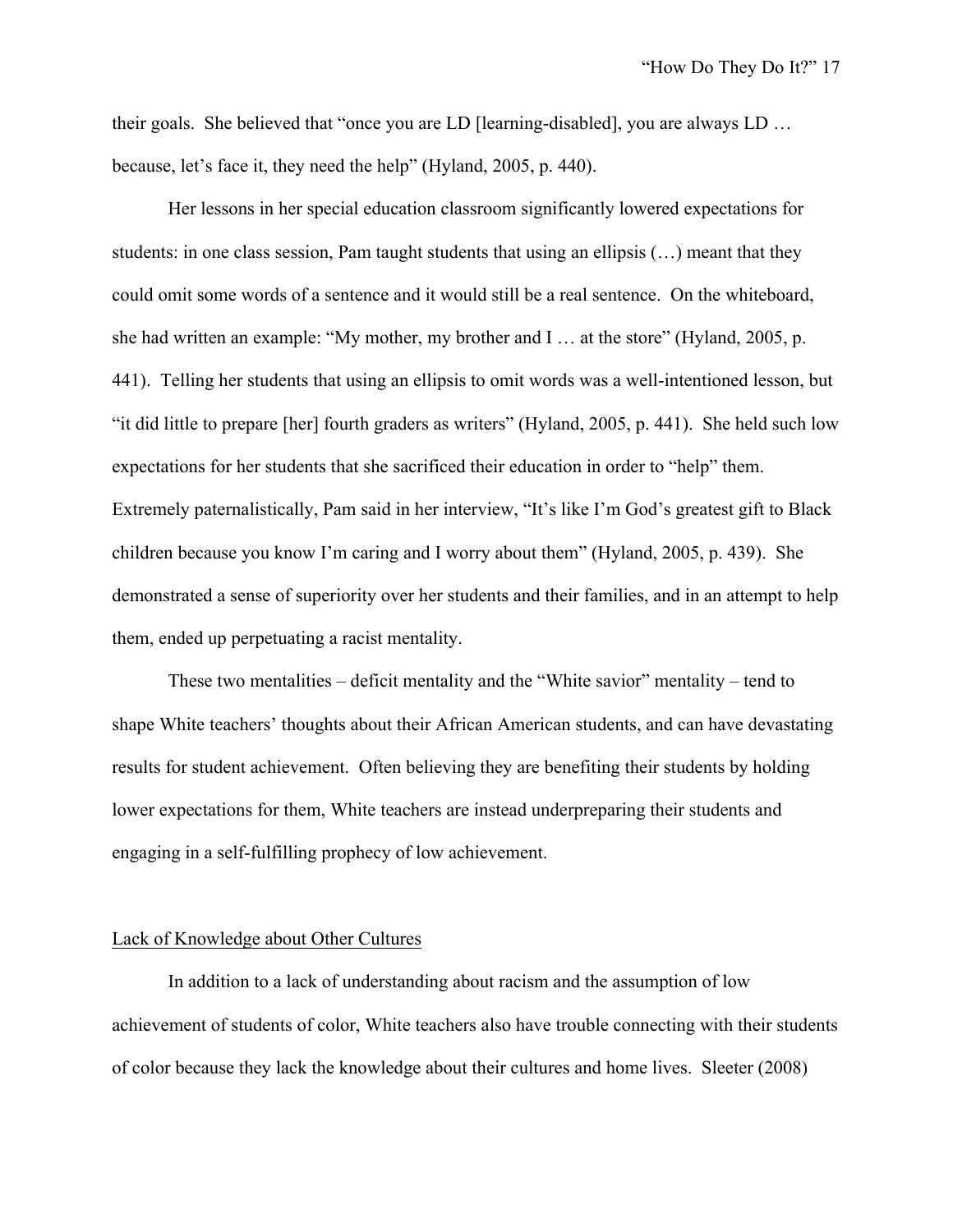their goals. She believed that "once you are LD [learning-disabled], you are always LD … because, let's face it, they need the help" (Hyland, 2005, p. 440).

Her lessons in her special education classroom significantly lowered expectations for students: in one class session, Pam taught students that using an ellipsis (…) meant that they could omit some words of a sentence and it would still be a real sentence. On the whiteboard, she had written an example: "My mother, my brother and I … at the store" (Hyland, 2005, p. 441). Telling her students that using an ellipsis to omit words was a well-intentioned lesson, but "it did little to prepare [her] fourth graders as writers" (Hyland, 2005, p. 441). She held such low expectations for her students that she sacrificed their education in order to "help" them. Extremely paternalistically, Pam said in her interview, "It's like I'm God's greatest gift to Black children because you know I'm caring and I worry about them" (Hyland, 2005, p. 439). She demonstrated a sense of superiority over her students and their families, and in an attempt to help them, ended up perpetuating a racist mentality.

These two mentalities – deficit mentality and the "White savior" mentality – tend to shape White teachers' thoughts about their African American students, and can have devastating results for student achievement. Often believing they are benefiting their students by holding lower expectations for them, White teachers are instead underpreparing their students and engaging in a self-fulfilling prophecy of low achievement.

## Lack of Knowledge about Other Cultures

In addition to a lack of understanding about racism and the assumption of low achievement of students of color, White teachers also have trouble connecting with their students of color because they lack the knowledge about their cultures and home lives. Sleeter (2008)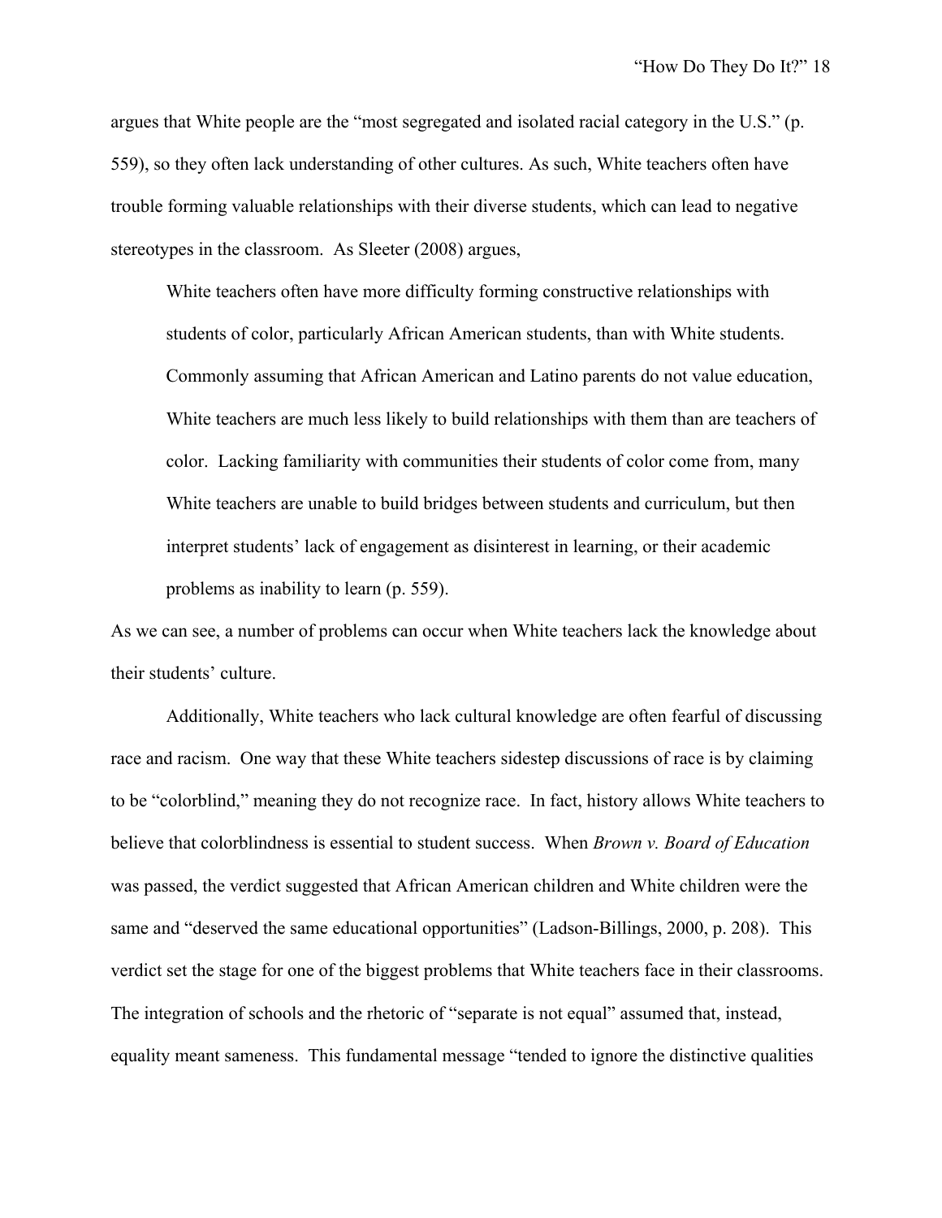argues that White people are the "most segregated and isolated racial category in the U.S." (p. 559), so they often lack understanding of other cultures. As such, White teachers often have trouble forming valuable relationships with their diverse students, which can lead to negative stereotypes in the classroom. As Sleeter (2008) argues,

> White teachers often have more difficulty forming constructive relationships with students of color, particularly African American students, than with White students. Commonly assuming that African American and Latino parents do not value education, White teachers are much less likely to build relationships with them than are teachers of color. Lacking familiarity with communities their students of color come from, many White teachers are unable to build bridges between students and curriculum, but then interpret students' lack of engagement as disinterest in learning, or their academic problems as inability to learn (p. 559).

As we can see, a number of problems can occur when White teachers lack the knowledge about their students' culture.

Additionally, White teachers who lack cultural knowledge are often fearful of discussing race and racism. One way that these White teachers sidestep discussions of race is by claiming to be "colorblind," meaning they do not recognize race. In fact, history allows White teachers to believe that colorblindness is essential to student success. When *Brown v. Board of Education* was passed, the verdict suggested that African American children and White children were the same and "deserved the same educational opportunities" (Ladson-Billings, 2000, p. 208). This verdict set the stage for one of the biggest problems that White teachers face in their classrooms. The integration of schools and the rhetoric of "separate is not equal" assumed that, instead, equality meant sameness. This fundamental message "tended to ignore the distinctive qualities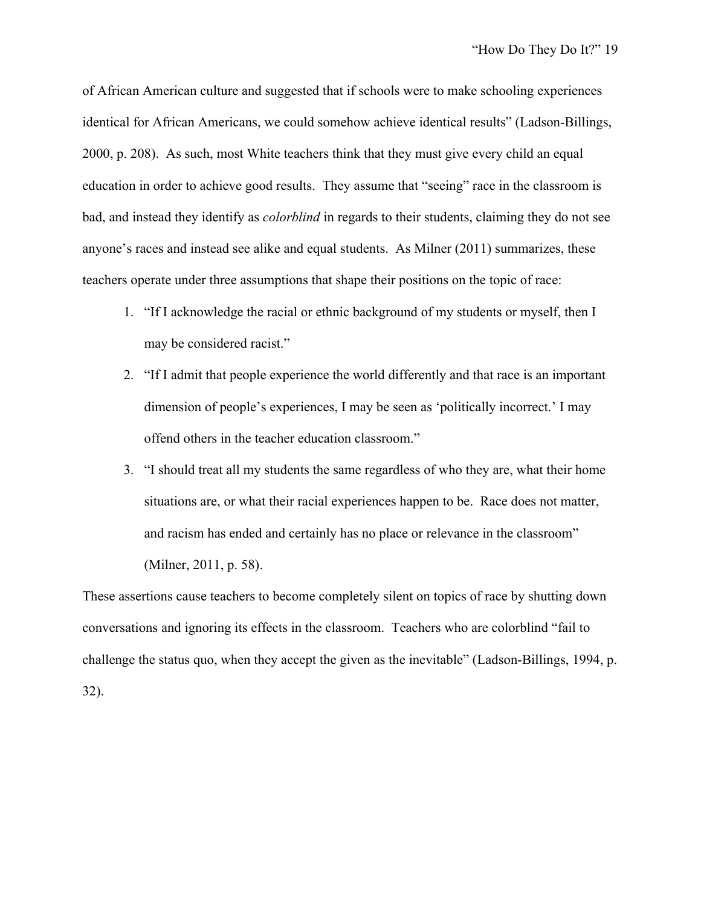of African American culture and suggested that if schools were to make schooling experiences identical for African Americans, we could somehow achieve identical results" (Ladson-Billings, 2000, p. 208). As such, most White teachers think that they must give every child an equal education in order to achieve good results. They assume that "seeing" race in the classroom is bad, and instead they identify as *colorblind* in regards to their students, claiming they do not see anyone's races and instead see alike and equal students. As Milner (2011) summarizes, these teachers operate under three assumptions that shape their positions on the topic of race:

1. "If I acknowledge the racial or ethnic background of my students or myself, then I may be considered racist."
2. "If I admit that people experience the world differently and that race is an important dimension of people's experiences, I may be seen as 'politically incorrect.' I may offend others in the teacher education classroom."
3. "I should treat all my students the same regardless of who they are, what their home situations are, or what their racial experiences happen to be. Race does not matter, and racism has ended and certainly has no place or relevance in the classroom" (Milner, 2011, p. 58).

These assertions cause teachers to become completely silent on topics of race by shutting down conversations and ignoring its effects in the classroom. Teachers who are colorblind "fail to challenge the status quo, when they accept the given as the inevitable" (Ladson-Billings, 1994, p. 32).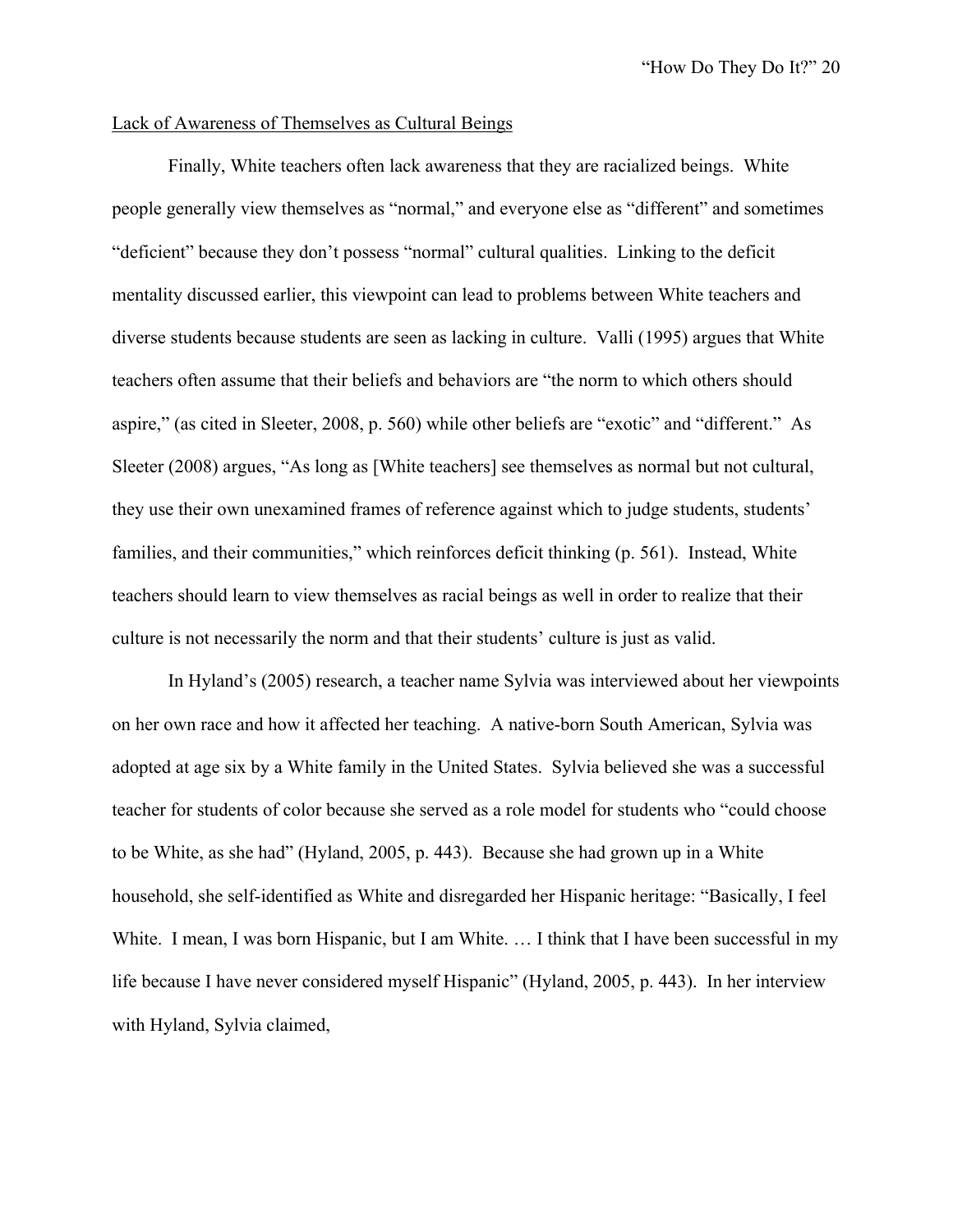<u>Lack of Awareness of Themselves as Cultural Beings</u>

Finally, White teachers often lack awareness that they are racialized beings. White people generally view themselves as “normal,” and everyone else as “different” and sometimes “deficient” because they don’t possess “normal” cultural qualities. Linking to the deficit mentality discussed earlier, this viewpoint can lead to problems between White teachers and diverse students because students are seen as lacking in culture. Valli (1995) argues that White teachers often assume that their beliefs and behaviors are “the norm to which others should aspire,” (as cited in Sleeter, 2008, p. 560) while other beliefs are “exotic” and “different.” As Sleeter (2008) argues, “As long as [White teachers] see themselves as normal but not cultural, they use their own unexamined frames of reference against which to judge students, students’ families, and their communities,” which reinforces deficit thinking (p. 561). Instead, White teachers should learn to view themselves as racial beings as well in order to realize that their culture is not necessarily the norm and that their students’ culture is just as valid.

In Hyland’s (2005) research, a teacher name Sylvia was interviewed about her viewpoints on her own race and how it affected her teaching. A native-born South American, Sylvia was adopted at age six by a White family in the United States. Sylvia believed she was a successful teacher for students of color because she served as a role model for students who “could choose to be White, as she had” (Hyland, 2005, p. 443). Because she had grown up in a White household, she self-identified as White and disregarded her Hispanic heritage: “Basically, I feel White. I mean, I was born Hispanic, but I am White. … I think that I have been successful in my life because I have never considered myself Hispanic” (Hyland, 2005, p. 443). In her interview with Hyland, Sylvia claimed,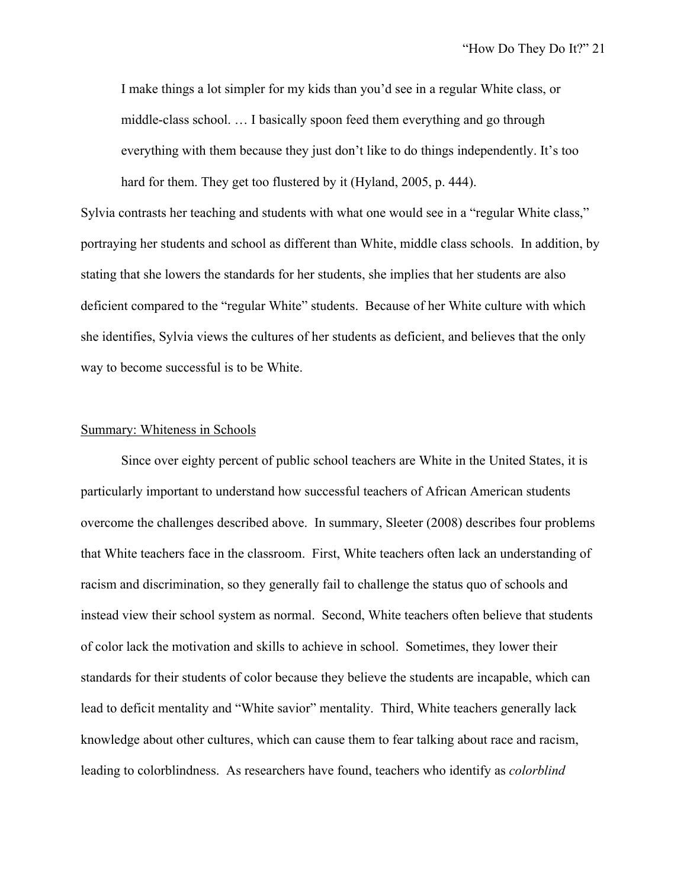> I make things a lot simpler for my kids than you'd see in a regular White class, or middle-class school. … I basically spoon feed them everything and go through everything with them because they just don't like to do things independently. It's too hard for them. They get too flustered by it (Hyland, 2005, p. 444).

Sylvia contrasts her teaching and students with what one would see in a "regular White class," portraying her students and school as different than White, middle class schools. In addition, by stating that she lowers the standards for her students, she implies that her students are also deficient compared to the "regular White" students. Because of her White culture with which she identifies, Sylvia views the cultures of her students as deficient, and believes that the only way to become successful is to be White.

Summary: Whiteness in Schools

Since over eighty percent of public school teachers are White in the United States, it is particularly important to understand how successful teachers of African American students overcome the challenges described above. In summary, Sleeter (2008) describes four problems that White teachers face in the classroom. First, White teachers often lack an understanding of racism and discrimination, so they generally fail to challenge the status quo of schools and instead view their school system as normal. Second, White teachers often believe that students of color lack the motivation and skills to achieve in school. Sometimes, they lower their standards for their students of color because they believe the students are incapable, which can lead to deficit mentality and "White savior" mentality. Third, White teachers generally lack knowledge about other cultures, which can cause them to fear talking about race and racism, leading to colorblindness. As researchers have found, teachers who identify as *colorblind*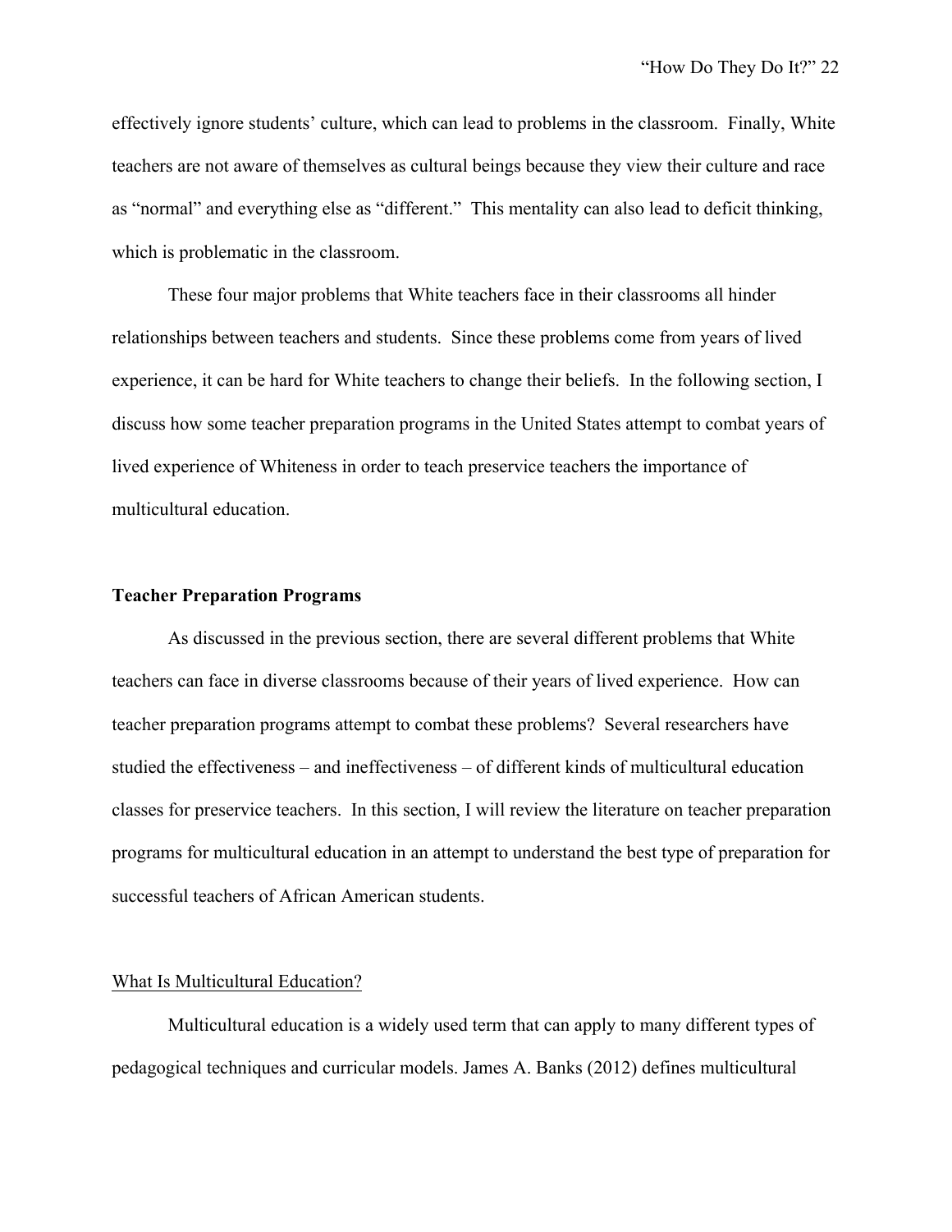effectively ignore students' culture, which can lead to problems in the classroom. Finally, White teachers are not aware of themselves as cultural beings because they view their culture and race as "normal" and everything else as "different." This mentality can also lead to deficit thinking, which is problematic in the classroom.

These four major problems that White teachers face in their classrooms all hinder relationships between teachers and students. Since these problems come from years of lived experience, it can be hard for White teachers to change their beliefs. In the following section, I discuss how some teacher preparation programs in the United States attempt to combat years of lived experience of Whiteness in order to teach preservice teachers the importance of multicultural education.

## Teacher Preparation Programs

As discussed in the previous section, there are several different problems that White teachers can face in diverse classrooms because of their years of lived experience. How can teacher preparation programs attempt to combat these problems? Several researchers have studied the effectiveness – and ineffectiveness – of different kinds of multicultural education classes for preservice teachers. In this section, I will review the literature on teacher preparation programs for multicultural education in an attempt to understand the best type of preparation for successful teachers of African American students.

### What Is Multicultural Education?

Multicultural education is a widely used term that can apply to many different types of pedagogical techniques and curricular models. James A. Banks (2012) defines multicultural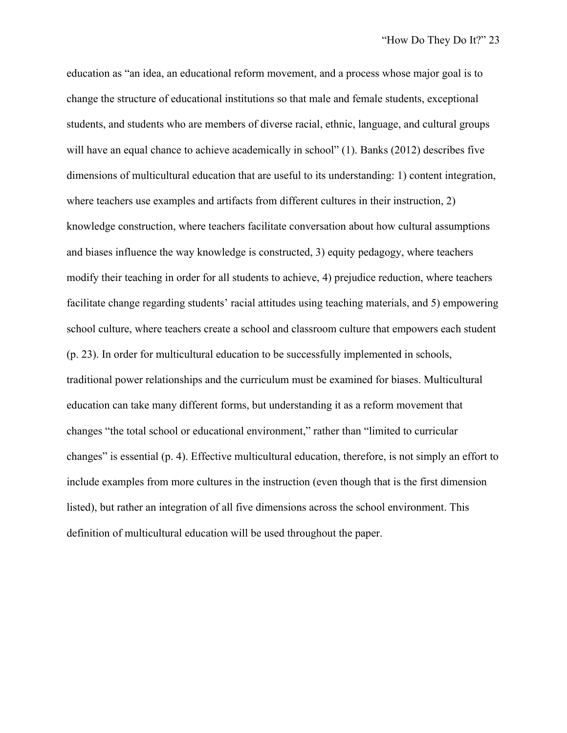education as “an idea, an educational reform movement, and a process whose major goal is to change the structure of educational institutions so that male and female students, exceptional students, and students who are members of diverse racial, ethnic, language, and cultural groups will have an equal chance to achieve academically in school” (1). Banks (2012) describes five dimensions of multicultural education that are useful to its understanding: 1) content integration, where teachers use examples and artifacts from different cultures in their instruction, 2) knowledge construction, where teachers facilitate conversation about how cultural assumptions and biases influence the way knowledge is constructed, 3) equity pedagogy, where teachers modify their teaching in order for all students to achieve, 4) prejudice reduction, where teachers facilitate change regarding students’ racial attitudes using teaching materials, and 5) empowering school culture, where teachers create a school and classroom culture that empowers each student (p. 23). In order for multicultural education to be successfully implemented in schools, traditional power relationships and the curriculum must be examined for biases. Multicultural education can take many different forms, but understanding it as a reform movement that changes “the total school or educational environment,” rather than “limited to curricular changes” is essential (p. 4). Effective multicultural education, therefore, is not simply an effort to include examples from more cultures in the instruction (even though that is the first dimension listed), but rather an integration of all five dimensions across the school environment. This definition of multicultural education will be used throughout the paper.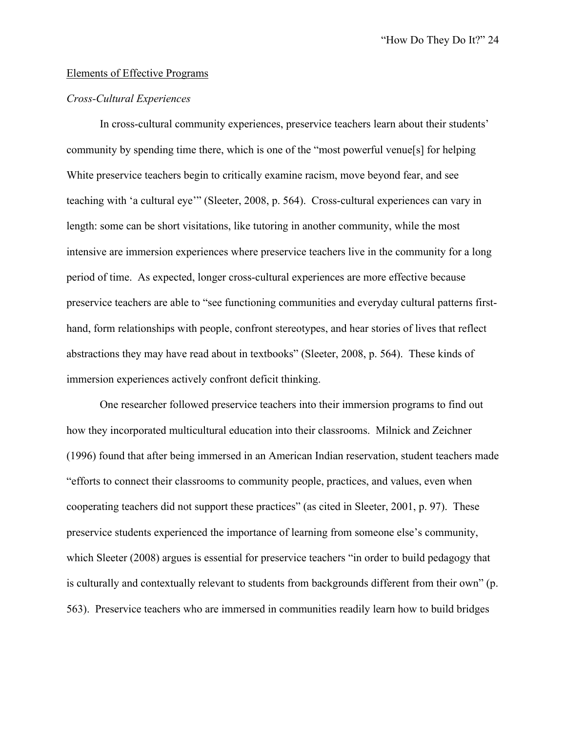Elements of Effective Programs

*Cross-Cultural Experiences*

In cross-cultural community experiences, preservice teachers learn about their students' community by spending time there, which is one of the "most powerful venue[s] for helping White preservice teachers begin to critically examine racism, move beyond fear, and see teaching with 'a cultural eye'" (Sleeter, 2008, p. 564). Cross-cultural experiences can vary in length: some can be short visitations, like tutoring in another community, while the most intensive are immersion experiences where preservice teachers live in the community for a long period of time. As expected, longer cross-cultural experiences are more effective because preservice teachers are able to "see functioning communities and everyday cultural patterns first-hand, form relationships with people, confront stereotypes, and hear stories of lives that reflect abstractions they may have read about in textbooks" (Sleeter, 2008, p. 564). These kinds of immersion experiences actively confront deficit thinking.

One researcher followed preservice teachers into their immersion programs to find out how they incorporated multicultural education into their classrooms. Milnick and Zeichner (1996) found that after being immersed in an American Indian reservation, student teachers made "efforts to connect their classrooms to community people, practices, and values, even when cooperating teachers did not support these practices" (as cited in Sleeter, 2001, p. 97). These preservice students experienced the importance of learning from someone else's community, which Sleeter (2008) argues is essential for preservice teachers "in order to build pedagogy that is culturally and contextually relevant to students from backgrounds different from their own" (p. 563). Preservice teachers who are immersed in communities readily learn how to build bridges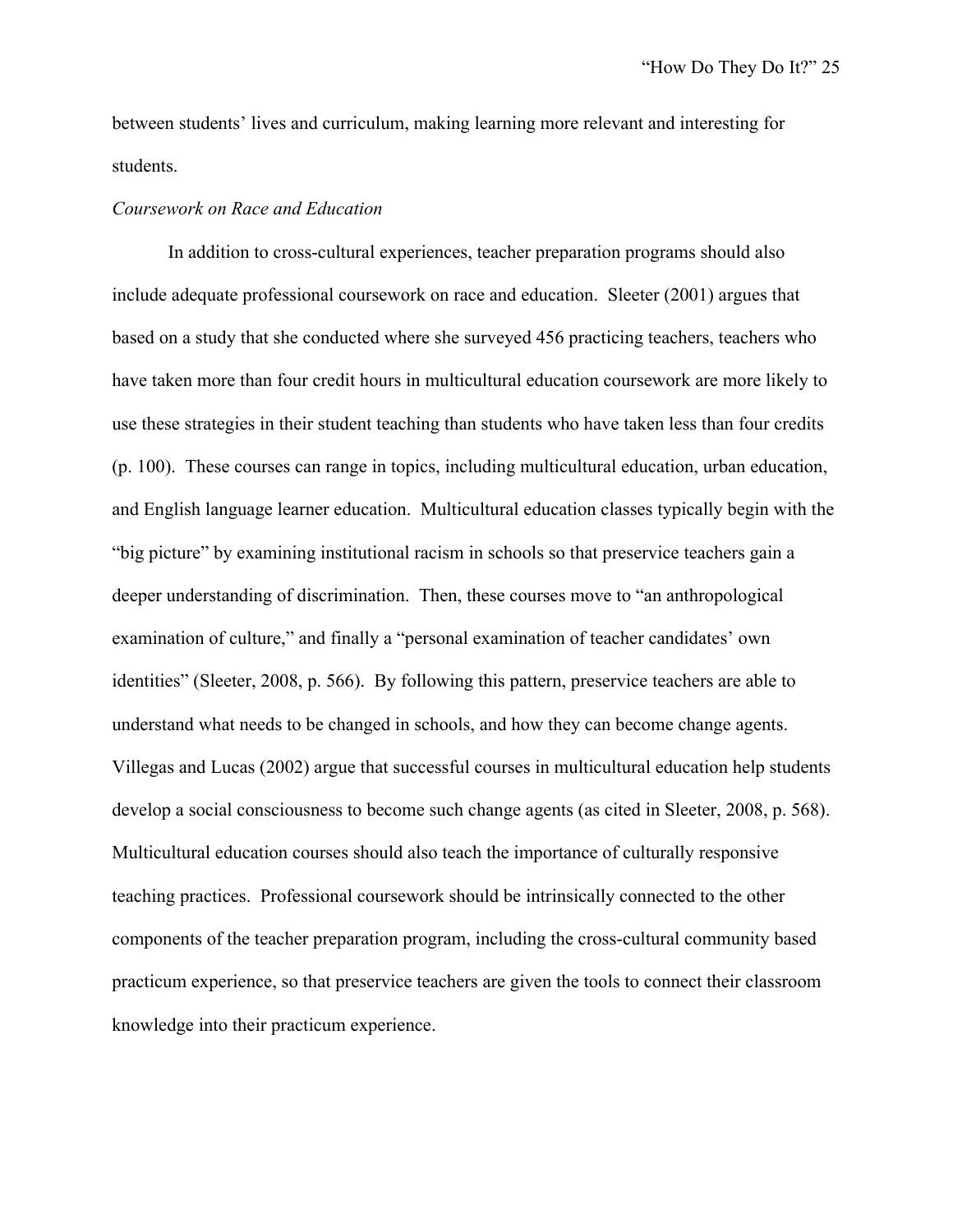between students' lives and curriculum, making learning more relevant and interesting for students.

*Coursework on Race and Education*

In addition to cross-cultural experiences, teacher preparation programs should also include adequate professional coursework on race and education. Sleeter (2001) argues that based on a study that she conducted where she surveyed 456 practicing teachers, teachers who have taken more than four credit hours in multicultural education coursework are more likely to use these strategies in their student teaching than students who have taken less than four credits (p. 100). These courses can range in topics, including multicultural education, urban education, and English language learner education. Multicultural education classes typically begin with the "big picture" by examining institutional racism in schools so that preservice teachers gain a deeper understanding of discrimination. Then, these courses move to "an anthropological examination of culture," and finally a "personal examination of teacher candidates' own identities" (Sleeter, 2008, p. 566). By following this pattern, preservice teachers are able to understand what needs to be changed in schools, and how they can become change agents. Villegas and Lucas (2002) argue that successful courses in multicultural education help students develop a social consciousness to become such change agents (as cited in Sleeter, 2008, p. 568). Multicultural education courses should also teach the importance of culturally responsive teaching practices. Professional coursework should be intrinsically connected to the other components of the teacher preparation program, including the cross-cultural community based practicum experience, so that preservice teachers are given the tools to connect their classroom knowledge into their practicum experience.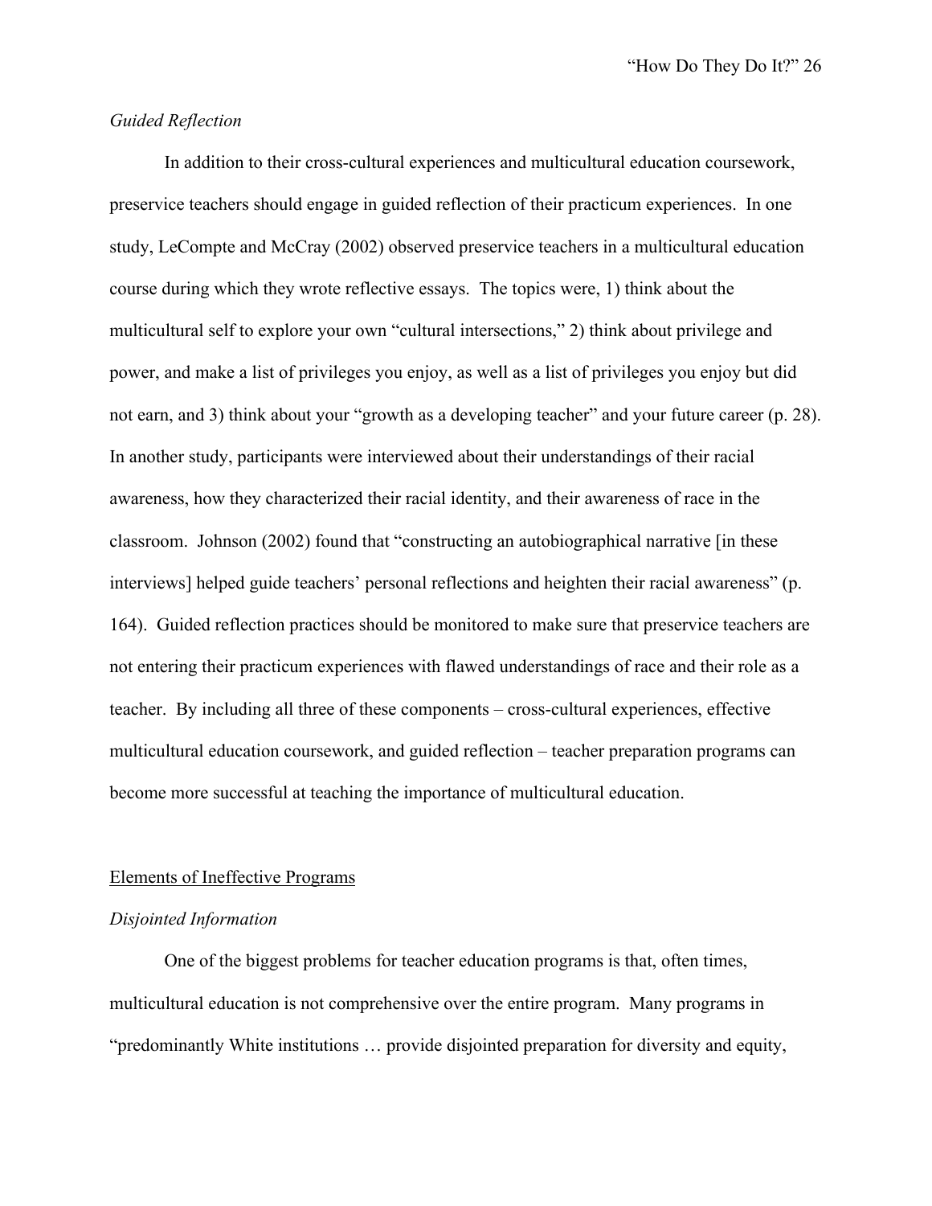### *Guided Reflection*

In addition to their cross-cultural experiences and multicultural education coursework, preservice teachers should engage in guided reflection of their practicum experiences. In one study, LeCompte and McCray (2002) observed preservice teachers in a multicultural education course during which they wrote reflective essays. The topics were, 1) think about the multicultural self to explore your own "cultural intersections," 2) think about privilege and power, and make a list of privileges you enjoy, as well as a list of privileges you enjoy but did not earn, and 3) think about your "growth as a developing teacher" and your future career (p. 28). In another study, participants were interviewed about their understandings of their racial awareness, how they characterized their racial identity, and their awareness of race in the classroom. Johnson (2002) found that "constructing an autobiographical narrative [in these interviews] helped guide teachers' personal reflections and heighten their racial awareness" (p. 164). Guided reflection practices should be monitored to make sure that preservice teachers are not entering their practicum experiences with flawed understandings of race and their role as a teacher. By including all three of these components – cross-cultural experiences, effective multicultural education coursework, and guided reflection – teacher preparation programs can become more successful at teaching the importance of multicultural education.

## Elements of Ineffective Programs

### *Disjointed Information*

One of the biggest problems for teacher education programs is that, often times, multicultural education is not comprehensive over the entire program. Many programs in "predominantly White institutions … provide disjointed preparation for diversity and equity,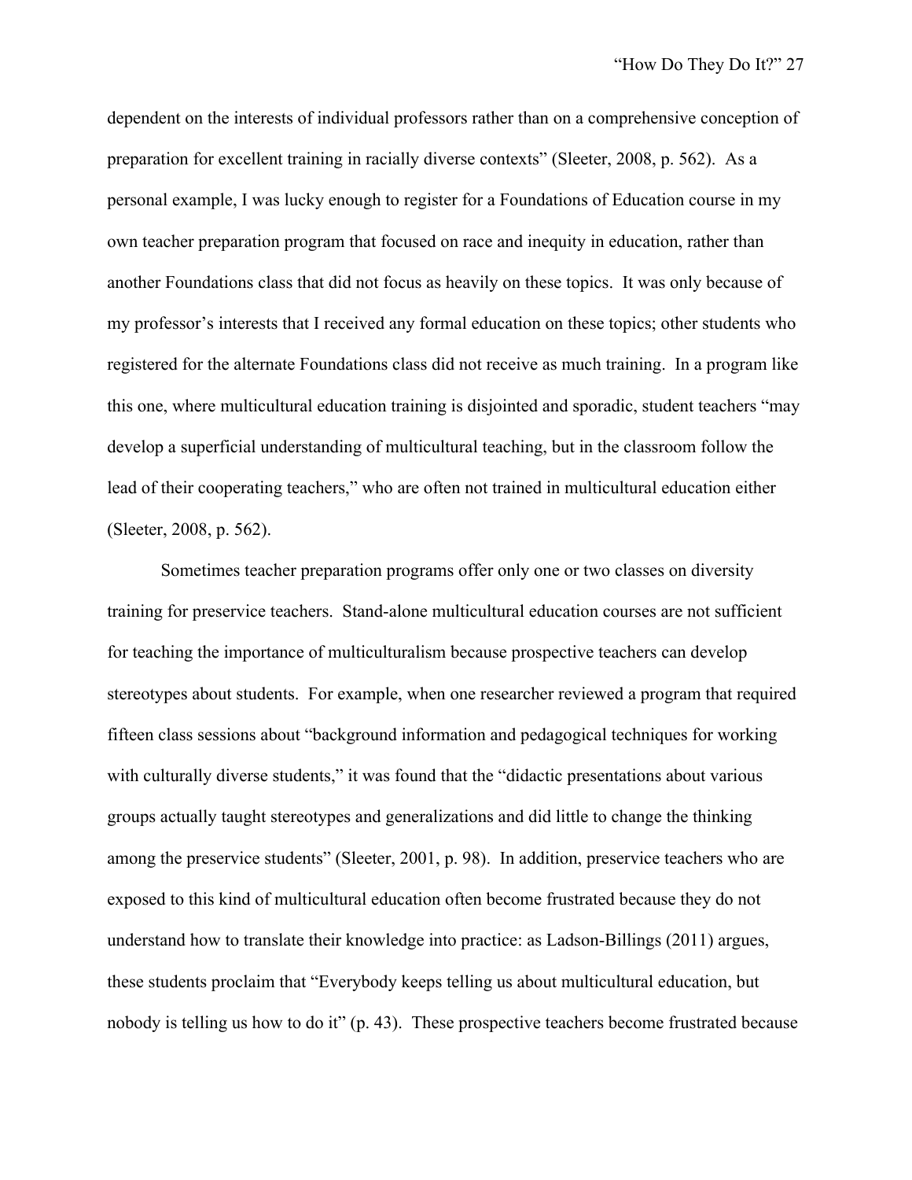dependent on the interests of individual professors rather than on a comprehensive conception of preparation for excellent training in racially diverse contexts" (Sleeter, 2008, p. 562). As a personal example, I was lucky enough to register for a Foundations of Education course in my own teacher preparation program that focused on race and inequity in education, rather than another Foundations class that did not focus as heavily on these topics. It was only because of my professor's interests that I received any formal education on these topics; other students who registered for the alternate Foundations class did not receive as much training. In a program like this one, where multicultural education training is disjointed and sporadic, student teachers "may develop a superficial understanding of multicultural teaching, but in the classroom follow the lead of their cooperating teachers," who are often not trained in multicultural education either (Sleeter, 2008, p. 562).

Sometimes teacher preparation programs offer only one or two classes on diversity training for preservice teachers. Stand-alone multicultural education courses are not sufficient for teaching the importance of multiculturalism because prospective teachers can develop stereotypes about students. For example, when one researcher reviewed a program that required fifteen class sessions about "background information and pedagogical techniques for working with culturally diverse students," it was found that the "didactic presentations about various groups actually taught stereotypes and generalizations and did little to change the thinking among the preservice students" (Sleeter, 2001, p. 98). In addition, preservice teachers who are exposed to this kind of multicultural education often become frustrated because they do not understand how to translate their knowledge into practice: as Ladson-Billings (2011) argues, these students proclaim that "Everybody keeps telling us about multicultural education, but nobody is telling us how to do it" (p. 43). These prospective teachers become frustrated because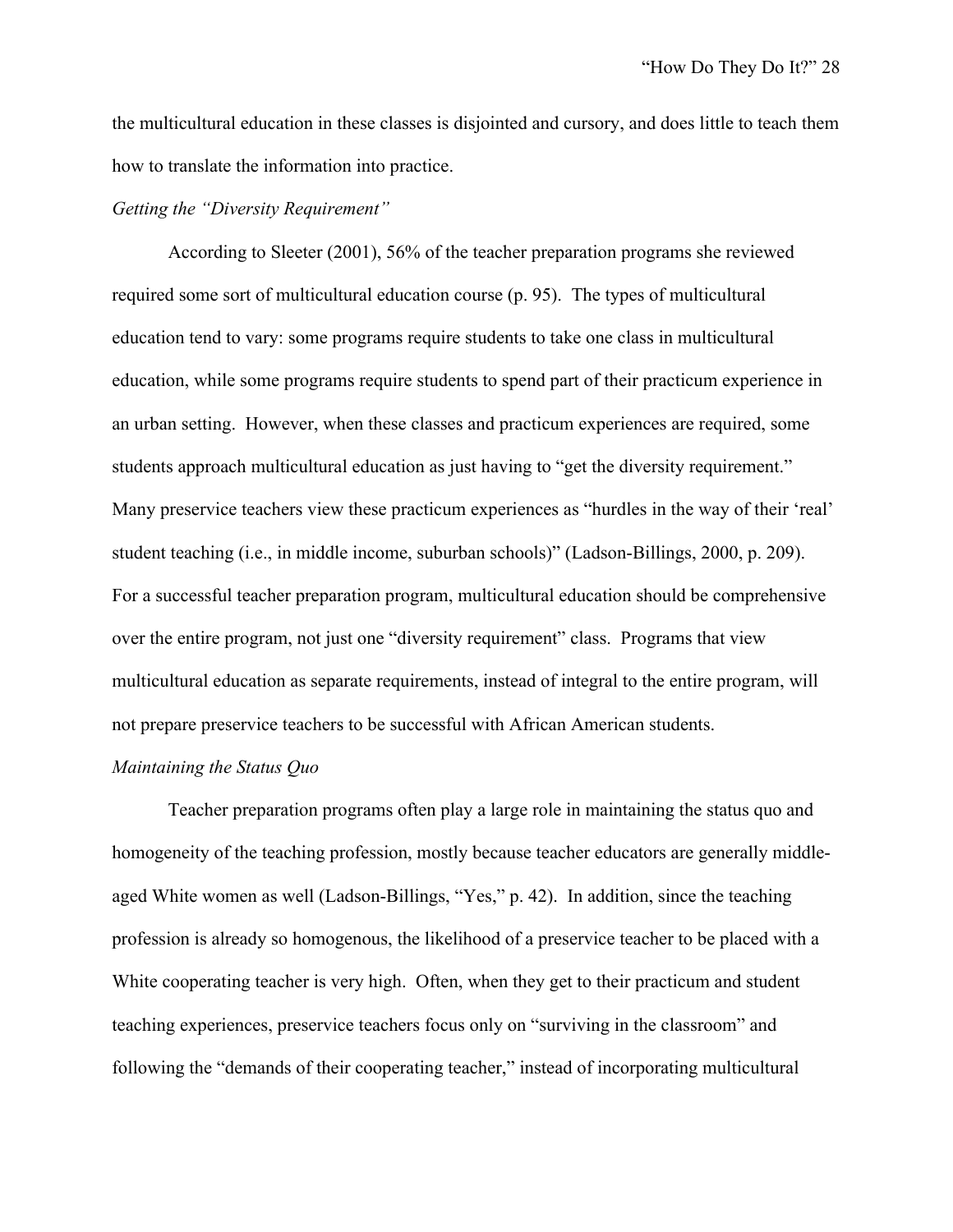the multicultural education in these classes is disjointed and cursory, and does little to teach them how to translate the information into practice.

*Getting the "Diversity Requirement"*

According to Sleeter (2001), 56% of the teacher preparation programs she reviewed required some sort of multicultural education course (p. 95). The types of multicultural education tend to vary: some programs require students to take one class in multicultural education, while some programs require students to spend part of their practicum experience in an urban setting. However, when these classes and practicum experiences are required, some students approach multicultural education as just having to "get the diversity requirement." Many preservice teachers view these practicum experiences as "hurdles in the way of their 'real' student teaching (i.e., in middle income, suburban schools)" (Ladson-Billings, 2000, p. 209). For a successful teacher preparation program, multicultural education should be comprehensive over the entire program, not just one "diversity requirement" class. Programs that view multicultural education as separate requirements, instead of integral to the entire program, will not prepare preservice teachers to be successful with African American students.

*Maintaining the Status Quo*

Teacher preparation programs often play a large role in maintaining the status quo and homogeneity of the teaching profession, mostly because teacher educators are generally middle-aged White women as well (Ladson-Billings, "Yes," p. 42). In addition, since the teaching profession is already so homogenous, the likelihood of a preservice teacher to be placed with a White cooperating teacher is very high. Often, when they get to their practicum and student teaching experiences, preservice teachers focus only on "surviving in the classroom" and following the "demands of their cooperating teacher," instead of incorporating multicultural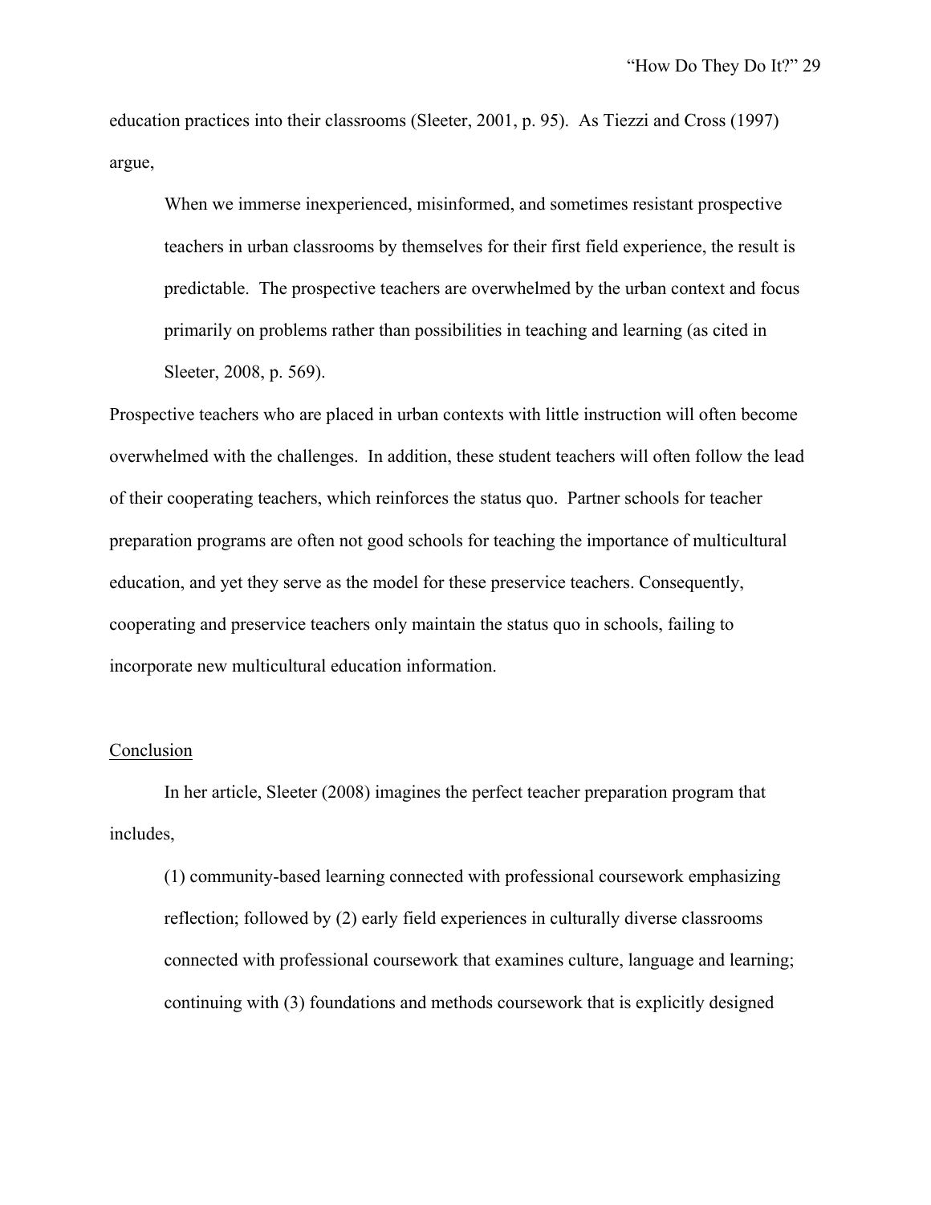education practices into their classrooms (Sleeter, 2001, p. 95). As Tiezzi and Cross (1997) argue,

> When we immerse inexperienced, misinformed, and sometimes resistant prospective teachers in urban classrooms by themselves for their first field experience, the result is predictable. The prospective teachers are overwhelmed by the urban context and focus primarily on problems rather than possibilities in teaching and learning (as cited in Sleeter, 2008, p. 569).

Prospective teachers who are placed in urban contexts with little instruction will often become overwhelmed with the challenges. In addition, these student teachers will often follow the lead of their cooperating teachers, which reinforces the status quo. Partner schools for teacher preparation programs are often not good schools for teaching the importance of multicultural education, and yet they serve as the model for these preservice teachers. Consequently, cooperating and preservice teachers only maintain the status quo in schools, failing to incorporate new multicultural education information.

## Conclusion

In her article, Sleeter (2008) imagines the perfect teacher preparation program that includes,

> (1) community-based learning connected with professional coursework emphasizing reflection; followed by (2) early field experiences in culturally diverse classrooms connected with professional coursework that examines culture, language and learning; continuing with (3) foundations and methods coursework that is explicitly designed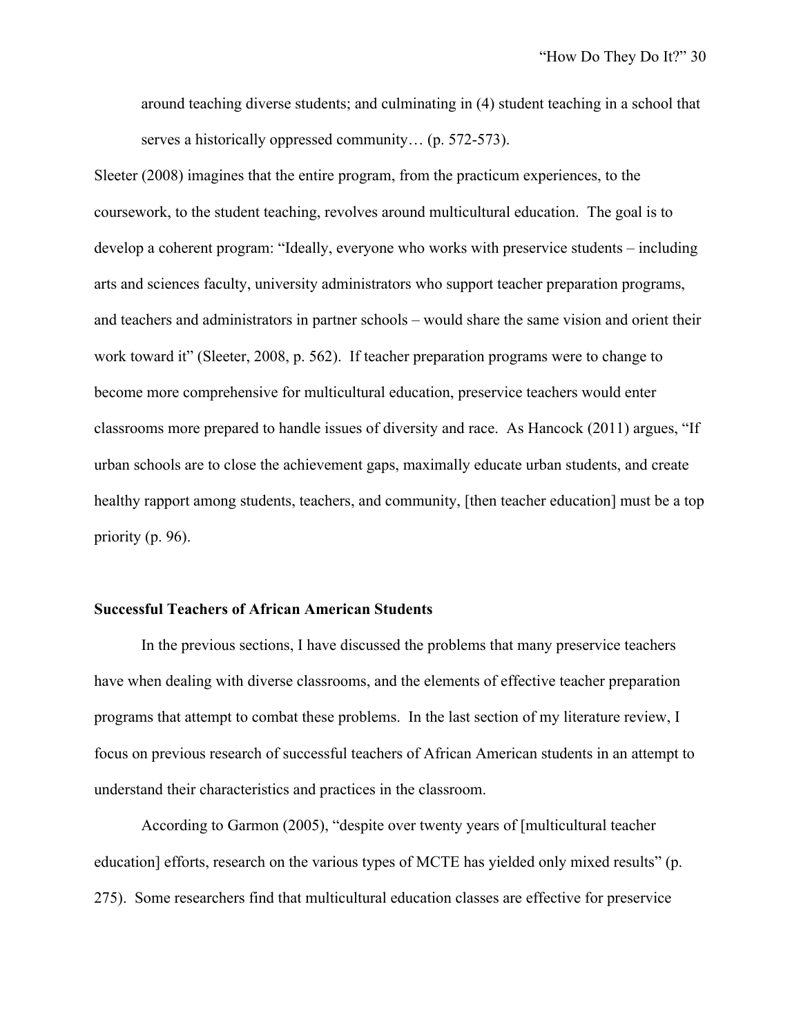around teaching diverse students; and culminating in (4) student teaching in a school that serves a historically oppressed community… (p. 572-573).

Sleeter (2008) imagines that the entire program, from the practicum experiences, to the coursework, to the student teaching, revolves around multicultural education. The goal is to develop a coherent program: "Ideally, everyone who works with preservice students – including arts and sciences faculty, university administrators who support teacher preparation programs, and teachers and administrators in partner schools – would share the same vision and orient their work toward it" (Sleeter, 2008, p. 562). If teacher preparation programs were to change to become more comprehensive for multicultural education, preservice teachers would enter classrooms more prepared to handle issues of diversity and race. As Hancock (2011) argues, "If urban schools are to close the achievement gaps, maximally educate urban students, and create healthy rapport among students, teachers, and community, [then teacher education] must be a top priority (p. 96).

**Successful Teachers of African American Students**

In the previous sections, I have discussed the problems that many preservice teachers have when dealing with diverse classrooms, and the elements of effective teacher preparation programs that attempt to combat these problems. In the last section of my literature review, I focus on previous research of successful teachers of African American students in an attempt to understand their characteristics and practices in the classroom.

According to Garmon (2005), "despite over twenty years of [multicultural teacher education] efforts, research on the various types of MCTE has yielded only mixed results" (p. 275). Some researchers find that multicultural education classes are effective for preservice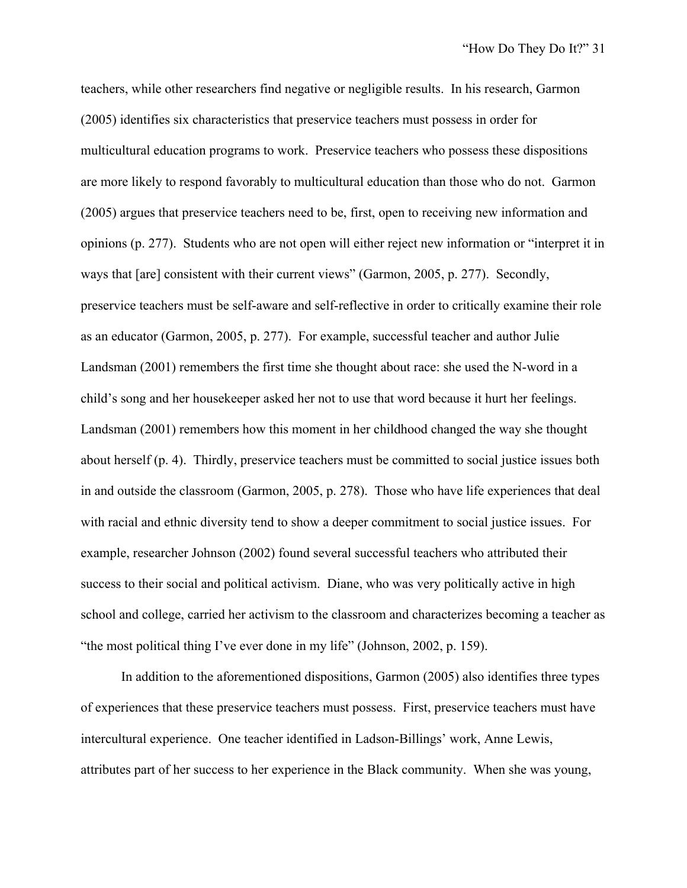teachers, while other researchers find negative or negligible results. In his research, Garmon (2005) identifies six characteristics that preservice teachers must possess in order for multicultural education programs to work. Preservice teachers who possess these dispositions are more likely to respond favorably to multicultural education than those who do not. Garmon (2005) argues that preservice teachers need to be, first, open to receiving new information and opinions (p. 277). Students who are not open will either reject new information or "interpret it in ways that [are] consistent with their current views" (Garmon, 2005, p. 277). Secondly, preservice teachers must be self-aware and self-reflective in order to critically examine their role as an educator (Garmon, 2005, p. 277). For example, successful teacher and author Julie Landsman (2001) remembers the first time she thought about race: she used the N-word in a child's song and her housekeeper asked her not to use that word because it hurt her feelings. Landsman (2001) remembers how this moment in her childhood changed the way she thought about herself (p. 4). Thirdly, preservice teachers must be committed to social justice issues both in and outside the classroom (Garmon, 2005, p. 278). Those who have life experiences that deal with racial and ethnic diversity tend to show a deeper commitment to social justice issues. For example, researcher Johnson (2002) found several successful teachers who attributed their success to their social and political activism. Diane, who was very politically active in high school and college, carried her activism to the classroom and characterizes becoming a teacher as "the most political thing I've ever done in my life" (Johnson, 2002, p. 159).

In addition to the aforementioned dispositions, Garmon (2005) also identifies three types of experiences that these preservice teachers must possess. First, preservice teachers must have intercultural experience. One teacher identified in Ladson-Billings' work, Anne Lewis, attributes part of her success to her experience in the Black community. When she was young,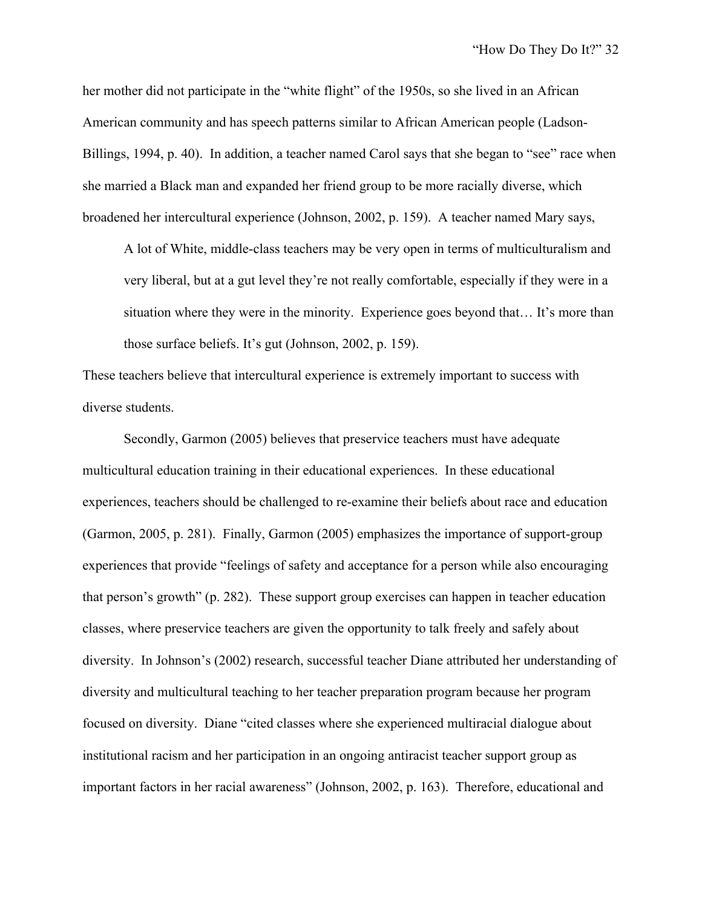her mother did not participate in the “white flight” of the 1950s, so she lived in an African American community and has speech patterns similar to African American people (Ladson-Billings, 1994, p. 40). In addition, a teacher named Carol says that she began to “see” race when she married a Black man and expanded her friend group to be more racially diverse, which broadened her intercultural experience (Johnson, 2002, p. 159). A teacher named Mary says,

> A lot of White, middle-class teachers may be very open in terms of multiculturalism and very liberal, but at a gut level they’re not really comfortable, especially if they were in a situation where they were in the minority. Experience goes beyond that… It’s more than those surface beliefs. It’s gut (Johnson, 2002, p. 159).

These teachers believe that intercultural experience is extremely important to success with diverse students.

Secondly, Garmon (2005) believes that preservice teachers must have adequate multicultural education training in their educational experiences. In these educational experiences, teachers should be challenged to re-examine their beliefs about race and education (Garmon, 2005, p. 281). Finally, Garmon (2005) emphasizes the importance of support-group experiences that provide “feelings of safety and acceptance for a person while also encouraging that person’s growth” (p. 282). These support group exercises can happen in teacher education classes, where preservice teachers are given the opportunity to talk freely and safely about diversity. In Johnson’s (2002) research, successful teacher Diane attributed her understanding of diversity and multicultural teaching to her teacher preparation program because her program focused on diversity. Diane “cited classes where she experienced multiracial dialogue about institutional racism and her participation in an ongoing antiracist teacher support group as important factors in her racial awareness” (Johnson, 2002, p. 163). Therefore, educational and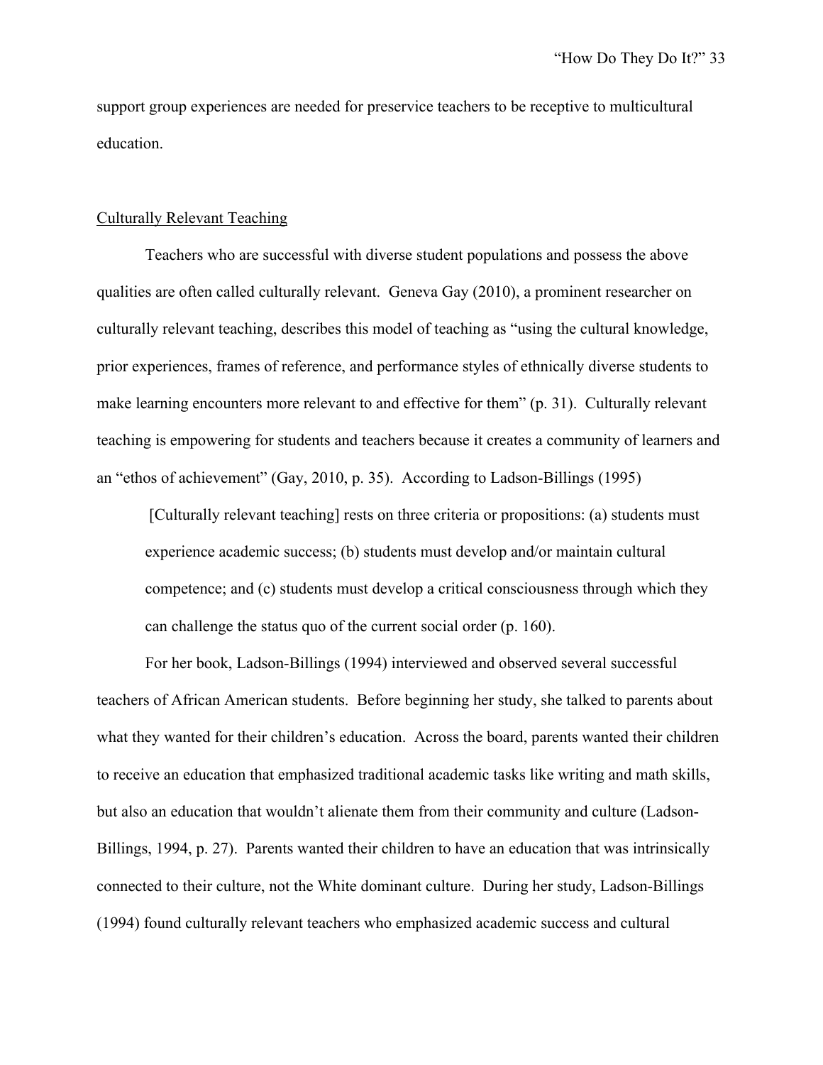support group experiences are needed for preservice teachers to be receptive to multicultural education.

## Culturally Relevant Teaching

Teachers who are successful with diverse student populations and possess the above qualities are often called culturally relevant. Geneva Gay (2010), a prominent researcher on culturally relevant teaching, describes this model of teaching as "using the cultural knowledge, prior experiences, frames of reference, and performance styles of ethnically diverse students to make learning encounters more relevant to and effective for them" (p. 31). Culturally relevant teaching is empowering for students and teachers because it creates a community of learners and an "ethos of achievement" (Gay, 2010, p. 35). According to Ladson-Billings (1995)

> [Culturally relevant teaching] rests on three criteria or propositions: (a) students must experience academic success; (b) students must develop and/or maintain cultural competence; and (c) students must develop a critical consciousness through which they can challenge the status quo of the current social order (p. 160).

For her book, Ladson-Billings (1994) interviewed and observed several successful teachers of African American students. Before beginning her study, she talked to parents about what they wanted for their children's education. Across the board, parents wanted their children to receive an education that emphasized traditional academic tasks like writing and math skills, but also an education that wouldn't alienate them from their community and culture (Ladson-Billings, 1994, p. 27). Parents wanted their children to have an education that was intrinsically connected to their culture, not the White dominant culture. During her study, Ladson-Billings (1994) found culturally relevant teachers who emphasized academic success and cultural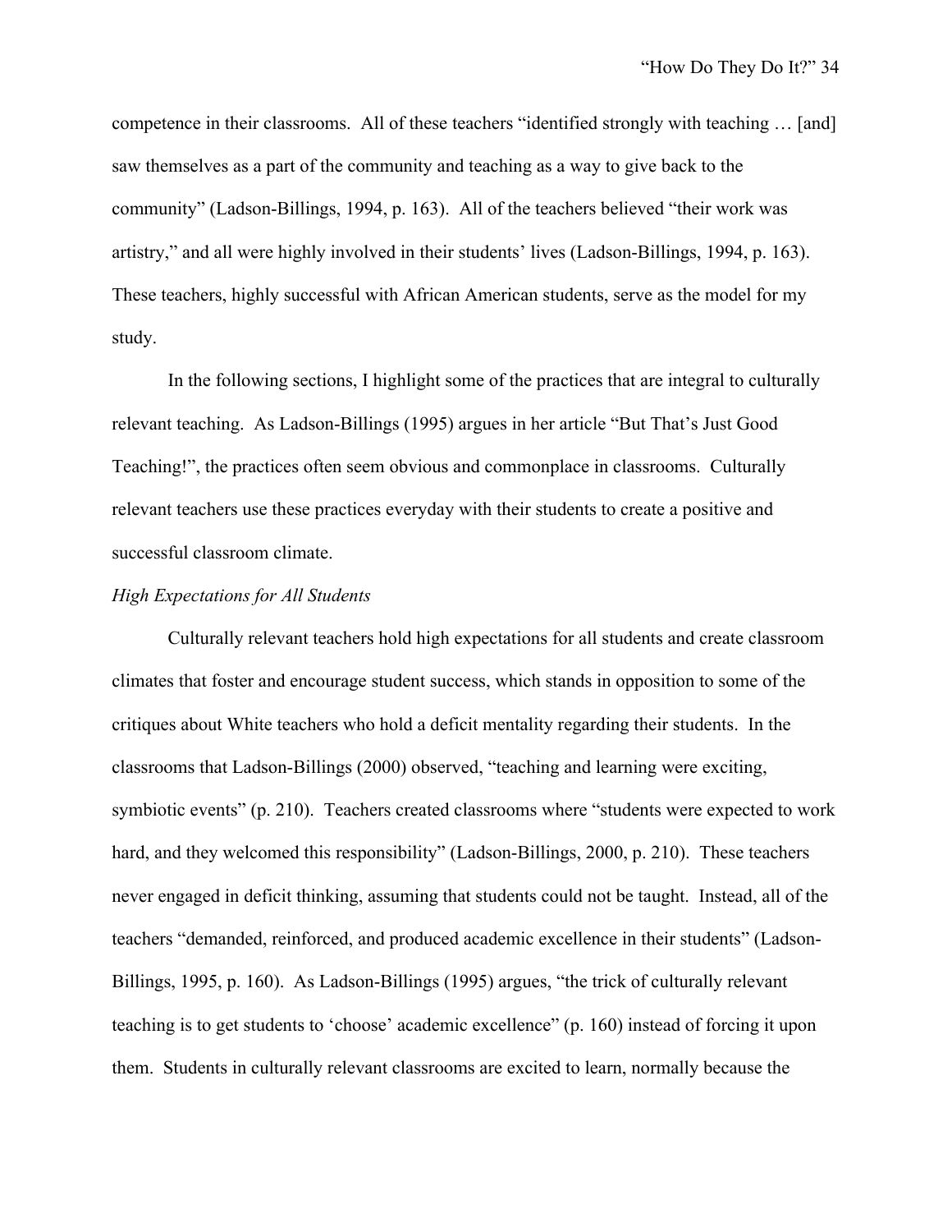competence in their classrooms. All of these teachers "identified strongly with teaching … [and] saw themselves as a part of the community and teaching as a way to give back to the community" (Ladson-Billings, 1994, p. 163). All of the teachers believed "their work was artistry," and all were highly involved in their students' lives (Ladson-Billings, 1994, p. 163). These teachers, highly successful with African American students, serve as the model for my study.

In the following sections, I highlight some of the practices that are integral to culturally relevant teaching. As Ladson-Billings (1995) argues in her article "But That's Just Good Teaching!", the practices often seem obvious and commonplace in classrooms. Culturally relevant teachers use these practices everyday with their students to create a positive and successful classroom climate.

*High Expectations for All Students*

Culturally relevant teachers hold high expectations for all students and create classroom climates that foster and encourage student success, which stands in opposition to some of the critiques about White teachers who hold a deficit mentality regarding their students. In the classrooms that Ladson-Billings (2000) observed, "teaching and learning were exciting, symbiotic events" (p. 210). Teachers created classrooms where "students were expected to work hard, and they welcomed this responsibility" (Ladson-Billings, 2000, p. 210). These teachers never engaged in deficit thinking, assuming that students could not be taught. Instead, all of the teachers "demanded, reinforced, and produced academic excellence in their students" (Ladson-Billings, 1995, p. 160). As Ladson-Billings (1995) argues, "the trick of culturally relevant teaching is to get students to 'choose' academic excellence" (p. 160) instead of forcing it upon them. Students in culturally relevant classrooms are excited to learn, normally because the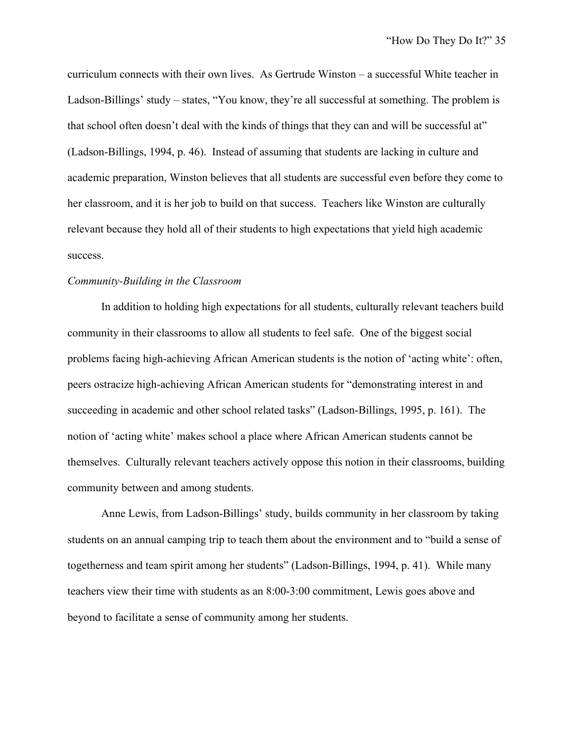curriculum connects with their own lives. As Gertrude Winston – a successful White teacher in Ladson-Billings' study – states, "You know, they're all successful at something. The problem is that school often doesn't deal with the kinds of things that they can and will be successful at" (Ladson-Billings, 1994, p. 46). Instead of assuming that students are lacking in culture and academic preparation, Winston believes that all students are successful even before they come to her classroom, and it is her job to build on that success. Teachers like Winston are culturally relevant because they hold all of their students to high expectations that yield high academic success.

*Community-Building in the Classroom*

In addition to holding high expectations for all students, culturally relevant teachers build community in their classrooms to allow all students to feel safe. One of the biggest social problems facing high-achieving African American students is the notion of 'acting white': often, peers ostracize high-achieving African American students for "demonstrating interest in and succeeding in academic and other school related tasks" (Ladson-Billings, 1995, p. 161). The notion of 'acting white' makes school a place where African American students cannot be themselves. Culturally relevant teachers actively oppose this notion in their classrooms, building community between and among students.

Anne Lewis, from Ladson-Billings' study, builds community in her classroom by taking students on an annual camping trip to teach them about the environment and to "build a sense of togetherness and team spirit among her students" (Ladson-Billings, 1994, p. 41). While many teachers view their time with students as an 8:00-3:00 commitment, Lewis goes above and beyond to facilitate a sense of community among her students.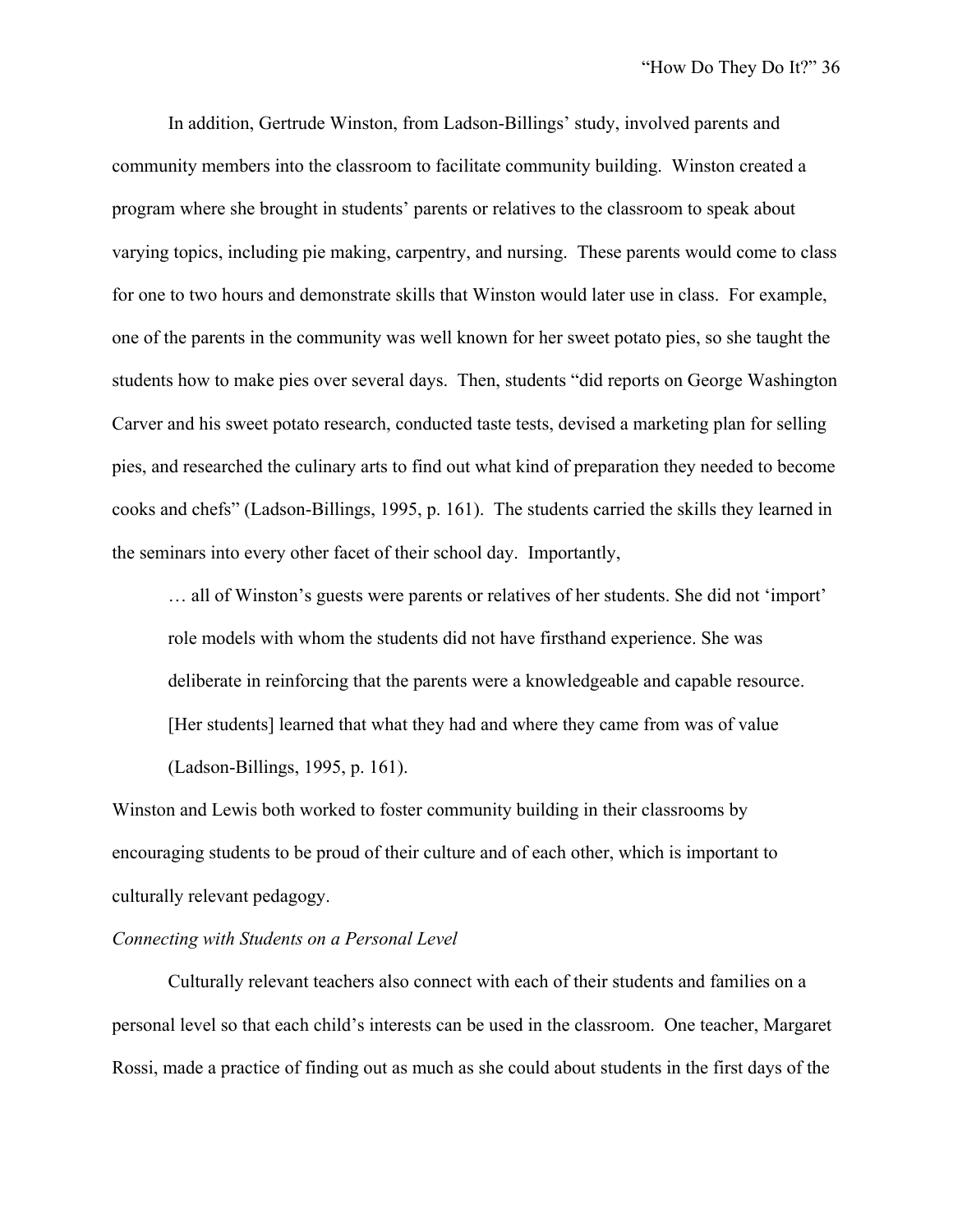In addition, Gertrude Winston, from Ladson-Billings' study, involved parents and community members into the classroom to facilitate community building. Winston created a program where she brought in students' parents or relatives to the classroom to speak about varying topics, including pie making, carpentry, and nursing. These parents would come to class for one to two hours and demonstrate skills that Winston would later use in class. For example, one of the parents in the community was well known for her sweet potato pies, so she taught the students how to make pies over several days. Then, students "did reports on George Washington Carver and his sweet potato research, conducted taste tests, devised a marketing plan for selling pies, and researched the culinary arts to find out what kind of preparation they needed to become cooks and chefs" (Ladson-Billings, 1995, p. 161). The students carried the skills they learned in the seminars into every other facet of their school day. Importantly,

> … all of Winston's guests were parents or relatives of her students. She did not 'import' role models with whom the students did not have firsthand experience. She was deliberate in reinforcing that the parents were a knowledgeable and capable resource. [Her students] learned that what they had and where they came from was of value (Ladson-Billings, 1995, p. 161).

Winston and Lewis both worked to foster community building in their classrooms by encouraging students to be proud of their culture and of each other, which is important to culturally relevant pedagogy.

*Connecting with Students on a Personal Level*

Culturally relevant teachers also connect with each of their students and families on a personal level so that each child's interests can be used in the classroom. One teacher, Margaret Rossi, made a practice of finding out as much as she could about students in the first days of the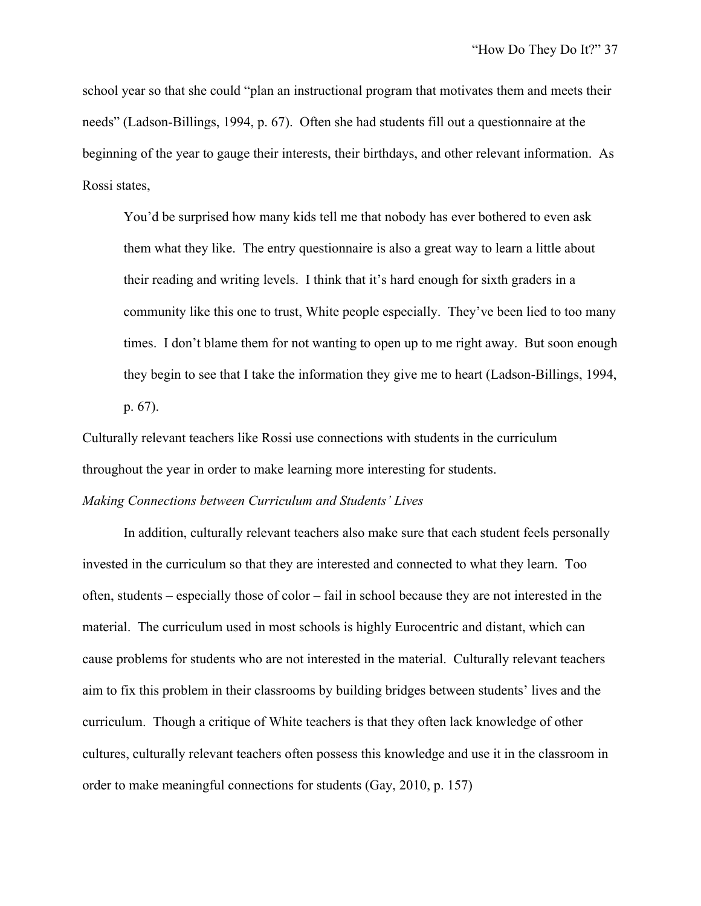school year so that she could "plan an instructional program that motivates them and meets their needs" (Ladson-Billings, 1994, p. 67). Often she had students fill out a questionnaire at the beginning of the year to gauge their interests, their birthdays, and other relevant information. As Rossi states,

> You'd be surprised how many kids tell me that nobody has ever bothered to even ask them what they like. The entry questionnaire is also a great way to learn a little about their reading and writing levels. I think that it's hard enough for sixth graders in a community like this one to trust, White people especially. They've been lied to too many times. I don't blame them for not wanting to open up to me right away. But soon enough they begin to see that I take the information they give me to heart (Ladson-Billings, 1994, p. 67).

Culturally relevant teachers like Rossi use connections with students in the curriculum throughout the year in order to make learning more interesting for students.

*Making Connections between Curriculum and Students' Lives*

In addition, culturally relevant teachers also make sure that each student feels personally invested in the curriculum so that they are interested and connected to what they learn. Too often, students – especially those of color – fail in school because they are not interested in the material. The curriculum used in most schools is highly Eurocentric and distant, which can cause problems for students who are not interested in the material. Culturally relevant teachers aim to fix this problem in their classrooms by building bridges between students' lives and the curriculum. Though a critique of White teachers is that they often lack knowledge of other cultures, culturally relevant teachers often possess this knowledge and use it in the classroom in order to make meaningful connections for students (Gay, 2010, p. 157)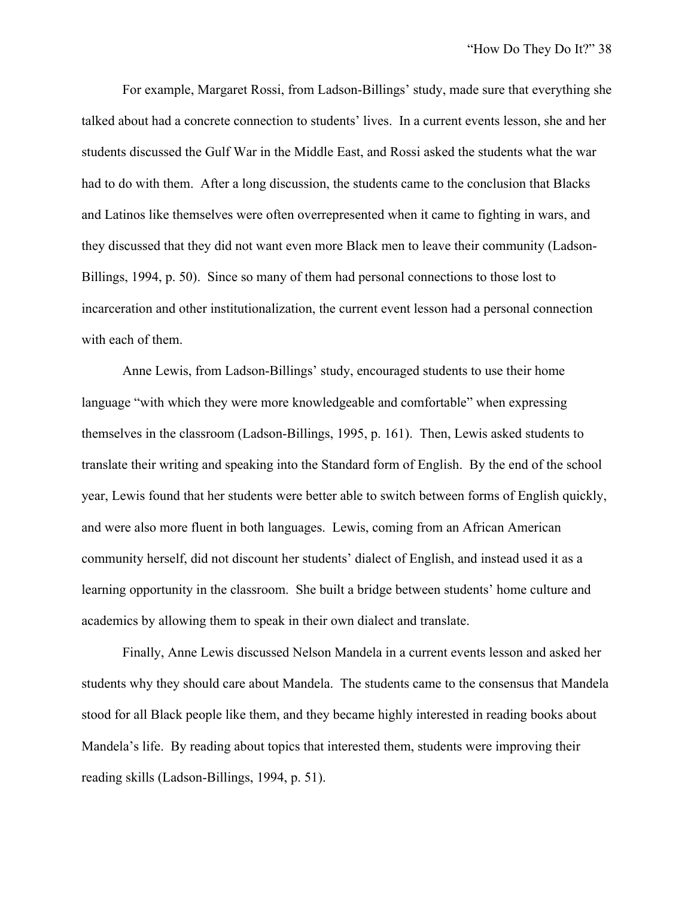For example, Margaret Rossi, from Ladson-Billings' study, made sure that everything she talked about had a concrete connection to students' lives. In a current events lesson, she and her students discussed the Gulf War in the Middle East, and Rossi asked the students what the war had to do with them. After a long discussion, the students came to the conclusion that Blacks and Latinos like themselves were often overrepresented when it came to fighting in wars, and they discussed that they did not want even more Black men to leave their community (Ladson-Billings, 1994, p. 50). Since so many of them had personal connections to those lost to incarceration and other institutionalization, the current event lesson had a personal connection with each of them.

Anne Lewis, from Ladson-Billings' study, encouraged students to use their home language "with which they were more knowledgeable and comfortable" when expressing themselves in the classroom (Ladson-Billings, 1995, p. 161). Then, Lewis asked students to translate their writing and speaking into the Standard form of English. By the end of the school year, Lewis found that her students were better able to switch between forms of English quickly, and were also more fluent in both languages. Lewis, coming from an African American community herself, did not discount her students' dialect of English, and instead used it as a learning opportunity in the classroom. She built a bridge between students' home culture and academics by allowing them to speak in their own dialect and translate.

Finally, Anne Lewis discussed Nelson Mandela in a current events lesson and asked her students why they should care about Mandela. The students came to the consensus that Mandela stood for all Black people like them, and they became highly interested in reading books about Mandela's life. By reading about topics that interested them, students were improving their reading skills (Ladson-Billings, 1994, p. 51).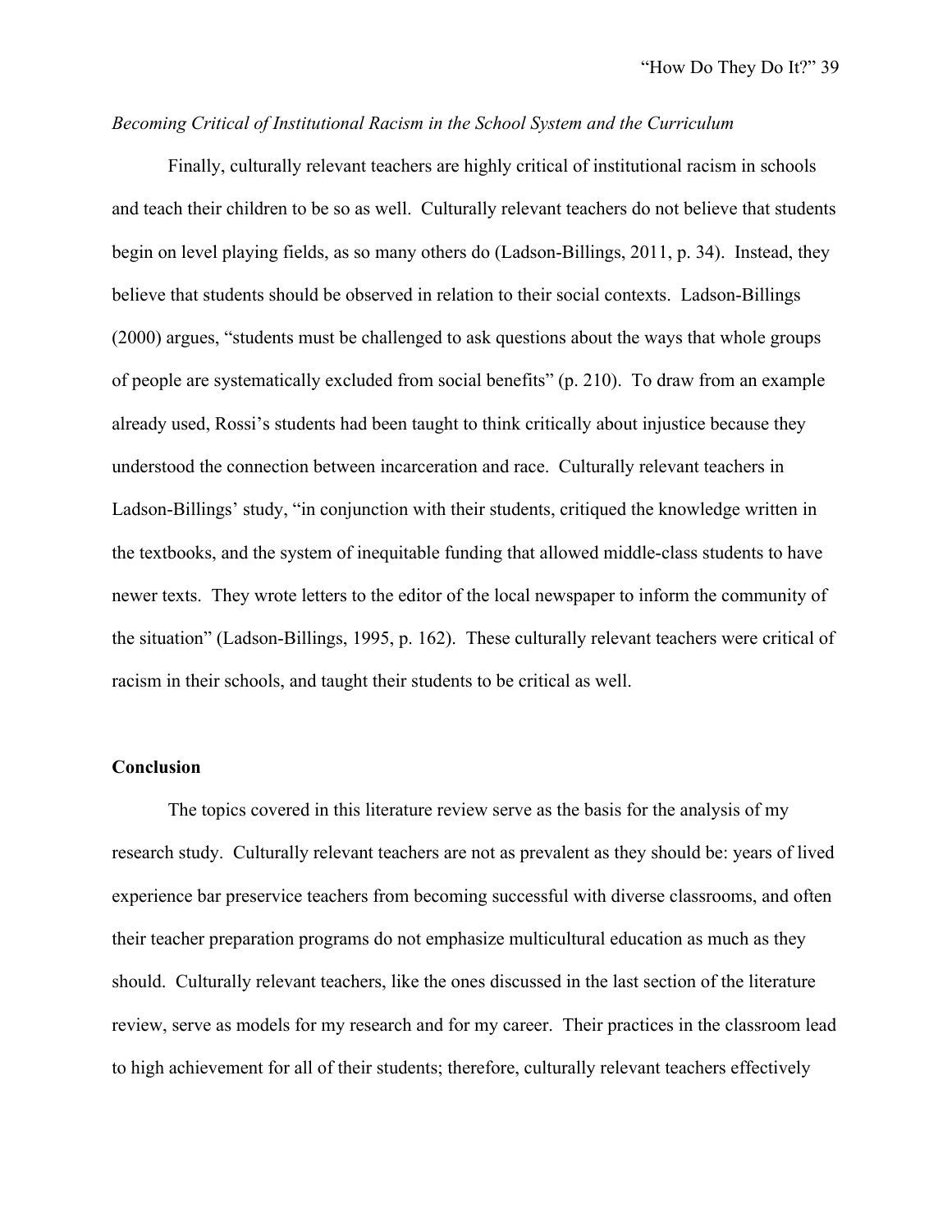*Becoming Critical of Institutional Racism in the School System and the Curriculum*

Finally, culturally relevant teachers are highly critical of institutional racism in schools and teach their children to be so as well. Culturally relevant teachers do not believe that students begin on level playing fields, as so many others do (Ladson-Billings, 2011, p. 34). Instead, they believe that students should be observed in relation to their social contexts. Ladson-Billings (2000) argues, "students must be challenged to ask questions about the ways that whole groups of people are systematically excluded from social benefits" (p. 210). To draw from an example already used, Rossi's students had been taught to think critically about injustice because they understood the connection between incarceration and race. Culturally relevant teachers in Ladson-Billings' study, "in conjunction with their students, critiqued the knowledge written in the textbooks, and the system of inequitable funding that allowed middle-class students to have newer texts. They wrote letters to the editor of the local newspaper to inform the community of the situation" (Ladson-Billings, 1995, p. 162). These culturally relevant teachers were critical of racism in their schools, and taught their students to be critical as well.

**Conclusion**

The topics covered in this literature review serve as the basis for the analysis of my research study. Culturally relevant teachers are not as prevalent as they should be: years of lived experience bar preservice teachers from becoming successful with diverse classrooms, and often their teacher preparation programs do not emphasize multicultural education as much as they should. Culturally relevant teachers, like the ones discussed in the last section of the literature review, serve as models for my research and for my career. Their practices in the classroom lead to high achievement for all of their students; therefore, culturally relevant teachers effectively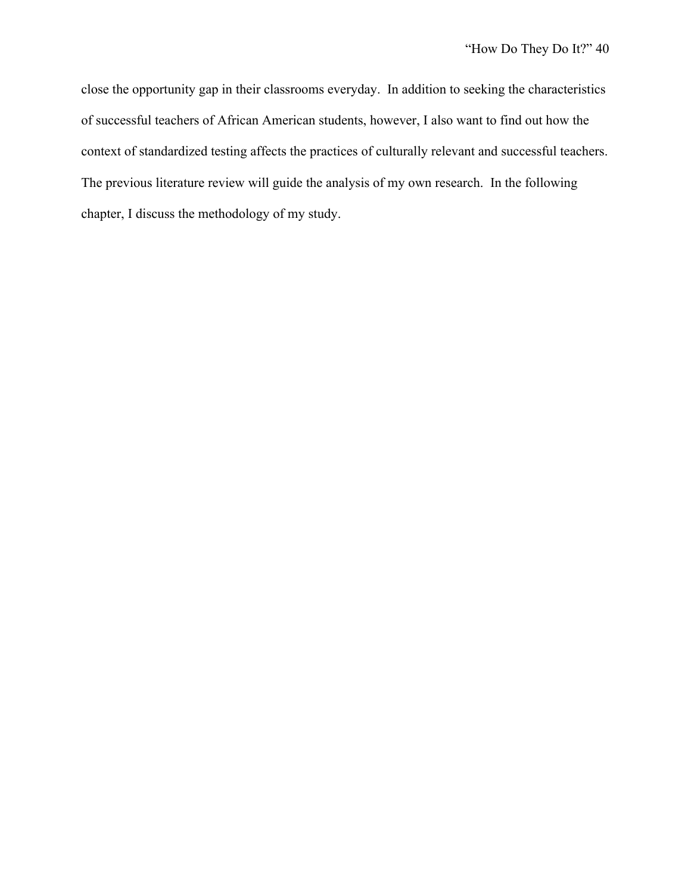close the opportunity gap in their classrooms everyday. In addition to seeking the characteristics of successful teachers of African American students, however, I also want to find out how the context of standardized testing affects the practices of culturally relevant and successful teachers. The previous literature review will guide the analysis of my own research. In the following chapter, I discuss the methodology of my study.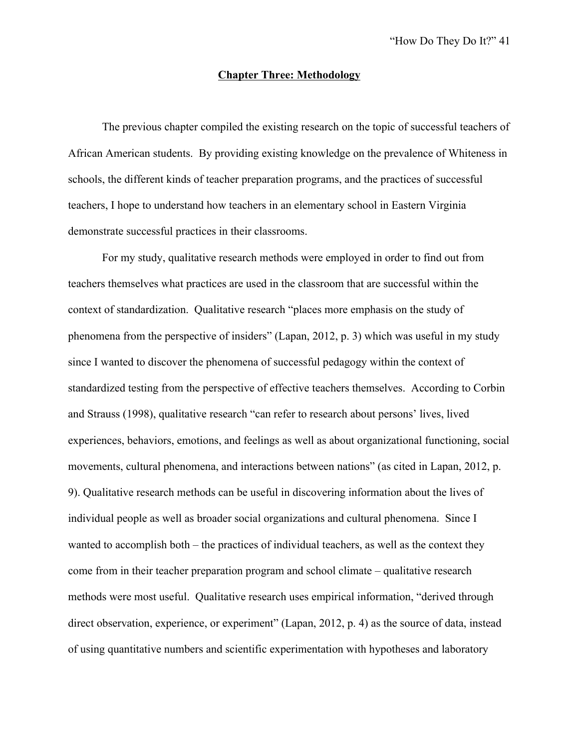## Chapter Three: Methodology

The previous chapter compiled the existing research on the topic of successful teachers of African American students. By providing existing knowledge on the prevalence of Whiteness in schools, the different kinds of teacher preparation programs, and the practices of successful teachers, I hope to understand how teachers in an elementary school in Eastern Virginia demonstrate successful practices in their classrooms.

For my study, qualitative research methods were employed in order to find out from teachers themselves what practices are used in the classroom that are successful within the context of standardization. Qualitative research "places more emphasis on the study of phenomena from the perspective of insiders" (Lapan, 2012, p. 3) which was useful in my study since I wanted to discover the phenomena of successful pedagogy within the context of standardized testing from the perspective of effective teachers themselves. According to Corbin and Strauss (1998), qualitative research "can refer to research about persons' lives, lived experiences, behaviors, emotions, and feelings as well as about organizational functioning, social movements, cultural phenomena, and interactions between nations" (as cited in Lapan, 2012, p. 9). Qualitative research methods can be useful in discovering information about the lives of individual people as well as broader social organizations and cultural phenomena. Since I wanted to accomplish both – the practices of individual teachers, as well as the context they come from in their teacher preparation program and school climate – qualitative research methods were most useful. Qualitative research uses empirical information, "derived through direct observation, experience, or experiment" (Lapan, 2012, p. 4) as the source of data, instead of using quantitative numbers and scientific experimentation with hypotheses and laboratory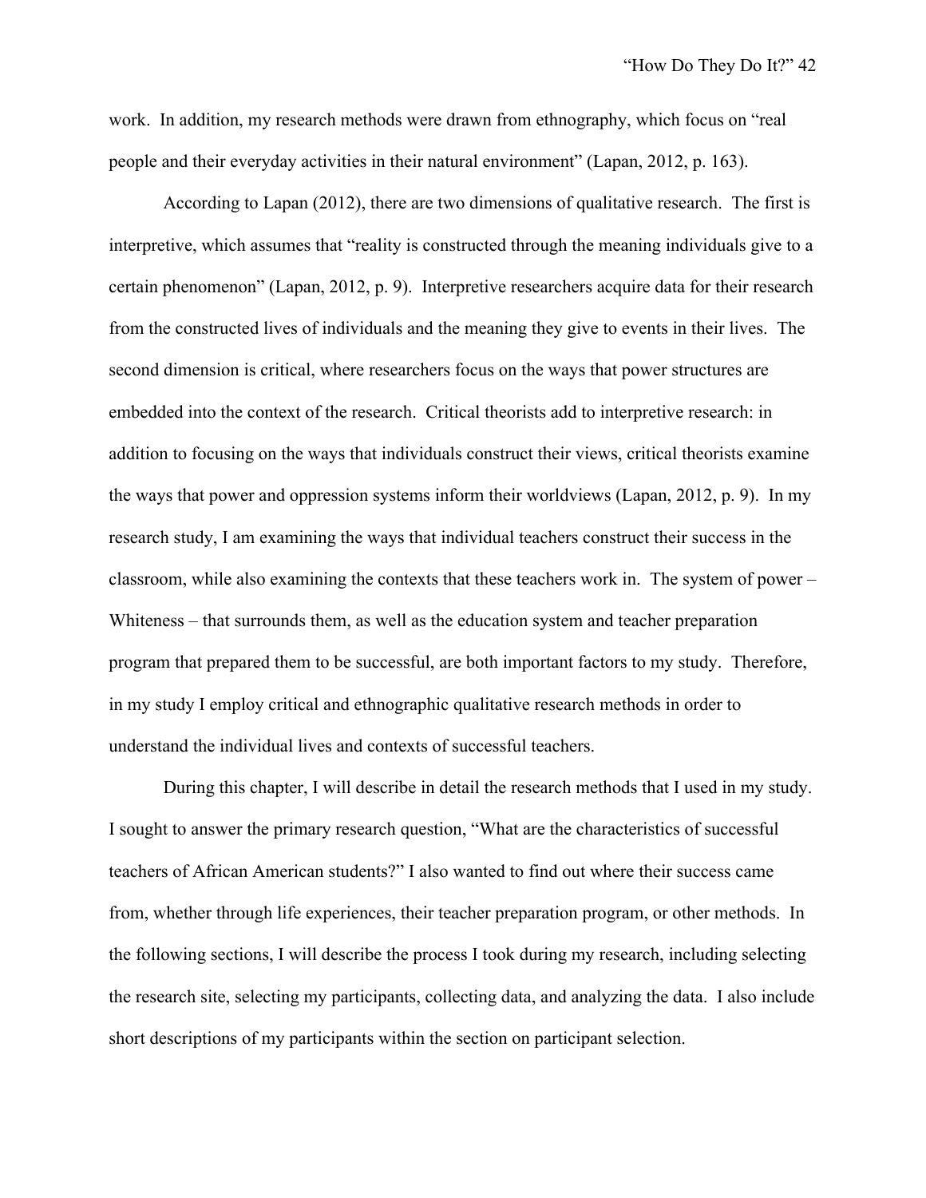work. In addition, my research methods were drawn from ethnography, which focus on "real people and their everyday activities in their natural environment" (Lapan, 2012, p. 163).

According to Lapan (2012), there are two dimensions of qualitative research. The first is interpretive, which assumes that "reality is constructed through the meaning individuals give to a certain phenomenon" (Lapan, 2012, p. 9). Interpretive researchers acquire data for their research from the constructed lives of individuals and the meaning they give to events in their lives. The second dimension is critical, where researchers focus on the ways that power structures are embedded into the context of the research. Critical theorists add to interpretive research: in addition to focusing on the ways that individuals construct their views, critical theorists examine the ways that power and oppression systems inform their worldviews (Lapan, 2012, p. 9). In my research study, I am examining the ways that individual teachers construct their success in the classroom, while also examining the contexts that these teachers work in. The system of power – Whiteness – that surrounds them, as well as the education system and teacher preparation program that prepared them to be successful, are both important factors to my study. Therefore, in my study I employ critical and ethnographic qualitative research methods in order to understand the individual lives and contexts of successful teachers.

During this chapter, I will describe in detail the research methods that I used in my study. I sought to answer the primary research question, "What are the characteristics of successful teachers of African American students?" I also wanted to find out where their success came from, whether through life experiences, their teacher preparation program, or other methods. In the following sections, I will describe the process I took during my research, including selecting the research site, selecting my participants, collecting data, and analyzing the data. I also include short descriptions of my participants within the section on participant selection.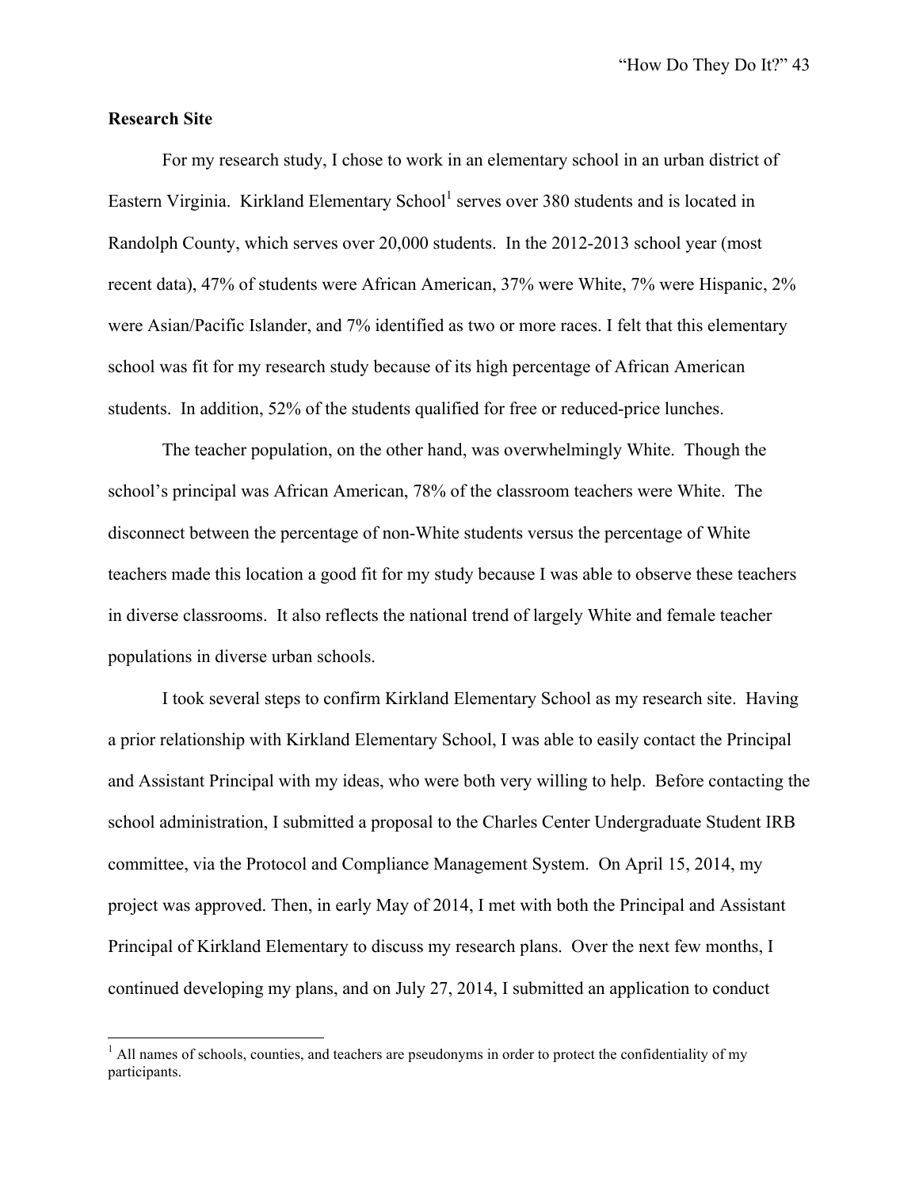**Research Site**

For my research study, I chose to work in an elementary school in an urban district of Eastern Virginia. Kirkland Elementary School[1] serves over 380 students and is located in Randolph County, which serves over 20,000 students. In the 2012-2013 school year (most recent data), 47% of students were African American, 37% were White, 7% were Hispanic, 2% were Asian/Pacific Islander, and 7% identified as two or more races. I felt that this elementary school was fit for my research study because of its high percentage of African American students. In addition, 52% of the students qualified for free or reduced-price lunches.

The teacher population, on the other hand, was overwhelmingly White. Though the school's principal was African American, 78% of the classroom teachers were White. The disconnect between the percentage of non-White students versus the percentage of White teachers made this location a good fit for my study because I was able to observe these teachers in diverse classrooms. It also reflects the national trend of largely White and female teacher populations in diverse urban schools.

I took several steps to confirm Kirkland Elementary School as my research site. Having a prior relationship with Kirkland Elementary School, I was able to easily contact the Principal and Assistant Principal with my ideas, who were both very willing to help. Before contacting the school administration, I submitted a proposal to the Charles Center Undergraduate Student IRB committee, via the Protocol and Compliance Management System. On April 15, 2014, my project was approved. Then, in early May of 2014, I met with both the Principal and Assistant Principal of Kirkland Elementary to discuss my research plans. Over the next few months, I continued developing my plans, and on July 27, 2014, I submitted an application to conduct

---

[1] All names of schools, counties, and teachers are pseudonyms in order to protect the confidentiality of my participants.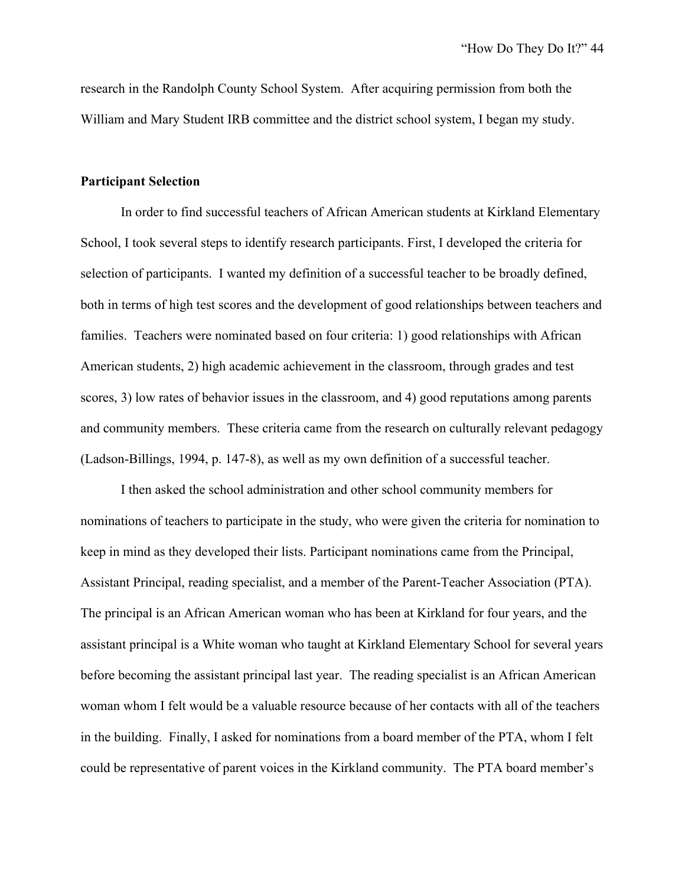research in the Randolph County School System. After acquiring permission from both the William and Mary Student IRB committee and the district school system, I began my study.

**Participant Selection**

In order to find successful teachers of African American students at Kirkland Elementary School, I took several steps to identify research participants. First, I developed the criteria for selection of participants. I wanted my definition of a successful teacher to be broadly defined, both in terms of high test scores and the development of good relationships between teachers and families. Teachers were nominated based on four criteria: 1) good relationships with African American students, 2) high academic achievement in the classroom, through grades and test scores, 3) low rates of behavior issues in the classroom, and 4) good reputations among parents and community members. These criteria came from the research on culturally relevant pedagogy (Ladson-Billings, 1994, p. 147-8), as well as my own definition of a successful teacher.

I then asked the school administration and other school community members for nominations of teachers to participate in the study, who were given the criteria for nomination to keep in mind as they developed their lists. Participant nominations came from the Principal, Assistant Principal, reading specialist, and a member of the Parent-Teacher Association (PTA). The principal is an African American woman who has been at Kirkland for four years, and the assistant principal is a White woman who taught at Kirkland Elementary School for several years before becoming the assistant principal last year. The reading specialist is an African American woman whom I felt would be a valuable resource because of her contacts with all of the teachers in the building. Finally, I asked for nominations from a board member of the PTA, whom I felt could be representative of parent voices in the Kirkland community. The PTA board member's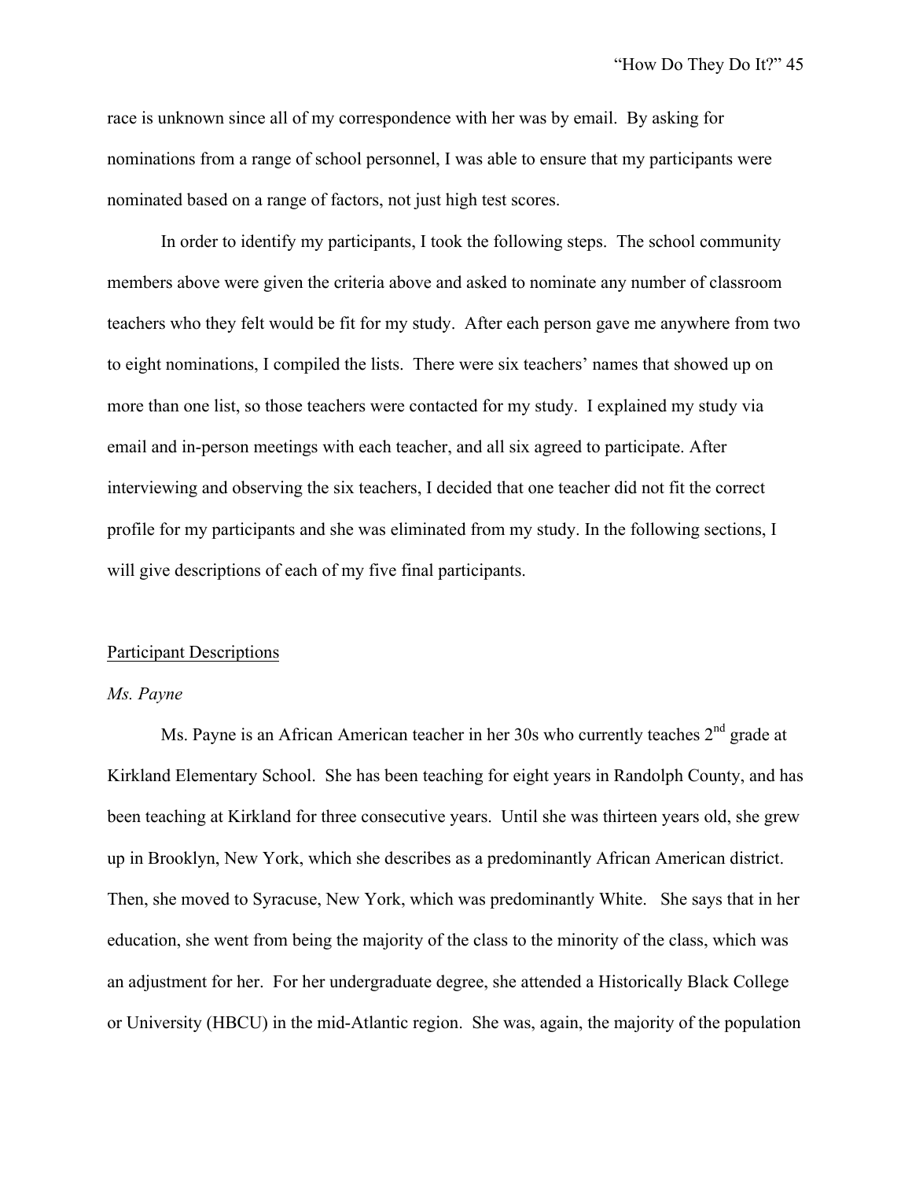race is unknown since all of my correspondence with her was by email. By asking for nominations from a range of school personnel, I was able to ensure that my participants were nominated based on a range of factors, not just high test scores.

In order to identify my participants, I took the following steps. The school community members above were given the criteria above and asked to nominate any number of classroom teachers who they felt would be fit for my study. After each person gave me anywhere from two to eight nominations, I compiled the lists. There were six teachers' names that showed up on more than one list, so those teachers were contacted for my study. I explained my study via email and in-person meetings with each teacher, and all six agreed to participate. After interviewing and observing the six teachers, I decided that one teacher did not fit the correct profile for my participants and she was eliminated from my study. In the following sections, I will give descriptions of each of my five final participants.

## Participant Descriptions

### *Ms. Payne*

Ms. Payne is an African American teacher in her 30s who currently teaches 2nd grade at Kirkland Elementary School. She has been teaching for eight years in Randolph County, and has been teaching at Kirkland for three consecutive years. Until she was thirteen years old, she grew up in Brooklyn, New York, which she describes as a predominantly African American district. Then, she moved to Syracuse, New York, which was predominantly White. She says that in her education, she went from being the majority of the class to the minority of the class, which was an adjustment for her. For her undergraduate degree, she attended a Historically Black College or University (HBCU) in the mid-Atlantic region. She was, again, the majority of the population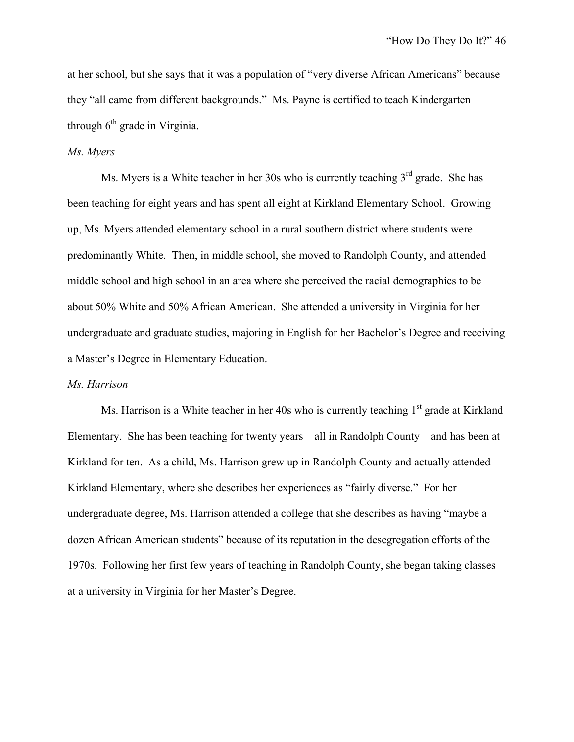at her school, but she says that it was a population of "very diverse African Americans" because they "all came from different backgrounds." Ms. Payne is certified to teach Kindergarten through 6th grade in Virginia.

*Ms. Myers*

Ms. Myers is a White teacher in her 30s who is currently teaching 3rd grade. She has been teaching for eight years and has spent all eight at Kirkland Elementary School. Growing up, Ms. Myers attended elementary school in a rural southern district where students were predominantly White. Then, in middle school, she moved to Randolph County, and attended middle school and high school in an area where she perceived the racial demographics to be about 50% White and 50% African American. She attended a university in Virginia for her undergraduate and graduate studies, majoring in English for her Bachelor's Degree and receiving a Master's Degree in Elementary Education.

*Ms. Harrison*

Ms. Harrison is a White teacher in her 40s who is currently teaching 1st grade at Kirkland Elementary. She has been teaching for twenty years – all in Randolph County – and has been at Kirkland for ten. As a child, Ms. Harrison grew up in Randolph County and actually attended Kirkland Elementary, where she describes her experiences as "fairly diverse." For her undergraduate degree, Ms. Harrison attended a college that she describes as having "maybe a dozen African American students" because of its reputation in the desegregation efforts of the 1970s. Following her first few years of teaching in Randolph County, she began taking classes at a university in Virginia for her Master's Degree.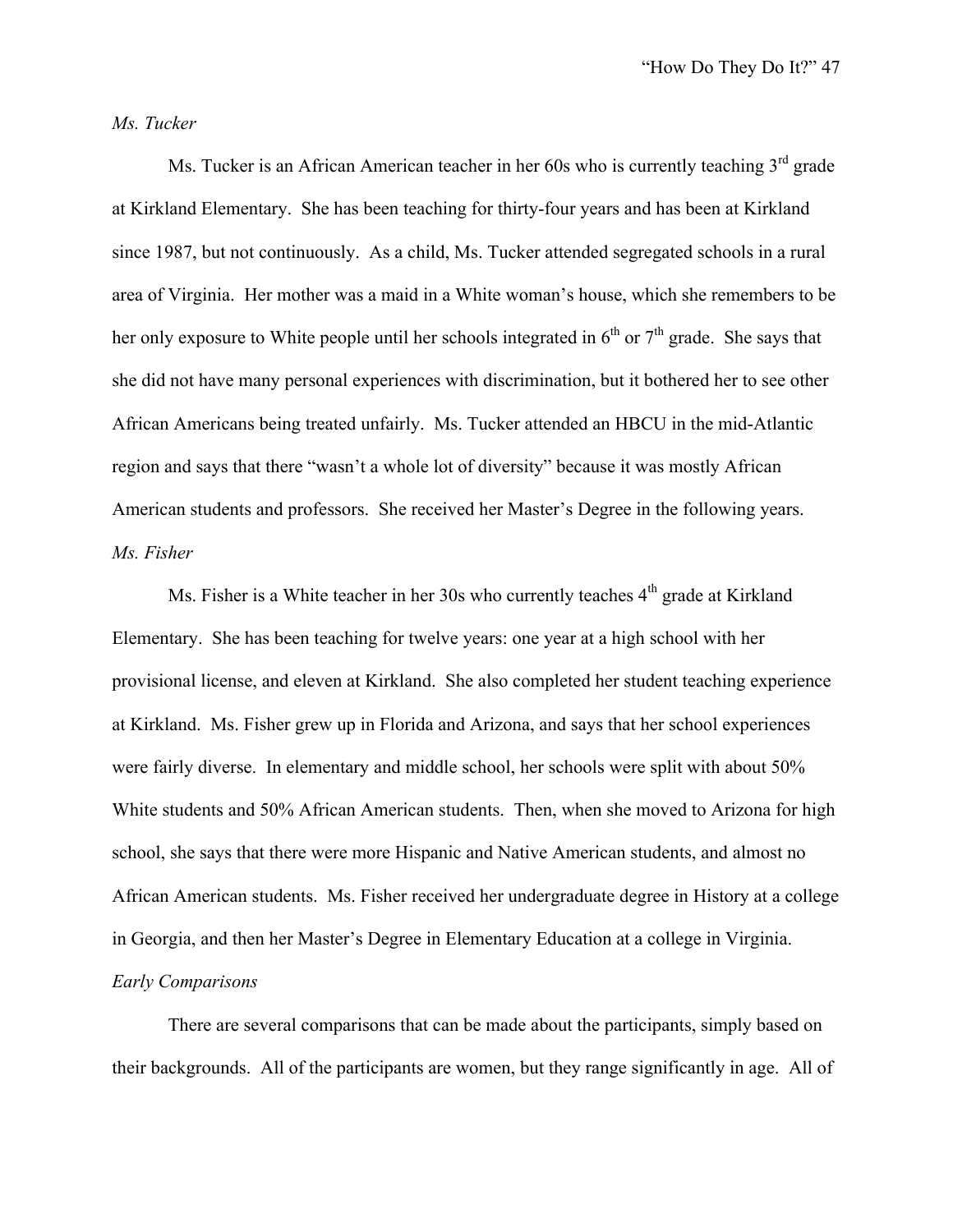*Ms. Tucker*

Ms. Tucker is an African American teacher in her 60s who is currently teaching 3rd grade at Kirkland Elementary. She has been teaching for thirty-four years and has been at Kirkland since 1987, but not continuously. As a child, Ms. Tucker attended segregated schools in a rural area of Virginia. Her mother was a maid in a White woman's house, which she remembers to be her only exposure to White people until her schools integrated in 6th or 7th grade. She says that she did not have many personal experiences with discrimination, but it bothered her to see other African Americans being treated unfairly. Ms. Tucker attended an HBCU in the mid-Atlantic region and says that there "wasn't a whole lot of diversity" because it was mostly African American students and professors. She received her Master's Degree in the following years.

*Ms. Fisher*

Ms. Fisher is a White teacher in her 30s who currently teaches 4th grade at Kirkland Elementary. She has been teaching for twelve years: one year at a high school with her provisional license, and eleven at Kirkland. She also completed her student teaching experience at Kirkland. Ms. Fisher grew up in Florida and Arizona, and says that her school experiences were fairly diverse. In elementary and middle school, her schools were split with about 50% White students and 50% African American students. Then, when she moved to Arizona for high school, she says that there were more Hispanic and Native American students, and almost no African American students. Ms. Fisher received her undergraduate degree in History at a college in Georgia, and then her Master's Degree in Elementary Education at a college in Virginia.

*Early Comparisons*

There are several comparisons that can be made about the participants, simply based on their backgrounds. All of the participants are women, but they range significantly in age. All of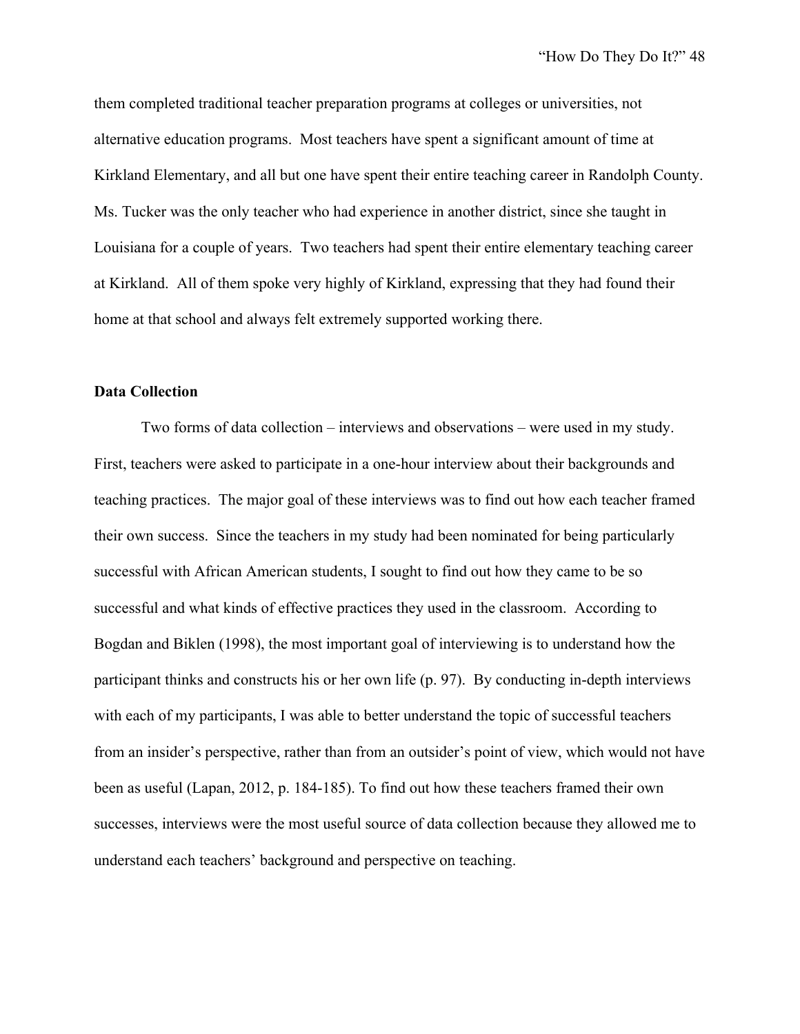them completed traditional teacher preparation programs at colleges or universities, not alternative education programs. Most teachers have spent a significant amount of time at Kirkland Elementary, and all but one have spent their entire teaching career in Randolph County. Ms. Tucker was the only teacher who had experience in another district, since she taught in Louisiana for a couple of years. Two teachers had spent their entire elementary teaching career at Kirkland. All of them spoke very highly of Kirkland, expressing that they had found their home at that school and always felt extremely supported working there.

**Data Collection**

Two forms of data collection – interviews and observations – were used in my study. First, teachers were asked to participate in a one-hour interview about their backgrounds and teaching practices. The major goal of these interviews was to find out how each teacher framed their own success. Since the teachers in my study had been nominated for being particularly successful with African American students, I sought to find out how they came to be so successful and what kinds of effective practices they used in the classroom. According to Bogdan and Biklen (1998), the most important goal of interviewing is to understand how the participant thinks and constructs his or her own life (p. 97). By conducting in-depth interviews with each of my participants, I was able to better understand the topic of successful teachers from an insider's perspective, rather than from an outsider's point of view, which would not have been as useful (Lapan, 2012, p. 184-185). To find out how these teachers framed their own successes, interviews were the most useful source of data collection because they allowed me to understand each teachers' background and perspective on teaching.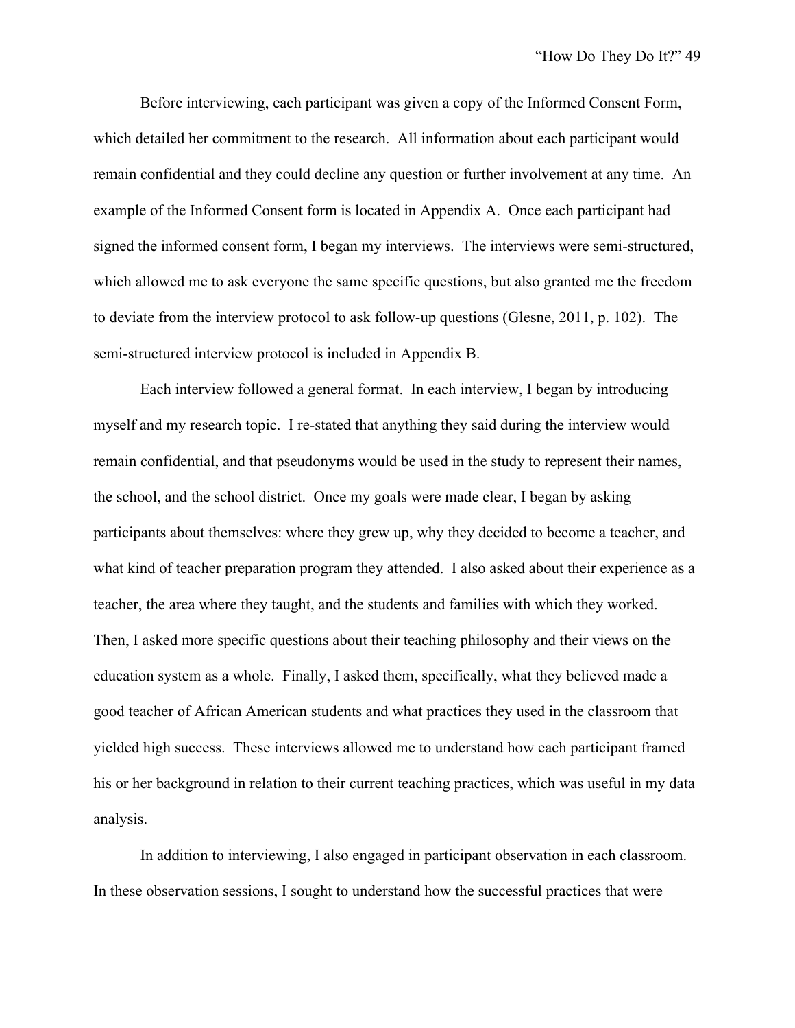Before interviewing, each participant was given a copy of the Informed Consent Form, which detailed her commitment to the research. All information about each participant would remain confidential and they could decline any question or further involvement at any time. An example of the Informed Consent form is located in Appendix A. Once each participant had signed the informed consent form, I began my interviews. The interviews were semi-structured, which allowed me to ask everyone the same specific questions, but also granted me the freedom to deviate from the interview protocol to ask follow-up questions (Glesne, 2011, p. 102). The semi-structured interview protocol is included in Appendix B.

Each interview followed a general format. In each interview, I began by introducing myself and my research topic. I re-stated that anything they said during the interview would remain confidential, and that pseudonyms would be used in the study to represent their names, the school, and the school district. Once my goals were made clear, I began by asking participants about themselves: where they grew up, why they decided to become a teacher, and what kind of teacher preparation program they attended. I also asked about their experience as a teacher, the area where they taught, and the students and families with which they worked. Then, I asked more specific questions about their teaching philosophy and their views on the education system as a whole. Finally, I asked them, specifically, what they believed made a good teacher of African American students and what practices they used in the classroom that yielded high success. These interviews allowed me to understand how each participant framed his or her background in relation to their current teaching practices, which was useful in my data analysis.

In addition to interviewing, I also engaged in participant observation in each classroom. In these observation sessions, I sought to understand how the successful practices that were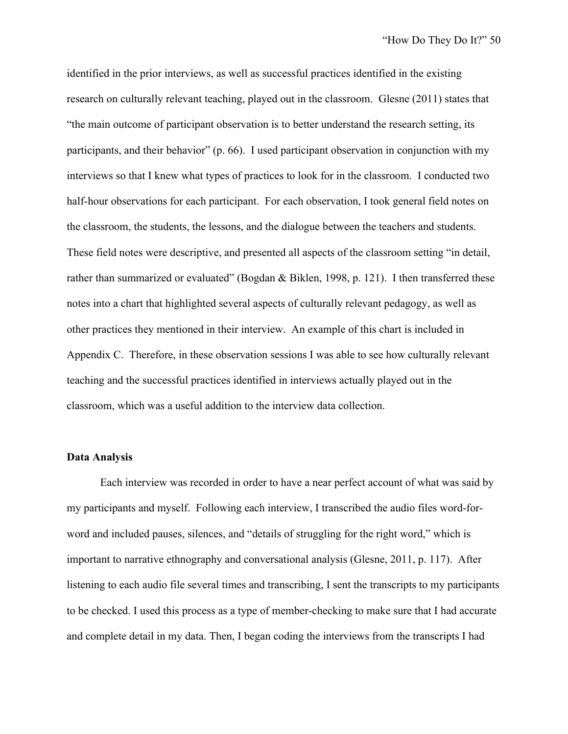identified in the prior interviews, as well as successful practices identified in the existing research on culturally relevant teaching, played out in the classroom. Glesne (2011) states that "the main outcome of participant observation is to better understand the research setting, its participants, and their behavior" (p. 66). I used participant observation in conjunction with my interviews so that I knew what types of practices to look for in the classroom. I conducted two half-hour observations for each participant. For each observation, I took general field notes on the classroom, the students, the lessons, and the dialogue between the teachers and students. These field notes were descriptive, and presented all aspects of the classroom setting "in detail, rather than summarized or evaluated" (Bogdan & Biklen, 1998, p. 121). I then transferred these notes into a chart that highlighted several aspects of culturally relevant pedagogy, as well as other practices they mentioned in their interview. An example of this chart is included in Appendix C. Therefore, in these observation sessions I was able to see how culturally relevant teaching and the successful practices identified in interviews actually played out in the classroom, which was a useful addition to the interview data collection.

**Data Analysis**

Each interview was recorded in order to have a near perfect account of what was said by my participants and myself. Following each interview, I transcribed the audio files word-for-word and included pauses, silences, and "details of struggling for the right word," which is important to narrative ethnography and conversational analysis (Glesne, 2011, p. 117). After listening to each audio file several times and transcribing, I sent the transcripts to my participants to be checked. I used this process as a type of member-checking to make sure that I had accurate and complete detail in my data. Then, I began coding the interviews from the transcripts I had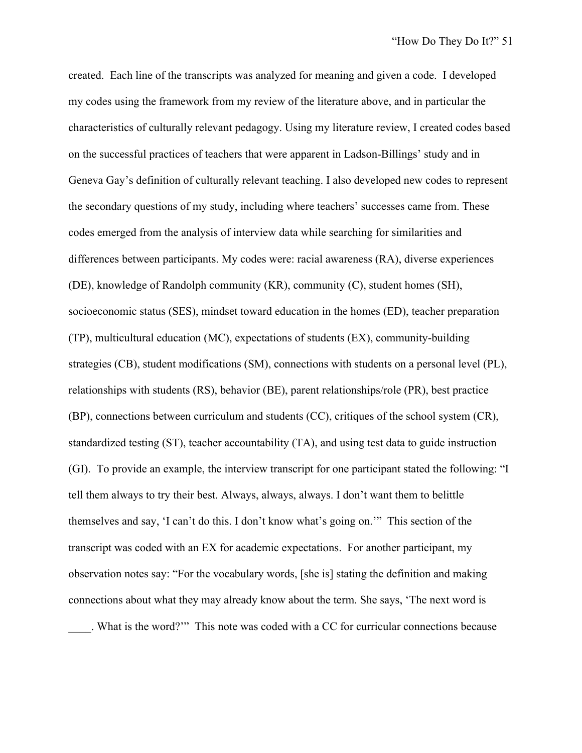created. Each line of the transcripts was analyzed for meaning and given a code. I developed my codes using the framework from my review of the literature above, and in particular the characteristics of culturally relevant pedagogy. Using my literature review, I created codes based on the successful practices of teachers that were apparent in Ladson-Billings' study and in Geneva Gay's definition of culturally relevant teaching. I also developed new codes to represent the secondary questions of my study, including where teachers' successes came from. These codes emerged from the analysis of interview data while searching for similarities and differences between participants. My codes were: racial awareness (RA), diverse experiences (DE), knowledge of Randolph community (KR), community (C), student homes (SH), socioeconomic status (SES), mindset toward education in the homes (ED), teacher preparation (TP), multicultural education (MC), expectations of students (EX), community-building strategies (CB), student modifications (SM), connections with students on a personal level (PL), relationships with students (RS), behavior (BE), parent relationships/role (PR), best practice (BP), connections between curriculum and students (CC), critiques of the school system (CR), standardized testing (ST), teacher accountability (TA), and using test data to guide instruction (GI). To provide an example, the interview transcript for one participant stated the following: "I tell them always to try their best. Always, always, always. I don't want them to belittle themselves and say, 'I can't do this. I don't know what's going on.'" This section of the transcript was coded with an EX for academic expectations. For another participant, my observation notes say: "For the vocabulary words, [she is] stating the definition and making connections about what they may already know about the term. She says, 'The next word is ____. What is the word?'" This note was coded with a CC for curricular connections because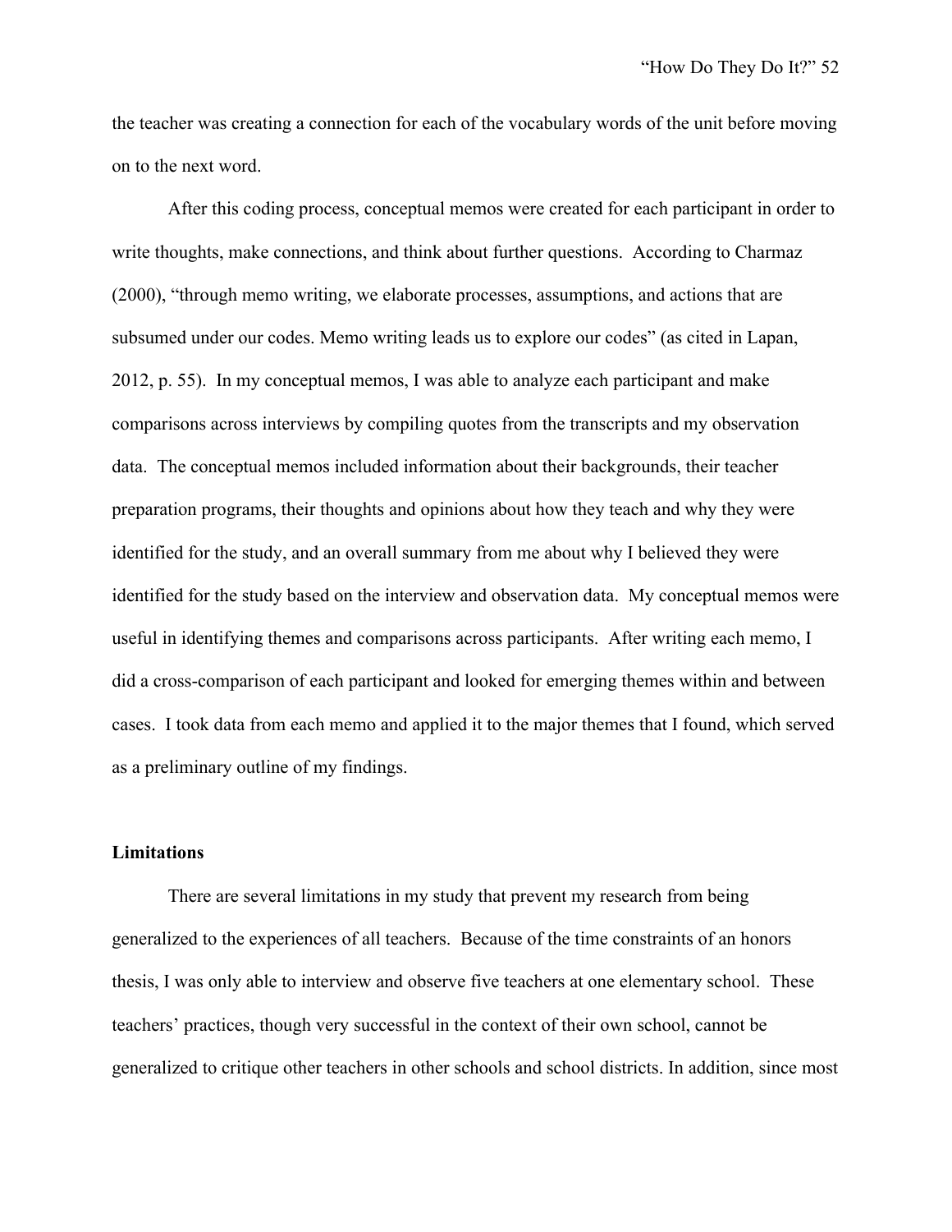the teacher was creating a connection for each of the vocabulary words of the unit before moving on to the next word.

After this coding process, conceptual memos were created for each participant in order to write thoughts, make connections, and think about further questions. According to Charmaz (2000), "through memo writing, we elaborate processes, assumptions, and actions that are subsumed under our codes. Memo writing leads us to explore our codes" (as cited in Lapan, 2012, p. 55). In my conceptual memos, I was able to analyze each participant and make comparisons across interviews by compiling quotes from the transcripts and my observation data. The conceptual memos included information about their backgrounds, their teacher preparation programs, their thoughts and opinions about how they teach and why they were identified for the study, and an overall summary from me about why I believed they were identified for the study based on the interview and observation data. My conceptual memos were useful in identifying themes and comparisons across participants. After writing each memo, I did a cross-comparison of each participant and looked for emerging themes within and between cases. I took data from each memo and applied it to the major themes that I found, which served as a preliminary outline of my findings.

## Limitations

There are several limitations in my study that prevent my research from being generalized to the experiences of all teachers. Because of the time constraints of an honors thesis, I was only able to interview and observe five teachers at one elementary school. These teachers' practices, though very successful in the context of their own school, cannot be generalized to critique other teachers in other schools and school districts. In addition, since most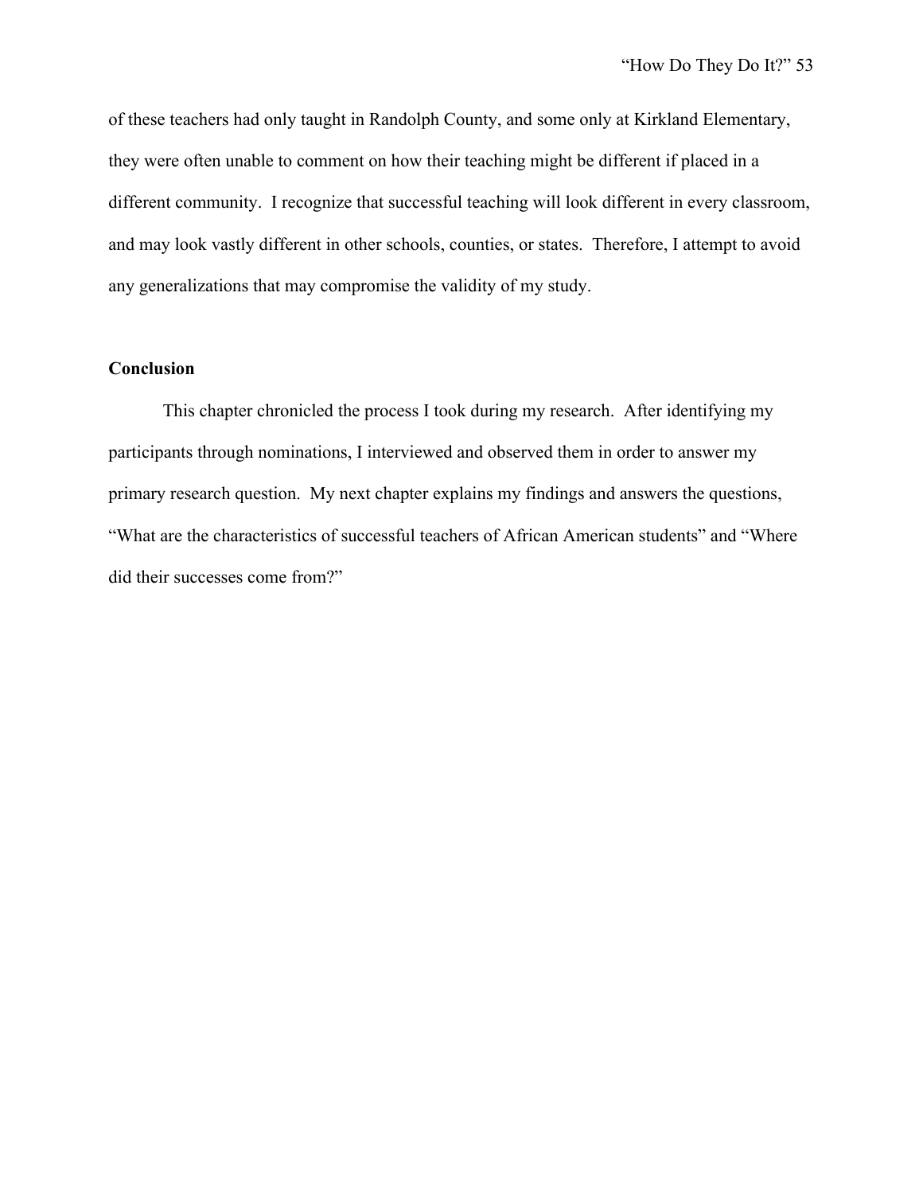of these teachers had only taught in Randolph County, and some only at Kirkland Elementary, they were often unable to comment on how their teaching might be different if placed in a different community. I recognize that successful teaching will look different in every classroom, and may look vastly different in other schools, counties, or states. Therefore, I attempt to avoid any generalizations that may compromise the validity of my study.

## Conclusion

This chapter chronicled the process I took during my research. After identifying my participants through nominations, I interviewed and observed them in order to answer my primary research question. My next chapter explains my findings and answers the questions, "What are the characteristics of successful teachers of African American students" and "Where did their successes come from?"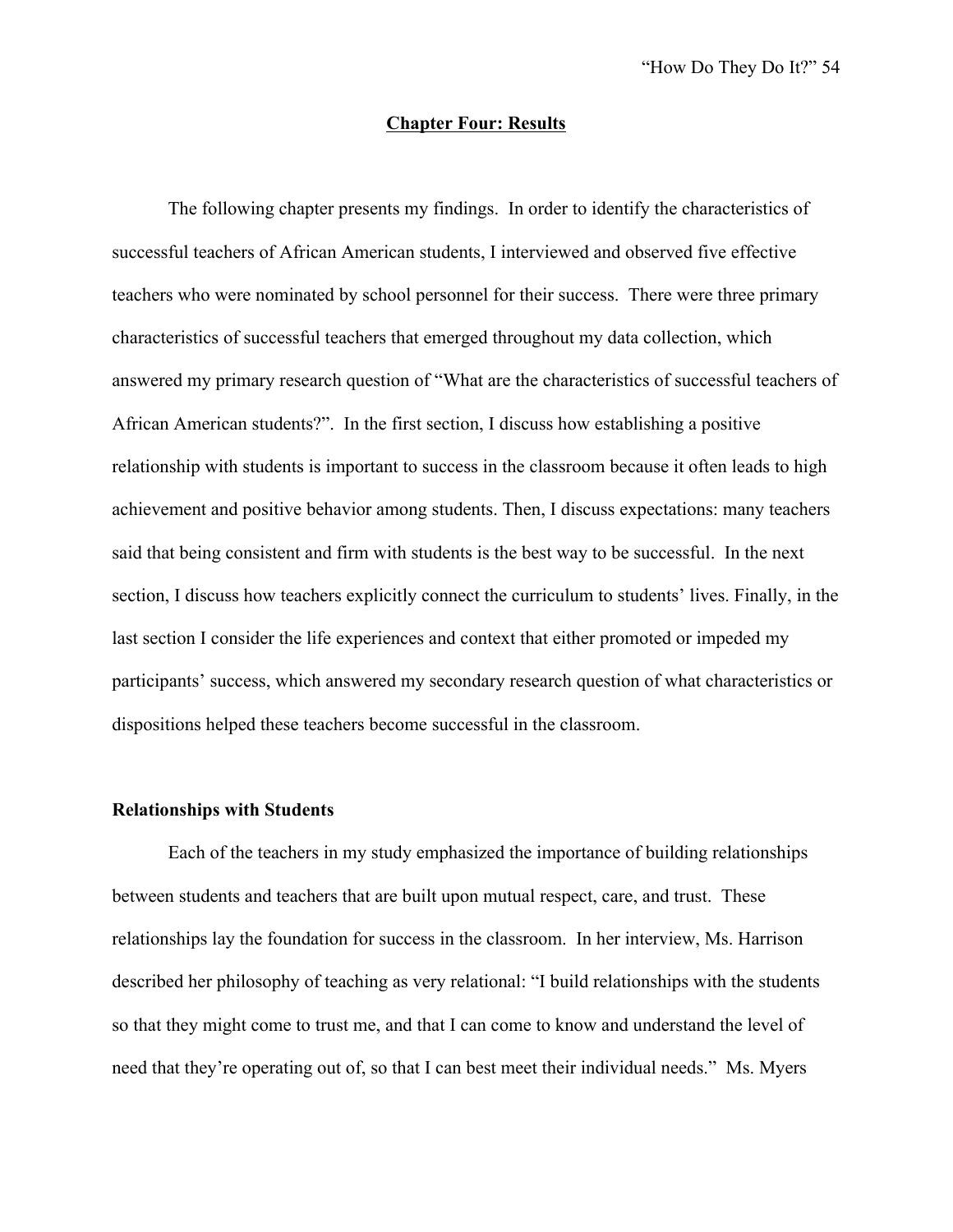## Chapter Four: Results

The following chapter presents my findings. In order to identify the characteristics of successful teachers of African American students, I interviewed and observed five effective teachers who were nominated by school personnel for their success. There were three primary characteristics of successful teachers that emerged throughout my data collection, which answered my primary research question of "What are the characteristics of successful teachers of African American students?". In the first section, I discuss how establishing a positive relationship with students is important to success in the classroom because it often leads to high achievement and positive behavior among students. Then, I discuss expectations: many teachers said that being consistent and firm with students is the best way to be successful. In the next section, I discuss how teachers explicitly connect the curriculum to students' lives. Finally, in the last section I consider the life experiences and context that either promoted or impeded my participants' success, which answered my secondary research question of what characteristics or dispositions helped these teachers become successful in the classroom.

### Relationships with Students

Each of the teachers in my study emphasized the importance of building relationships between students and teachers that are built upon mutual respect, care, and trust. These relationships lay the foundation for success in the classroom. In her interview, Ms. Harrison described her philosophy of teaching as very relational: "I build relationships with the students so that they might come to trust me, and that I can come to know and understand the level of need that they're operating out of, so that I can best meet their individual needs." Ms. Myers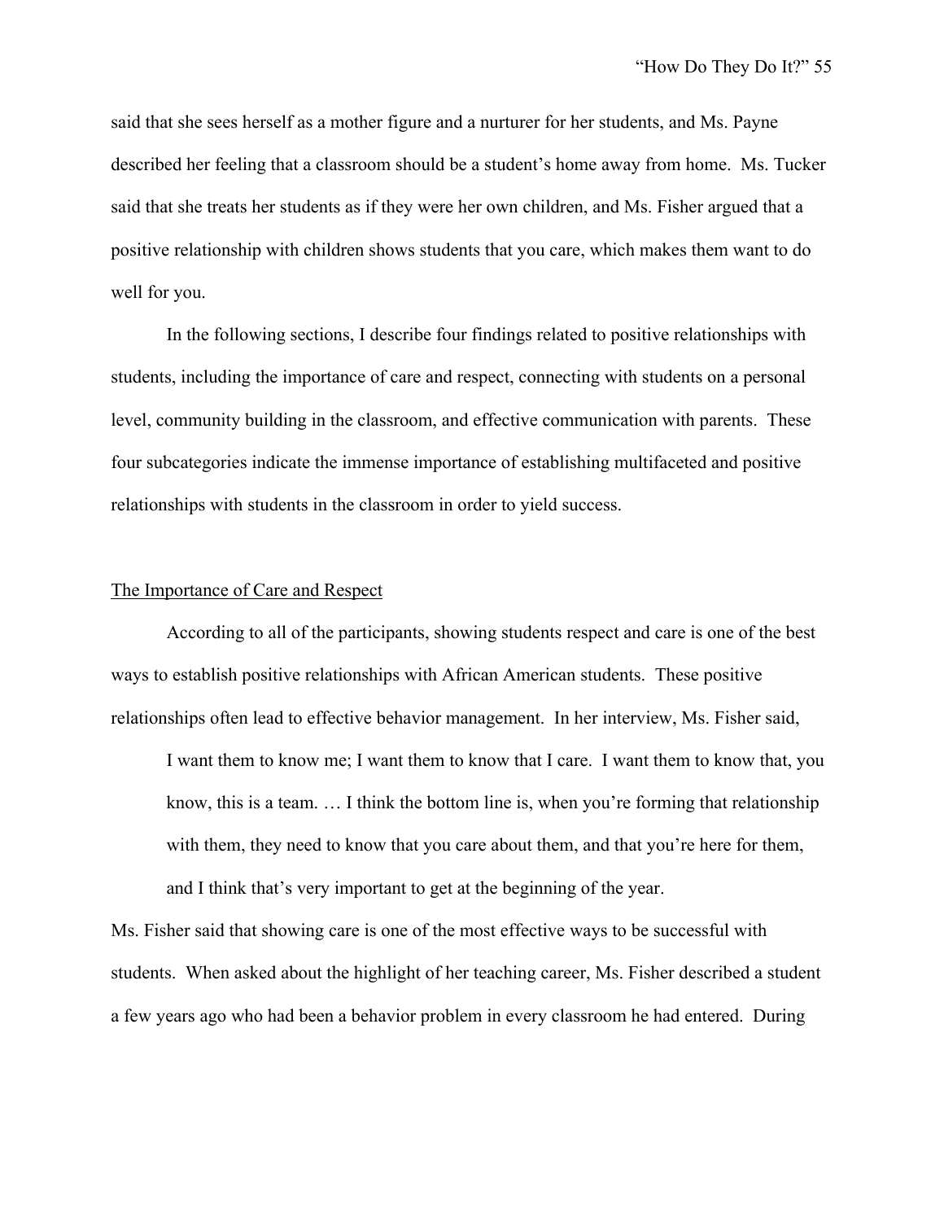said that she sees herself as a mother figure and a nurturer for her students, and Ms. Payne described her feeling that a classroom should be a student's home away from home. Ms. Tucker said that she treats her students as if they were her own children, and Ms. Fisher argued that a positive relationship with children shows students that you care, which makes them want to do well for you.

In the following sections, I describe four findings related to positive relationships with students, including the importance of care and respect, connecting with students on a personal level, community building in the classroom, and effective communication with parents. These four subcategories indicate the immense importance of establishing multifaceted and positive relationships with students in the classroom in order to yield success.

## The Importance of Care and Respect

According to all of the participants, showing students respect and care is one of the best ways to establish positive relationships with African American students. These positive relationships often lead to effective behavior management. In her interview, Ms. Fisher said,

> I want them to know me; I want them to know that I care. I want them to know that, you know, this is a team. … I think the bottom line is, when you're forming that relationship with them, they need to know that you care about them, and that you're here for them, and I think that's very important to get at the beginning of the year.

Ms. Fisher said that showing care is one of the most effective ways to be successful with students. When asked about the highlight of her teaching career, Ms. Fisher described a student a few years ago who had been a behavior problem in every classroom he had entered. During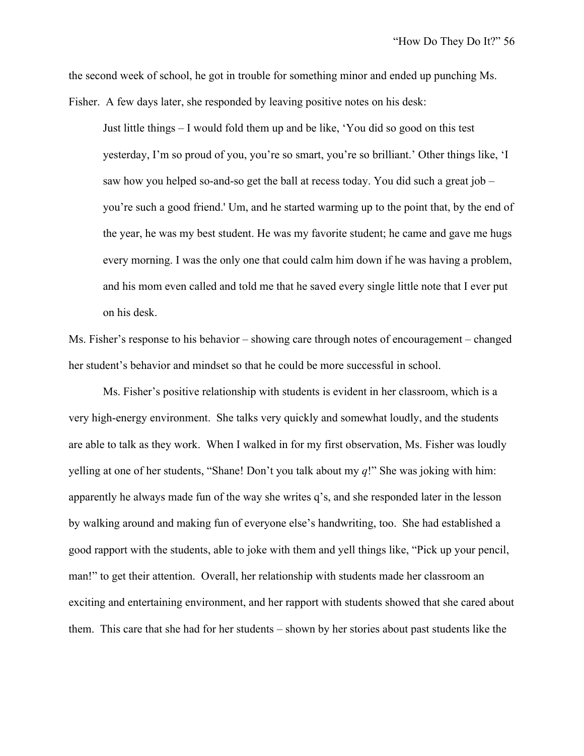the second week of school, he got in trouble for something minor and ended up punching Ms. Fisher. A few days later, she responded by leaving positive notes on his desk:

> Just little things – I would fold them up and be like, 'You did so good on this test yesterday, I'm so proud of you, you're so smart, you're so brilliant.' Other things like, 'I saw how you helped so-and-so get the ball at recess today. You did such a great job – you're such a good friend.' Um, and he started warming up to the point that, by the end of the year, he was my best student. He was my favorite student; he came and gave me hugs every morning. I was the only one that could calm him down if he was having a problem, and his mom even called and told me that he saved every single little note that I ever put on his desk.

Ms. Fisher's response to his behavior – showing care through notes of encouragement – changed her student's behavior and mindset so that he could be more successful in school.

Ms. Fisher's positive relationship with students is evident in her classroom, which is a very high-energy environment. She talks very quickly and somewhat loudly, and the students are able to talk as they work. When I walked in for my first observation, Ms. Fisher was loudly yelling at one of her students, "Shane! Don't you talk about my *q*!" She was joking with him: apparently he always made fun of the way she writes q's, and she responded later in the lesson by walking around and making fun of everyone else's handwriting, too. She had established a good rapport with the students, able to joke with them and yell things like, "Pick up your pencil, man!" to get their attention. Overall, her relationship with students made her classroom an exciting and entertaining environment, and her rapport with students showed that she cared about them. This care that she had for her students – shown by her stories about past students like the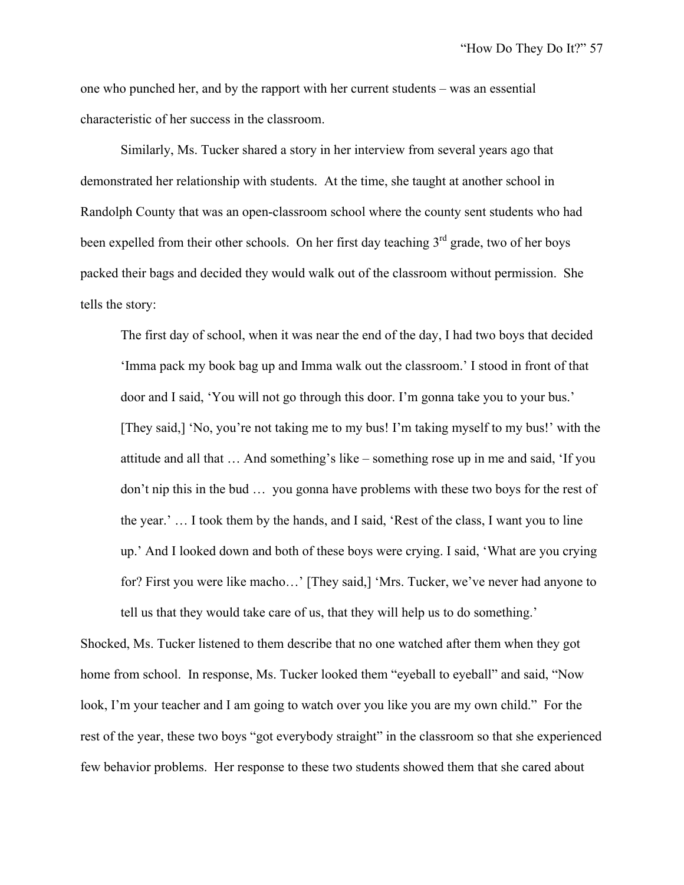one who punched her, and by the rapport with her current students – was an essential characteristic of her success in the classroom.

Similarly, Ms. Tucker shared a story in her interview from several years ago that demonstrated her relationship with students. At the time, she taught at another school in Randolph County that was an open-classroom school where the county sent students who had been expelled from their other schools. On her first day teaching 3rd grade, two of her boys packed their bags and decided they would walk out of the classroom without permission. She tells the story:

> The first day of school, when it was near the end of the day, I had two boys that decided 'Imma pack my book bag up and Imma walk out the classroom.' I stood in front of that door and I said, 'You will not go through this door. I'm gonna take you to your bus.' [They said,] 'No, you're not taking me to my bus! I'm taking myself to my bus!' with the attitude and all that … And something's like – something rose up in me and said, 'If you don't nip this in the bud … you gonna have problems with these two boys for the rest of the year.' … I took them by the hands, and I said, 'Rest of the class, I want you to line up.' And I looked down and both of these boys were crying. I said, 'What are you crying for? First you were like macho…' [They said,] 'Mrs. Tucker, we've never had anyone to tell us that they would take care of us, that they will help us to do something.'

Shocked, Ms. Tucker listened to them describe that no one watched after them when they got home from school. In response, Ms. Tucker looked them "eyeball to eyeball" and said, "Now look, I'm your teacher and I am going to watch over you like you are my own child." For the rest of the year, these two boys "got everybody straight" in the classroom so that she experienced few behavior problems. Her response to these two students showed them that she cared about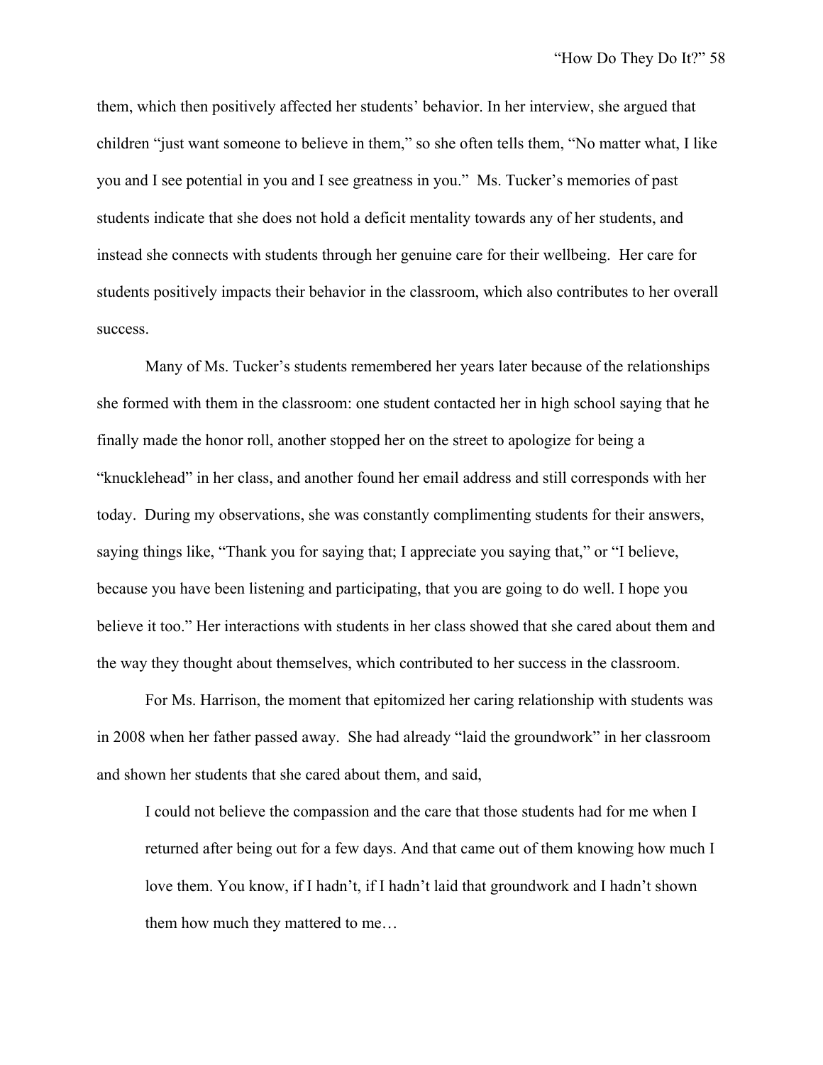them, which then positively affected her students' behavior. In her interview, she argued that children "just want someone to believe in them," so she often tells them, "No matter what, I like you and I see potential in you and I see greatness in you." Ms. Tucker's memories of past students indicate that she does not hold a deficit mentality towards any of her students, and instead she connects with students through her genuine care for their wellbeing. Her care for students positively impacts their behavior in the classroom, which also contributes to her overall success.

Many of Ms. Tucker's students remembered her years later because of the relationships she formed with them in the classroom: one student contacted her in high school saying that he finally made the honor roll, another stopped her on the street to apologize for being a "knucklehead" in her class, and another found her email address and still corresponds with her today. During my observations, she was constantly complimenting students for their answers, saying things like, "Thank you for saying that; I appreciate you saying that," or "I believe, because you have been listening and participating, that you are going to do well. I hope you believe it too." Her interactions with students in her class showed that she cared about them and the way they thought about themselves, which contributed to her success in the classroom.

For Ms. Harrison, the moment that epitomized her caring relationship with students was in 2008 when her father passed away. She had already "laid the groundwork" in her classroom and shown her students that she cared about them, and said,

> I could not believe the compassion and the care that those students had for me when I returned after being out for a few days. And that came out of them knowing how much I love them. You know, if I hadn't, if I hadn't laid that groundwork and I hadn't shown them how much they mattered to me…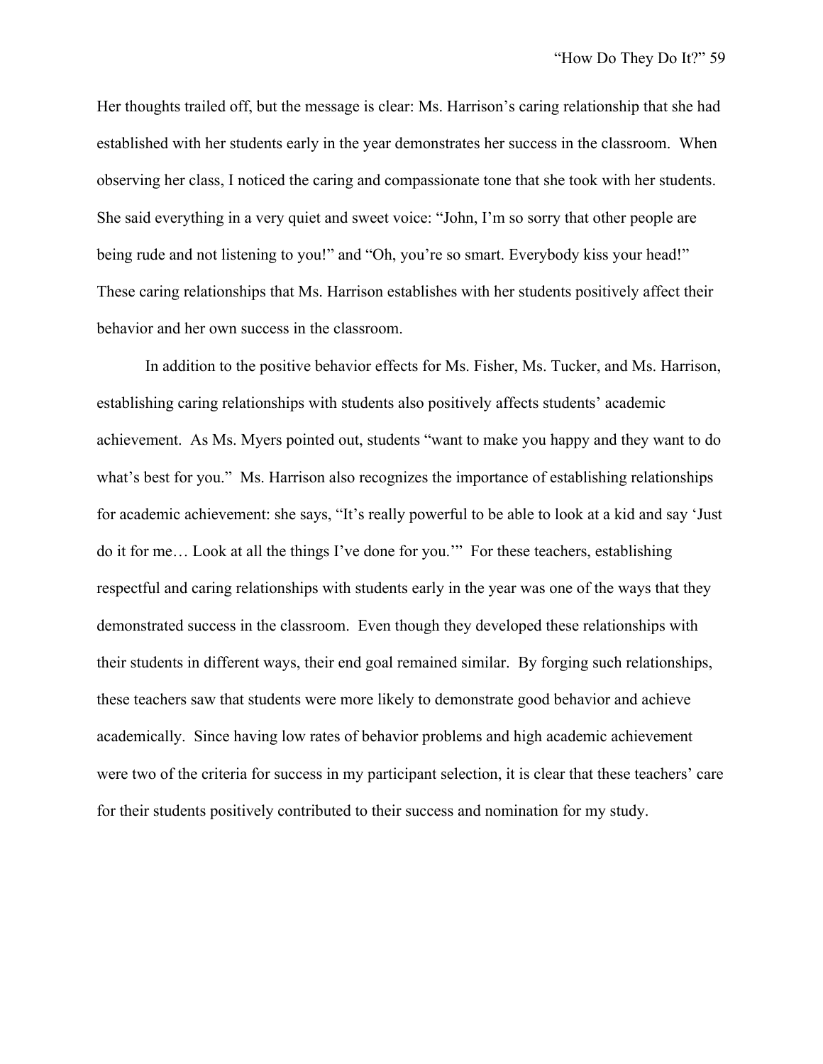Her thoughts trailed off, but the message is clear: Ms. Harrison's caring relationship that she had established with her students early in the year demonstrates her success in the classroom. When observing her class, I noticed the caring and compassionate tone that she took with her students. She said everything in a very quiet and sweet voice: "John, I'm so sorry that other people are being rude and not listening to you!" and "Oh, you're so smart. Everybody kiss your head!" These caring relationships that Ms. Harrison establishes with her students positively affect their behavior and her own success in the classroom.

In addition to the positive behavior effects for Ms. Fisher, Ms. Tucker, and Ms. Harrison, establishing caring relationships with students also positively affects students' academic achievement. As Ms. Myers pointed out, students "want to make you happy and they want to do what's best for you." Ms. Harrison also recognizes the importance of establishing relationships for academic achievement: she says, "It's really powerful to be able to look at a kid and say 'Just do it for me… Look at all the things I've done for you.'" For these teachers, establishing respectful and caring relationships with students early in the year was one of the ways that they demonstrated success in the classroom. Even though they developed these relationships with their students in different ways, their end goal remained similar. By forging such relationships, these teachers saw that students were more likely to demonstrate good behavior and achieve academically. Since having low rates of behavior problems and high academic achievement were two of the criteria for success in my participant selection, it is clear that these teachers' care for their students positively contributed to their success and nomination for my study.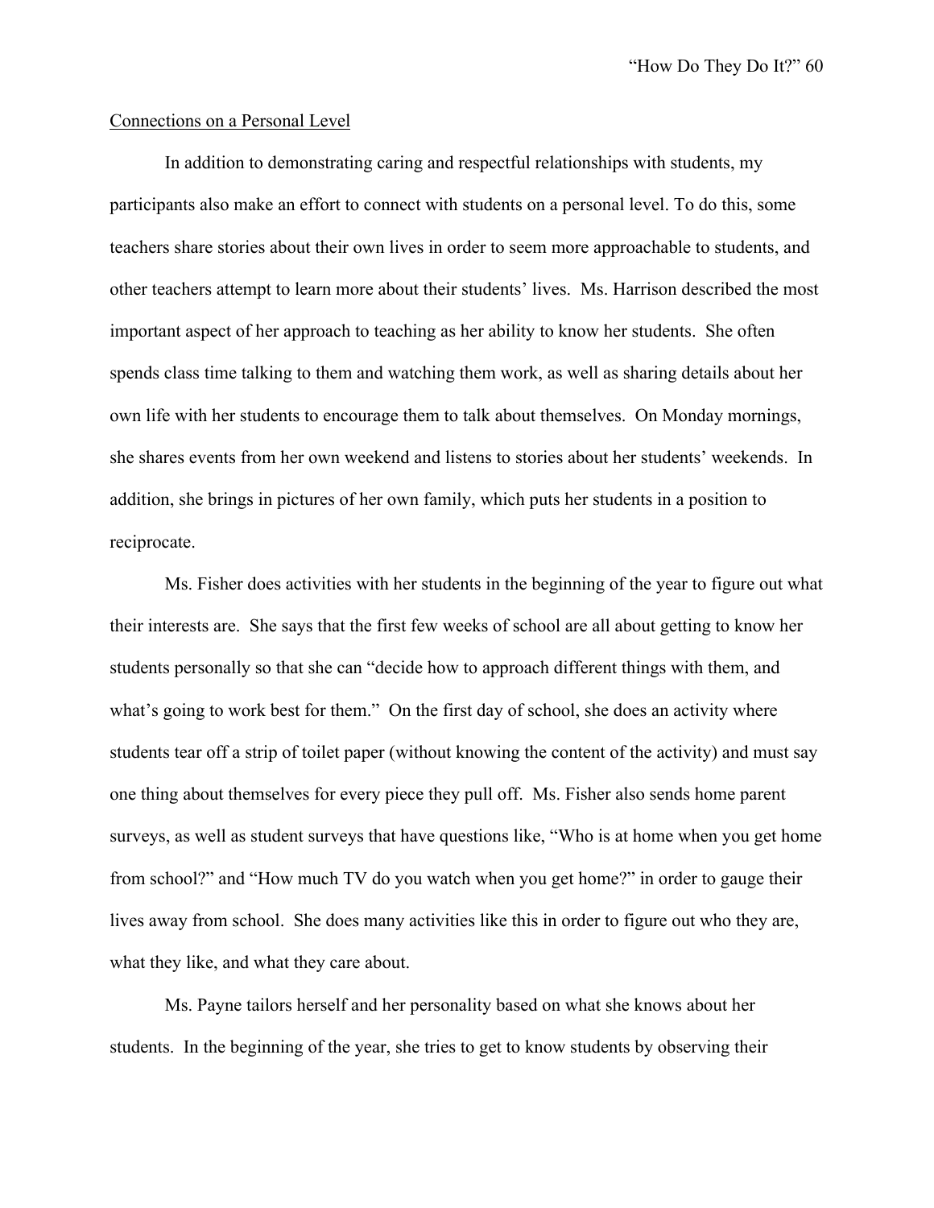Connections on a Personal Level

In addition to demonstrating caring and respectful relationships with students, my participants also make an effort to connect with students on a personal level. To do this, some teachers share stories about their own lives in order to seem more approachable to students, and other teachers attempt to learn more about their students' lives. Ms. Harrison described the most important aspect of her approach to teaching as her ability to know her students. She often spends class time talking to them and watching them work, as well as sharing details about her own life with her students to encourage them to talk about themselves. On Monday mornings, she shares events from her own weekend and listens to stories about her students' weekends. In addition, she brings in pictures of her own family, which puts her students in a position to reciprocate.

Ms. Fisher does activities with her students in the beginning of the year to figure out what their interests are. She says that the first few weeks of school are all about getting to know her students personally so that she can "decide how to approach different things with them, and what's going to work best for them." On the first day of school, she does an activity where students tear off a strip of toilet paper (without knowing the content of the activity) and must say one thing about themselves for every piece they pull off. Ms. Fisher also sends home parent surveys, as well as student surveys that have questions like, "Who is at home when you get home from school?" and "How much TV do you watch when you get home?" in order to gauge their lives away from school. She does many activities like this in order to figure out who they are, what they like, and what they care about.

Ms. Payne tailors herself and her personality based on what she knows about her students. In the beginning of the year, she tries to get to know students by observing their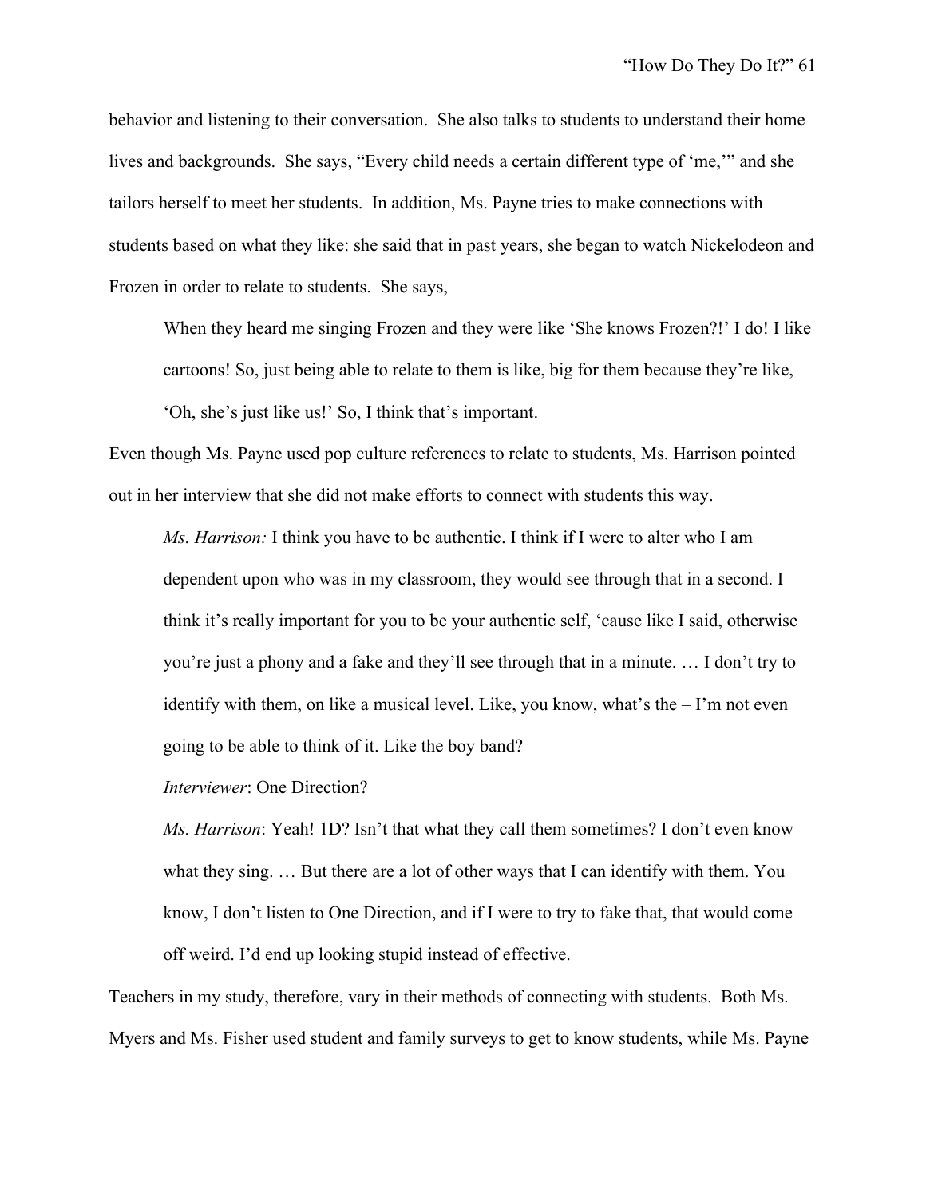behavior and listening to their conversation. She also talks to students to understand their home lives and backgrounds. She says, "Every child needs a certain different type of 'me,'" and she tailors herself to meet her students. In addition, Ms. Payne tries to make connections with students based on what they like: she said that in past years, she began to watch Nickelodeon and Frozen in order to relate to students. She says,

> When they heard me singing Frozen and they were like 'She knows Frozen?!' I do! I like cartoons! So, just being able to relate to them is like, big for them because they're like, 'Oh, she's just like us!' So, I think that's important.

Even though Ms. Payne used pop culture references to relate to students, Ms. Harrison pointed out in her interview that she did not make efforts to connect with students this way.

> *Ms. Harrison:* I think you have to be authentic. I think if I were to alter who I am dependent upon who was in my classroom, they would see through that in a second. I think it's really important for you to be your authentic self, 'cause like I said, otherwise you're just a phony and a fake and they'll see through that in a minute. … I don't try to identify with them, on like a musical level. Like, you know, what's the – I'm not even going to be able to think of it. Like the boy band?
>
> *Interviewer*: One Direction?
>
> *Ms. Harrison*: Yeah! 1D? Isn't that what they call them sometimes? I don't even know what they sing. … But there are a lot of other ways that I can identify with them. You know, I don't listen to One Direction, and if I were to try to fake that, that would come off weird. I'd end up looking stupid instead of effective.

Teachers in my study, therefore, vary in their methods of connecting with students. Both Ms. Myers and Ms. Fisher used student and family surveys to get to know students, while Ms. Payne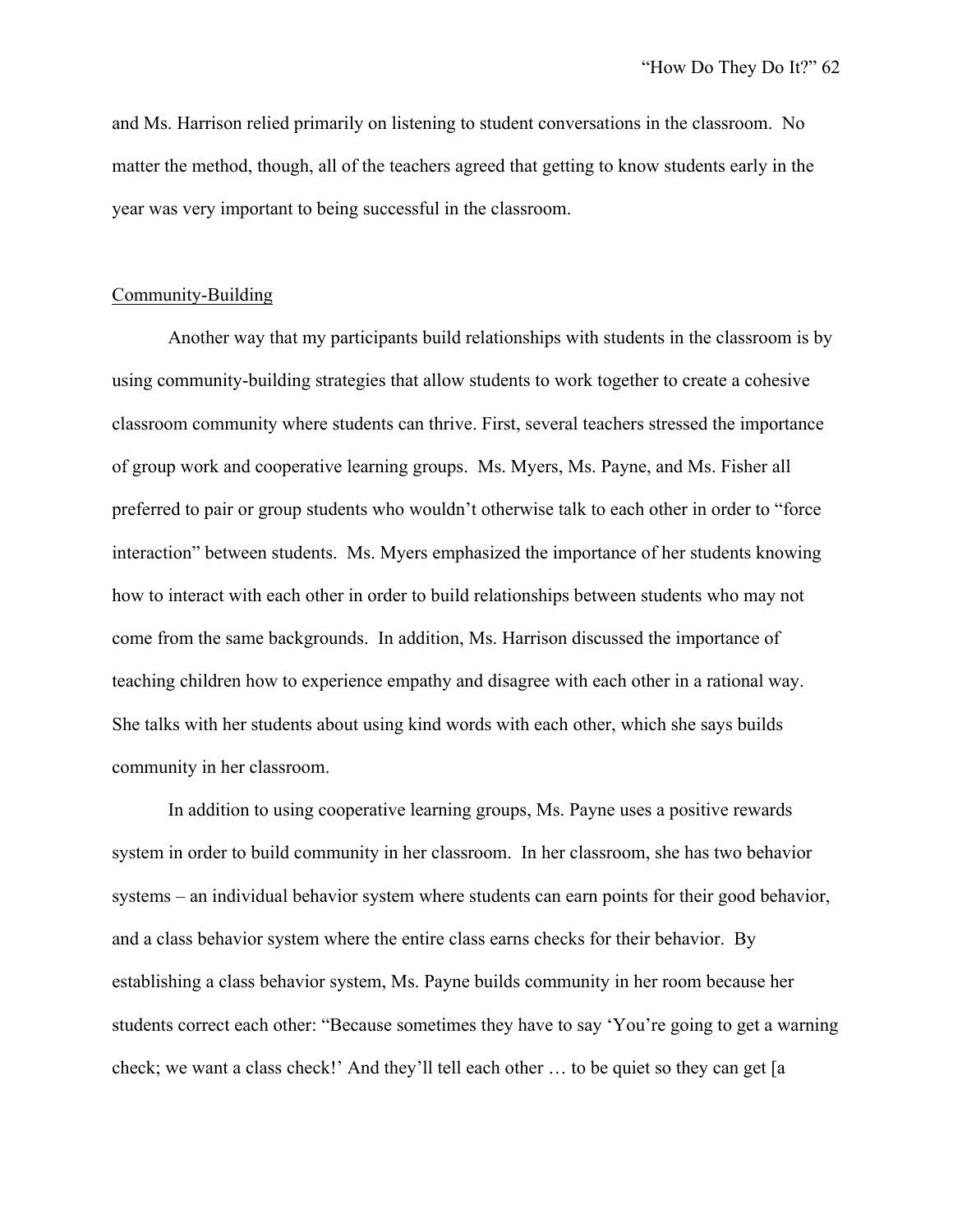and Ms. Harrison relied primarily on listening to student conversations in the classroom. No matter the method, though, all of the teachers agreed that getting to know students early in the year was very important to being successful in the classroom.

## Community-Building

Another way that my participants build relationships with students in the classroom is by using community-building strategies that allow students to work together to create a cohesive classroom community where students can thrive. First, several teachers stressed the importance of group work and cooperative learning groups. Ms. Myers, Ms. Payne, and Ms. Fisher all preferred to pair or group students who wouldn't otherwise talk to each other in order to "force interaction" between students. Ms. Myers emphasized the importance of her students knowing how to interact with each other in order to build relationships between students who may not come from the same backgrounds. In addition, Ms. Harrison discussed the importance of teaching children how to experience empathy and disagree with each other in a rational way. She talks with her students about using kind words with each other, which she says builds community in her classroom.

In addition to using cooperative learning groups, Ms. Payne uses a positive rewards system in order to build community in her classroom. In her classroom, she has two behavior systems – an individual behavior system where students can earn points for their good behavior, and a class behavior system where the entire class earns checks for their behavior. By establishing a class behavior system, Ms. Payne builds community in her room because her students correct each other: "Because sometimes they have to say 'You're going to get a warning check; we want a class check!' And they'll tell each other … to be quiet so they can get [a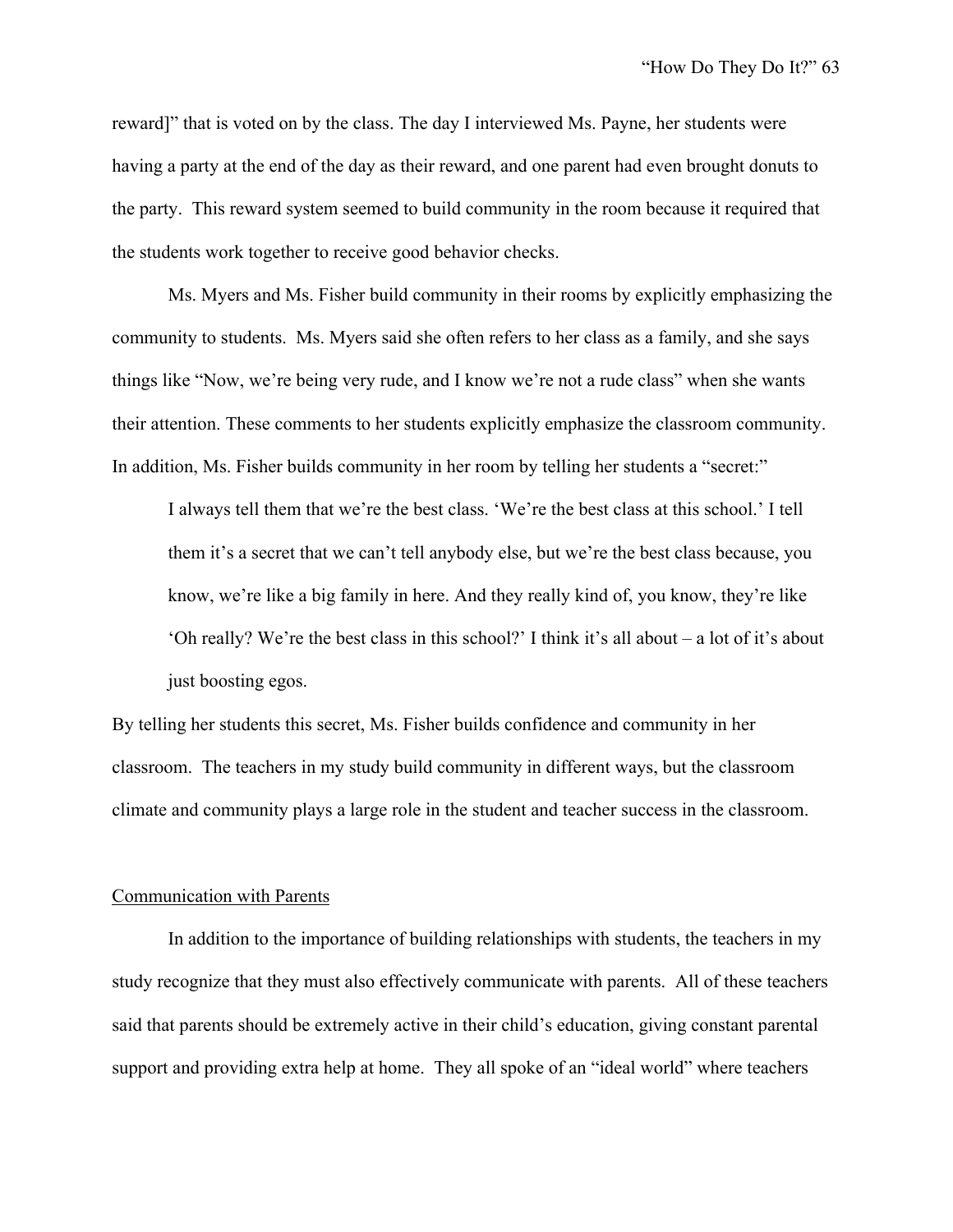reward]" that is voted on by the class. The day I interviewed Ms. Payne, her students were having a party at the end of the day as their reward, and one parent had even brought donuts to the party. This reward system seemed to build community in the room because it required that the students work together to receive good behavior checks.

Ms. Myers and Ms. Fisher build community in their rooms by explicitly emphasizing the community to students. Ms. Myers said she often refers to her class as a family, and she says things like "Now, we're being very rude, and I know we're not a rude class" when she wants their attention. These comments to her students explicitly emphasize the classroom community. In addition, Ms. Fisher builds community in her room by telling her students a "secret:"

> I always tell them that we're the best class. 'We're the best class at this school.' I tell them it's a secret that we can't tell anybody else, but we're the best class because, you know, we're like a big family in here. And they really kind of, you know, they're like 'Oh really? We're the best class in this school?' I think it's all about – a lot of it's about just boosting egos.

By telling her students this secret, Ms. Fisher builds confidence and community in her classroom. The teachers in my study build community in different ways, but the classroom climate and community plays a large role in the student and teacher success in the classroom.

<u>Communication with Parents</u>

In addition to the importance of building relationships with students, the teachers in my study recognize that they must also effectively communicate with parents. All of these teachers said that parents should be extremely active in their child's education, giving constant parental support and providing extra help at home. They all spoke of an "ideal world" where teachers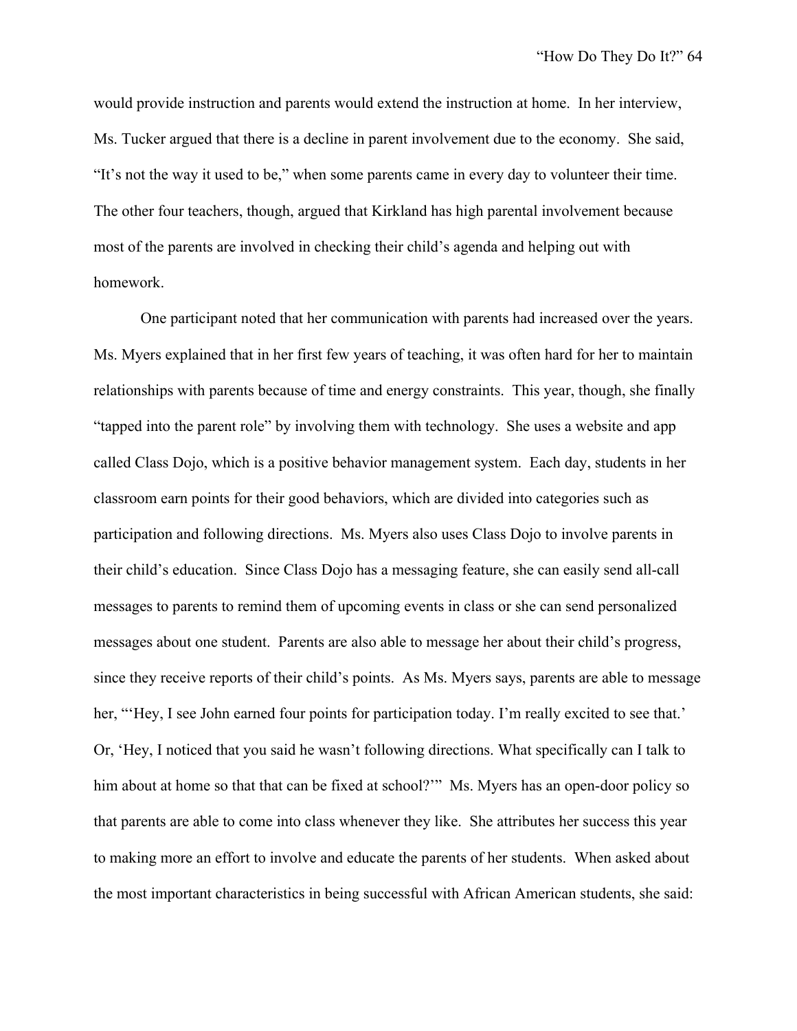would provide instruction and parents would extend the instruction at home. In her interview, Ms. Tucker argued that there is a decline in parent involvement due to the economy. She said, "It's not the way it used to be," when some parents came in every day to volunteer their time. The other four teachers, though, argued that Kirkland has high parental involvement because most of the parents are involved in checking their child's agenda and helping out with homework.

One participant noted that her communication with parents had increased over the years. Ms. Myers explained that in her first few years of teaching, it was often hard for her to maintain relationships with parents because of time and energy constraints. This year, though, she finally "tapped into the parent role" by involving them with technology. She uses a website and app called Class Dojo, which is a positive behavior management system. Each day, students in her classroom earn points for their good behaviors, which are divided into categories such as participation and following directions. Ms. Myers also uses Class Dojo to involve parents in their child's education. Since Class Dojo has a messaging feature, she can easily send all-call messages to parents to remind them of upcoming events in class or she can send personalized messages about one student. Parents are also able to message her about their child's progress, since they receive reports of their child's points. As Ms. Myers says, parents are able to message her, "'Hey, I see John earned four points for participation today. I'm really excited to see that.' Or, 'Hey, I noticed that you said he wasn't following directions. What specifically can I talk to him about at home so that that can be fixed at school?'" Ms. Myers has an open-door policy so that parents are able to come into class whenever they like. She attributes her success this year to making more an effort to involve and educate the parents of her students. When asked about the most important characteristics in being successful with African American students, she said: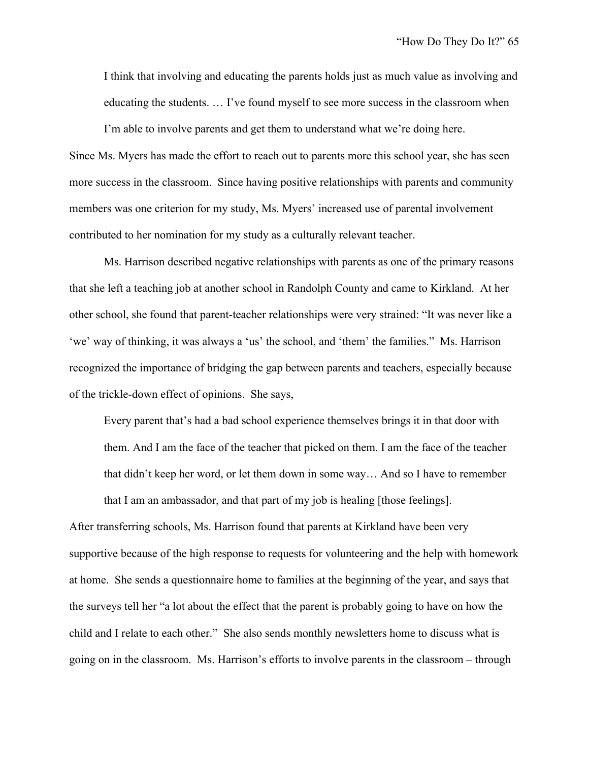> I think that involving and educating the parents holds just as much value as involving and educating the students. … I've found myself to see more success in the classroom when I'm able to involve parents and get them to understand what we're doing here.

Since Ms. Myers has made the effort to reach out to parents more this school year, she has seen more success in the classroom. Since having positive relationships with parents and community members was one criterion for my study, Ms. Myers' increased use of parental involvement contributed to her nomination for my study as a culturally relevant teacher.

Ms. Harrison described negative relationships with parents as one of the primary reasons that she left a teaching job at another school in Randolph County and came to Kirkland. At her other school, she found that parent-teacher relationships were very strained: "It was never like a 'we' way of thinking, it was always a 'us' the school, and 'them' the families." Ms. Harrison recognized the importance of bridging the gap between parents and teachers, especially because of the trickle-down effect of opinions. She says,

> Every parent that's had a bad school experience themselves brings it in that door with them. And I am the face of the teacher that picked on them. I am the face of the teacher that didn't keep her word, or let them down in some way… And so I have to remember that I am an ambassador, and that part of my job is healing [those feelings].

After transferring schools, Ms. Harrison found that parents at Kirkland have been very supportive because of the high response to requests for volunteering and the help with homework at home. She sends a questionnaire home to families at the beginning of the year, and says that the surveys tell her "a lot about the effect that the parent is probably going to have on how the child and I relate to each other." She also sends monthly newsletters home to discuss what is going on in the classroom. Ms. Harrison's efforts to involve parents in the classroom – through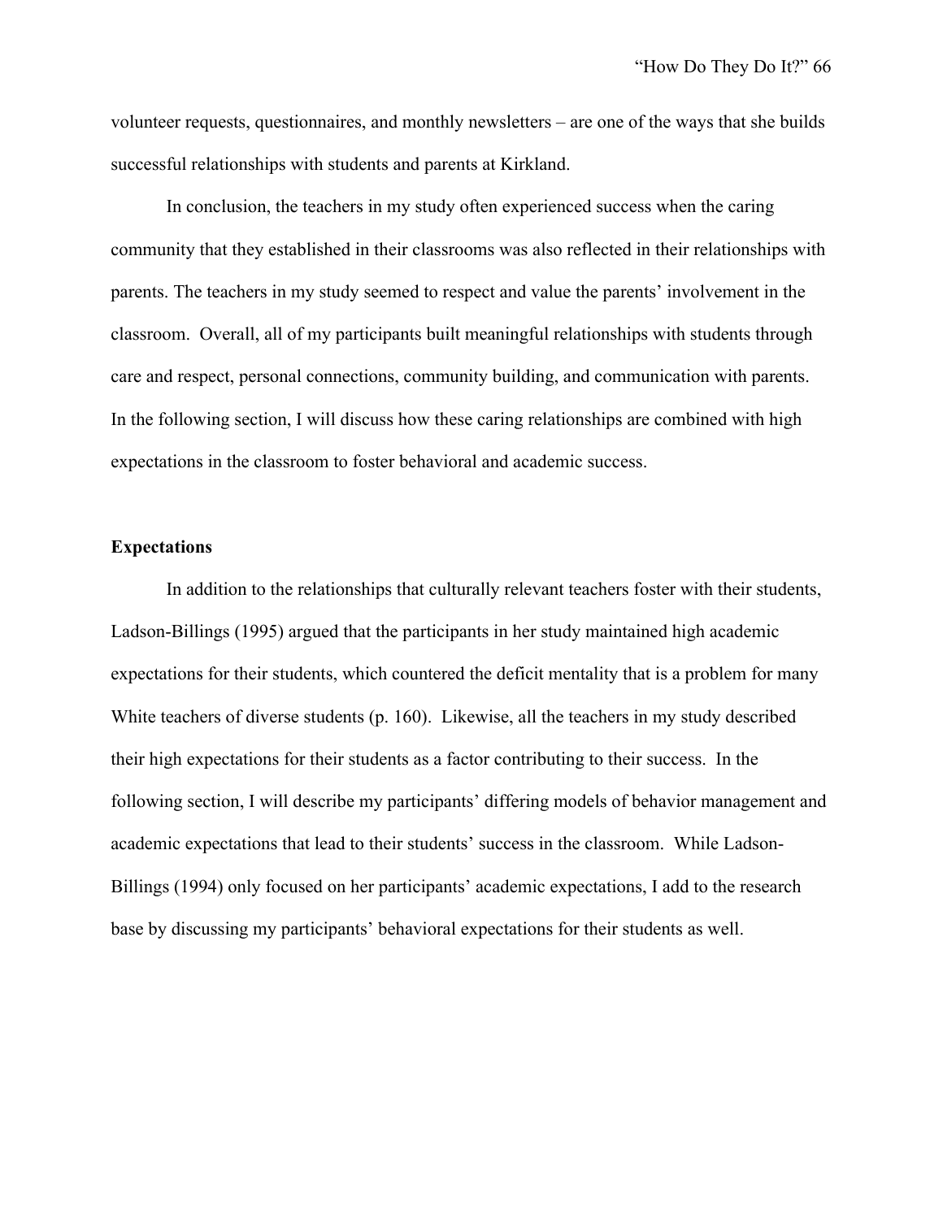volunteer requests, questionnaires, and monthly newsletters – are one of the ways that she builds successful relationships with students and parents at Kirkland.

In conclusion, the teachers in my study often experienced success when the caring community that they established in their classrooms was also reflected in their relationships with parents. The teachers in my study seemed to respect and value the parents' involvement in the classroom. Overall, all of my participants built meaningful relationships with students through care and respect, personal connections, community building, and communication with parents. In the following section, I will discuss how these caring relationships are combined with high expectations in the classroom to foster behavioral and academic success.

**Expectations**

In addition to the relationships that culturally relevant teachers foster with their students, Ladson-Billings (1995) argued that the participants in her study maintained high academic expectations for their students, which countered the deficit mentality that is a problem for many White teachers of diverse students (p. 160). Likewise, all the teachers in my study described their high expectations for their students as a factor contributing to their success. In the following section, I will describe my participants' differing models of behavior management and academic expectations that lead to their students' success in the classroom. While Ladson-Billings (1994) only focused on her participants' academic expectations, I add to the research base by discussing my participants' behavioral expectations for their students as well.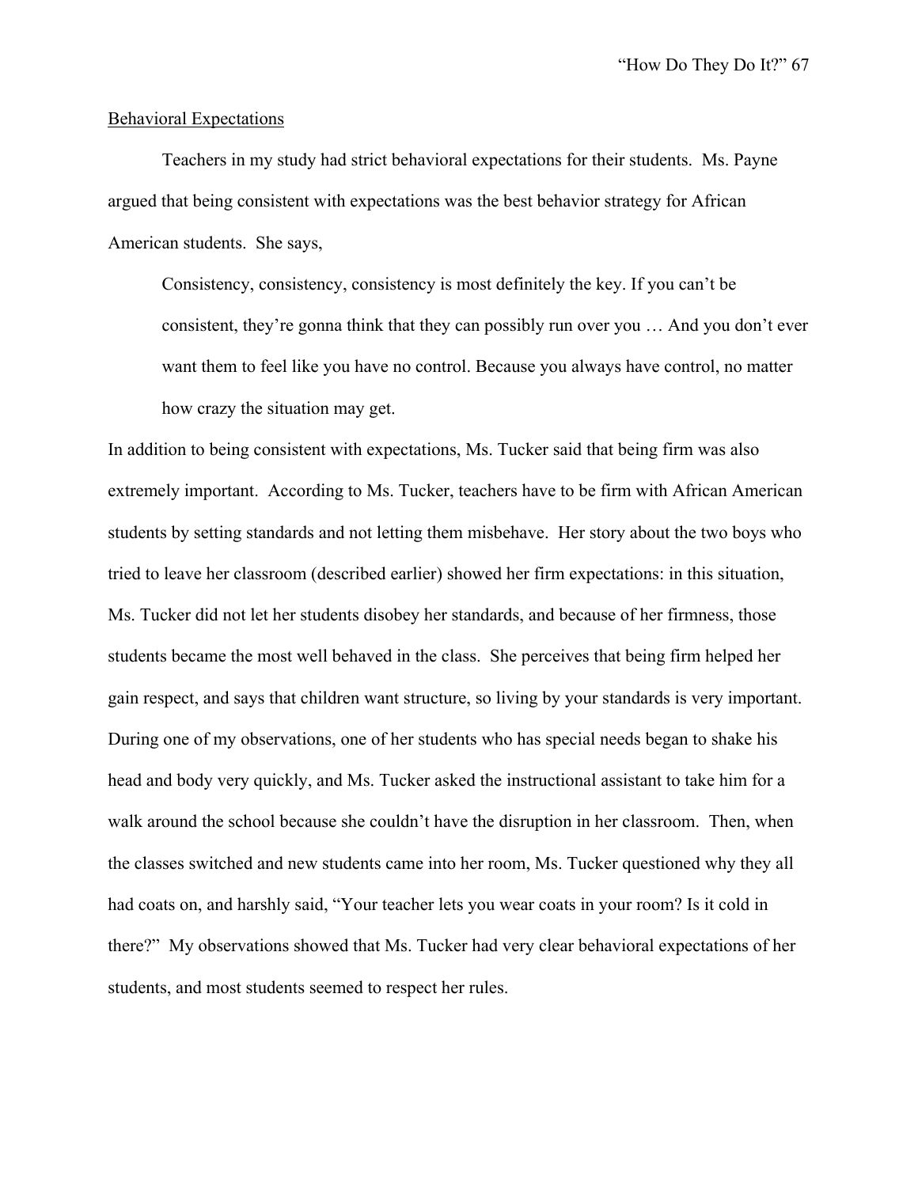<u>Behavioral Expectations</u>

Teachers in my study had strict behavioral expectations for their students. Ms. Payne argued that being consistent with expectations was the best behavior strategy for African American students. She says,

> Consistency, consistency, consistency is most definitely the key. If you can't be consistent, they're gonna think that they can possibly run over you … And you don't ever want them to feel like you have no control. Because you always have control, no matter how crazy the situation may get.

In addition to being consistent with expectations, Ms. Tucker said that being firm was also extremely important. According to Ms. Tucker, teachers have to be firm with African American students by setting standards and not letting them misbehave. Her story about the two boys who tried to leave her classroom (described earlier) showed her firm expectations: in this situation, Ms. Tucker did not let her students disobey her standards, and because of her firmness, those students became the most well behaved in the class. She perceives that being firm helped her gain respect, and says that children want structure, so living by your standards is very important. During one of my observations, one of her students who has special needs began to shake his head and body very quickly, and Ms. Tucker asked the instructional assistant to take him for a walk around the school because she couldn't have the disruption in her classroom. Then, when the classes switched and new students came into her room, Ms. Tucker questioned why they all had coats on, and harshly said, "Your teacher lets you wear coats in your room? Is it cold in there?" My observations showed that Ms. Tucker had very clear behavioral expectations of her students, and most students seemed to respect her rules.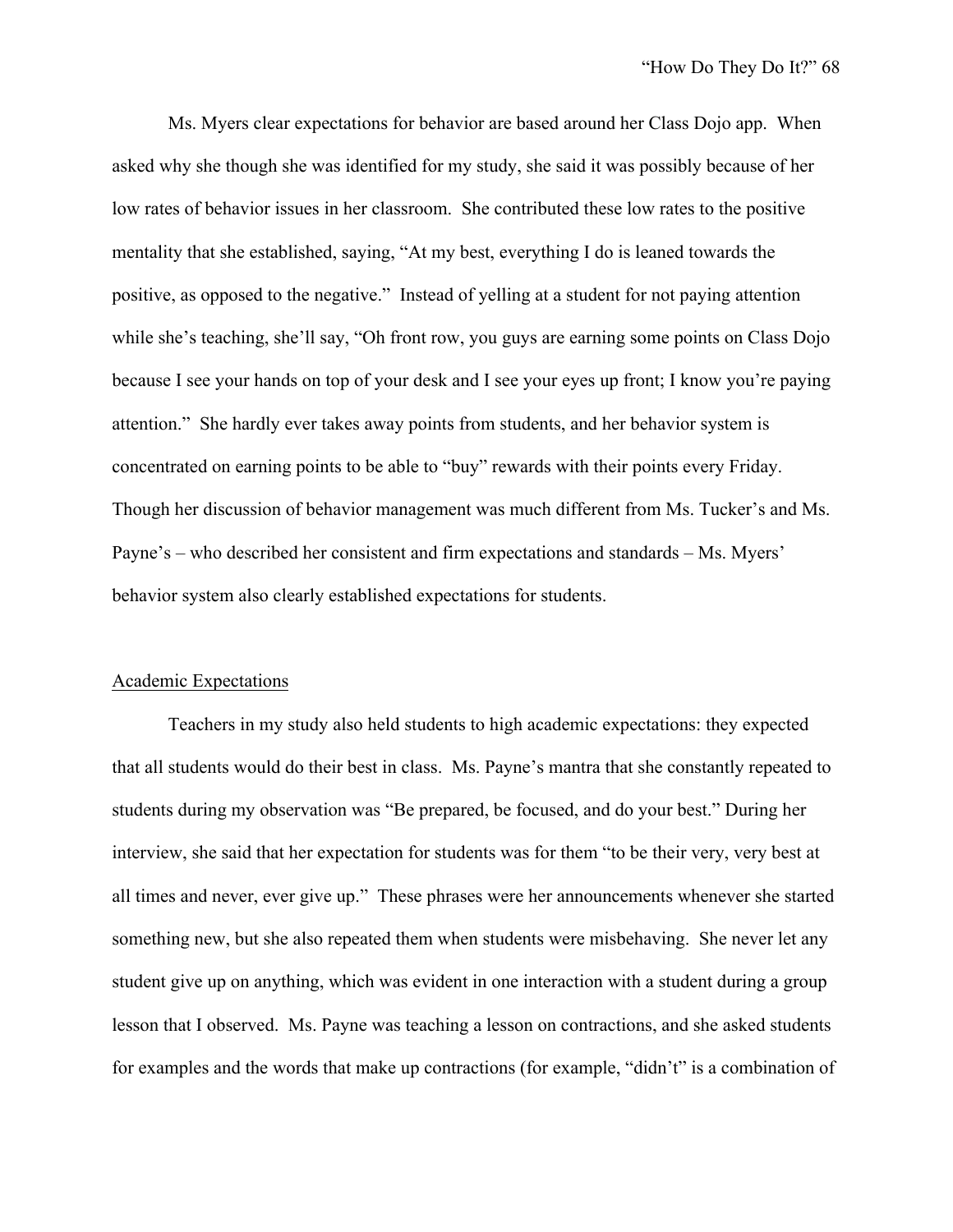Ms. Myers clear expectations for behavior are based around her Class Dojo app. When asked why she though she was identified for my study, she said it was possibly because of her low rates of behavior issues in her classroom. She contributed these low rates to the positive mentality that she established, saying, “At my best, everything I do is leaned towards the positive, as opposed to the negative.” Instead of yelling at a student for not paying attention while she’s teaching, she’ll say, “Oh front row, you guys are earning some points on Class Dojo because I see your hands on top of your desk and I see your eyes up front; I know you’re paying attention.” She hardly ever takes away points from students, and her behavior system is concentrated on earning points to be able to “buy” rewards with their points every Friday. Though her discussion of behavior management was much different from Ms. Tucker’s and Ms. Payne’s – who described her consistent and firm expectations and standards – Ms. Myers’ behavior system also clearly established expectations for students.

<u>Academic Expectations</u>

Teachers in my study also held students to high academic expectations: they expected that all students would do their best in class. Ms. Payne’s mantra that she constantly repeated to students during my observation was “Be prepared, be focused, and do your best.” During her interview, she said that her expectation for students was for them “to be their very, very best at all times and never, ever give up.” These phrases were her announcements whenever she started something new, but she also repeated them when students were misbehaving. She never let any student give up on anything, which was evident in one interaction with a student during a group lesson that I observed. Ms. Payne was teaching a lesson on contractions, and she asked students for examples and the words that make up contractions (for example, “didn’t” is a combination of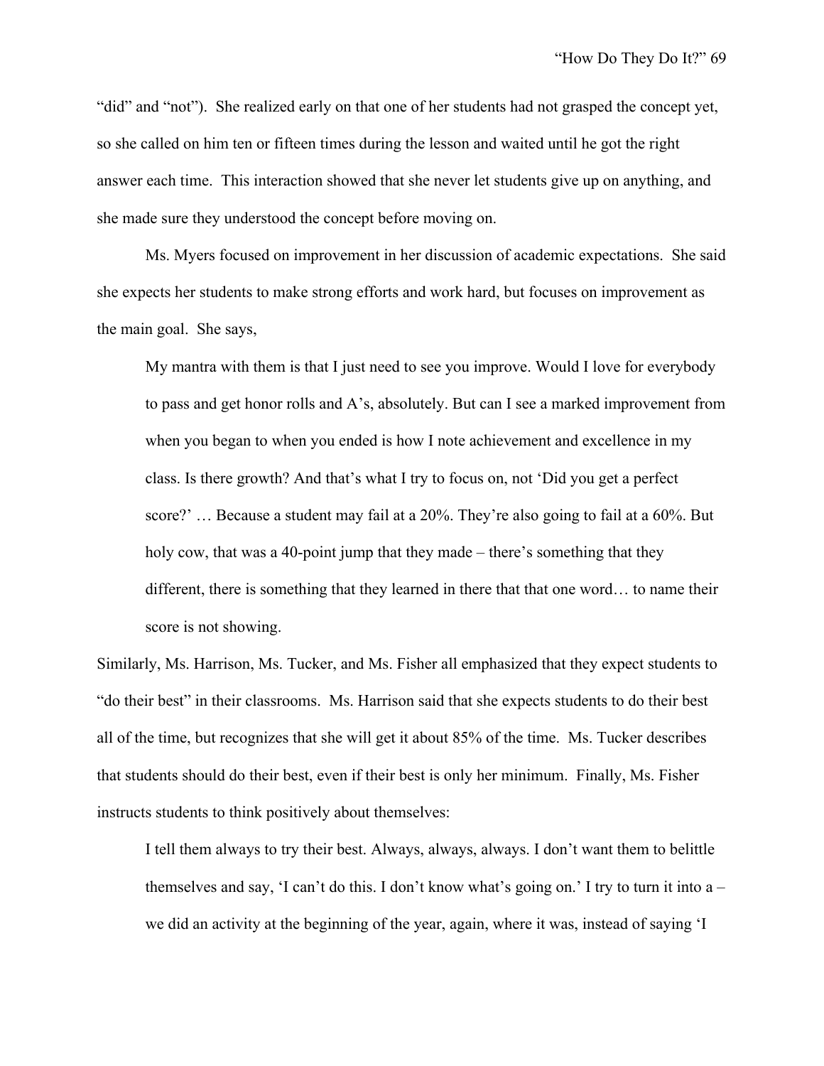"did" and "not"). She realized early on that one of her students had not grasped the concept yet, so she called on him ten or fifteen times during the lesson and waited until he got the right answer each time. This interaction showed that she never let students give up on anything, and she made sure they understood the concept before moving on.

Ms. Myers focused on improvement in her discussion of academic expectations. She said she expects her students to make strong efforts and work hard, but focuses on improvement as the main goal. She says,

> My mantra with them is that I just need to see you improve. Would I love for everybody to pass and get honor rolls and A's, absolutely. But can I see a marked improvement from when you began to when you ended is how I note achievement and excellence in my class. Is there growth? And that's what I try to focus on, not 'Did you get a perfect score?' … Because a student may fail at a 20%. They're also going to fail at a 60%. But holy cow, that was a 40-point jump that they made – there's something that they different, there is something that they learned in there that that one word… to name their score is not showing.

Similarly, Ms. Harrison, Ms. Tucker, and Ms. Fisher all emphasized that they expect students to "do their best" in their classrooms. Ms. Harrison said that she expects students to do their best all of the time, but recognizes that she will get it about 85% of the time. Ms. Tucker describes that students should do their best, even if their best is only her minimum. Finally, Ms. Fisher instructs students to think positively about themselves:

> I tell them always to try their best. Always, always, always. I don't want them to belittle themselves and say, 'I can't do this. I don't know what's going on.' I try to turn it into a – we did an activity at the beginning of the year, again, where it was, instead of saying 'I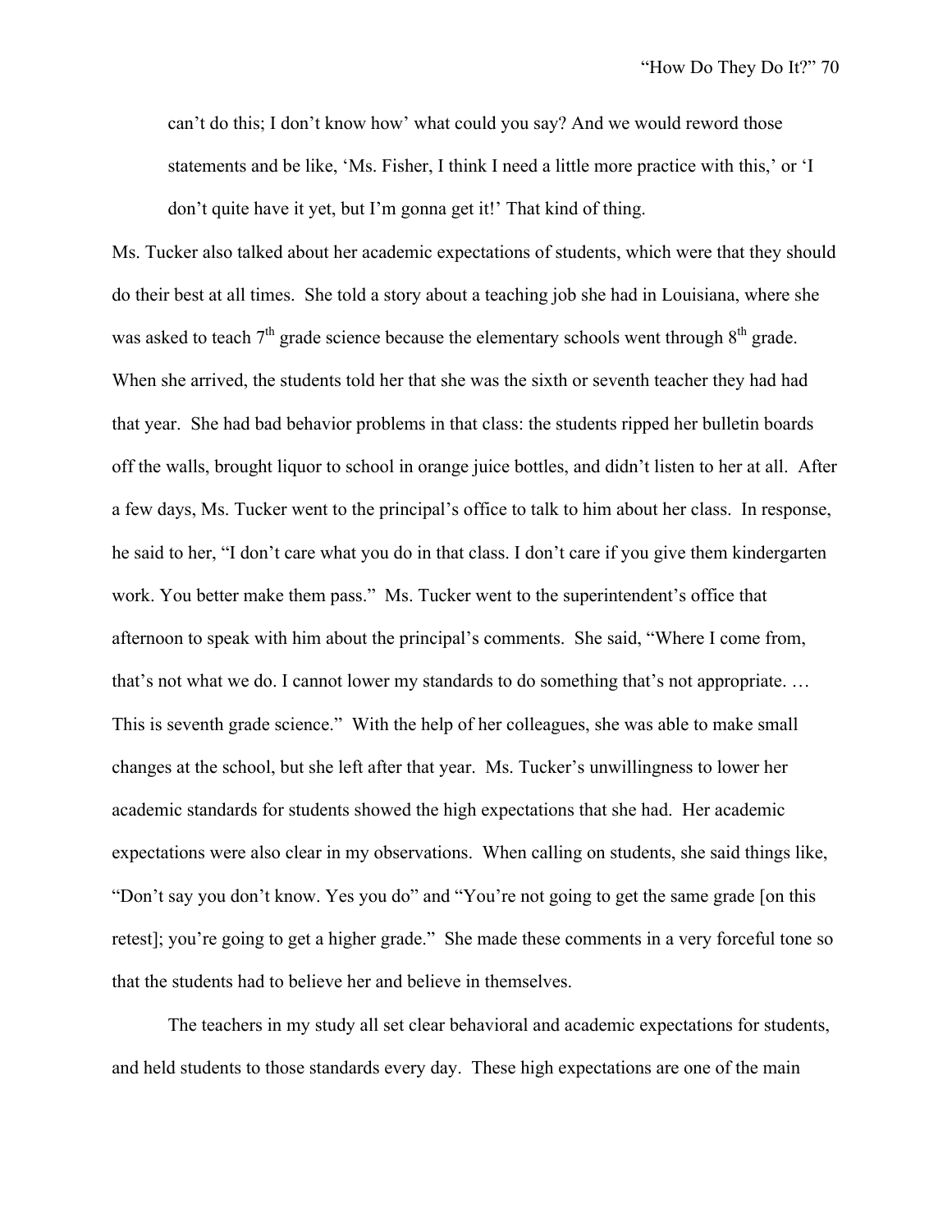> can't do this; I don't know how' what could you say? And we would reword those statements and be like, 'Ms. Fisher, I think I need a little more practice with this,' or 'I don't quite have it yet, but I'm gonna get it!' That kind of thing.

Ms. Tucker also talked about her academic expectations of students, which were that they should do their best at all times. She told a story about a teaching job she had in Louisiana, where she was asked to teach 7th grade science because the elementary schools went through 8th grade. When she arrived, the students told her that she was the sixth or seventh teacher they had had that year. She had bad behavior problems in that class: the students ripped her bulletin boards off the walls, brought liquor to school in orange juice bottles, and didn't listen to her at all. After a few days, Ms. Tucker went to the principal's office to talk to him about her class. In response, he said to her, "I don't care what you do in that class. I don't care if you give them kindergarten work. You better make them pass." Ms. Tucker went to the superintendent's office that afternoon to speak with him about the principal's comments. She said, "Where I come from, that's not what we do. I cannot lower my standards to do something that's not appropriate. … This is seventh grade science." With the help of her colleagues, she was able to make small changes at the school, but she left after that year. Ms. Tucker's unwillingness to lower her academic standards for students showed the high expectations that she had. Her academic expectations were also clear in my observations. When calling on students, she said things like, "Don't say you don't know. Yes you do" and "You're not going to get the same grade [on this retest]; you're going to get a higher grade." She made these comments in a very forceful tone so that the students had to believe her and believe in themselves.

The teachers in my study all set clear behavioral and academic expectations for students, and held students to those standards every day. These high expectations are one of the main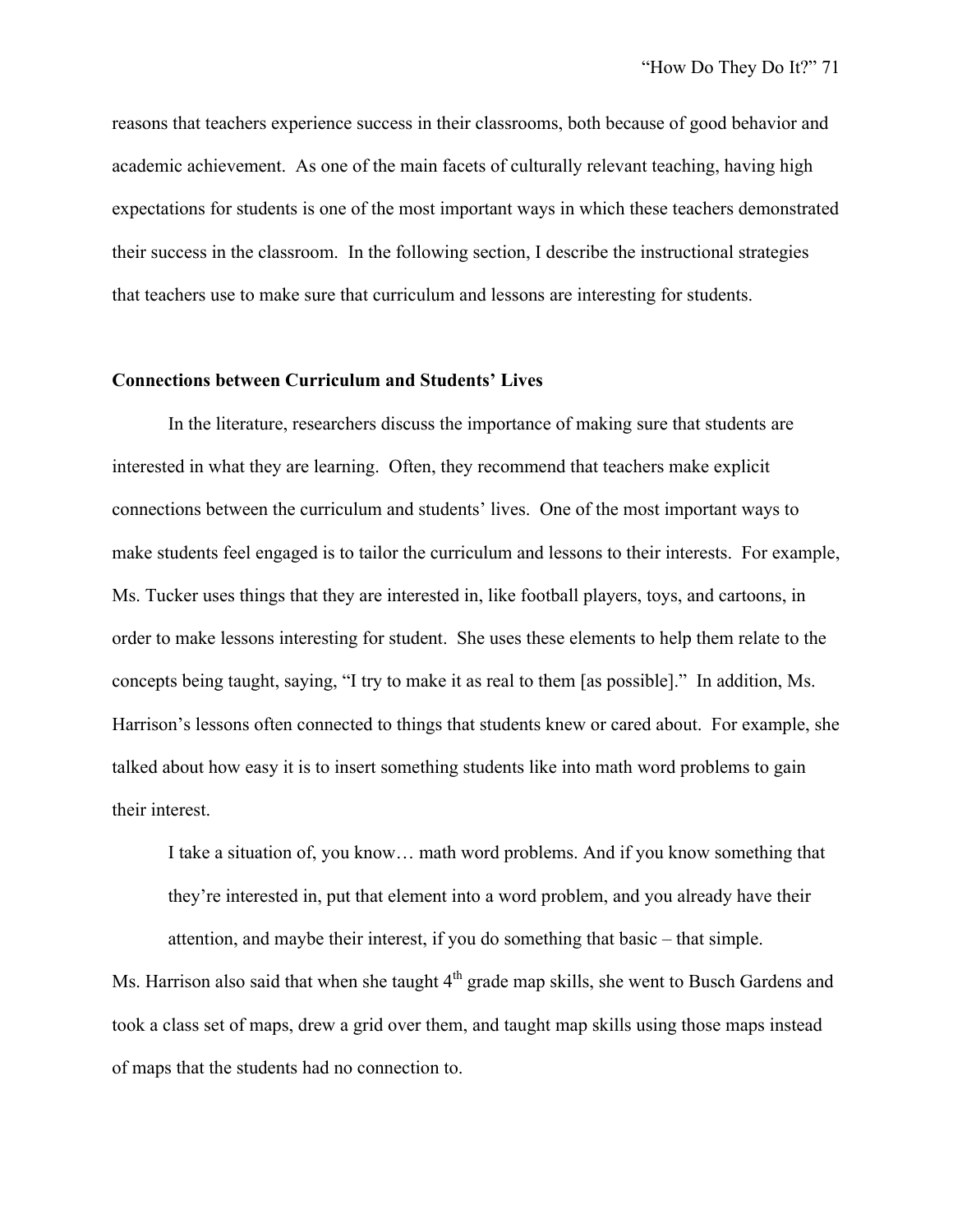reasons that teachers experience success in their classrooms, both because of good behavior and academic achievement. As one of the main facets of culturally relevant teaching, having high expectations for students is one of the most important ways in which these teachers demonstrated their success in the classroom. In the following section, I describe the instructional strategies that teachers use to make sure that curriculum and lessons are interesting for students.

**Connections between Curriculum and Students' Lives**

In the literature, researchers discuss the importance of making sure that students are interested in what they are learning. Often, they recommend that teachers make explicit connections between the curriculum and students' lives. One of the most important ways to make students feel engaged is to tailor the curriculum and lessons to their interests. For example, Ms. Tucker uses things that they are interested in, like football players, toys, and cartoons, in order to make lessons interesting for student. She uses these elements to help them relate to the concepts being taught, saying, "I try to make it as real to them [as possible]." In addition, Ms. Harrison's lessons often connected to things that students knew or cared about. For example, she talked about how easy it is to insert something students like into math word problems to gain their interest.

> I take a situation of, you know… math word problems. And if you know something that they're interested in, put that element into a word problem, and you already have their attention, and maybe their interest, if you do something that basic – that simple.

Ms. Harrison also said that when she taught 4th grade map skills, she went to Busch Gardens and took a class set of maps, drew a grid over them, and taught map skills using those maps instead of maps that the students had no connection to.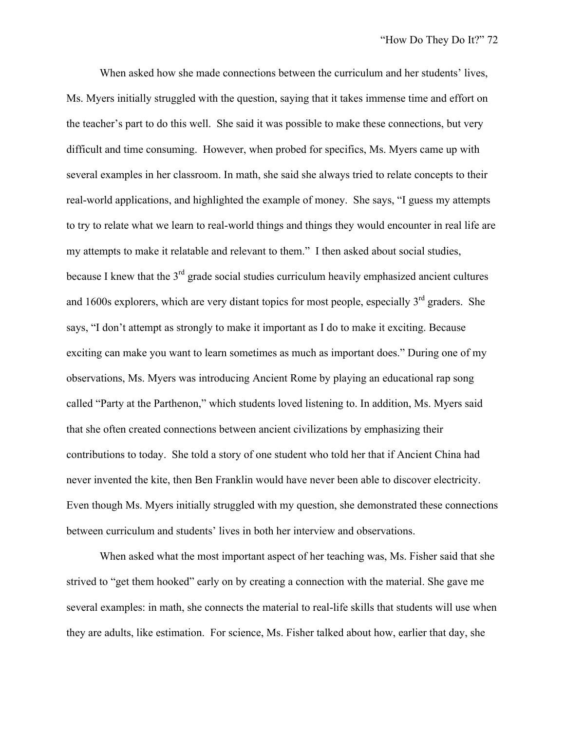When asked how she made connections between the curriculum and her students' lives, Ms. Myers initially struggled with the question, saying that it takes immense time and effort on the teacher's part to do this well. She said it was possible to make these connections, but very difficult and time consuming. However, when probed for specifics, Ms. Myers came up with several examples in her classroom. In math, she said she always tried to relate concepts to their real-world applications, and highlighted the example of money. She says, "I guess my attempts to try to relate what we learn to real-world things and things they would encounter in real life are my attempts to make it relatable and relevant to them." I then asked about social studies, because I knew that the 3rd grade social studies curriculum heavily emphasized ancient cultures and 1600s explorers, which are very distant topics for most people, especially 3rd graders. She says, "I don't attempt as strongly to make it important as I do to make it exciting. Because exciting can make you want to learn sometimes as much as important does." During one of my observations, Ms. Myers was introducing Ancient Rome by playing an educational rap song called "Party at the Parthenon," which students loved listening to. In addition, Ms. Myers said that she often created connections between ancient civilizations by emphasizing their contributions to today. She told a story of one student who told her that if Ancient China had never invented the kite, then Ben Franklin would have never been able to discover electricity. Even though Ms. Myers initially struggled with my question, she demonstrated these connections between curriculum and students' lives in both her interview and observations.

When asked what the most important aspect of her teaching was, Ms. Fisher said that she strived to "get them hooked" early on by creating a connection with the material. She gave me several examples: in math, she connects the material to real-life skills that students will use when they are adults, like estimation. For science, Ms. Fisher talked about how, earlier that day, she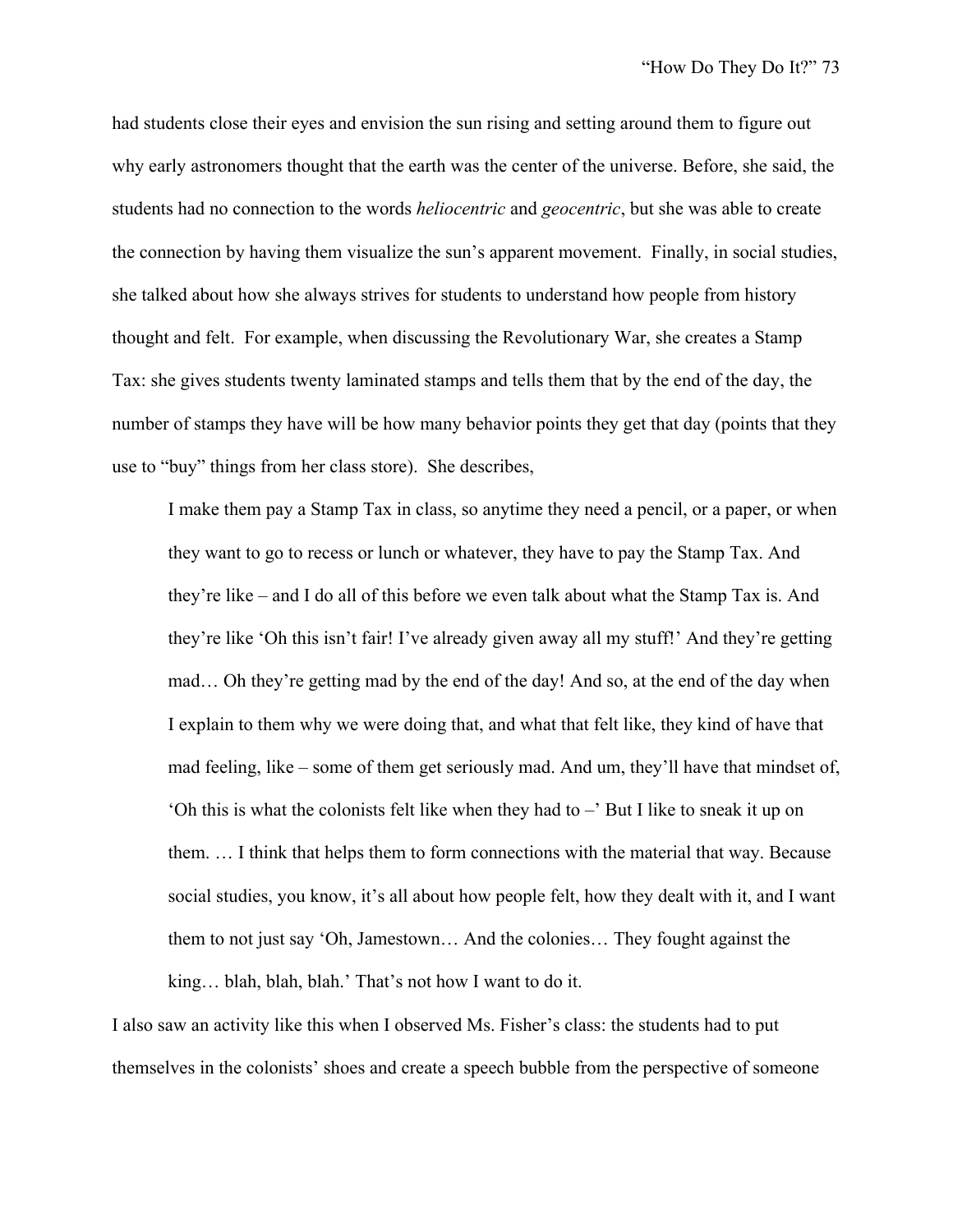had students close their eyes and envision the sun rising and setting around them to figure out why early astronomers thought that the earth was the center of the universe. Before, she said, the students had no connection to the words *heliocentric* and *geocentric*, but she was able to create the connection by having them visualize the sun's apparent movement. Finally, in social studies, she talked about how she always strives for students to understand how people from history thought and felt. For example, when discussing the Revolutionary War, she creates a Stamp Tax: she gives students twenty laminated stamps and tells them that by the end of the day, the number of stamps they have will be how many behavior points they get that day (points that they use to "buy" things from her class store). She describes,

> I make them pay a Stamp Tax in class, so anytime they need a pencil, or a paper, or when they want to go to recess or lunch or whatever, they have to pay the Stamp Tax. And they're like – and I do all of this before we even talk about what the Stamp Tax is. And they're like 'Oh this isn't fair! I've already given away all my stuff!' And they're getting mad… Oh they're getting mad by the end of the day! And so, at the end of the day when I explain to them why we were doing that, and what that felt like, they kind of have that mad feeling, like – some of them get seriously mad. And um, they'll have that mindset of, 'Oh this is what the colonists felt like when they had to –' But I like to sneak it up on them. … I think that helps them to form connections with the material that way. Because social studies, you know, it's all about how people felt, how they dealt with it, and I want them to not just say 'Oh, Jamestown… And the colonies… They fought against the king… blah, blah, blah.' That's not how I want to do it.

I also saw an activity like this when I observed Ms. Fisher's class: the students had to put themselves in the colonists' shoes and create a speech bubble from the perspective of someone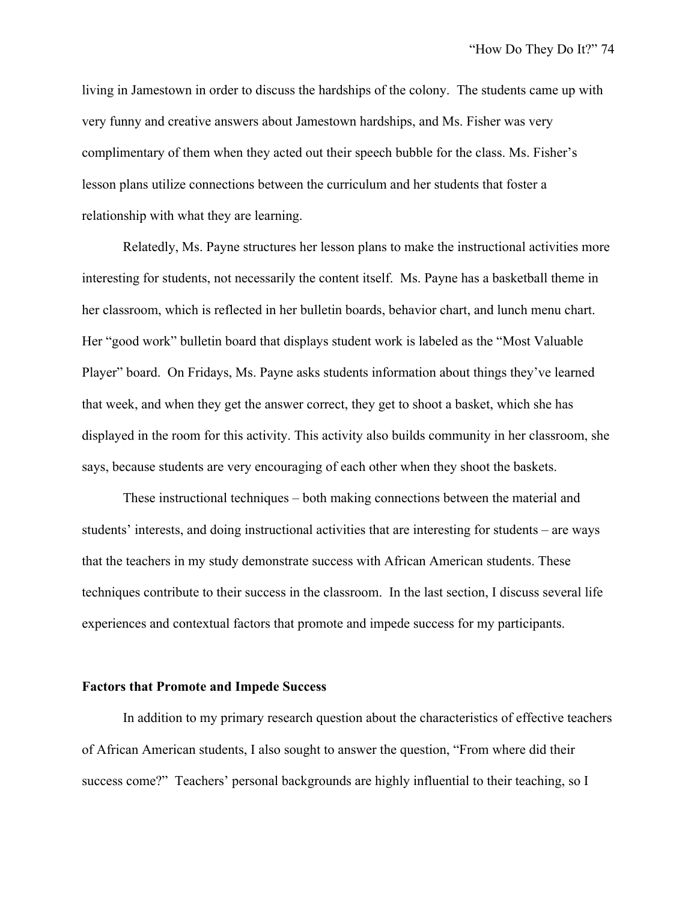living in Jamestown in order to discuss the hardships of the colony. The students came up with very funny and creative answers about Jamestown hardships, and Ms. Fisher was very complimentary of them when they acted out their speech bubble for the class. Ms. Fisher's lesson plans utilize connections between the curriculum and her students that foster a relationship with what they are learning.

Relatedly, Ms. Payne structures her lesson plans to make the instructional activities more interesting for students, not necessarily the content itself. Ms. Payne has a basketball theme in her classroom, which is reflected in her bulletin boards, behavior chart, and lunch menu chart. Her "good work" bulletin board that displays student work is labeled as the "Most Valuable Player" board. On Fridays, Ms. Payne asks students information about things they've learned that week, and when they get the answer correct, they get to shoot a basket, which she has displayed in the room for this activity. This activity also builds community in her classroom, she says, because students are very encouraging of each other when they shoot the baskets.

These instructional techniques – both making connections between the material and students' interests, and doing instructional activities that are interesting for students – are ways that the teachers in my study demonstrate success with African American students. These techniques contribute to their success in the classroom. In the last section, I discuss several life experiences and contextual factors that promote and impede success for my participants.

**Factors that Promote and Impede Success**

In addition to my primary research question about the characteristics of effective teachers of African American students, I also sought to answer the question, "From where did their success come?" Teachers' personal backgrounds are highly influential to their teaching, so I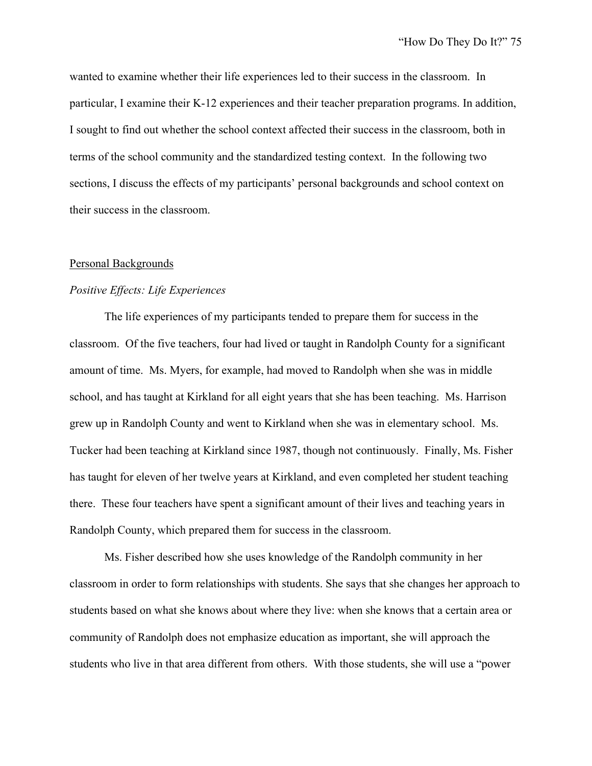wanted to examine whether their life experiences led to their success in the classroom. In particular, I examine their K-12 experiences and their teacher preparation programs. In addition, I sought to find out whether the school context affected their success in the classroom, both in terms of the school community and the standardized testing context. In the following two sections, I discuss the effects of my participants' personal backgrounds and school context on their success in the classroom.

## Personal Backgrounds

### *Positive Effects: Life Experiences*

The life experiences of my participants tended to prepare them for success in the classroom. Of the five teachers, four had lived or taught in Randolph County for a significant amount of time. Ms. Myers, for example, had moved to Randolph when she was in middle school, and has taught at Kirkland for all eight years that she has been teaching. Ms. Harrison grew up in Randolph County and went to Kirkland when she was in elementary school. Ms. Tucker had been teaching at Kirkland since 1987, though not continuously. Finally, Ms. Fisher has taught for eleven of her twelve years at Kirkland, and even completed her student teaching there. These four teachers have spent a significant amount of their lives and teaching years in Randolph County, which prepared them for success in the classroom.

Ms. Fisher described how she uses knowledge of the Randolph community in her classroom in order to form relationships with students. She says that she changes her approach to students based on what she knows about where they live: when she knows that a certain area or community of Randolph does not emphasize education as important, she will approach the students who live in that area different from others. With those students, she will use a "power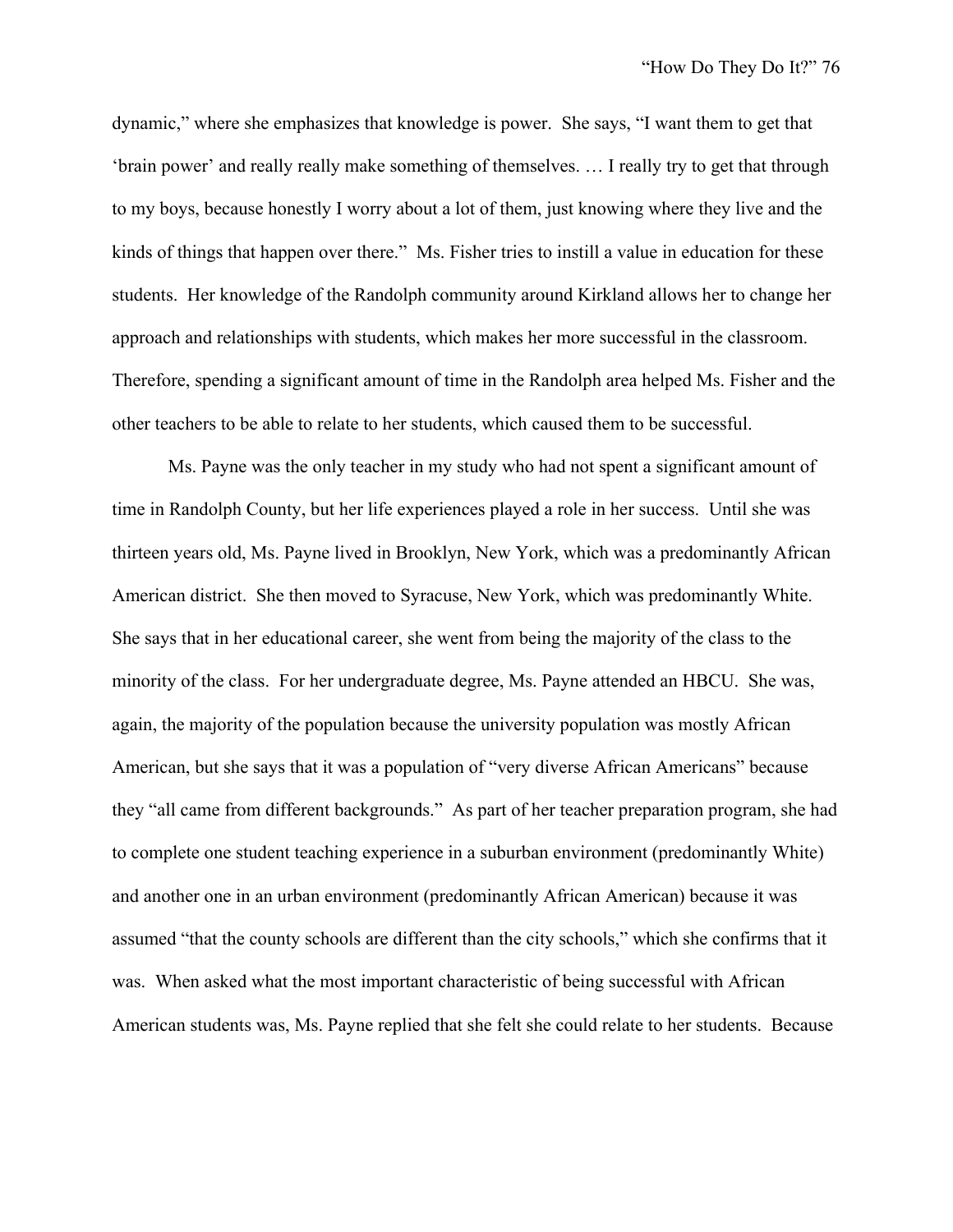dynamic," where she emphasizes that knowledge is power. She says, "I want them to get that 'brain power' and really really make something of themselves. … I really try to get that through to my boys, because honestly I worry about a lot of them, just knowing where they live and the kinds of things that happen over there." Ms. Fisher tries to instill a value in education for these students. Her knowledge of the Randolph community around Kirkland allows her to change her approach and relationships with students, which makes her more successful in the classroom. Therefore, spending a significant amount of time in the Randolph area helped Ms. Fisher and the other teachers to be able to relate to her students, which caused them to be successful.

Ms. Payne was the only teacher in my study who had not spent a significant amount of time in Randolph County, but her life experiences played a role in her success. Until she was thirteen years old, Ms. Payne lived in Brooklyn, New York, which was a predominantly African American district. She then moved to Syracuse, New York, which was predominantly White. She says that in her educational career, she went from being the majority of the class to the minority of the class. For her undergraduate degree, Ms. Payne attended an HBCU. She was, again, the majority of the population because the university population was mostly African American, but she says that it was a population of "very diverse African Americans" because they "all came from different backgrounds." As part of her teacher preparation program, she had to complete one student teaching experience in a suburban environment (predominantly White) and another one in an urban environment (predominantly African American) because it was assumed "that the county schools are different than the city schools," which she confirms that it was. When asked what the most important characteristic of being successful with African American students was, Ms. Payne replied that she felt she could relate to her students. Because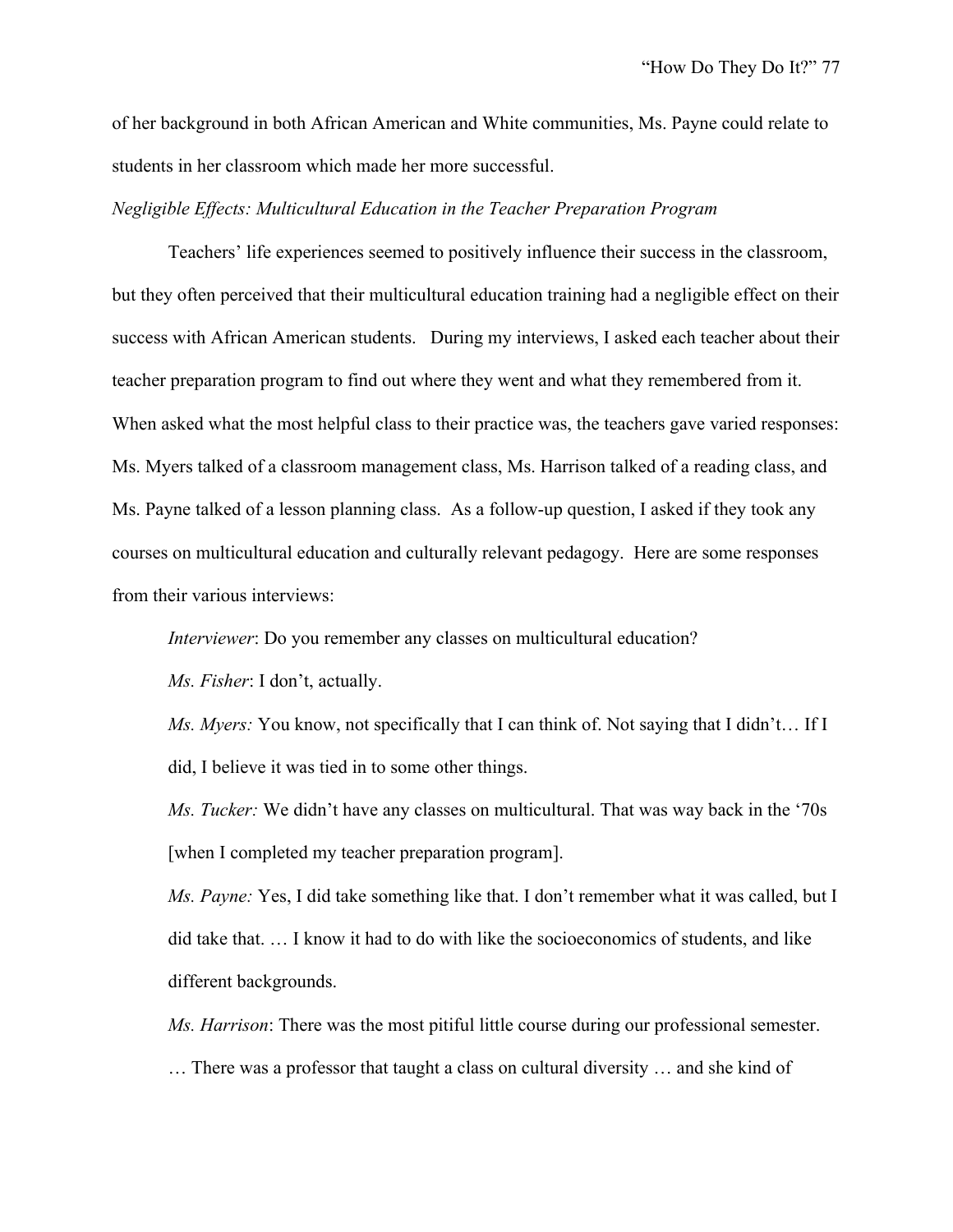of her background in both African American and White communities, Ms. Payne could relate to students in her classroom which made her more successful.

*Negligible Effects: Multicultural Education in the Teacher Preparation Program*

Teachers' life experiences seemed to positively influence their success in the classroom, but they often perceived that their multicultural education training had a negligible effect on their success with African American students. During my interviews, I asked each teacher about their teacher preparation program to find out where they went and what they remembered from it. When asked what the most helpful class to their practice was, the teachers gave varied responses: Ms. Myers talked of a classroom management class, Ms. Harrison talked of a reading class, and Ms. Payne talked of a lesson planning class. As a follow-up question, I asked if they took any courses on multicultural education and culturally relevant pedagogy. Here are some responses from their various interviews:

> *Interviewer*: Do you remember any classes on multicultural education?
>
> *Ms. Fisher*: I don't, actually.
>
> *Ms. Myers:* You know, not specifically that I can think of. Not saying that I didn't… If I did, I believe it was tied in to some other things.
>
> *Ms. Tucker:* We didn't have any classes on multicultural. That was way back in the '70s [when I completed my teacher preparation program].
>
> *Ms. Payne:* Yes, I did take something like that. I don't remember what it was called, but I did take that. … I know it had to do with like the socioeconomics of students, and like different backgrounds.
>
> *Ms. Harrison*: There was the most pitiful little course during our professional semester. … There was a professor that taught a class on cultural diversity … and she kind of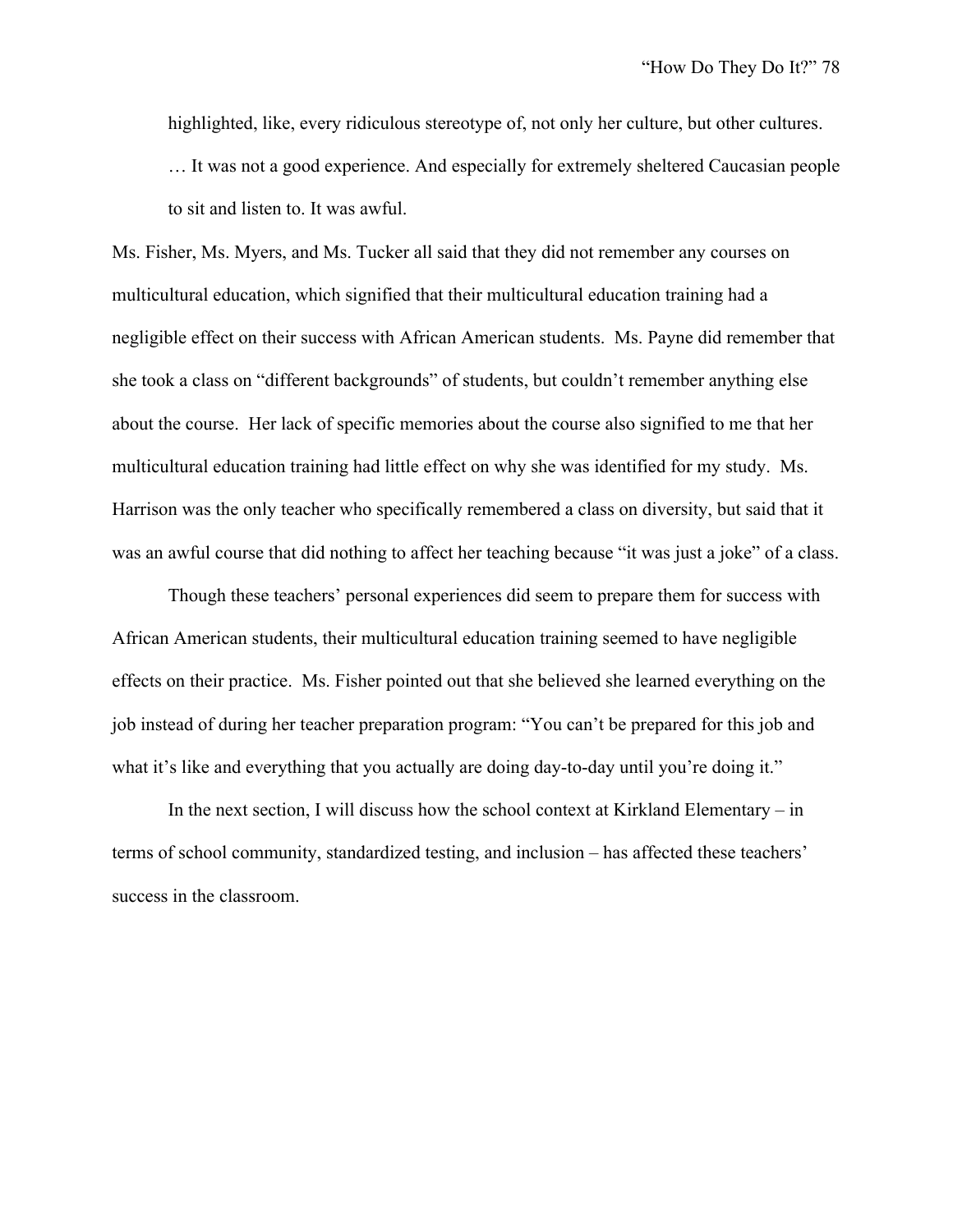> highlighted, like, every ridiculous stereotype of, not only her culture, but other cultures. … It was not a good experience. And especially for extremely sheltered Caucasian people to sit and listen to. It was awful.

Ms. Fisher, Ms. Myers, and Ms. Tucker all said that they did not remember any courses on multicultural education, which signified that their multicultural education training had a negligible effect on their success with African American students. Ms. Payne did remember that she took a class on "different backgrounds" of students, but couldn't remember anything else about the course. Her lack of specific memories about the course also signified to me that her multicultural education training had little effect on why she was identified for my study. Ms. Harrison was the only teacher who specifically remembered a class on diversity, but said that it was an awful course that did nothing to affect her teaching because "it was just a joke" of a class.

Though these teachers' personal experiences did seem to prepare them for success with African American students, their multicultural education training seemed to have negligible effects on their practice. Ms. Fisher pointed out that she believed she learned everything on the job instead of during her teacher preparation program: "You can't be prepared for this job and what it's like and everything that you actually are doing day-to-day until you're doing it."

In the next section, I will discuss how the school context at Kirkland Elementary – in terms of school community, standardized testing, and inclusion – has affected these teachers' success in the classroom.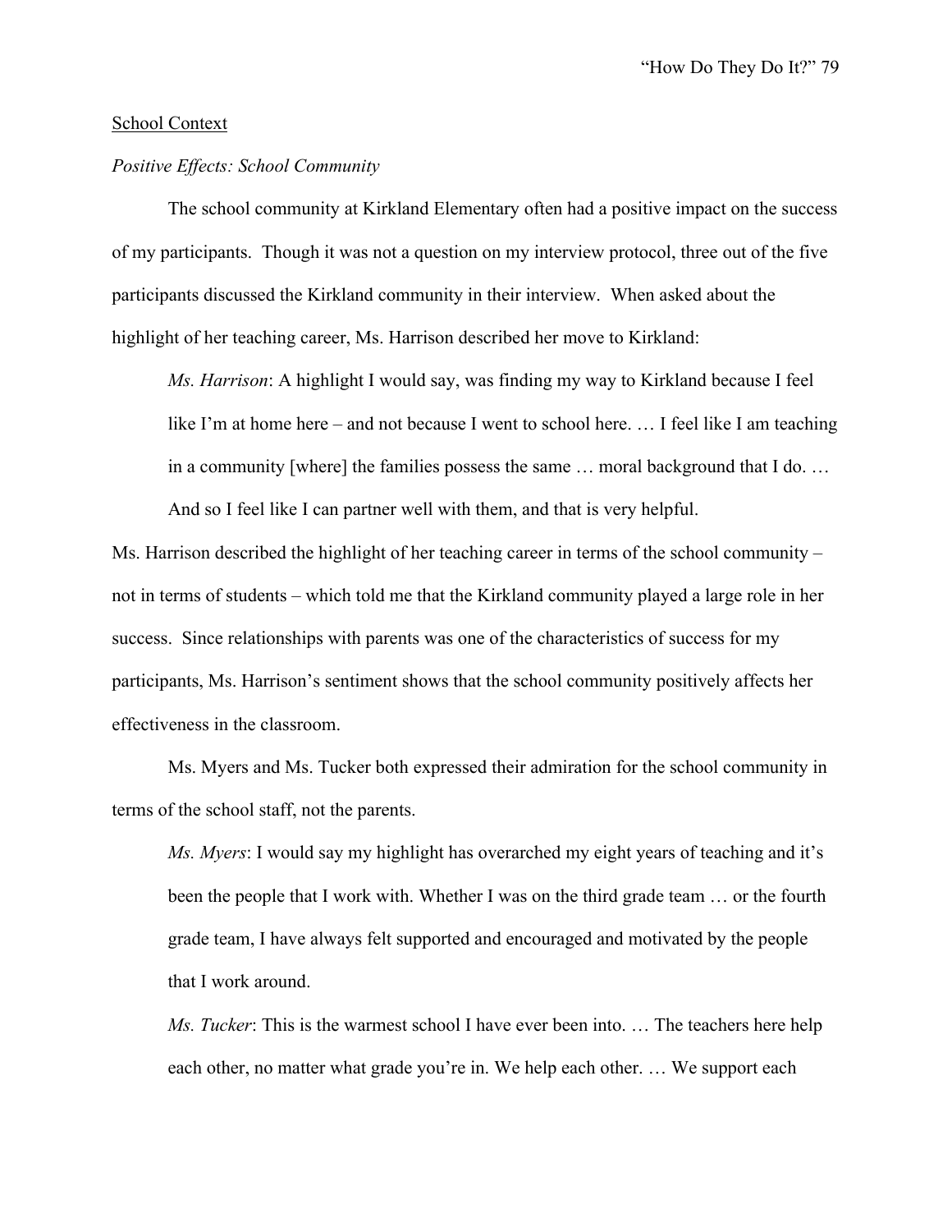School Context

*Positive Effects: School Community*

The school community at Kirkland Elementary often had a positive impact on the success of my participants. Though it was not a question on my interview protocol, three out of the five participants discussed the Kirkland community in their interview. When asked about the highlight of her teaching career, Ms. Harrison described her move to Kirkland:

> *Ms. Harrison*: A highlight I would say, was finding my way to Kirkland because I feel like I'm at home here – and not because I went to school here. … I feel like I am teaching in a community [where] the families possess the same … moral background that I do. … And so I feel like I can partner well with them, and that is very helpful.

Ms. Harrison described the highlight of her teaching career in terms of the school community – not in terms of students – which told me that the Kirkland community played a large role in her success. Since relationships with parents was one of the characteristics of success for my participants, Ms. Harrison's sentiment shows that the school community positively affects her effectiveness in the classroom.

Ms. Myers and Ms. Tucker both expressed their admiration for the school community in terms of the school staff, not the parents.

> *Ms. Myers*: I would say my highlight has overarched my eight years of teaching and it's been the people that I work with. Whether I was on the third grade team … or the fourth grade team, I have always felt supported and encouraged and motivated by the people that I work around.
>
> *Ms. Tucker*: This is the warmest school I have ever been into. … The teachers here help each other, no matter what grade you're in. We help each other. … We support each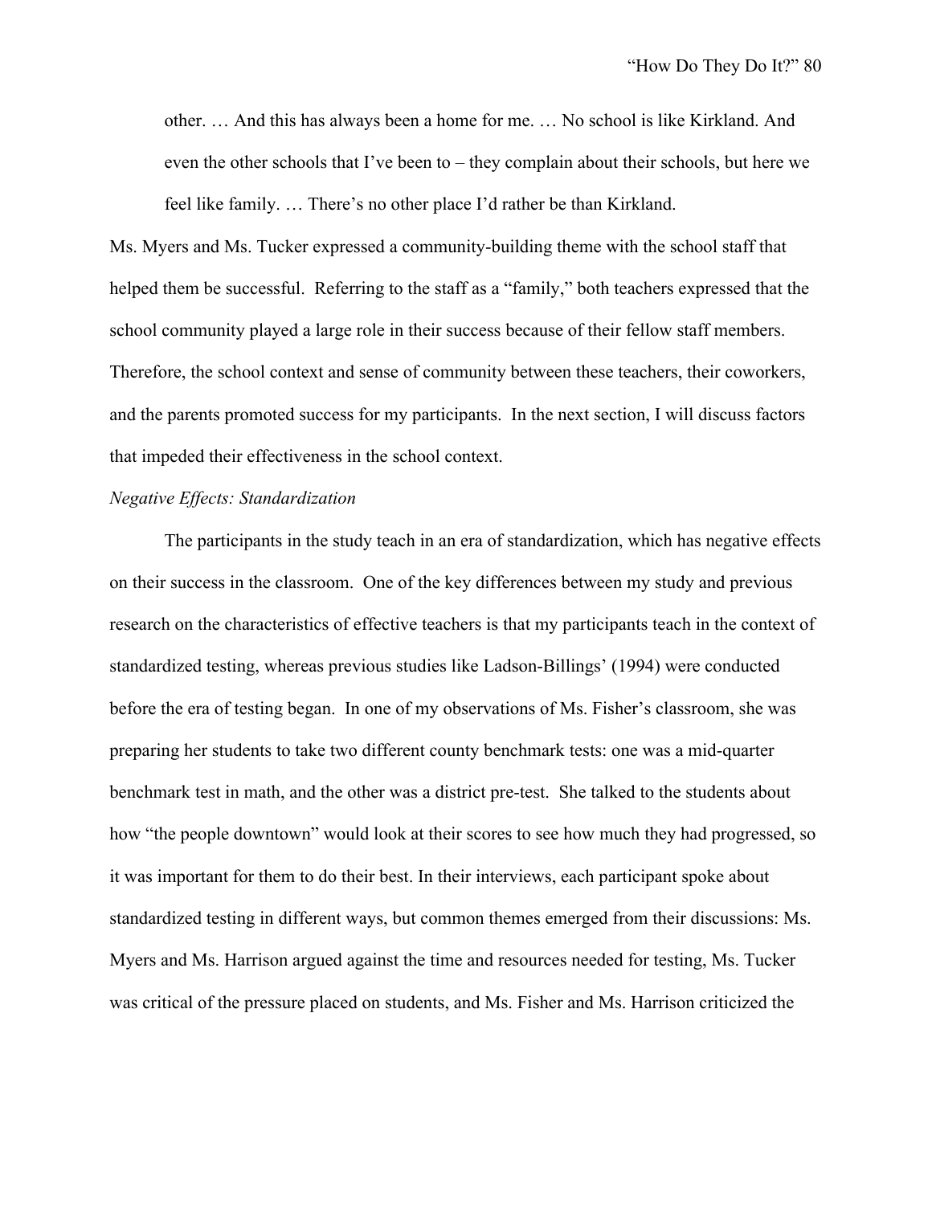other. … And this has always been a home for me. … No school is like Kirkland. And even the other schools that I've been to – they complain about their schools, but here we feel like family. … There's no other place I'd rather be than Kirkland.

Ms. Myers and Ms. Tucker expressed a community-building theme with the school staff that helped them be successful. Referring to the staff as a "family," both teachers expressed that the school community played a large role in their success because of their fellow staff members. Therefore, the school context and sense of community between these teachers, their coworkers, and the parents promoted success for my participants. In the next section, I will discuss factors that impeded their effectiveness in the school context.

*Negative Effects: Standardization*

The participants in the study teach in an era of standardization, which has negative effects on their success in the classroom. One of the key differences between my study and previous research on the characteristics of effective teachers is that my participants teach in the context of standardized testing, whereas previous studies like Ladson-Billings' (1994) were conducted before the era of testing began. In one of my observations of Ms. Fisher's classroom, she was preparing her students to take two different county benchmark tests: one was a mid-quarter benchmark test in math, and the other was a district pre-test. She talked to the students about how "the people downtown" would look at their scores to see how much they had progressed, so it was important for them to do their best. In their interviews, each participant spoke about standardized testing in different ways, but common themes emerged from their discussions: Ms. Myers and Ms. Harrison argued against the time and resources needed for testing, Ms. Tucker was critical of the pressure placed on students, and Ms. Fisher and Ms. Harrison criticized the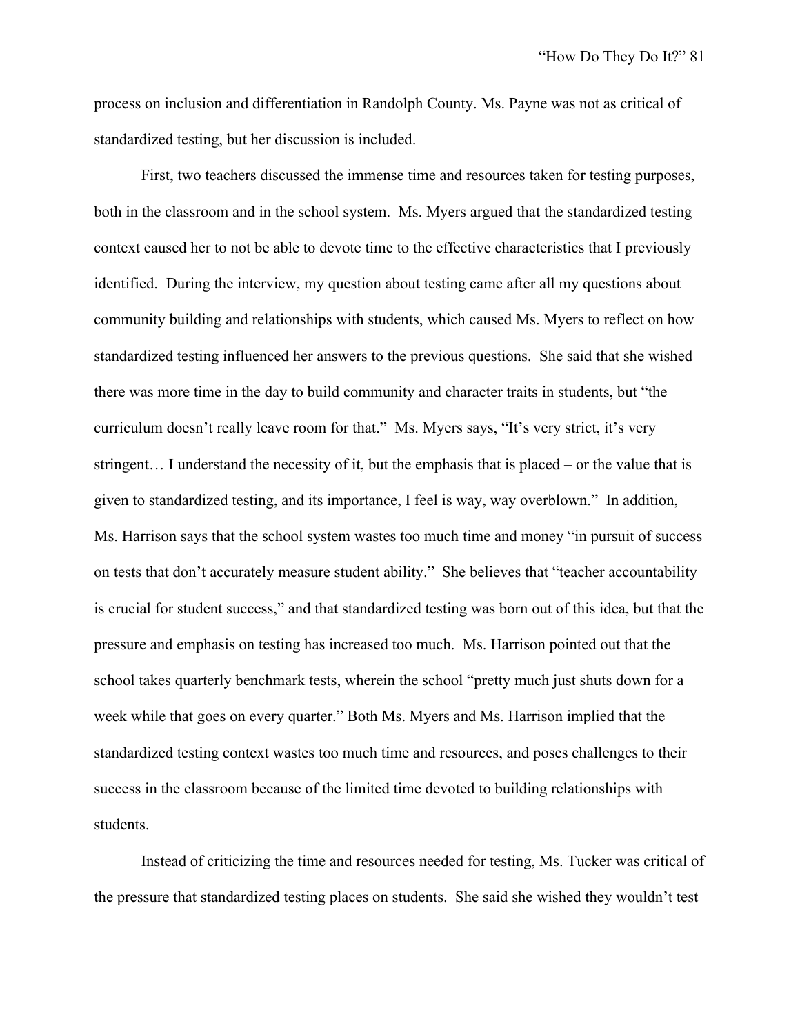process on inclusion and differentiation in Randolph County. Ms. Payne was not as critical of standardized testing, but her discussion is included.

First, two teachers discussed the immense time and resources taken for testing purposes, both in the classroom and in the school system. Ms. Myers argued that the standardized testing context caused her to not be able to devote time to the effective characteristics that I previously identified. During the interview, my question about testing came after all my questions about community building and relationships with students, which caused Ms. Myers to reflect on how standardized testing influenced her answers to the previous questions. She said that she wished there was more time in the day to build community and character traits in students, but "the curriculum doesn't really leave room for that." Ms. Myers says, "It's very strict, it's very stringent… I understand the necessity of it, but the emphasis that is placed – or the value that is given to standardized testing, and its importance, I feel is way, way overblown." In addition, Ms. Harrison says that the school system wastes too much time and money "in pursuit of success on tests that don't accurately measure student ability." She believes that "teacher accountability is crucial for student success," and that standardized testing was born out of this idea, but that the pressure and emphasis on testing has increased too much. Ms. Harrison pointed out that the school takes quarterly benchmark tests, wherein the school "pretty much just shuts down for a week while that goes on every quarter." Both Ms. Myers and Ms. Harrison implied that the standardized testing context wastes too much time and resources, and poses challenges to their success in the classroom because of the limited time devoted to building relationships with students.

Instead of criticizing the time and resources needed for testing, Ms. Tucker was critical of the pressure that standardized testing places on students. She said she wished they wouldn't test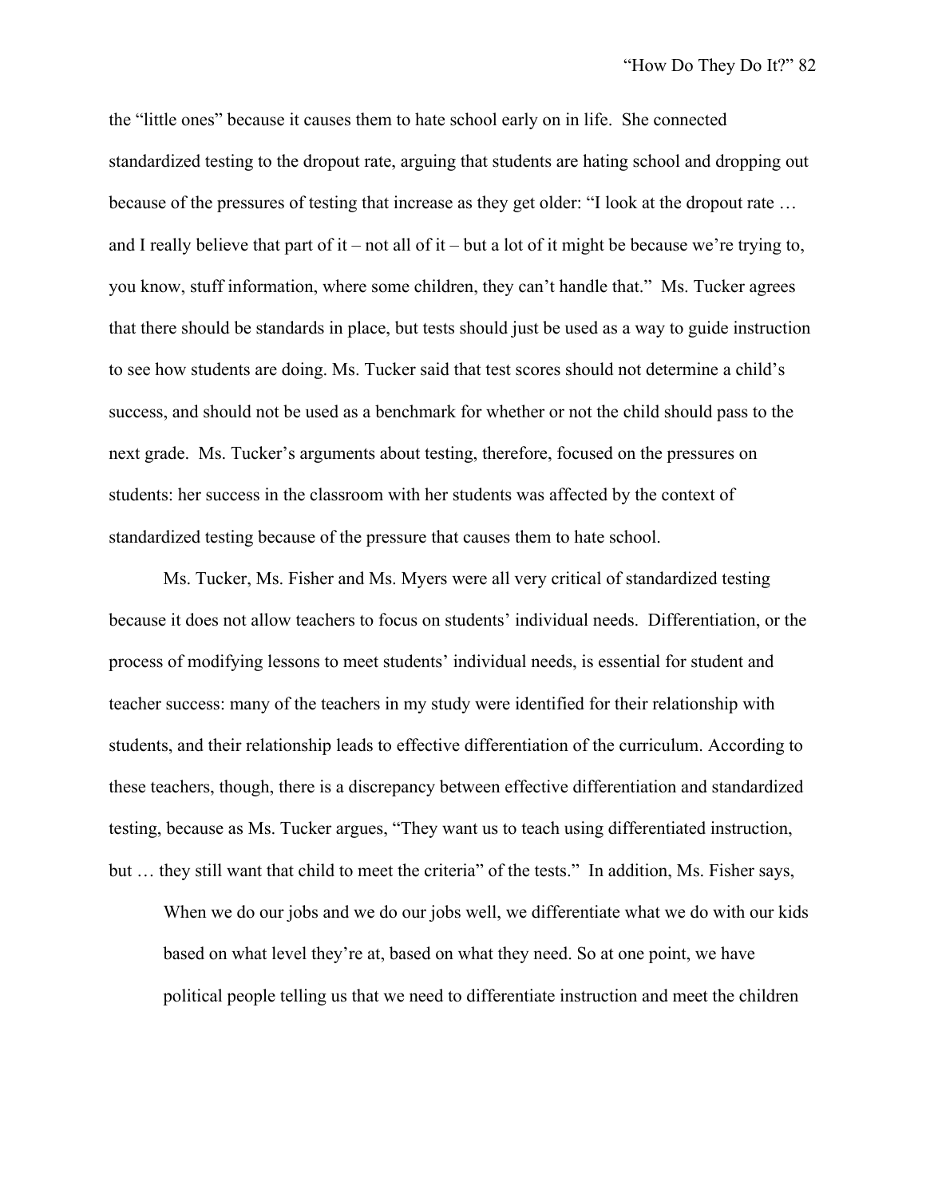the "little ones" because it causes them to hate school early on in life. She connected standardized testing to the dropout rate, arguing that students are hating school and dropping out because of the pressures of testing that increase as they get older: "I look at the dropout rate … and I really believe that part of it – not all of it – but a lot of it might be because we're trying to, you know, stuff information, where some children, they can't handle that." Ms. Tucker agrees that there should be standards in place, but tests should just be used as a way to guide instruction to see how students are doing. Ms. Tucker said that test scores should not determine a child's success, and should not be used as a benchmark for whether or not the child should pass to the next grade. Ms. Tucker's arguments about testing, therefore, focused on the pressures on students: her success in the classroom with her students was affected by the context of standardized testing because of the pressure that causes them to hate school.

Ms. Tucker, Ms. Fisher and Ms. Myers were all very critical of standardized testing because it does not allow teachers to focus on students' individual needs. Differentiation, or the process of modifying lessons to meet students' individual needs, is essential for student and teacher success: many of the teachers in my study were identified for their relationship with students, and their relationship leads to effective differentiation of the curriculum. According to these teachers, though, there is a discrepancy between effective differentiation and standardized testing, because as Ms. Tucker argues, "They want us to teach using differentiated instruction, but … they still want that child to meet the criteria" of the tests." In addition, Ms. Fisher says,

> When we do our jobs and we do our jobs well, we differentiate what we do with our kids based on what level they're at, based on what they need. So at one point, we have political people telling us that we need to differentiate instruction and meet the children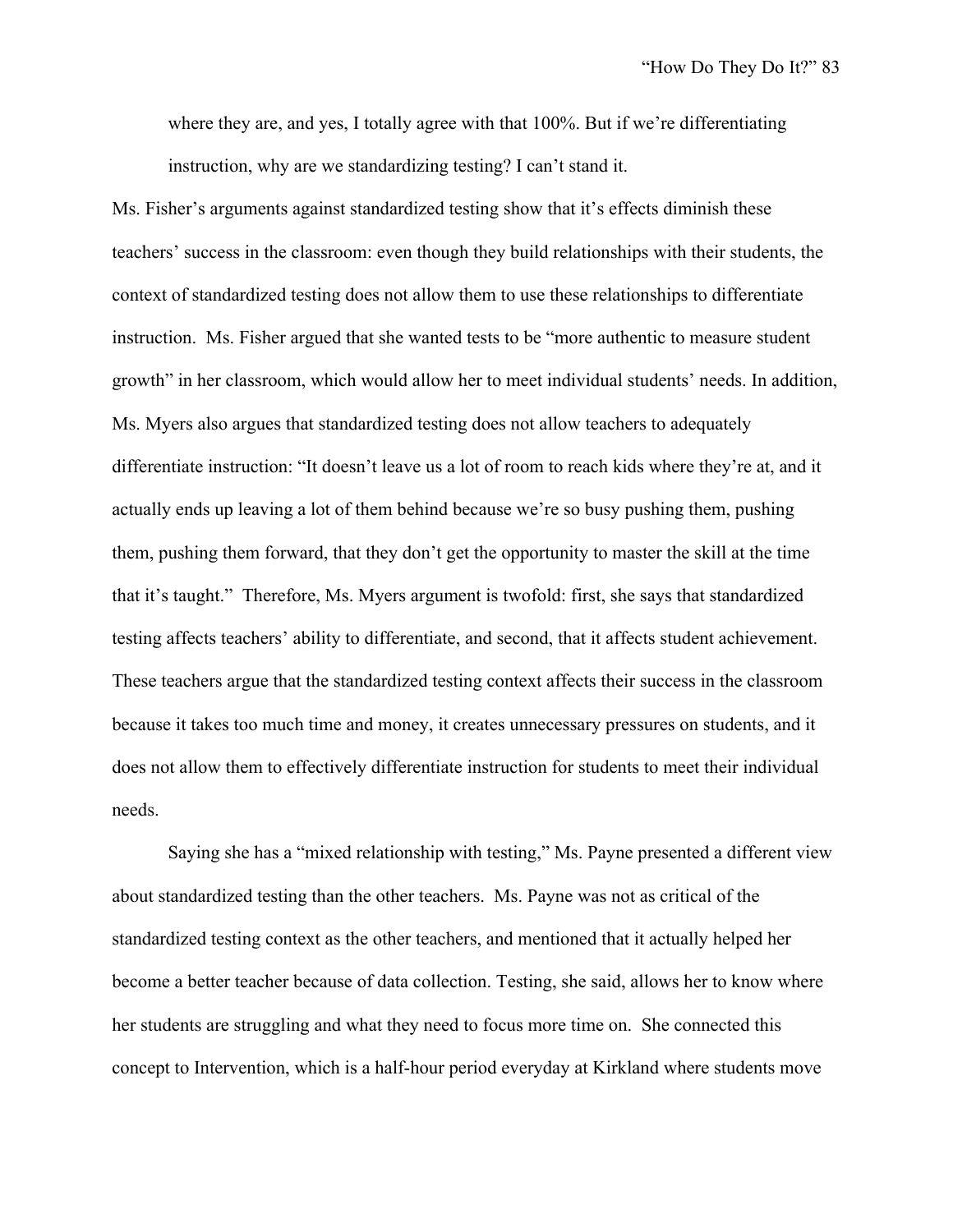> where they are, and yes, I totally agree with that 100%. But if we're differentiating instruction, why are we standardizing testing? I can't stand it.

Ms. Fisher's arguments against standardized testing show that it's effects diminish these teachers' success in the classroom: even though they build relationships with their students, the context of standardized testing does not allow them to use these relationships to differentiate instruction. Ms. Fisher argued that she wanted tests to be "more authentic to measure student growth" in her classroom, which would allow her to meet individual students' needs. In addition, Ms. Myers also argues that standardized testing does not allow teachers to adequately differentiate instruction: "It doesn't leave us a lot of room to reach kids where they're at, and it actually ends up leaving a lot of them behind because we're so busy pushing them, pushing them, pushing them forward, that they don't get the opportunity to master the skill at the time that it's taught." Therefore, Ms. Myers argument is twofold: first, she says that standardized testing affects teachers' ability to differentiate, and second, that it affects student achievement. These teachers argue that the standardized testing context affects their success in the classroom because it takes too much time and money, it creates unnecessary pressures on students, and it does not allow them to effectively differentiate instruction for students to meet their individual needs.

Saying she has a "mixed relationship with testing," Ms. Payne presented a different view about standardized testing than the other teachers. Ms. Payne was not as critical of the standardized testing context as the other teachers, and mentioned that it actually helped her become a better teacher because of data collection. Testing, she said, allows her to know where her students are struggling and what they need to focus more time on. She connected this concept to Intervention, which is a half-hour period everyday at Kirkland where students move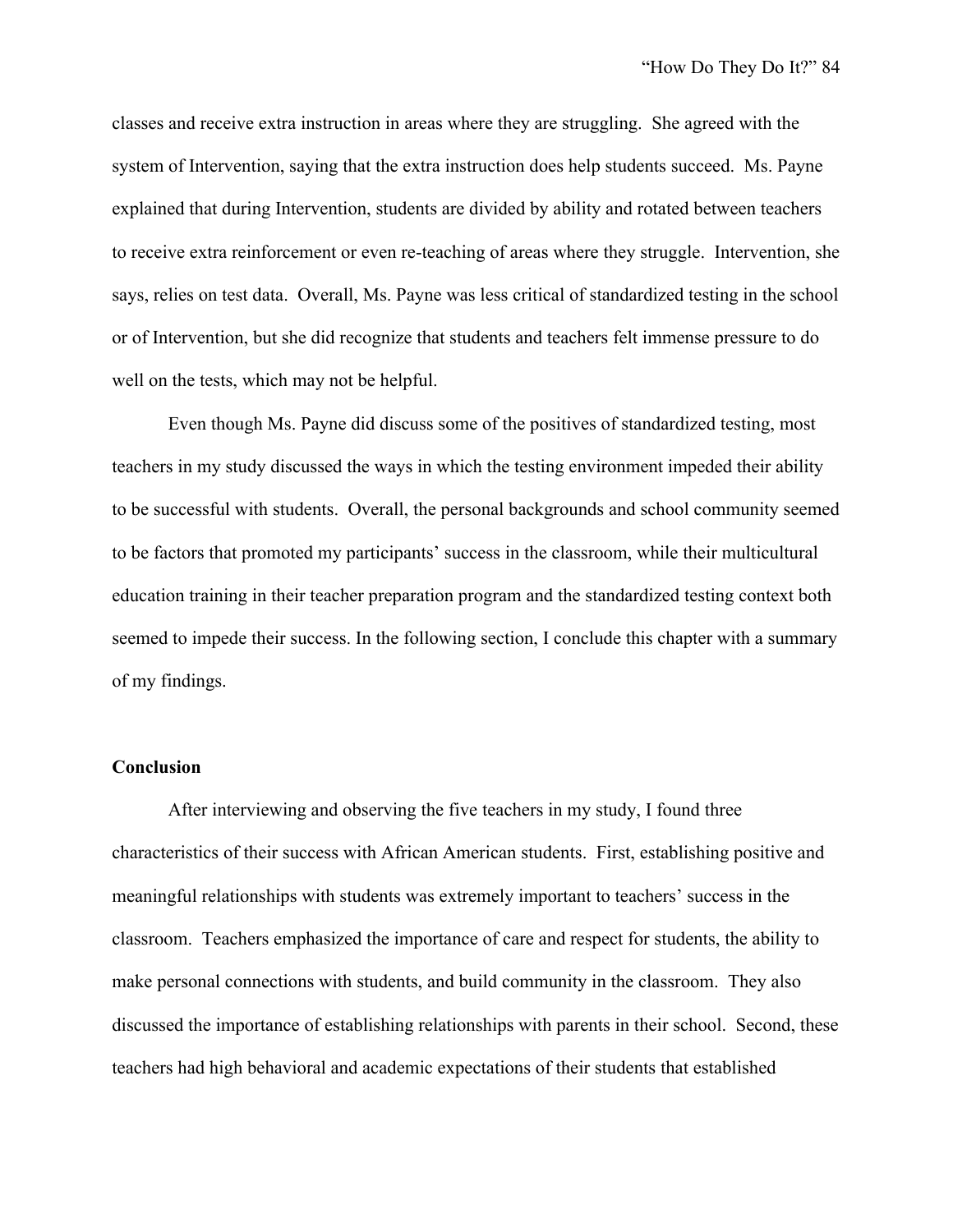classes and receive extra instruction in areas where they are struggling. She agreed with the system of Intervention, saying that the extra instruction does help students succeed. Ms. Payne explained that during Intervention, students are divided by ability and rotated between teachers to receive extra reinforcement or even re-teaching of areas where they struggle. Intervention, she says, relies on test data. Overall, Ms. Payne was less critical of standardized testing in the school or of Intervention, but she did recognize that students and teachers felt immense pressure to do well on the tests, which may not be helpful.

Even though Ms. Payne did discuss some of the positives of standardized testing, most teachers in my study discussed the ways in which the testing environment impeded their ability to be successful with students. Overall, the personal backgrounds and school community seemed to be factors that promoted my participants' success in the classroom, while their multicultural education training in their teacher preparation program and the standardized testing context both seemed to impede their success. In the following section, I conclude this chapter with a summary of my findings.

**Conclusion**

After interviewing and observing the five teachers in my study, I found three characteristics of their success with African American students. First, establishing positive and meaningful relationships with students was extremely important to teachers' success in the classroom. Teachers emphasized the importance of care and respect for students, the ability to make personal connections with students, and build community in the classroom. They also discussed the importance of establishing relationships with parents in their school. Second, these teachers had high behavioral and academic expectations of their students that established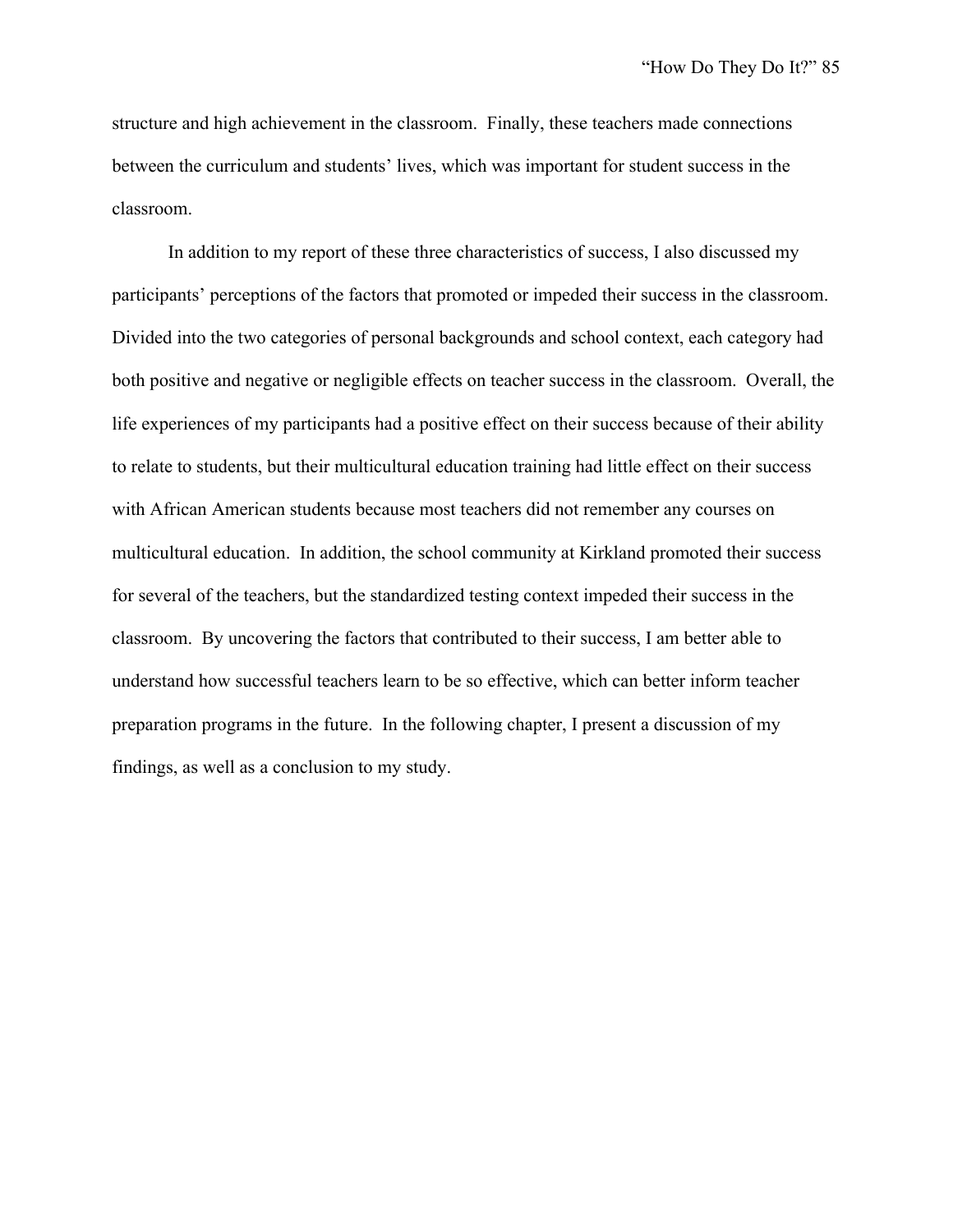structure and high achievement in the classroom. Finally, these teachers made connections between the curriculum and students' lives, which was important for student success in the classroom.

In addition to my report of these three characteristics of success, I also discussed my participants' perceptions of the factors that promoted or impeded their success in the classroom. Divided into the two categories of personal backgrounds and school context, each category had both positive and negative or negligible effects on teacher success in the classroom. Overall, the life experiences of my participants had a positive effect on their success because of their ability to relate to students, but their multicultural education training had little effect on their success with African American students because most teachers did not remember any courses on multicultural education. In addition, the school community at Kirkland promoted their success for several of the teachers, but the standardized testing context impeded their success in the classroom. By uncovering the factors that contributed to their success, I am better able to understand how successful teachers learn to be so effective, which can better inform teacher preparation programs in the future. In the following chapter, I present a discussion of my findings, as well as a conclusion to my study.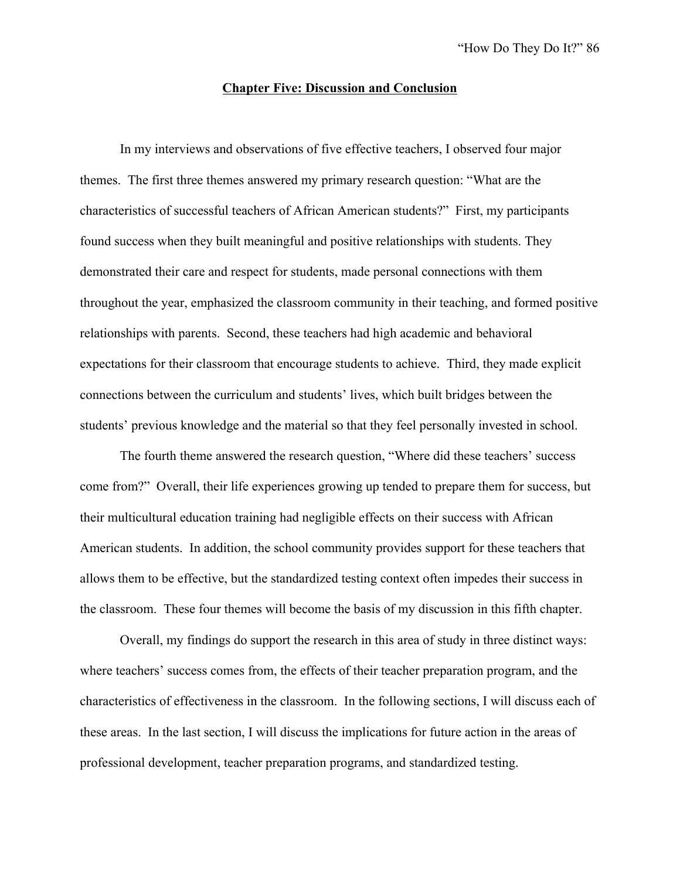## Chapter Five: Discussion and Conclusion

In my interviews and observations of five effective teachers, I observed four major themes. The first three themes answered my primary research question: "What are the characteristics of successful teachers of African American students?" First, my participants found success when they built meaningful and positive relationships with students. They demonstrated their care and respect for students, made personal connections with them throughout the year, emphasized the classroom community in their teaching, and formed positive relationships with parents. Second, these teachers had high academic and behavioral expectations for their classroom that encourage students to achieve. Third, they made explicit connections between the curriculum and students' lives, which built bridges between the students' previous knowledge and the material so that they feel personally invested in school.

The fourth theme answered the research question, "Where did these teachers' success come from?" Overall, their life experiences growing up tended to prepare them for success, but their multicultural education training had negligible effects on their success with African American students. In addition, the school community provides support for these teachers that allows them to be effective, but the standardized testing context often impedes their success in the classroom. These four themes will become the basis of my discussion in this fifth chapter.

Overall, my findings do support the research in this area of study in three distinct ways: where teachers' success comes from, the effects of their teacher preparation program, and the characteristics of effectiveness in the classroom. In the following sections, I will discuss each of these areas. In the last section, I will discuss the implications for future action in the areas of professional development, teacher preparation programs, and standardized testing.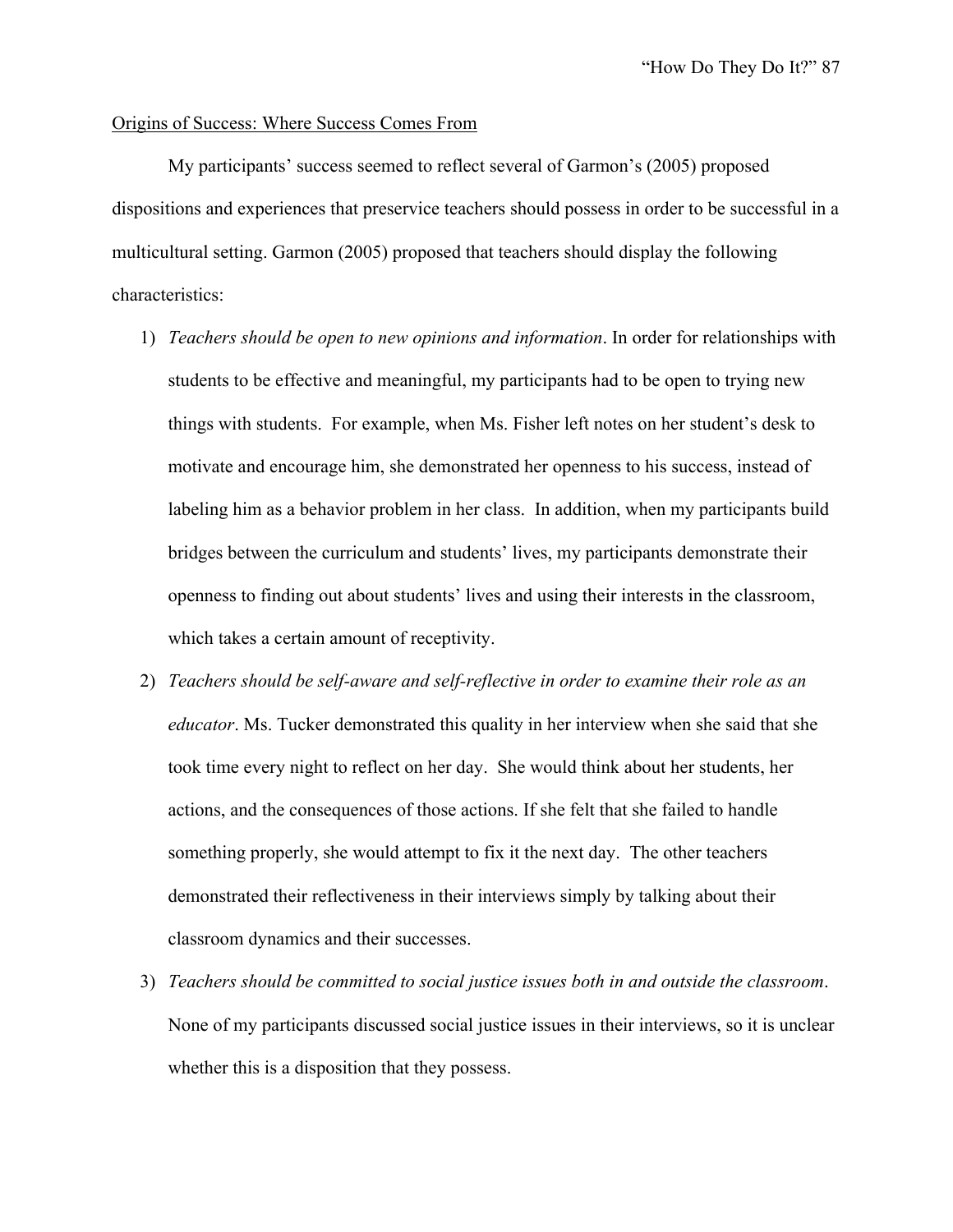Origins of Success: Where Success Comes From

My participants' success seemed to reflect several of Garmon's (2005) proposed dispositions and experiences that preservice teachers should possess in order to be successful in a multicultural setting. Garmon (2005) proposed that teachers should display the following characteristics:

1) *Teachers should be open to new opinions and information*. In order for relationships with students to be effective and meaningful, my participants had to be open to trying new things with students. For example, when Ms. Fisher left notes on her student's desk to motivate and encourage him, she demonstrated her openness to his success, instead of labeling him as a behavior problem in her class. In addition, when my participants build bridges between the curriculum and students' lives, my participants demonstrate their openness to finding out about students' lives and using their interests in the classroom, which takes a certain amount of receptivity.
2) *Teachers should be self-aware and self-reflective in order to examine their role as an educator*. Ms. Tucker demonstrated this quality in her interview when she said that she took time every night to reflect on her day. She would think about her students, her actions, and the consequences of those actions. If she felt that she failed to handle something properly, she would attempt to fix it the next day. The other teachers demonstrated their reflectiveness in their interviews simply by talking about their classroom dynamics and their successes.
3) *Teachers should be committed to social justice issues both in and outside the classroom*. None of my participants discussed social justice issues in their interviews, so it is unclear whether this is a disposition that they possess.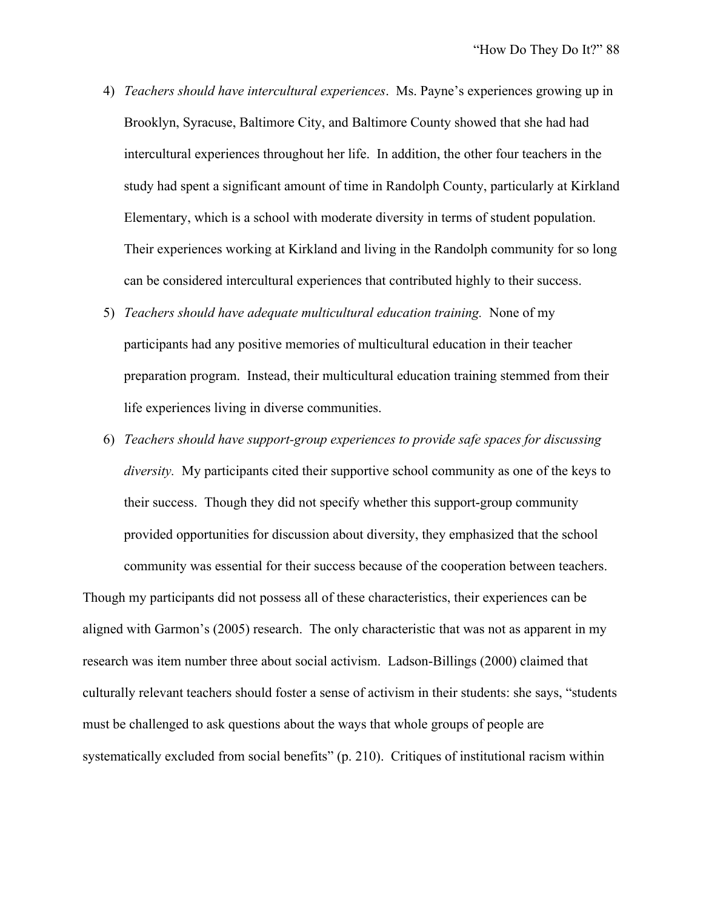4) *Teachers should have intercultural experiences*. Ms. Payne's experiences growing up in Brooklyn, Syracuse, Baltimore City, and Baltimore County showed that she had had intercultural experiences throughout her life. In addition, the other four teachers in the study had spent a significant amount of time in Randolph County, particularly at Kirkland Elementary, which is a school with moderate diversity in terms of student population. Their experiences working at Kirkland and living in the Randolph community for so long can be considered intercultural experiences that contributed highly to their success.
5) *Teachers should have adequate multicultural education training.* None of my participants had any positive memories of multicultural education in their teacher preparation program. Instead, their multicultural education training stemmed from their life experiences living in diverse communities.
6) *Teachers should have support-group experiences to provide safe spaces for discussing diversity.* My participants cited their supportive school community as one of the keys to their success. Though they did not specify whether this support-group community provided opportunities for discussion about diversity, they emphasized that the school community was essential for their success because of the cooperation between teachers.

Though my participants did not possess all of these characteristics, their experiences can be aligned with Garmon's (2005) research. The only characteristic that was not as apparent in my research was item number three about social activism. Ladson-Billings (2000) claimed that culturally relevant teachers should foster a sense of activism in their students: she says, "students must be challenged to ask questions about the ways that whole groups of people are systematically excluded from social benefits" (p. 210). Critiques of institutional racism within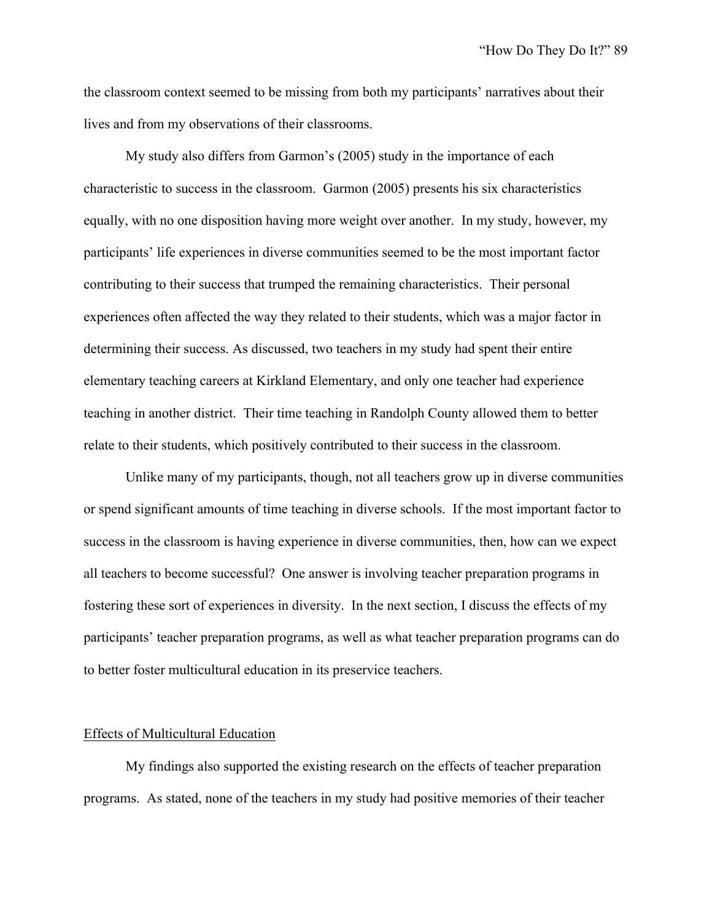the classroom context seemed to be missing from both my participants' narratives about their lives and from my observations of their classrooms.

My study also differs from Garmon's (2005) study in the importance of each characteristic to success in the classroom. Garmon (2005) presents his six characteristics equally, with no one disposition having more weight over another. In my study, however, my participants' life experiences in diverse communities seemed to be the most important factor contributing to their success that trumped the remaining characteristics. Their personal experiences often affected the way they related to their students, which was a major factor in determining their success. As discussed, two teachers in my study had spent their entire elementary teaching careers at Kirkland Elementary, and only one teacher had experience teaching in another district. Their time teaching in Randolph County allowed them to better relate to their students, which positively contributed to their success in the classroom.

Unlike many of my participants, though, not all teachers grow up in diverse communities or spend significant amounts of time teaching in diverse schools. If the most important factor to success in the classroom is having experience in diverse communities, then, how can we expect all teachers to become successful? One answer is involving teacher preparation programs in fostering these sort of experiences in diversity. In the next section, I discuss the effects of my participants' teacher preparation programs, as well as what teacher preparation programs can do to better foster multicultural education in its preservice teachers.

## Effects of Multicultural Education

My findings also supported the existing research on the effects of teacher preparation programs. As stated, none of the teachers in my study had positive memories of their teacher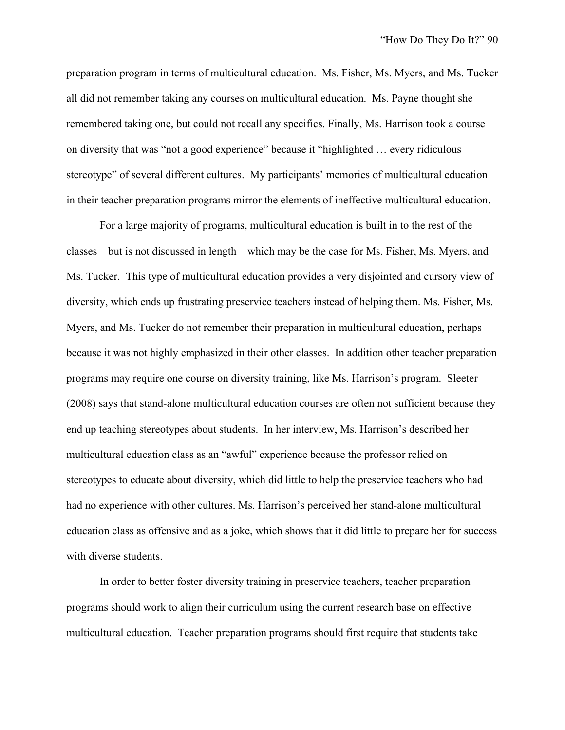preparation program in terms of multicultural education. Ms. Fisher, Ms. Myers, and Ms. Tucker all did not remember taking any courses on multicultural education. Ms. Payne thought she remembered taking one, but could not recall any specifics. Finally, Ms. Harrison took a course on diversity that was "not a good experience" because it "highlighted … every ridiculous stereotype" of several different cultures. My participants' memories of multicultural education in their teacher preparation programs mirror the elements of ineffective multicultural education.

For a large majority of programs, multicultural education is built in to the rest of the classes – but is not discussed in length – which may be the case for Ms. Fisher, Ms. Myers, and Ms. Tucker. This type of multicultural education provides a very disjointed and cursory view of diversity, which ends up frustrating preservice teachers instead of helping them. Ms. Fisher, Ms. Myers, and Ms. Tucker do not remember their preparation in multicultural education, perhaps because it was not highly emphasized in their other classes. In addition other teacher preparation programs may require one course on diversity training, like Ms. Harrison's program. Sleeter (2008) says that stand-alone multicultural education courses are often not sufficient because they end up teaching stereotypes about students. In her interview, Ms. Harrison's described her multicultural education class as an "awful" experience because the professor relied on stereotypes to educate about diversity, which did little to help the preservice teachers who had had no experience with other cultures. Ms. Harrison's perceived her stand-alone multicultural education class as offensive and as a joke, which shows that it did little to prepare her for success with diverse students.

In order to better foster diversity training in preservice teachers, teacher preparation programs should work to align their curriculum using the current research base on effective multicultural education. Teacher preparation programs should first require that students take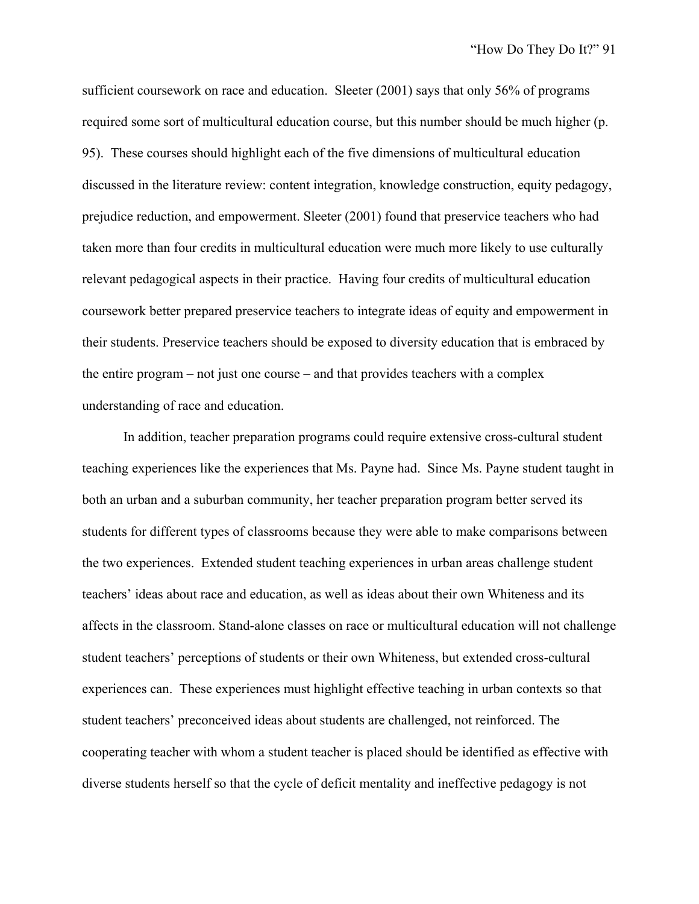sufficient coursework on race and education. Sleeter (2001) says that only 56% of programs required some sort of multicultural education course, but this number should be much higher (p. 95). These courses should highlight each of the five dimensions of multicultural education discussed in the literature review: content integration, knowledge construction, equity pedagogy, prejudice reduction, and empowerment. Sleeter (2001) found that preservice teachers who had taken more than four credits in multicultural education were much more likely to use culturally relevant pedagogical aspects in their practice. Having four credits of multicultural education coursework better prepared preservice teachers to integrate ideas of equity and empowerment in their students. Preservice teachers should be exposed to diversity education that is embraced by the entire program – not just one course – and that provides teachers with a complex understanding of race and education.

In addition, teacher preparation programs could require extensive cross-cultural student teaching experiences like the experiences that Ms. Payne had. Since Ms. Payne student taught in both an urban and a suburban community, her teacher preparation program better served its students for different types of classrooms because they were able to make comparisons between the two experiences. Extended student teaching experiences in urban areas challenge student teachers' ideas about race and education, as well as ideas about their own Whiteness and its affects in the classroom. Stand-alone classes on race or multicultural education will not challenge student teachers' perceptions of students or their own Whiteness, but extended cross-cultural experiences can. These experiences must highlight effective teaching in urban contexts so that student teachers' preconceived ideas about students are challenged, not reinforced. The cooperating teacher with whom a student teacher is placed should be identified as effective with diverse students herself so that the cycle of deficit mentality and ineffective pedagogy is not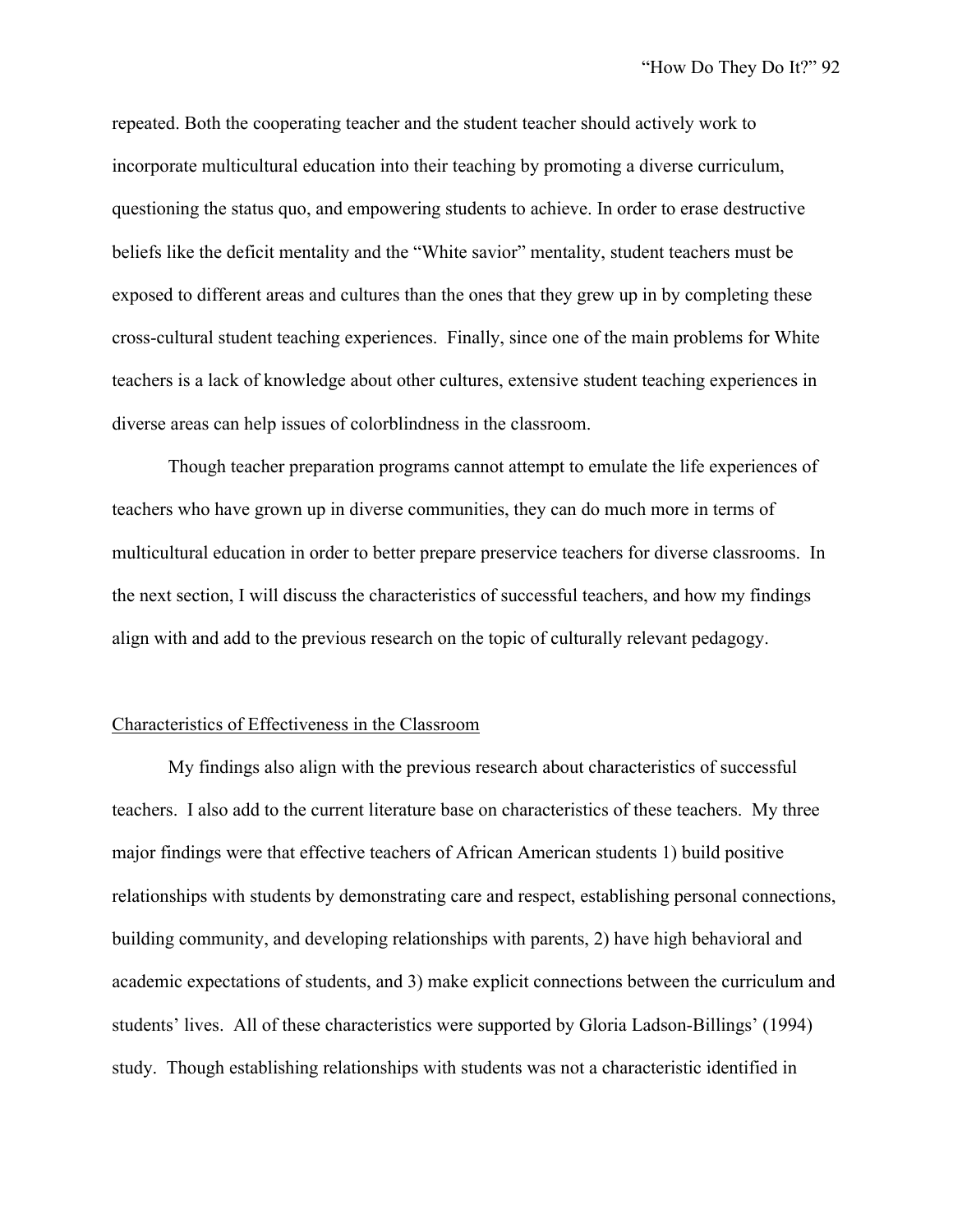repeated. Both the cooperating teacher and the student teacher should actively work to incorporate multicultural education into their teaching by promoting a diverse curriculum, questioning the status quo, and empowering students to achieve. In order to erase destructive beliefs like the deficit mentality and the "White savior" mentality, student teachers must be exposed to different areas and cultures than the ones that they grew up in by completing these cross-cultural student teaching experiences. Finally, since one of the main problems for White teachers is a lack of knowledge about other cultures, extensive student teaching experiences in diverse areas can help issues of colorblindness in the classroom.

Though teacher preparation programs cannot attempt to emulate the life experiences of teachers who have grown up in diverse communities, they can do much more in terms of multicultural education in order to better prepare preservice teachers for diverse classrooms. In the next section, I will discuss the characteristics of successful teachers, and how my findings align with and add to the previous research on the topic of culturally relevant pedagogy.

## Characteristics of Effectiveness in the Classroom

My findings also align with the previous research about characteristics of successful teachers. I also add to the current literature base on characteristics of these teachers. My three major findings were that effective teachers of African American students 1) build positive relationships with students by demonstrating care and respect, establishing personal connections, building community, and developing relationships with parents, 2) have high behavioral and academic expectations of students, and 3) make explicit connections between the curriculum and students' lives. All of these characteristics were supported by Gloria Ladson-Billings' (1994) study. Though establishing relationships with students was not a characteristic identified in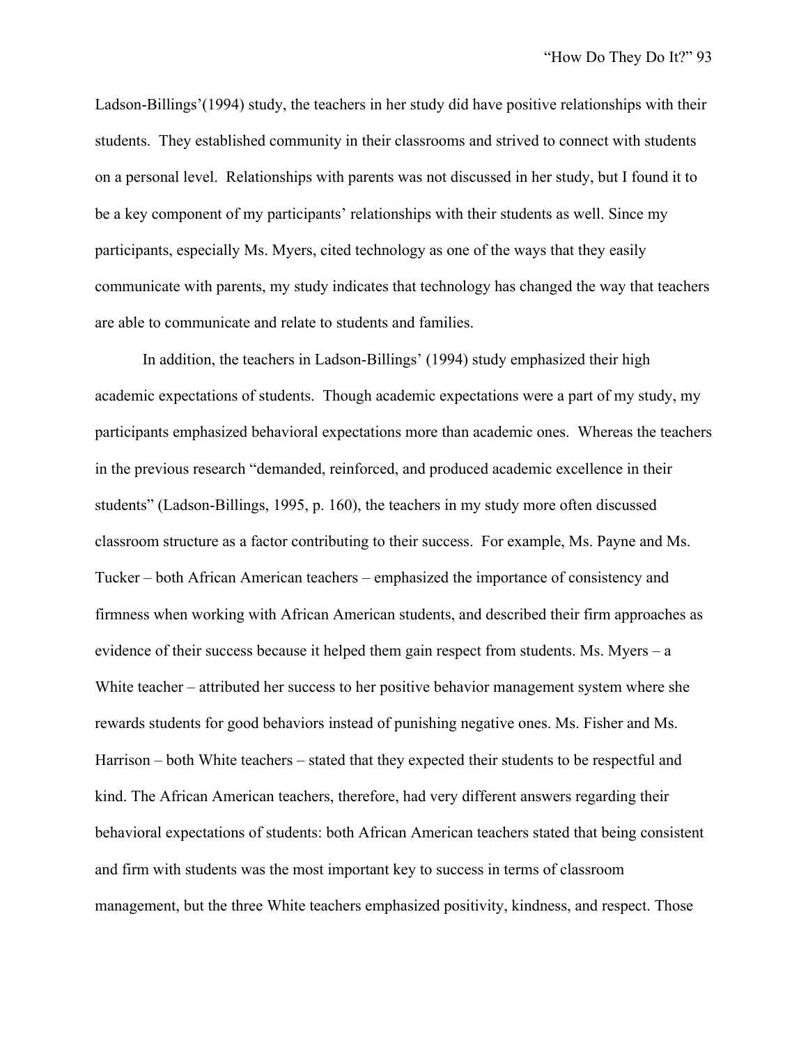Ladson-Billings'(1994) study, the teachers in her study did have positive relationships with their students. They established community in their classrooms and strived to connect with students on a personal level. Relationships with parents was not discussed in her study, but I found it to be a key component of my participants' relationships with their students as well. Since my participants, especially Ms. Myers, cited technology as one of the ways that they easily communicate with parents, my study indicates that technology has changed the way that teachers are able to communicate and relate to students and families.

In addition, the teachers in Ladson-Billings' (1994) study emphasized their high academic expectations of students. Though academic expectations were a part of my study, my participants emphasized behavioral expectations more than academic ones. Whereas the teachers in the previous research "demanded, reinforced, and produced academic excellence in their students" (Ladson-Billings, 1995, p. 160), the teachers in my study more often discussed classroom structure as a factor contributing to their success. For example, Ms. Payne and Ms. Tucker – both African American teachers – emphasized the importance of consistency and firmness when working with African American students, and described their firm approaches as evidence of their success because it helped them gain respect from students. Ms. Myers – a White teacher – attributed her success to her positive behavior management system where she rewards students for good behaviors instead of punishing negative ones. Ms. Fisher and Ms. Harrison – both White teachers – stated that they expected their students to be respectful and kind. The African American teachers, therefore, had very different answers regarding their behavioral expectations of students: both African American teachers stated that being consistent and firm with students was the most important key to success in terms of classroom management, but the three White teachers emphasized positivity, kindness, and respect. Those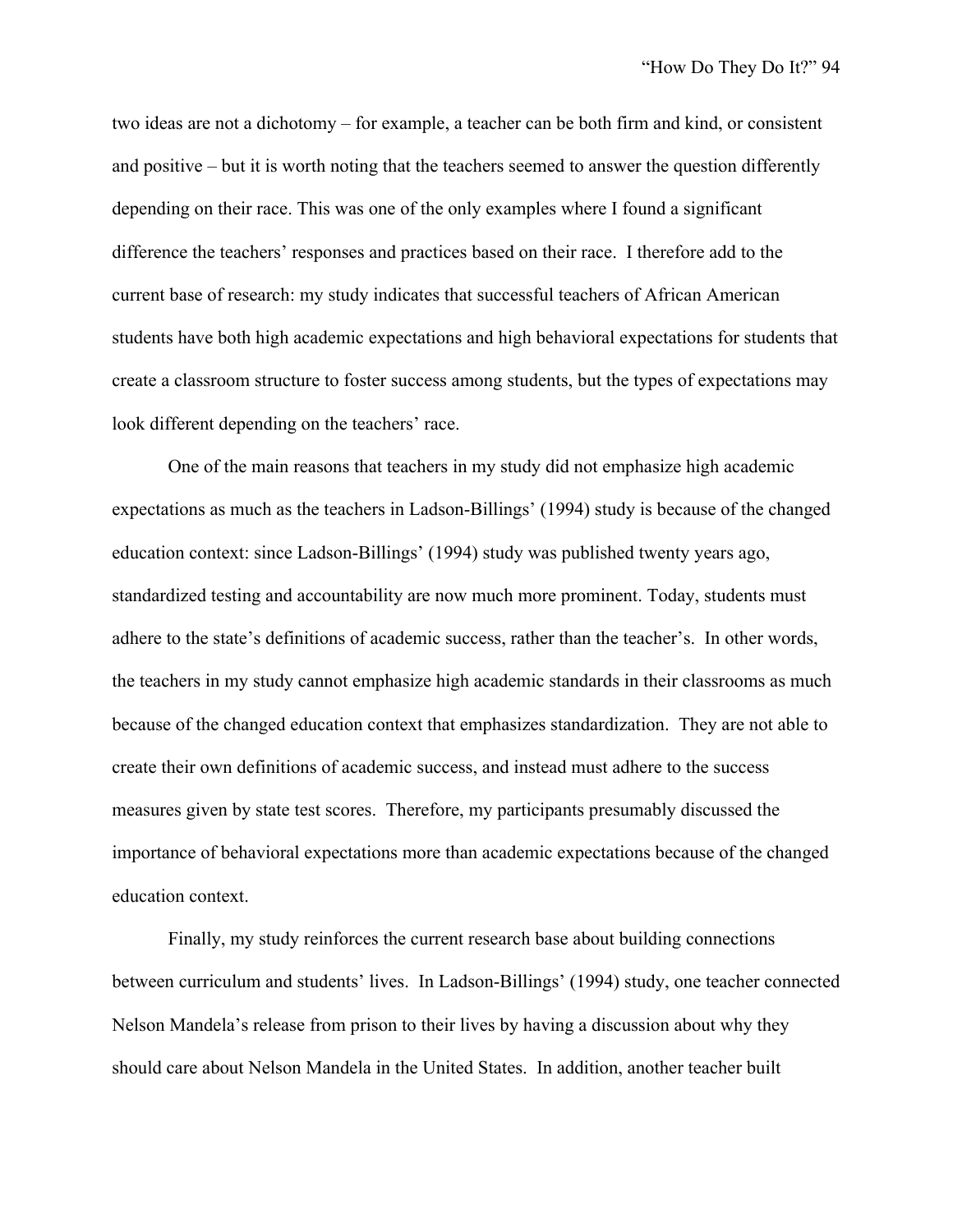two ideas are not a dichotomy – for example, a teacher can be both firm and kind, or consistent and positive – but it is worth noting that the teachers seemed to answer the question differently depending on their race. This was one of the only examples where I found a significant difference the teachers' responses and practices based on their race. I therefore add to the current base of research: my study indicates that successful teachers of African American students have both high academic expectations and high behavioral expectations for students that create a classroom structure to foster success among students, but the types of expectations may look different depending on the teachers' race.

One of the main reasons that teachers in my study did not emphasize high academic expectations as much as the teachers in Ladson-Billings' (1994) study is because of the changed education context: since Ladson-Billings' (1994) study was published twenty years ago, standardized testing and accountability are now much more prominent. Today, students must adhere to the state's definitions of academic success, rather than the teacher's. In other words, the teachers in my study cannot emphasize high academic standards in their classrooms as much because of the changed education context that emphasizes standardization. They are not able to create their own definitions of academic success, and instead must adhere to the success measures given by state test scores. Therefore, my participants presumably discussed the importance of behavioral expectations more than academic expectations because of the changed education context.

Finally, my study reinforces the current research base about building connections between curriculum and students' lives. In Ladson-Billings' (1994) study, one teacher connected Nelson Mandela's release from prison to their lives by having a discussion about why they should care about Nelson Mandela in the United States. In addition, another teacher built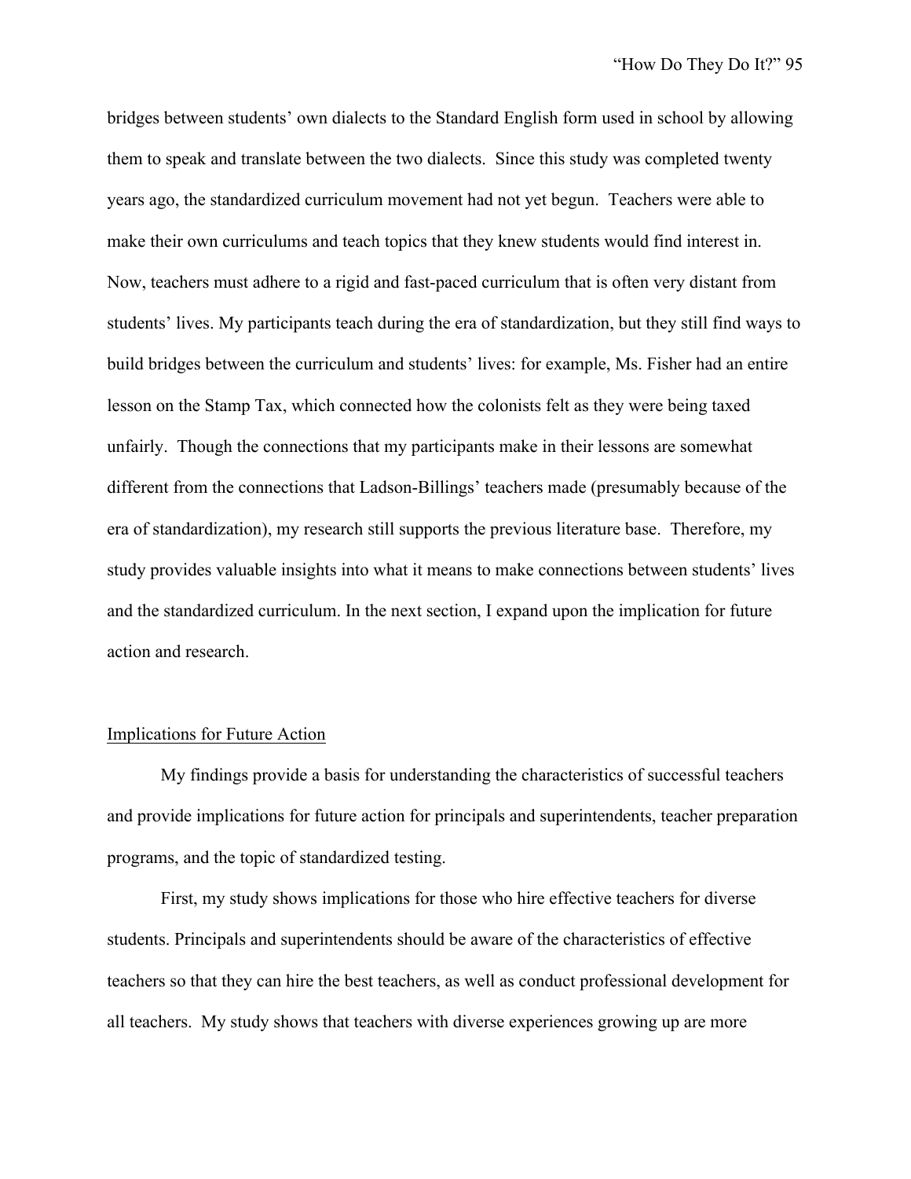bridges between students' own dialects to the Standard English form used in school by allowing them to speak and translate between the two dialects. Since this study was completed twenty years ago, the standardized curriculum movement had not yet begun. Teachers were able to make their own curriculums and teach topics that they knew students would find interest in. Now, teachers must adhere to a rigid and fast-paced curriculum that is often very distant from students' lives. My participants teach during the era of standardization, but they still find ways to build bridges between the curriculum and students' lives: for example, Ms. Fisher had an entire lesson on the Stamp Tax, which connected how the colonists felt as they were being taxed unfairly. Though the connections that my participants make in their lessons are somewhat different from the connections that Ladson-Billings' teachers made (presumably because of the era of standardization), my research still supports the previous literature base. Therefore, my study provides valuable insights into what it means to make connections between students' lives and the standardized curriculum. In the next section, I expand upon the implication for future action and research.

## Implications for Future Action

My findings provide a basis for understanding the characteristics of successful teachers and provide implications for future action for principals and superintendents, teacher preparation programs, and the topic of standardized testing.

First, my study shows implications for those who hire effective teachers for diverse students. Principals and superintendents should be aware of the characteristics of effective teachers so that they can hire the best teachers, as well as conduct professional development for all teachers. My study shows that teachers with diverse experiences growing up are more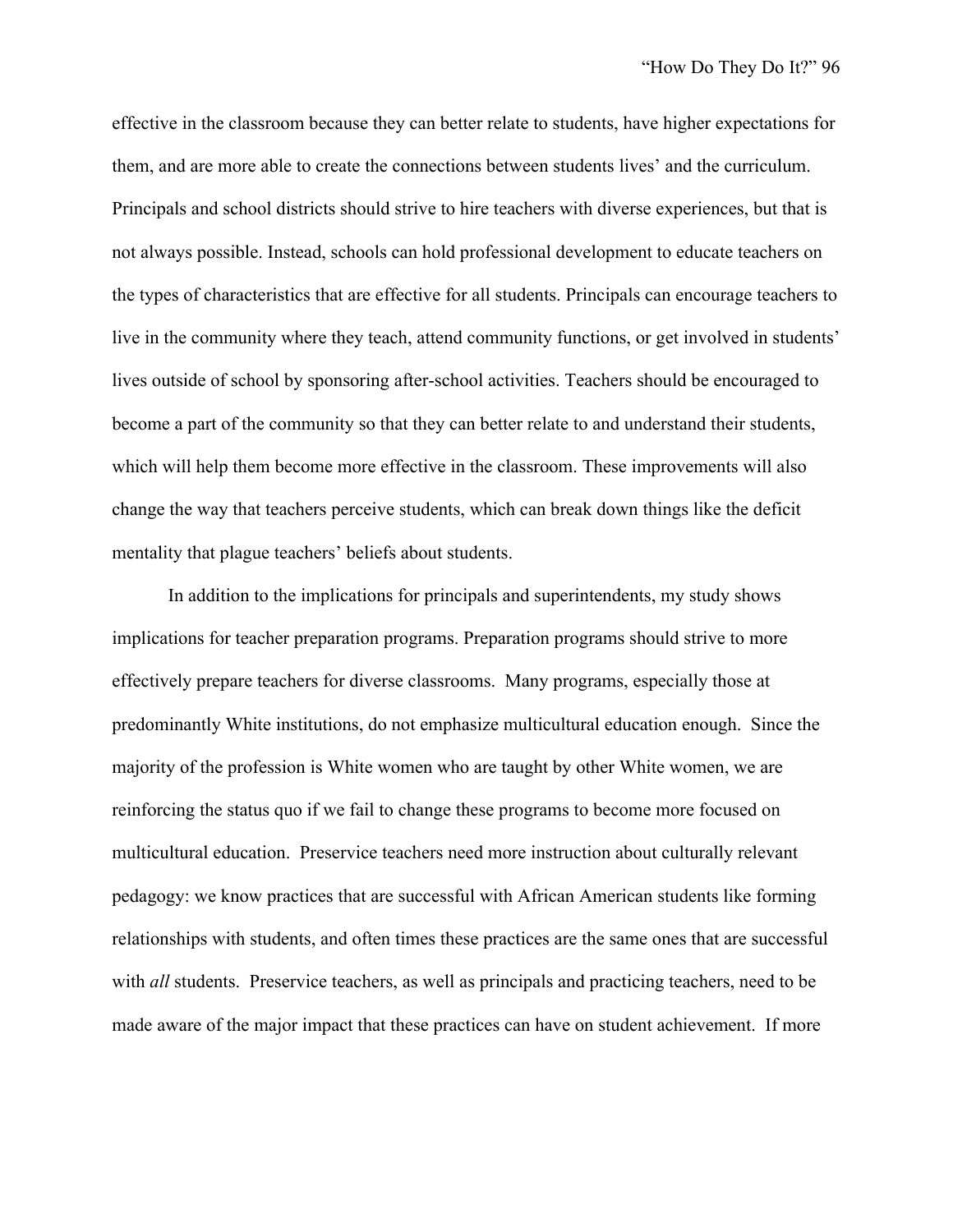effective in the classroom because they can better relate to students, have higher expectations for them, and are more able to create the connections between students lives' and the curriculum. Principals and school districts should strive to hire teachers with diverse experiences, but that is not always possible. Instead, schools can hold professional development to educate teachers on the types of characteristics that are effective for all students. Principals can encourage teachers to live in the community where they teach, attend community functions, or get involved in students' lives outside of school by sponsoring after-school activities. Teachers should be encouraged to become a part of the community so that they can better relate to and understand their students, which will help them become more effective in the classroom. These improvements will also change the way that teachers perceive students, which can break down things like the deficit mentality that plague teachers' beliefs about students.

In addition to the implications for principals and superintendents, my study shows implications for teacher preparation programs. Preparation programs should strive to more effectively prepare teachers for diverse classrooms. Many programs, especially those at predominantly White institutions, do not emphasize multicultural education enough. Since the majority of the profession is White women who are taught by other White women, we are reinforcing the status quo if we fail to change these programs to become more focused on multicultural education. Preservice teachers need more instruction about culturally relevant pedagogy: we know practices that are successful with African American students like forming relationships with students, and often times these practices are the same ones that are successful with *all* students. Preservice teachers, as well as principals and practicing teachers, need to be made aware of the major impact that these practices can have on student achievement. If more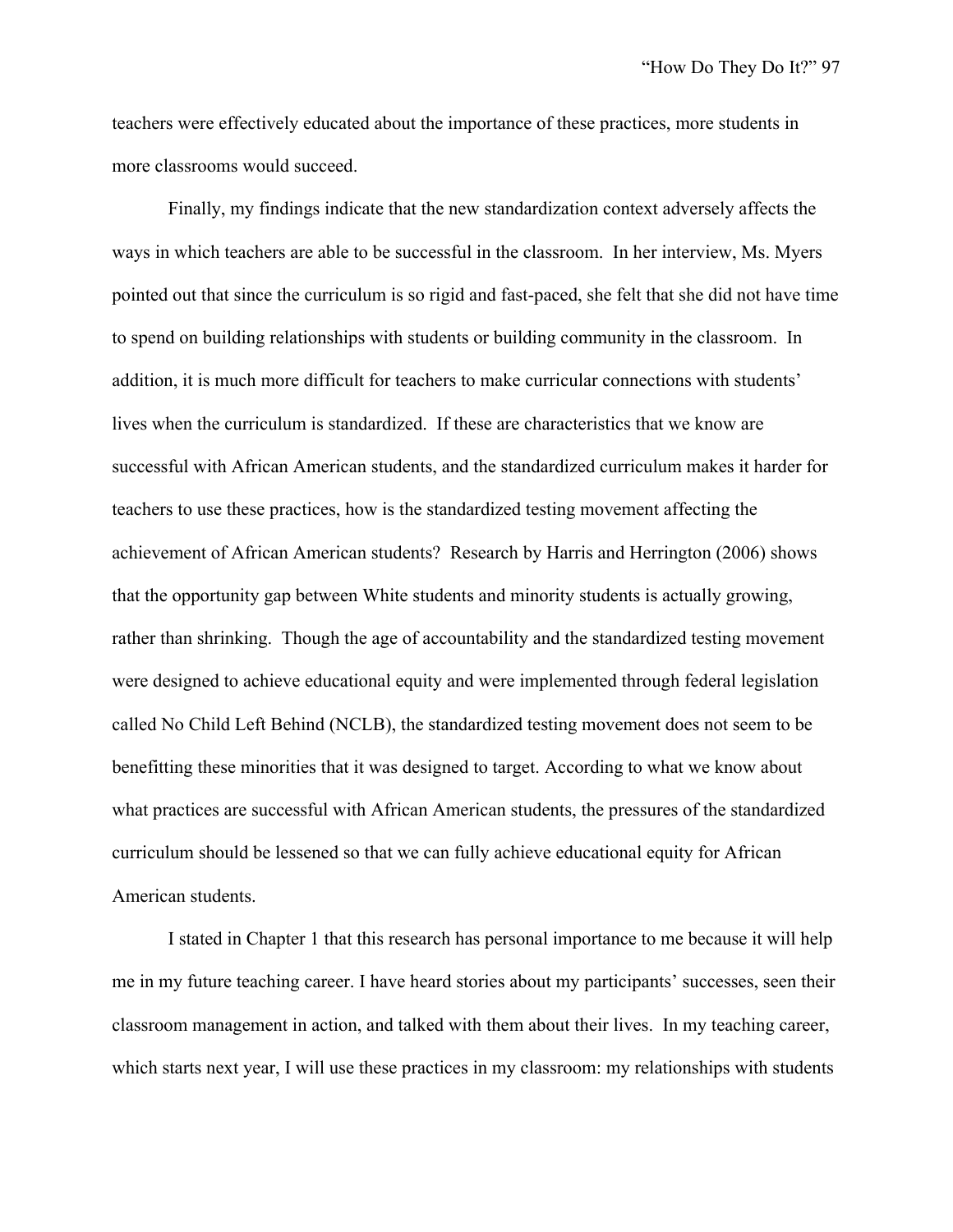teachers were effectively educated about the importance of these practices, more students in more classrooms would succeed.

Finally, my findings indicate that the new standardization context adversely affects the ways in which teachers are able to be successful in the classroom. In her interview, Ms. Myers pointed out that since the curriculum is so rigid and fast-paced, she felt that she did not have time to spend on building relationships with students or building community in the classroom. In addition, it is much more difficult for teachers to make curricular connections with students' lives when the curriculum is standardized. If these are characteristics that we know are successful with African American students, and the standardized curriculum makes it harder for teachers to use these practices, how is the standardized testing movement affecting the achievement of African American students? Research by Harris and Herrington (2006) shows that the opportunity gap between White students and minority students is actually growing, rather than shrinking. Though the age of accountability and the standardized testing movement were designed to achieve educational equity and were implemented through federal legislation called No Child Left Behind (NCLB), the standardized testing movement does not seem to be benefitting these minorities that it was designed to target. According to what we know about what practices are successful with African American students, the pressures of the standardized curriculum should be lessened so that we can fully achieve educational equity for African American students.

I stated in Chapter 1 that this research has personal importance to me because it will help me in my future teaching career. I have heard stories about my participants' successes, seen their classroom management in action, and talked with them about their lives. In my teaching career, which starts next year, I will use these practices in my classroom: my relationships with students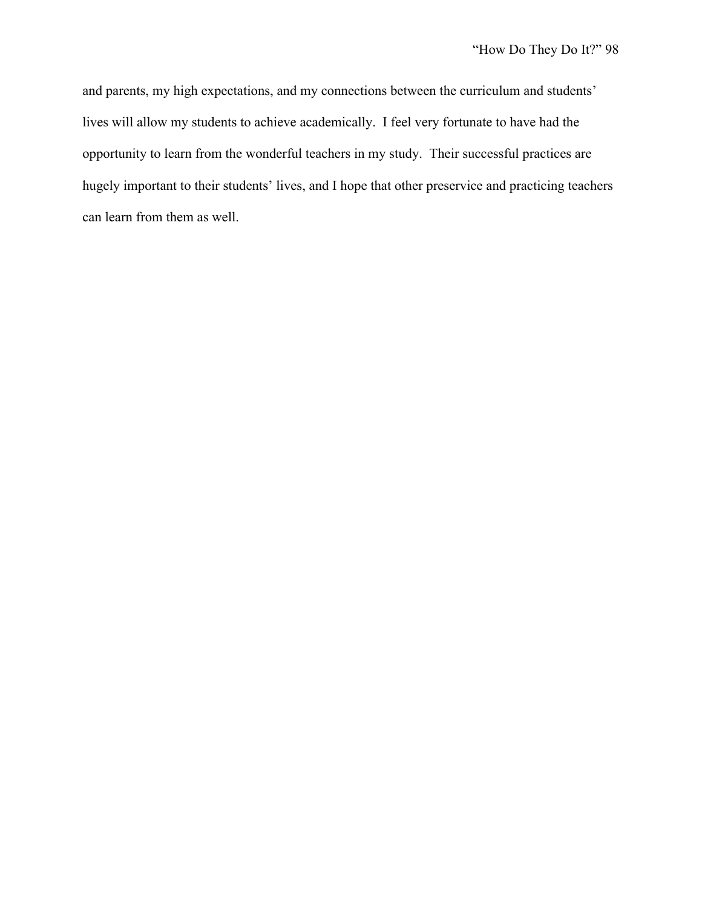and parents, my high expectations, and my connections between the curriculum and students' lives will allow my students to achieve academically. I feel very fortunate to have had the opportunity to learn from the wonderful teachers in my study. Their successful practices are hugely important to their students' lives, and I hope that other preservice and practicing teachers can learn from them as well.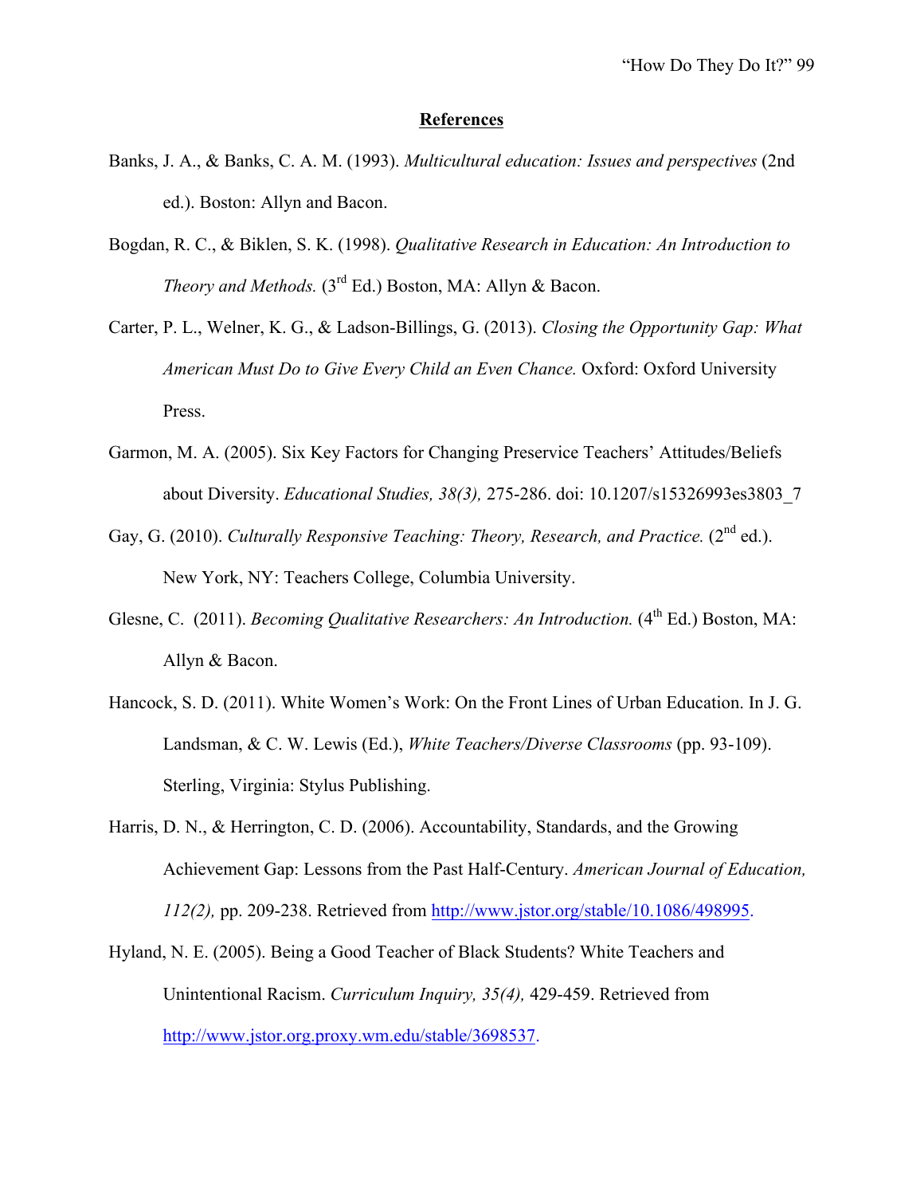# References

Banks, J. A., & Banks, C. A. M. (1993). *Multicultural education: Issues and perspectives* (2nd ed.). Boston: Allyn and Bacon.

Bogdan, R. C., & Biklen, S. K. (1998). *Qualitative Research in Education: An Introduction to Theory and Methods.* (3rd Ed.) Boston, MA: Allyn & Bacon.

Carter, P. L., Welner, K. G., & Ladson-Billings, G. (2013). *Closing the Opportunity Gap: What American Must Do to Give Every Child an Even Chance.* Oxford: Oxford University Press.

Garmon, M. A. (2005). Six Key Factors for Changing Preservice Teachers' Attitudes/Beliefs about Diversity. *Educational Studies, 38(3),* 275-286. doi: 10.1207/s15326993es3803_7

Gay, G. (2010). *Culturally Responsive Teaching: Theory, Research, and Practice.* (2nd ed.). New York, NY: Teachers College, Columbia University.

Glesne, C. (2011). *Becoming Qualitative Researchers: An Introduction.* (4th Ed.) Boston, MA: Allyn & Bacon.

Hancock, S. D. (2011). White Women's Work: On the Front Lines of Urban Education. In J. G. Landsman, & C. W. Lewis (Ed.), *White Teachers/Diverse Classrooms* (pp. 93-109). Sterling, Virginia: Stylus Publishing.

Harris, D. N., & Herrington, C. D. (2006). Accountability, Standards, and the Growing Achievement Gap: Lessons from the Past Half-Century. *American Journal of Education, 112(2),* pp. 209-238. Retrieved from http://www.jstor.org/stable/10.1086/498995.

Hyland, N. E. (2005). Being a Good Teacher of Black Students? White Teachers and Unintentional Racism. *Curriculum Inquiry, 35(4),* 429-459. Retrieved from http://www.jstor.org.proxy.wm.edu/stable/3698537.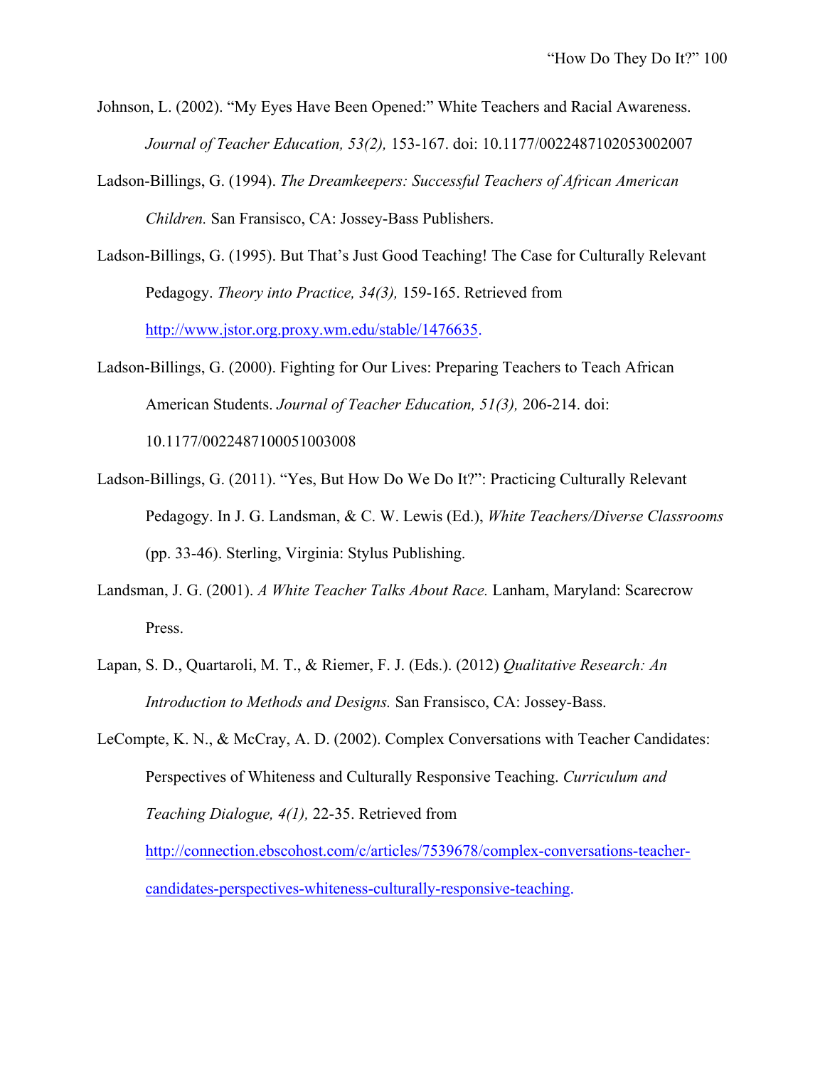Johnson, L. (2002). "My Eyes Have Been Opened:" White Teachers and Racial Awareness. *Journal of Teacher Education, 53(2),* 153-167. doi: 10.1177/0022487102053002007

Ladson-Billings, G. (1994). *The Dreamkeepers: Successful Teachers of African American Children.* San Fransisco, CA: Jossey-Bass Publishers.

Ladson-Billings, G. (1995). But That's Just Good Teaching! The Case for Culturally Relevant Pedagogy. *Theory into Practice, 34(3),* 159-165. Retrieved from http://www.jstor.org.proxy.wm.edu/stable/1476635.

Ladson-Billings, G. (2000). Fighting for Our Lives: Preparing Teachers to Teach African American Students. *Journal of Teacher Education, 51(3),* 206-214. doi: 10.1177/0022487100051003008

Ladson-Billings, G. (2011). "Yes, But How Do We Do It?": Practicing Culturally Relevant Pedagogy. In J. G. Landsman, & C. W. Lewis (Ed.), *White Teachers/Diverse Classrooms* (pp. 33-46). Sterling, Virginia: Stylus Publishing.

Landsman, J. G. (2001). *A White Teacher Talks About Race.* Lanham, Maryland: Scarecrow Press.

Lapan, S. D., Quartaroli, M. T., & Riemer, F. J. (Eds.). (2012) *Qualitative Research: An Introduction to Methods and Designs.* San Fransisco, CA: Jossey-Bass.

LeCompte, K. N., & McCray, A. D. (2002). Complex Conversations with Teacher Candidates: Perspectives of Whiteness and Culturally Responsive Teaching. *Curriculum and Teaching Dialogue, 4(1),* 22-35. Retrieved from http://connection.ebscohost.com/c/articles/7539678/complex-conversations-teacher-candidates-perspectives-whiteness-culturally-responsive-teaching.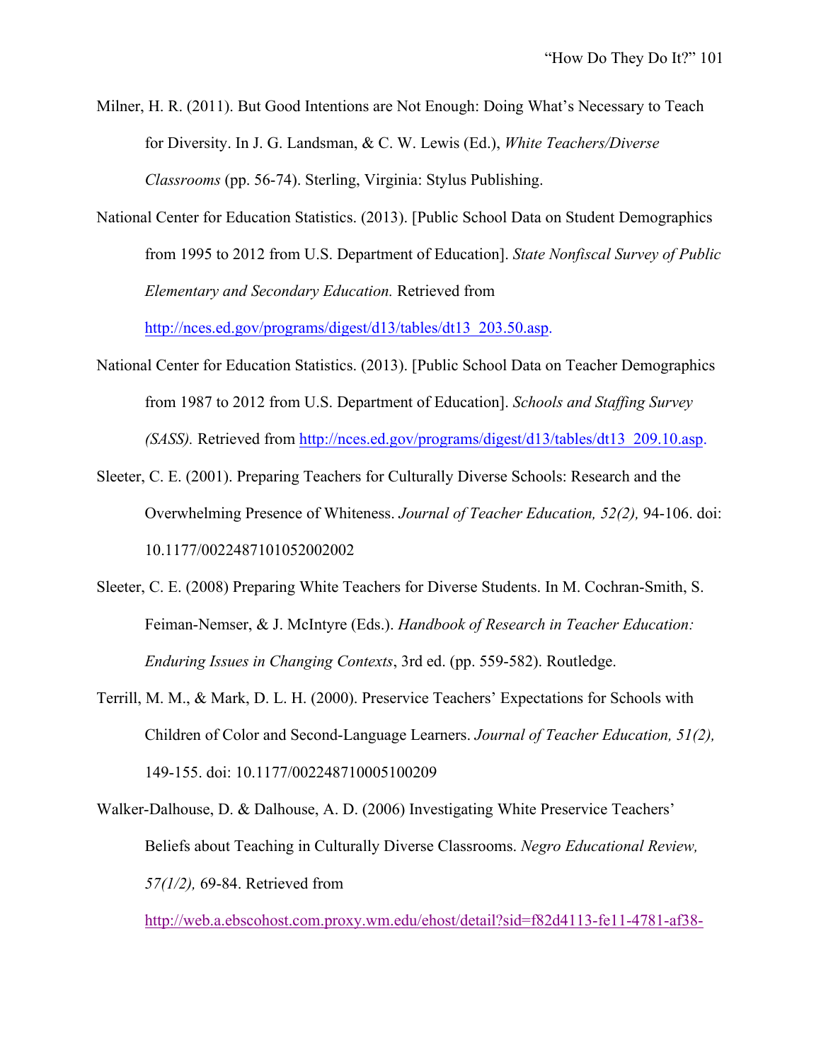Milner, H. R. (2011). But Good Intentions are Not Enough: Doing What's Necessary to Teach for Diversity. In J. G. Landsman, & C. W. Lewis (Ed.), *White Teachers/Diverse Classrooms* (pp. 56-74). Sterling, Virginia: Stylus Publishing.

National Center for Education Statistics. (2013). [Public School Data on Student Demographics from 1995 to 2012 from U.S. Department of Education]. *State Nonfiscal Survey of Public Elementary and Secondary Education.* Retrieved from http://nces.ed.gov/programs/digest/d13/tables/dt13_203.50.asp.

National Center for Education Statistics. (2013). [Public School Data on Teacher Demographics from 1987 to 2012 from U.S. Department of Education]. *Schools and Staffing Survey (SASS).* Retrieved from http://nces.ed.gov/programs/digest/d13/tables/dt13_209.10.asp.

Sleeter, C. E. (2001). Preparing Teachers for Culturally Diverse Schools: Research and the Overwhelming Presence of Whiteness. *Journal of Teacher Education, 52(2),* 94-106. doi: 10.1177/0022487101052002002

Sleeter, C. E. (2008) Preparing White Teachers for Diverse Students. In M. Cochran-Smith, S. Feiman-Nemser, & J. McIntyre (Eds.). *Handbook of Research in Teacher Education: Enduring Issues in Changing Contexts*, 3rd ed. (pp. 559-582). Routledge.

Terrill, M. M., & Mark, D. L. H. (2000). Preservice Teachers' Expectations for Schools with Children of Color and Second-Language Learners. *Journal of Teacher Education, 51(2),* 149-155. doi: 10.1177/002248710005100209

Walker-Dalhouse, D. & Dalhouse, A. D. (2006) Investigating White Preservice Teachers' Beliefs about Teaching in Culturally Diverse Classrooms. *Negro Educational Review, 57(1/2),* 69-84. Retrieved from http://web.a.ebscohost.com.proxy.wm.edu/ehost/detail?sid=f82d4113-fe11-4781-af38-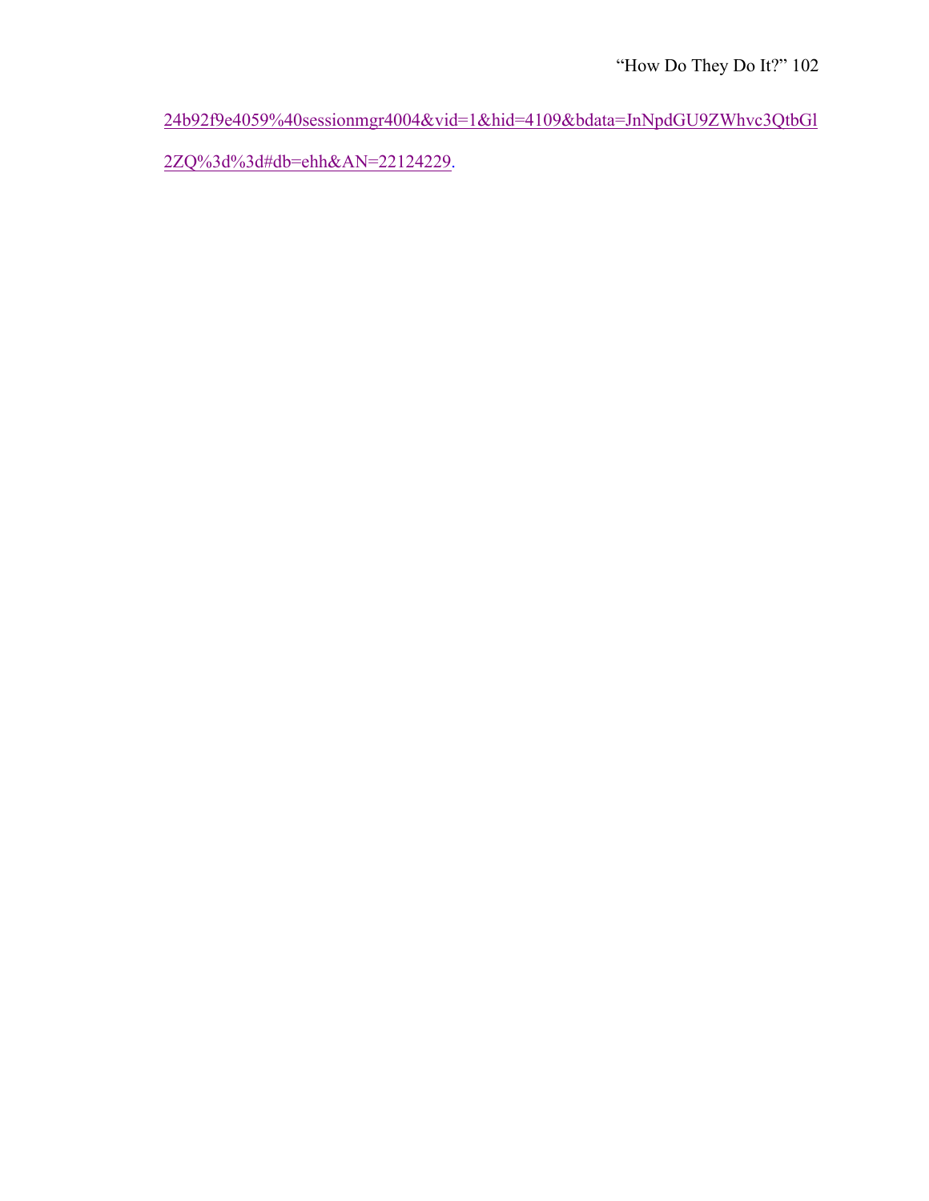24b92f9e4059%40sessionmgr4004&vid=1&hid=4109&bdata=JnNpdGU9ZWhvc3QtbGl2ZQ%3d%3d#db=ehh&AN=22124229.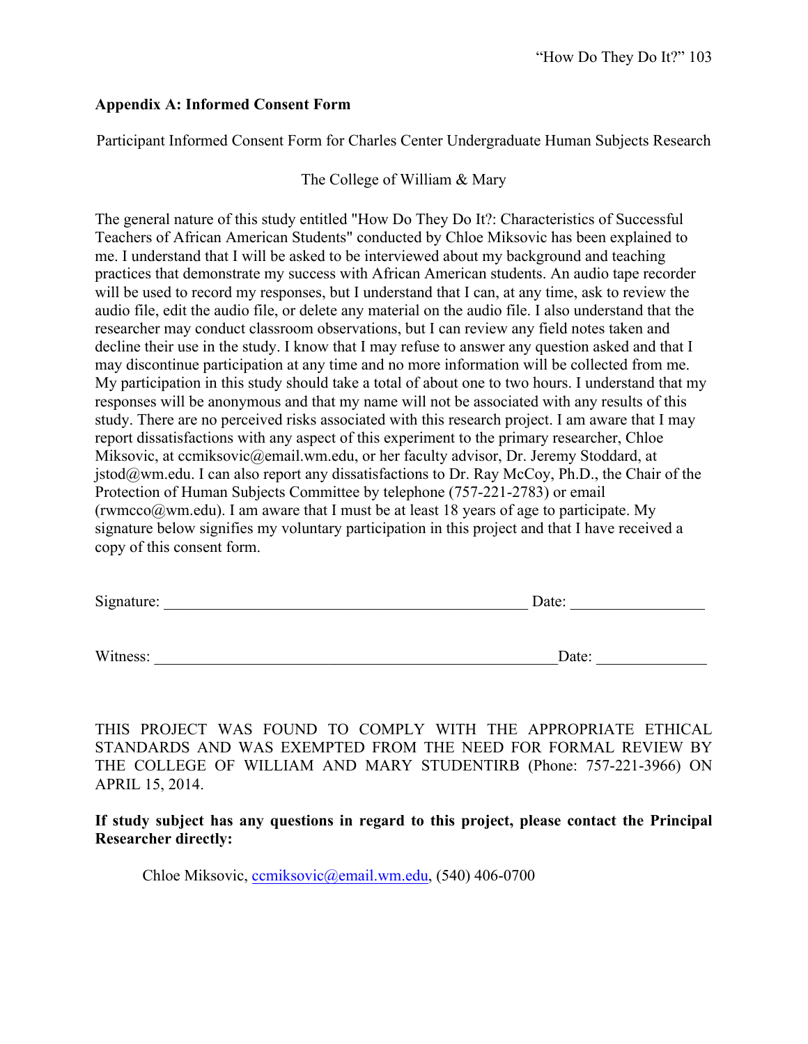## Appendix A: Informed Consent Form

Participant Informed Consent Form for Charles Center Undergraduate Human Subjects Research

The College of William & Mary

The general nature of this study entitled "How Do They Do It?: Characteristics of Successful Teachers of African American Students" conducted by Chloe Miksovic has been explained to me. I understand that I will be asked to be interviewed about my background and teaching practices that demonstrate my success with African American students. An audio tape recorder will be used to record my responses, but I understand that I can, at any time, ask to review the audio file, edit the audio file, or delete any material on the audio file. I also understand that the researcher may conduct classroom observations, but I can review any field notes taken and decline their use in the study. I know that I may refuse to answer any question asked and that I may discontinue participation at any time and no more information will be collected from me. My participation in this study should take a total of about one to two hours. I understand that my responses will be anonymous and that my name will not be associated with any results of this study. There are no perceived risks associated with this research project. I am aware that I may report dissatisfactions with any aspect of this experiment to the primary researcher, Chloe Miksovic, at ccmiksovic@email.wm.edu, or her faculty advisor, Dr. Jeremy Stoddard, at jstod@wm.edu. I can also report any dissatisfactions to Dr. Ray McCoy, Ph.D., the Chair of the Protection of Human Subjects Committee by telephone (757-221-2783) or email (rwmcco@wm.edu). I am aware that I must be at least 18 years of age to participate. My signature below signifies my voluntary participation in this project and that I have received a copy of this consent form.

Signature: ______________________________________________ Date: _________________

Witness: ___________________________________________________Date: ______________

THIS PROJECT WAS FOUND TO COMPLY WITH THE APPROPRIATE ETHICAL STANDARDS AND WAS EXEMPTED FROM THE NEED FOR FORMAL REVIEW BY THE COLLEGE OF WILLIAM AND MARY STUDENTIRB (Phone: 757-221-3966) ON APRIL 15, 2014.

**If study subject has any questions in regard to this project, please contact the Principal Researcher directly:**

Chloe Miksovic, ccmiksovic@email.wm.edu, (540) 406-0700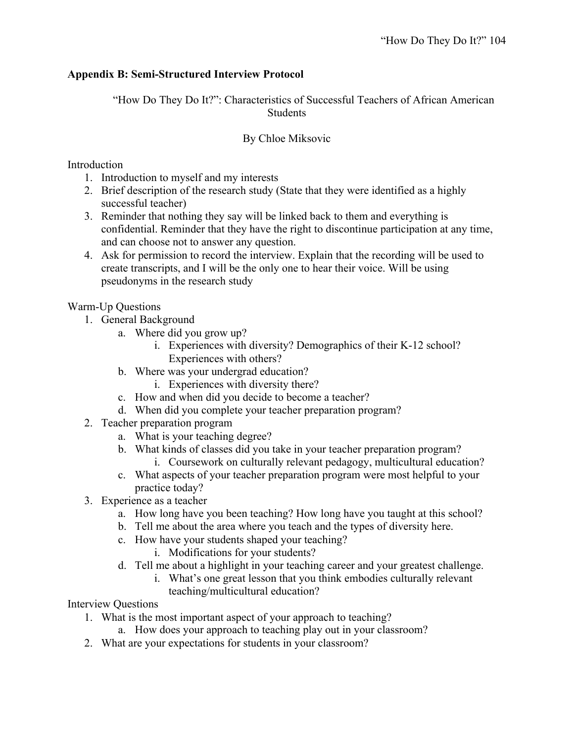**Appendix B: Semi-Structured Interview Protocol**

"How Do They Do It?": Characteristics of Successful Teachers of African American Students

By Chloe Miksovic

Introduction

1. Introduction to myself and my interests
2. Brief description of the research study (State that they were identified as a highly successful teacher)
3. Reminder that nothing they say will be linked back to them and everything is confidential. Reminder that they have the right to discontinue participation at any time, and can choose not to answer any question.
4. Ask for permission to record the interview. Explain that the recording will be used to create transcripts, and I will be the only one to hear their voice. Will be using pseudonyms in the research study

Warm-Up Questions

1. General Background
    a. Where did you grow up?
        i. Experiences with diversity? Demographics of their K-12 school? Experiences with others?
    b. Where was your undergrad education?
        i. Experiences with diversity there?
    c. How and when did you decide to become a teacher?
    d. When did you complete your teacher preparation program?
2. Teacher preparation program
    a. What is your teaching degree?
    b. What kinds of classes did you take in your teacher preparation program?
        i. Coursework on culturally relevant pedagogy, multicultural education?
    c. What aspects of your teacher preparation program were most helpful to your practice today?
3. Experience as a teacher
    a. How long have you been teaching? How long have you taught at this school?
    b. Tell me about the area where you teach and the types of diversity here.
    c. How have your students shaped your teaching?
        i. Modifications for your students?
    d. Tell me about a highlight in your teaching career and your greatest challenge.
        i. What's one great lesson that you think embodies culturally relevant teaching/multicultural education?

Interview Questions

1. What is the most important aspect of your approach to teaching?
    a. How does your approach to teaching play out in your classroom?
2. What are your expectations for students in your classroom?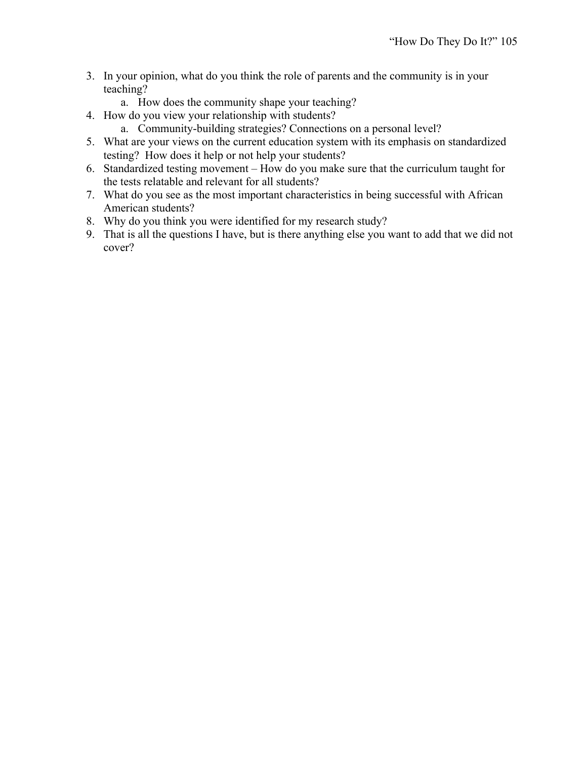3. In your opinion, what do you think the role of parents and the community is in your teaching?
    a. How does the community shape your teaching?
4. How do you view your relationship with students?
    a. Community-building strategies? Connections on a personal level?
5. What are your views on the current education system with its emphasis on standardized testing? How does it help or not help your students?
6. Standardized testing movement – How do you make sure that the curriculum taught for the tests relatable and relevant for all students?
7. What do you see as the most important characteristics in being successful with African American students?
8. Why do you think you were identified for my research study?
9. That is all the questions I have, but is there anything else you want to add that we did not cover?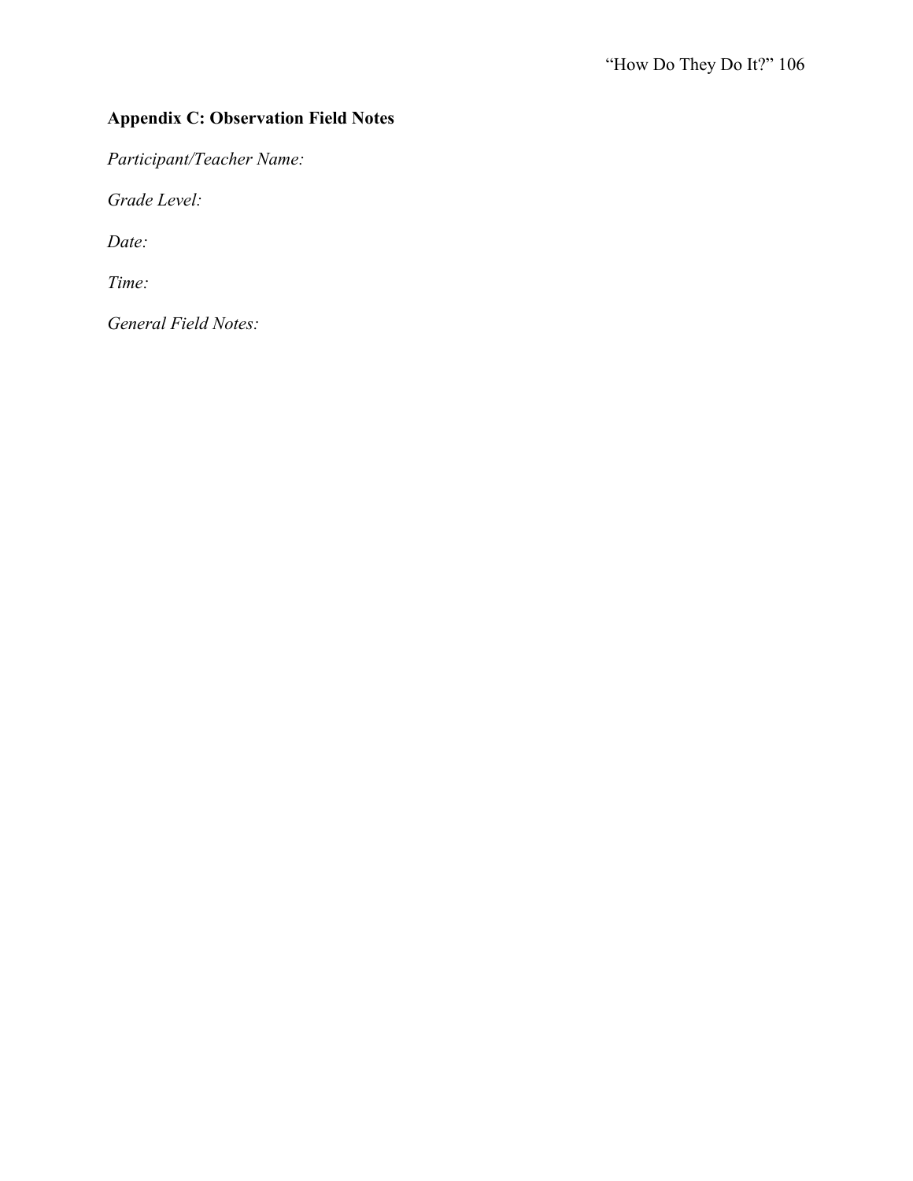## Appendix C: Observation Field Notes

*Participant/Teacher Name:*

*Grade Level:*

*Date:*

*Time:*

*General Field Notes:*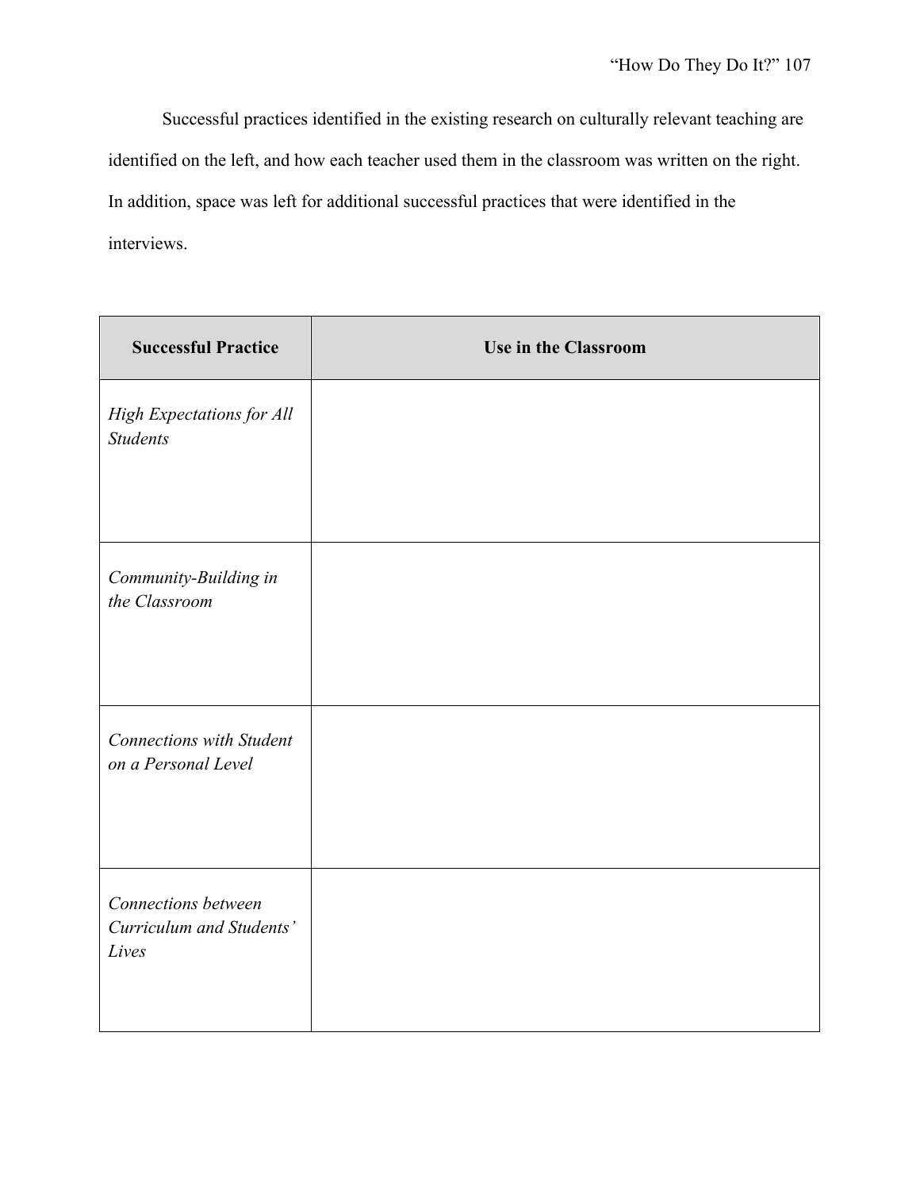Successful practices identified in the existing research on culturally relevant teaching are identified on the left, and how each teacher used them in the classroom was written on the right. In addition, space was left for additional successful practices that were identified in the interviews.

| Successful Practice | Use in the Classroom |
| --- | --- |
| *High Expectations for All Students* | |
| *Community-Building in the Classroom* | |
| *Connections with Student on a Personal Level* | |
| *Connections between Curriculum and Students' Lives* | |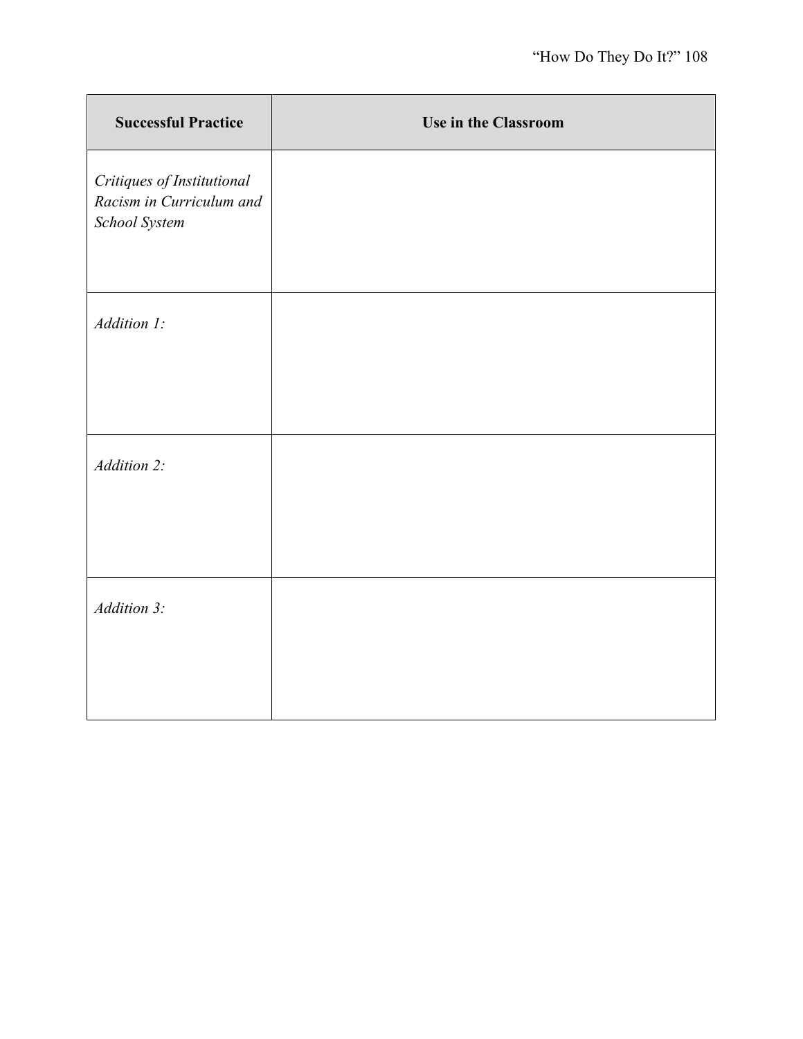| **Successful Practice** | **Use in the Classroom** |
|---|---|
| *Critiques of Institutional Racism in Curriculum and School System* | |
| *Addition 1:* | |
| *Addition 2:* | |
| *Addition 3:* | |